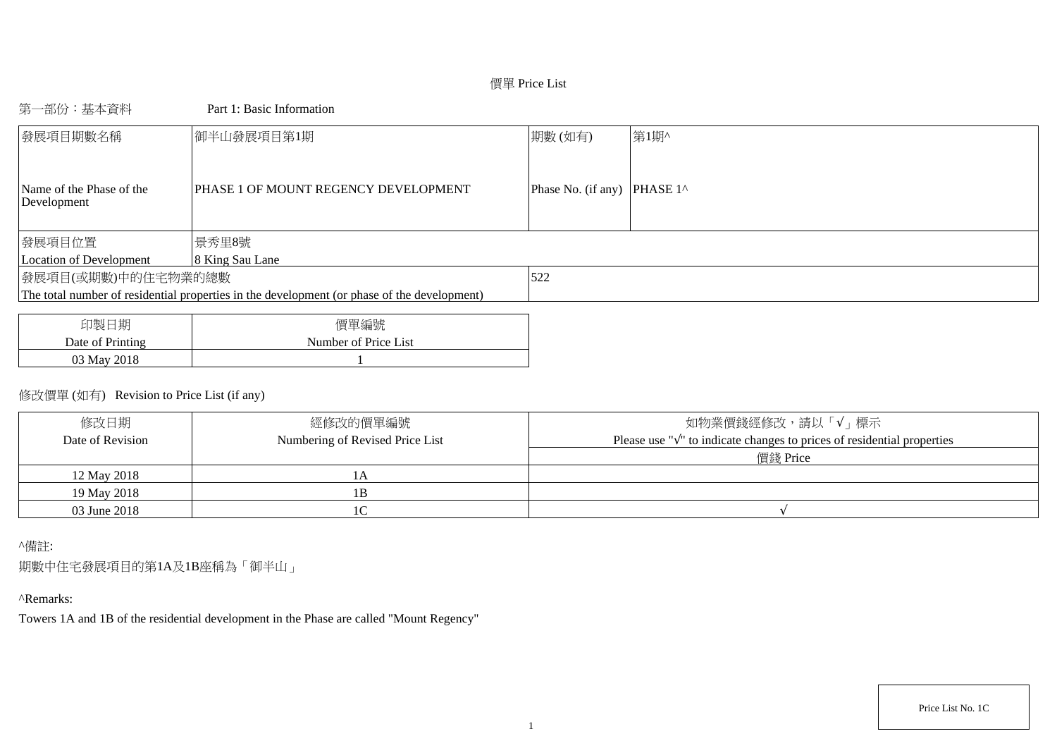# 價單 Price List

第一部份：基本資料　　　　Part 1: Basic Information

| 發展項目期數名稱<br>Name of the Phase of the Development | 御半山發展項目第1期<br>PHASE 1 OF MOUNT REGENCY DEVELOPMENT | 期數 (如有)<br>Phase No. (if any) | 第1期^<br>PHASE 1^ |
|---|---|---|---|
| 發展項目位置<br>Location of Development | 景秀里8號<br>8 King Sau Lane | | |
| 發展項目(或期數)中的住宅物業的總數<br>The total number of residential properties in the development (or phase of the development) | | 522 | |

| 印製日期<br>Date of Printing | 價單編號<br>Number of Price List |
|---|---|
| 03 May 2018 | 1 |

修改價單 (如有)　Revision to Price List (if any)

| 修改日期<br>Date of Revision | 經修改的價單編號<br>Numbering of Revised Price List | 如物業價錢經修改，請以「√」標示<br>Please use "√" to indicate changes to prices of residential properties<br>價錢 Price |
|---|---|---|
| 12 May 2018 | 1A | |
| 19 May 2018 | 1B | |
| 03 June 2018 | 1C | √ |

^備註:

期數中住宅發展項目的第1A及1B座稱為「御半山」

^Remarks:

Towers 1A and 1B of the residential development in the Phase are called "Mount Regency"

Price List No. 1C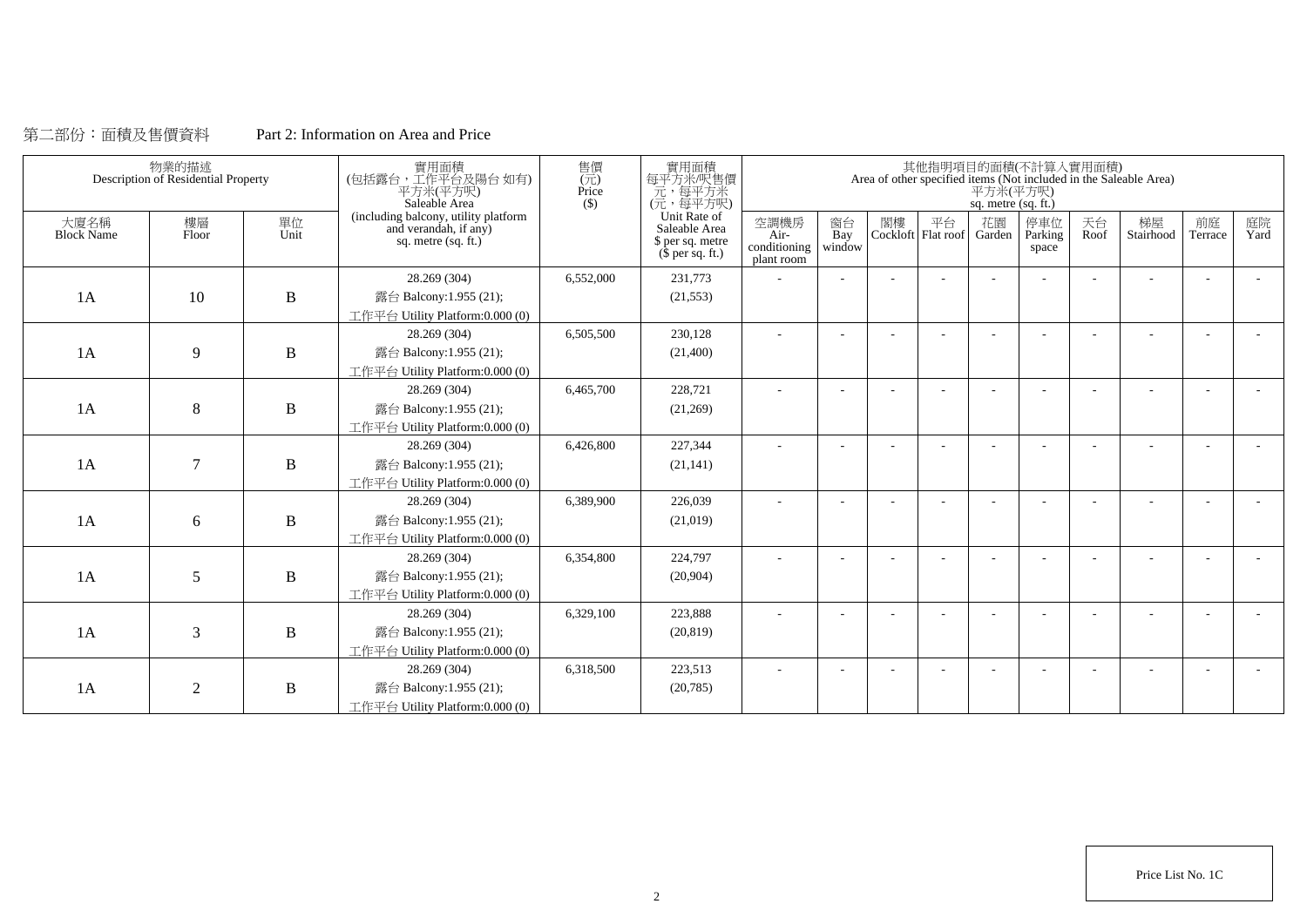第二部份：面積及售價資料　　　Part 2: Information on Area and Price

| 物業的描述 Description of Residential Property | | | 實用面積 (包括露台，工作平台及陽台 如有) 平方米(平方呎) Saleable Area (including balcony, utility platform and verandah, if any) sq. metre (sq. ft.) | 售價 (元) Price ($) | 實用面積 每平方米/呎售價 元，每平方米 (元，每平方呎) Unit Rate of Saleable Area $ per sq. metre ($ per sq. ft.) | 其他指明項目的面積(不計算入實用面積) Area of other specified items (Not included in the Saleable Area) 平方米(平方呎) sq. metre (sq. ft.) | | | | | | | | | |
|---|---|---|---|---|---|---|---|---|---|---|---|---|---|---|---|
| 大廈名稱 Block Name | 樓層 Floor | 單位 Unit | | | | 空調機房 Air-conditioning plant room | 窗台 Bay window | 閣樓 Cockloft | 平台 Flat roof | 花園 Garden | 停車位 Parking space | 天台 Roof | 梯屋 Stairhood | 前庭 Terrace | 庭院 Yard |
| 1A | 10 | B | 28.269 (304)<br>露台 Balcony:1.955 (21);<br>工作平台 Utility Platform:0.000 (0) | 6,552,000 | 231,773<br>(21,553) | - | - | - | - | - | - | - | - | - | - |
| 1A | 9 | B | 28.269 (304)<br>露台 Balcony:1.955 (21);<br>工作平台 Utility Platform:0.000 (0) | 6,505,500 | 230,128<br>(21,400) | - | - | - | - | - | - | - | - | - | - |
| 1A | 8 | B | 28.269 (304)<br>露台 Balcony:1.955 (21);<br>工作平台 Utility Platform:0.000 (0) | 6,465,700 | 228,721<br>(21,269) | - | - | - | - | - | - | - | - | - | - |
| 1A | 7 | B | 28.269 (304)<br>露台 Balcony:1.955 (21);<br>工作平台 Utility Platform:0.000 (0) | 6,426,800 | 227,344<br>(21,141) | - | - | - | - | - | - | - | - | - | - |
| 1A | 6 | B | 28.269 (304)<br>露台 Balcony:1.955 (21);<br>工作平台 Utility Platform:0.000 (0) | 6,389,900 | 226,039<br>(21,019) | - | - | - | - | - | - | - | - | - | - |
| 1A | 5 | B | 28.269 (304)<br>露台 Balcony:1.955 (21);<br>工作平台 Utility Platform:0.000 (0) | 6,354,800 | 224,797<br>(20,904) | - | - | - | - | - | - | - | - | - | - |
| 1A | 3 | B | 28.269 (304)<br>露台 Balcony:1.955 (21);<br>工作平台 Utility Platform:0.000 (0) | 6,329,100 | 223,888<br>(20,819) | - | - | - | - | - | - | - | - | - | - |
| 1A | 2 | B | 28.269 (304)<br>露台 Balcony:1.955 (21);<br>工作平台 Utility Platform:0.000 (0) | 6,318,500 | 223,513<br>(20,785) | - | - | - | - | - | - | - | - | - | - |

Price List No. 1C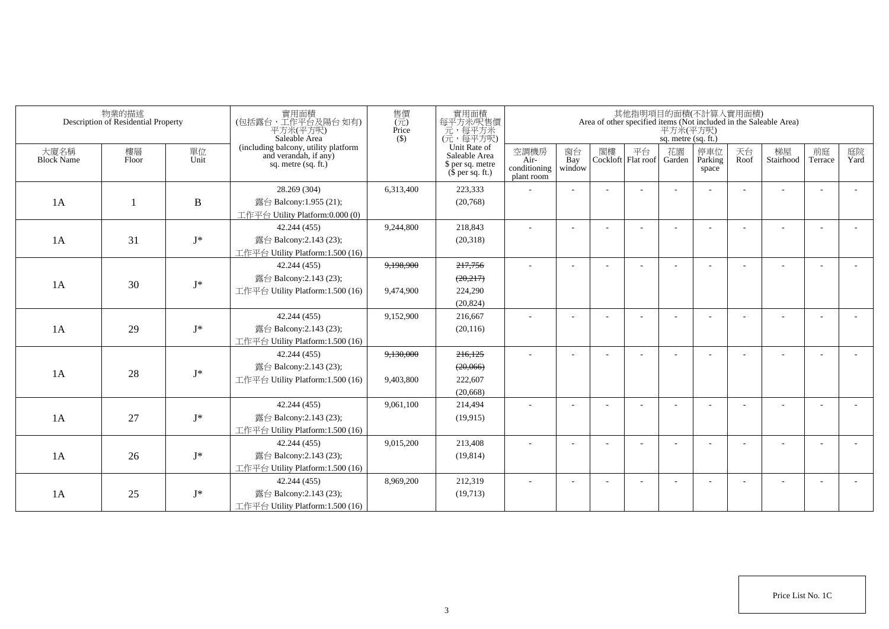| 物業的描述 Description of Residential Property | | | 實用面積 (包括露台，工作平台及陽台 如有) 平方米(平方呎) Saleable Area (including balcony, utility platform and verandah, if any) sq. metre (sq. ft.) | 售價 (元) Price ($) | 實用面積 每平方米/呎售價 元，每平方米 (元，每平方呎) Unit Rate of Saleable Area $ per sq. metre ($ per sq. ft.) | 其他指明項目的面積(不計算入實用面積) Area of other specified items (Not included in the Saleable Area) 平方米(平方呎) sq. metre (sq. ft.) | | | | | | | | | |
|---|---|---|---|---|---|---|---|---|---|---|---|---|---|---|---|
| 大廈名稱 Block Name | 樓層 Floor | 單位 Unit | | | | 空調機房 Air-conditioning plant room | 窗台 Bay window | 閣樓 Cockloft | 平台 Flat roof | 花園 Garden | 停車位 Parking space | 天台 Roof | 梯屋 Stairhood | 前庭 Terrace | 庭院 Yard |
| 1A | 1 | B | 28.269 (304)<br>露台 Balcony:1.955 (21);<br>工作平台 Utility Platform:0.000 (0) | 6,313,400 | 223,333<br>(20,768) | - | - | - | - | - | - | - | - | - | - |
| 1A | 31 | J* | 42.244 (455)<br>露台 Balcony:2.143 (23);<br>工作平台 Utility Platform:1.500 (16) | 9,244,800 | 218,843<br>(20,318) | - | - | - | - | - | - | - | - | - | - |
| 1A | 30 | J* | 42.244 (455)<br>露台 Balcony:2.143 (23);<br>工作平台 Utility Platform:1.500 (16) | ~~9,198,900~~<br>9,474,900 | ~~217,756~~<br>~~(20,217)~~<br>224,290<br>(20,824) | - | - | - | - | - | - | - | - | - | - |
| 1A | 29 | J* | 42.244 (455)<br>露台 Balcony:2.143 (23);<br>工作平台 Utility Platform:1.500 (16) | 9,152,900 | 216,667<br>(20,116) | - | - | - | - | - | - | - | - | - | - |
| 1A | 28 | J* | 42.244 (455)<br>露台 Balcony:2.143 (23);<br>工作平台 Utility Platform:1.500 (16) | ~~9,130,000~~<br>9,403,800 | ~~216,125~~<br>~~(20,066)~~<br>222,607<br>(20,668) | - | - | - | - | - | - | - | - | - | - |
| 1A | 27 | J* | 42.244 (455)<br>露台 Balcony:2.143 (23);<br>工作平台 Utility Platform:1.500 (16) | 9,061,100 | 214,494<br>(19,915) | - | - | - | - | - | - | - | - | - | - |
| 1A | 26 | J* | 42.244 (455)<br>露台 Balcony:2.143 (23);<br>工作平台 Utility Platform:1.500 (16) | 9,015,200 | 213,408<br>(19,814) | - | - | - | - | - | - | - | - | - | - |
| 1A | 25 | J* | 42.244 (455)<br>露台 Balcony:2.143 (23);<br>工作平台 Utility Platform:1.500 (16) | 8,969,200 | 212,319<br>(19,713) | - | - | - | - | - | - | - | - | - | - |

Price List No. 1C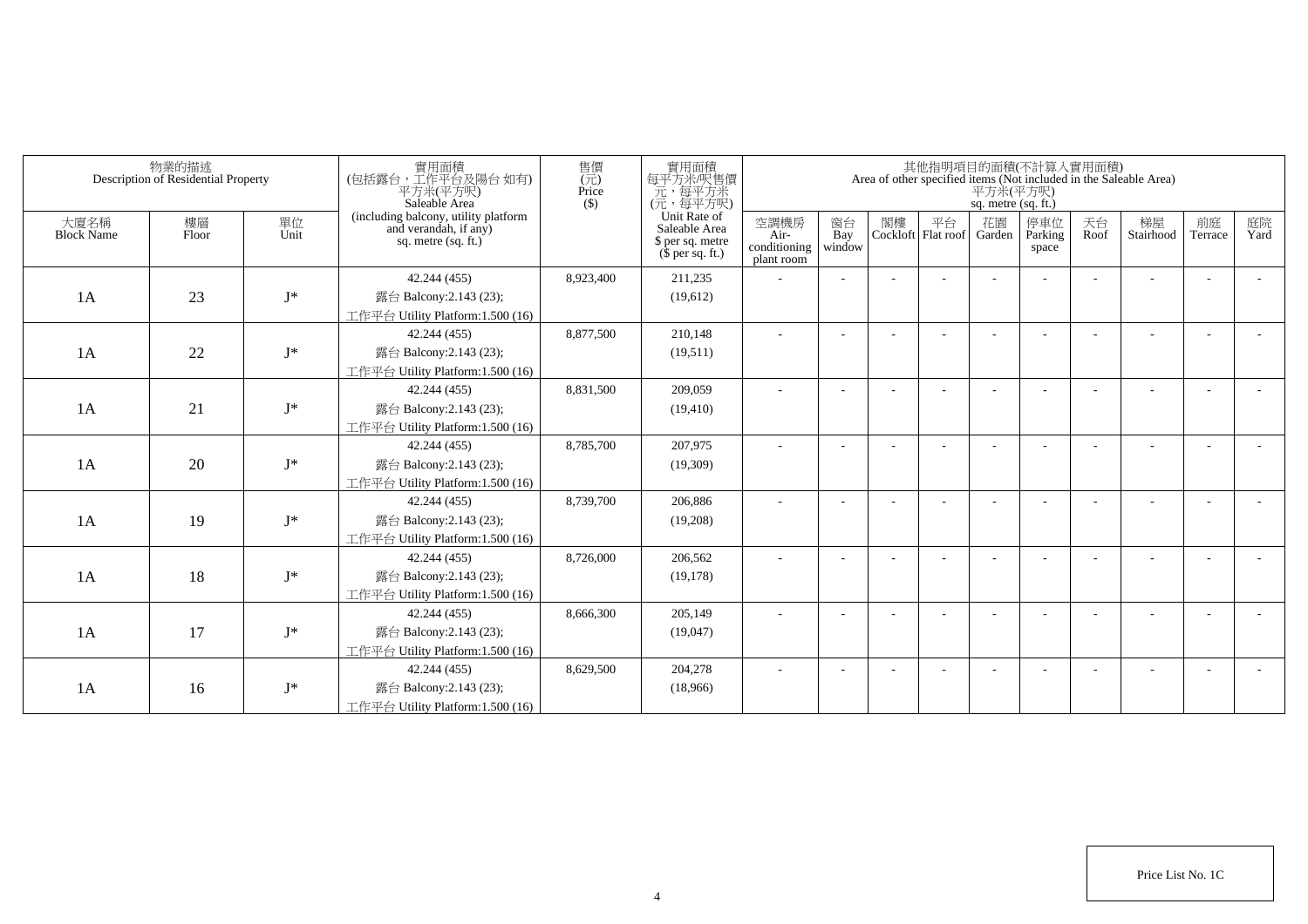| 物業的描述 Description of Residential Property | | | 實用面積 (包括露台，工作平台及陽台 如有) 平方米(平方呎) Saleable Area (including balcony, utility platform and verandah, if any) sq. metre (sq. ft.) | 售價 (元) Price ($) | 實用面積 每平方米/呎售價 元，每平方米 (元，每平方呎) Unit Rate of Saleable Area $ per sq. metre ($ per sq. ft.) | 其他指明項目的面積(不計算入實用面積) Area of other specified items (Not included in the Saleable Area) 平方米(平方呎) sq. metre (sq. ft.) | | | | | | | | | |
|---|---|---|---|---|---|---|---|---|---|---|---|---|---|---|---|
| 大廈名稱 Block Name | 樓層 Floor | 單位 Unit | | | | 空調機房 Air-conditioning plant room | 窗台 Bay window | 閣樓 Cockloft | 平台 Flat roof | 花園 Garden | 停車位 Parking space | 天台 Roof | 梯屋 Stairhood | 前庭 Terrace | 庭院 Yard |
| 1A | 23 | J* | 42.244 (455) 露台 Balcony:2.143 (23); 工作平台 Utility Platform:1.500 (16) | 8,923,400 | 211,235 (19,612) | - | - | - | - | - | - | - | - | - | - |
| 1A | 22 | J* | 42.244 (455) 露台 Balcony:2.143 (23); 工作平台 Utility Platform:1.500 (16) | 8,877,500 | 210,148 (19,511) | - | - | - | - | - | - | - | - | - | - |
| 1A | 21 | J* | 42.244 (455) 露台 Balcony:2.143 (23); 工作平台 Utility Platform:1.500 (16) | 8,831,500 | 209,059 (19,410) | - | - | - | - | - | - | - | - | - | - |
| 1A | 20 | J* | 42.244 (455) 露台 Balcony:2.143 (23); 工作平台 Utility Platform:1.500 (16) | 8,785,700 | 207,975 (19,309) | - | - | - | - | - | - | - | - | - | - |
| 1A | 19 | J* | 42.244 (455) 露台 Balcony:2.143 (23); 工作平台 Utility Platform:1.500 (16) | 8,739,700 | 206,886 (19,208) | - | - | - | - | - | - | - | - | - | - |
| 1A | 18 | J* | 42.244 (455) 露台 Balcony:2.143 (23); 工作平台 Utility Platform:1.500 (16) | 8,726,000 | 206,562 (19,178) | - | - | - | - | - | - | - | - | - | - |
| 1A | 17 | J* | 42.244 (455) 露台 Balcony:2.143 (23); 工作平台 Utility Platform:1.500 (16) | 8,666,300 | 205,149 (19,047) | - | - | - | - | - | - | - | - | - | - |
| 1A | 16 | J* | 42.244 (455) 露台 Balcony:2.143 (23); 工作平台 Utility Platform:1.500 (16) | 8,629,500 | 204,278 (18,966) | - | - | - | - | - | - | - | - | - | - |

Price List No. 1C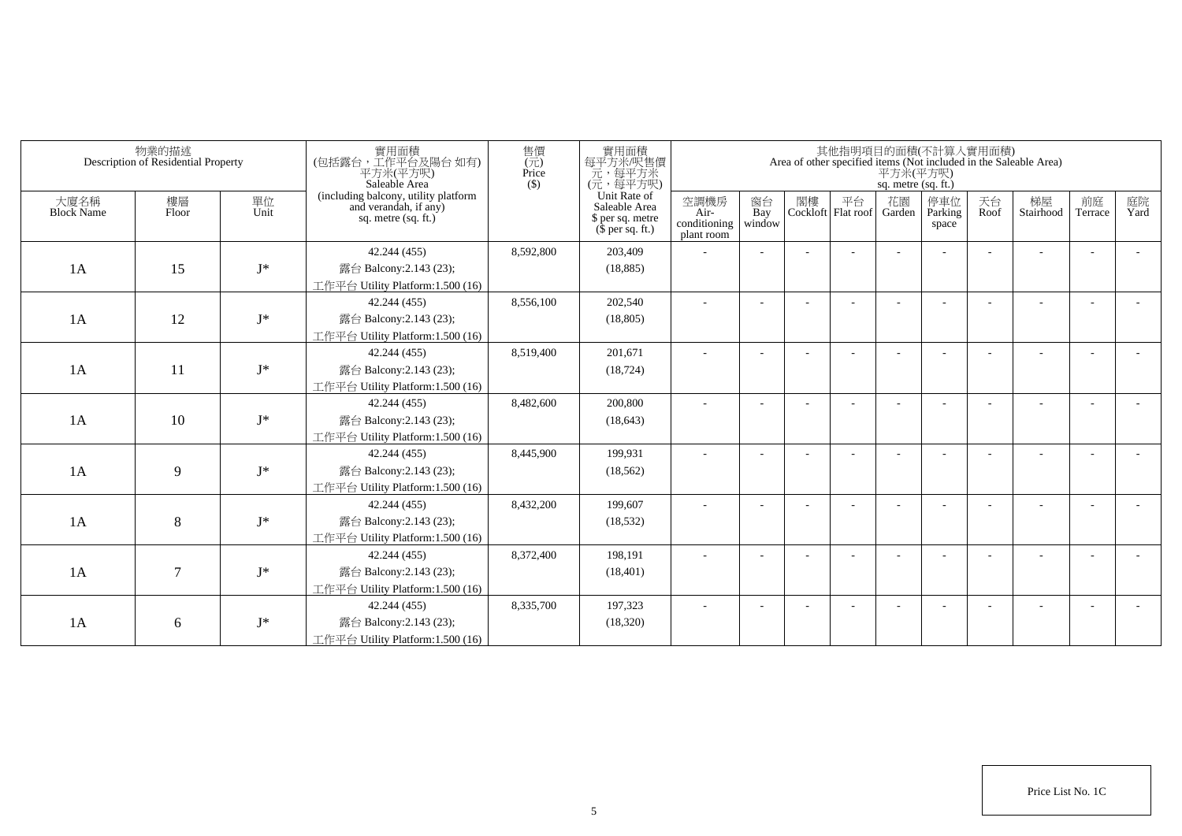| 物業的描述 Description of Residential Property | | | 實用面積 (包括露台，工作平台及陽台 如有) 平方米(平方呎) Saleable Area (including balcony, utility platform and verandah, if any) sq. metre (sq. ft.) | 售價 (元) Price ($) | 實用面積 每平方米/呎售價 元，每平方米 (元，每平方呎) Unit Rate of Saleable Area $ per sq. metre ($ per sq. ft.) | 其他指明項目的面積(不計算入實用面積) Area of other specified items (Not included in the Saleable Area) 平方米(平方呎) sq. metre (sq. ft.) | | | | | | | | | |
|---|---|---|---|---|---|---|---|---|---|---|---|---|---|---|---|
| 大廈名稱 Block Name | 樓層 Floor | 單位 Unit | | | | 空調機房 Air-conditioning plant room | 窗台 Bay window | 閣樓 Cockloft | 平台 Flat roof | 花園 Garden | 停車位 Parking space | 天台 Roof | 梯屋 Stairhood | 前庭 Terrace | 庭院 Yard |
| 1A | 15 | J* | 42.244 (455) 露台 Balcony:2.143 (23); 工作平台 Utility Platform:1.500 (16) | 8,592,800 | 203,409 (18,885) | - | - | - | - | - | - | - | - | - | - |
| 1A | 12 | J* | 42.244 (455) 露台 Balcony:2.143 (23); 工作平台 Utility Platform:1.500 (16) | 8,556,100 | 202,540 (18,805) | - | - | - | - | - | - | - | - | - | - |
| 1A | 11 | J* | 42.244 (455) 露台 Balcony:2.143 (23); 工作平台 Utility Platform:1.500 (16) | 8,519,400 | 201,671 (18,724) | - | - | - | - | - | - | - | - | - | - |
| 1A | 10 | J* | 42.244 (455) 露台 Balcony:2.143 (23); 工作平台 Utility Platform:1.500 (16) | 8,482,600 | 200,800 (18,643) | - | - | - | - | - | - | - | - | - | - |
| 1A | 9 | J* | 42.244 (455) 露台 Balcony:2.143 (23); 工作平台 Utility Platform:1.500 (16) | 8,445,900 | 199,931 (18,562) | - | - | - | - | - | - | - | - | - | - |
| 1A | 8 | J* | 42.244 (455) 露台 Balcony:2.143 (23); 工作平台 Utility Platform:1.500 (16) | 8,432,200 | 199,607 (18,532) | - | - | - | - | - | - | - | - | - | - |
| 1A | 7 | J* | 42.244 (455) 露台 Balcony:2.143 (23); 工作平台 Utility Platform:1.500 (16) | 8,372,400 | 198,191 (18,401) | - | - | - | - | - | - | - | - | - | - |
| 1A | 6 | J* | 42.244 (455) 露台 Balcony:2.143 (23); 工作平台 Utility Platform:1.500 (16) | 8,335,700 | 197,323 (18,320) | - | - | - | - | - | - | - | - | - | - |

Price List No. 1C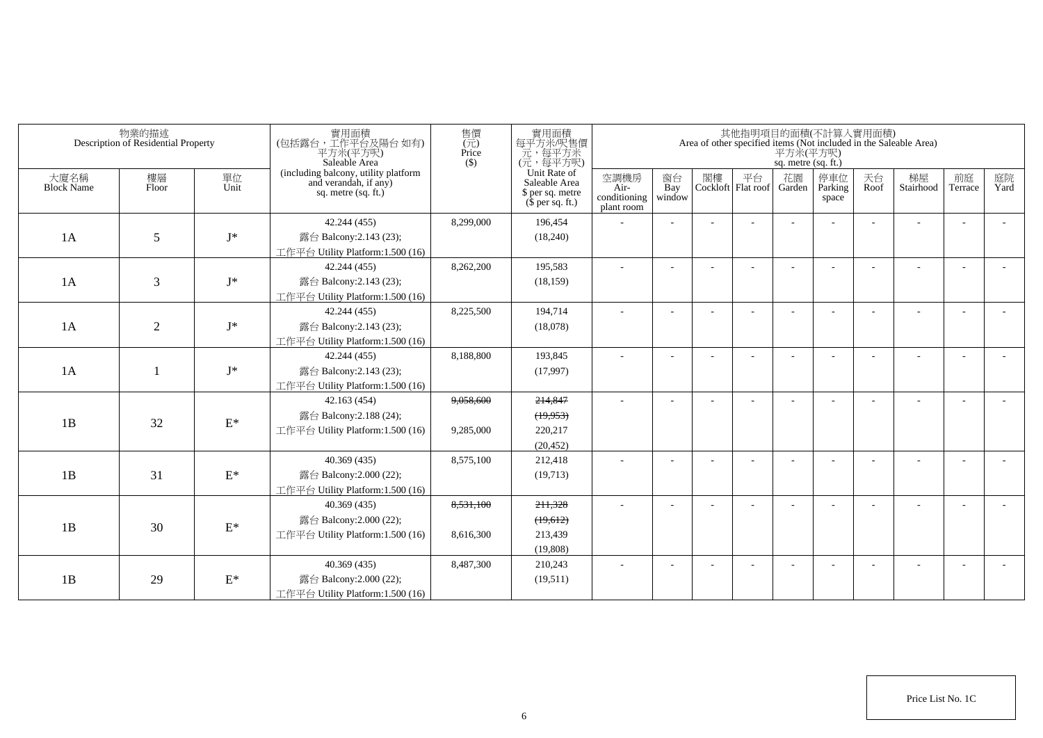| 物業的描述 Description of Residential Property | | | 實用面積 (包括露台，工作平台及陽台 如有) 平方米(平方呎) Saleable Area (including balcony, utility platform and verandah, if any) sq. metre (sq. ft.) | 售價 (元) Price ($) | 實用面積 每平方米/呎售價 元，每平方米 (元，每平方呎) Unit Rate of Saleable Area $ per sq. metre ($ per sq. ft.) | 其他指明項目的面積(不計算入實用面積) Area of other specified items (Not included in the Saleable Area) 平方米(平方呎) sq. metre (sq. ft.) | | | | | | | | | |
|---|---|---|---|---|---|---|---|---|---|---|---|---|---|---|---|
| 大廈名稱 Block Name | 樓層 Floor | 單位 Unit | | | | 空調機房 Air-conditioning plant room | 窗台 Bay window | 閣樓 Cockloft | 平台 Flat roof | 花園 Garden | 停車位 Parking space | 天台 Roof | 梯屋 Stairhood | 前庭 Terrace | 庭院 Yard |
| 1A | 5 | J* | 42.244 (455) 露台 Balcony:2.143 (23); 工作平台 Utility Platform:1.500 (16) | 8,299,000 | 196,454 (18,240) | - | - | - | - | - | - | - | - | - | - |
| 1A | 3 | J* | 42.244 (455) 露台 Balcony:2.143 (23); 工作平台 Utility Platform:1.500 (16) | 8,262,200 | 195,583 (18,159) | - | - | - | - | - | - | - | - | - | - |
| 1A | 2 | J* | 42.244 (455) 露台 Balcony:2.143 (23); 工作平台 Utility Platform:1.500 (16) | 8,225,500 | 194,714 (18,078) | - | - | - | - | - | - | - | - | - | - |
| 1A | 1 | J* | 42.244 (455) 露台 Balcony:2.143 (23); 工作平台 Utility Platform:1.500 (16) | 8,188,800 | 193,845 (17,997) | - | - | - | - | - | - | - | - | - | - |
| 1B | 32 | E* | 42.163 (454) 露台 Balcony:2.188 (24); 工作平台 Utility Platform:1.500 (16) | ~~9,058,600~~ 9,285,000 | ~~214,847~~ ~~(19,953)~~ 220,217 (20,452) | - | - | - | - | - | - | - | - | - | - |
| 1B | 31 | E* | 40.369 (435) 露台 Balcony:2.000 (22); 工作平台 Utility Platform:1.500 (16) | 8,575,100 | 212,418 (19,713) | - | - | - | - | - | - | - | - | - | - |
| 1B | 30 | E* | 40.369 (435) 露台 Balcony:2.000 (22); 工作平台 Utility Platform:1.500 (16) | ~~8,531,100~~ 8,616,300 | ~~211,328~~ ~~(19,612)~~ 213,439 (19,808) | - | - | - | - | - | - | - | - | - | - |
| 1B | 29 | E* | 40.369 (435) 露台 Balcony:2.000 (22); 工作平台 Utility Platform:1.500 (16) | 8,487,300 | 210,243 (19,511) | - | - | - | - | - | - | - | - | - | - |

Price List No. 1C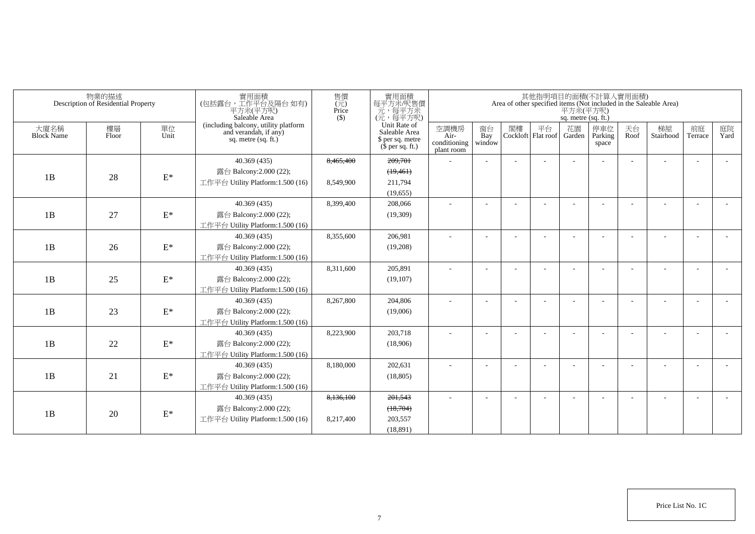| 物業的描述 Description of Residential Property | | | 實用面積 (包括露台，工作平台及陽台 如有) 平方米(平方呎) Saleable Area (including balcony, utility platform and verandah, if any) sq. metre (sq. ft.) | 售價 (元) Price ($) | 實用面積 每平方米/呎售價 元，每平方米 (元，每平方呎) Unit Rate of Saleable Area $ per sq. metre ($ per sq. ft.) | 其他指明項目的面積(不計算入實用面積) Area of other specified items (Not included in the Saleable Area) 平方米(平方呎) sq. metre (sq. ft.) | | | | | | | | | |
|---|---|---|---|---|---|---|---|---|---|---|---|---|---|---|---|
| 大廈名稱 Block Name | 樓層 Floor | 單位 Unit | | | | 空調機房 Air-conditioning plant room | 窗台 Bay window | 閣樓 Cockloft | 平台 Flat roof | 花園 Garden | 停車位 Parking space | 天台 Roof | 梯屋 Stairhood | 前庭 Terrace | 庭院 Yard |
| 1B | 28 | E* | 40.369 (435) 露台 Balcony:2.000 (22); 工作平台 Utility Platform:1.500 (16) | ~~8,465,400~~ 8,549,900 | ~~209,701~~ ~~(19,461)~~ 211,794 (19,655) | - | - | - | - | - | - | - | - | - | - |
| 1B | 27 | E* | 40.369 (435) 露台 Balcony:2.000 (22); 工作平台 Utility Platform:1.500 (16) | 8,399,400 | 208,066 (19,309) | - | - | - | - | - | - | - | - | - | - |
| 1B | 26 | E* | 40.369 (435) 露台 Balcony:2.000 (22); 工作平台 Utility Platform:1.500 (16) | 8,355,600 | 206,981 (19,208) | - | - | - | - | - | - | - | - | - | - |
| 1B | 25 | E* | 40.369 (435) 露台 Balcony:2.000 (22); 工作平台 Utility Platform:1.500 (16) | 8,311,600 | 205,891 (19,107) | - | - | - | - | - | - | - | - | - | - |
| 1B | 23 | E* | 40.369 (435) 露台 Balcony:2.000 (22); 工作平台 Utility Platform:1.500 (16) | 8,267,800 | 204,806 (19,006) | - | - | - | - | - | - | - | - | - | - |
| 1B | 22 | E* | 40.369 (435) 露台 Balcony:2.000 (22); 工作平台 Utility Platform:1.500 (16) | 8,223,900 | 203,718 (18,906) | - | - | - | - | - | - | - | - | - | - |
| 1B | 21 | E* | 40.369 (435) 露台 Balcony:2.000 (22); 工作平台 Utility Platform:1.500 (16) | 8,180,000 | 202,631 (18,805) | - | - | - | - | - | - | - | - | - | - |
| 1B | 20 | E* | 40.369 (435) 露台 Balcony:2.000 (22); 工作平台 Utility Platform:1.500 (16) | ~~8,136,100~~ 8,217,400 | ~~201,543~~ ~~(18,704)~~ 203,557 (18,891) | - | - | - | - | - | - | - | - | - | - |

Price List No. 1C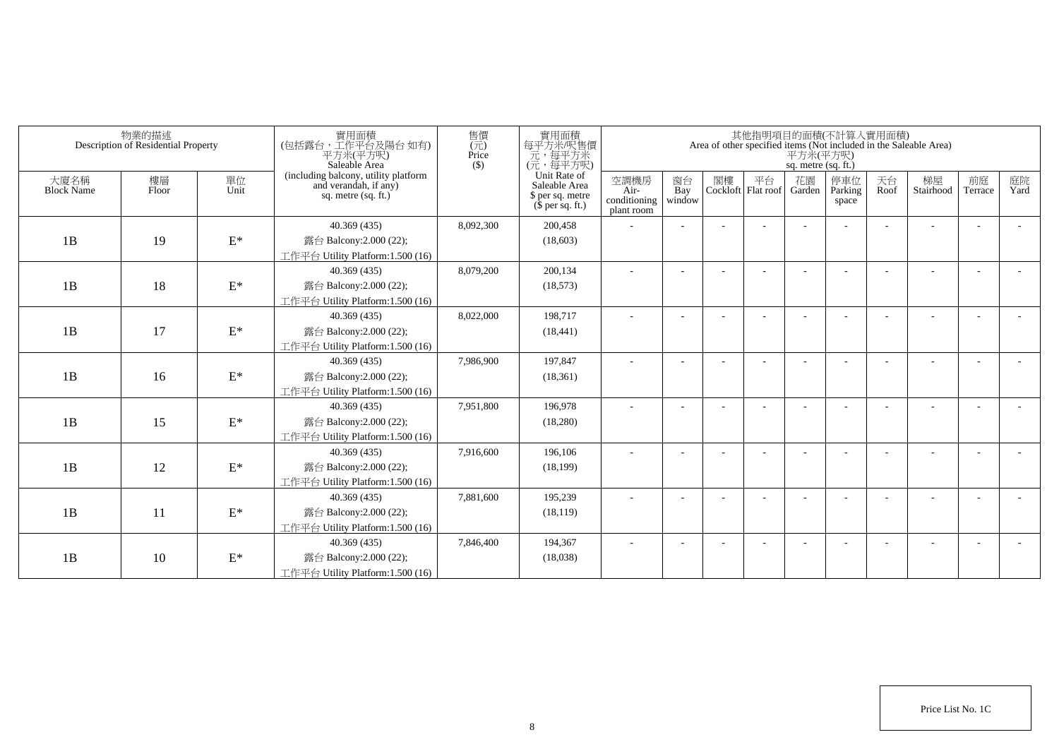| 物業的描述 Description of Residential Property | | | 實用面積 (包括露台，工作平台及陽台 如有) 平方米(平方呎) Saleable Area (including balcony, utility platform and verandah, if any) sq. metre (sq. ft.) | 售價 (元) Price ($) | 實用面積 每平方米/呎售價 元，每平方米 (元，每平方呎) Unit Rate of Saleable Area $ per sq. metre ($ per sq. ft.) | 其他指明項目的面積(不計算入實用面積) Area of other specified items (Not included in the Saleable Area) 平方米(平方呎) sq. metre (sq. ft.) | | | | | | | | | |
|---|---|---|---|---|---|---|---|---|---|---|---|---|---|---|---|
| 大廈名稱 Block Name | 樓層 Floor | 單位 Unit | | | | 空調機房 Air-conditioning plant room | 窗台 Bay window | 閣樓 Cockloft | 平台 Flat roof | 花園 Garden | 停車位 Parking space | 天台 Roof | 梯屋 Stairhood | 前庭 Terrace | 庭院 Yard |
| 1B | 19 | E* | 40.369 (435) 露台 Balcony:2.000 (22); 工作平台 Utility Platform:1.500 (16) | 8,092,300 | 200,458 (18,603) | - | - | - | - | - | - | - | - | - | - |
| 1B | 18 | E* | 40.369 (435) 露台 Balcony:2.000 (22); 工作平台 Utility Platform:1.500 (16) | 8,079,200 | 200,134 (18,573) | - | - | - | - | - | - | - | - | - | - |
| 1B | 17 | E* | 40.369 (435) 露台 Balcony:2.000 (22); 工作平台 Utility Platform:1.500 (16) | 8,022,000 | 198,717 (18,441) | - | - | - | - | - | - | - | - | - | - |
| 1B | 16 | E* | 40.369 (435) 露台 Balcony:2.000 (22); 工作平台 Utility Platform:1.500 (16) | 7,986,900 | 197,847 (18,361) | - | - | - | - | - | - | - | - | - | - |
| 1B | 15 | E* | 40.369 (435) 露台 Balcony:2.000 (22); 工作平台 Utility Platform:1.500 (16) | 7,951,800 | 196,978 (18,280) | - | - | - | - | - | - | - | - | - | - |
| 1B | 12 | E* | 40.369 (435) 露台 Balcony:2.000 (22); 工作平台 Utility Platform:1.500 (16) | 7,916,600 | 196,106 (18,199) | - | - | - | - | - | - | - | - | - | - |
| 1B | 11 | E* | 40.369 (435) 露台 Balcony:2.000 (22); 工作平台 Utility Platform:1.500 (16) | 7,881,600 | 195,239 (18,119) | - | - | - | - | - | - | - | - | - | - |
| 1B | 10 | E* | 40.369 (435) 露台 Balcony:2.000 (22); 工作平台 Utility Platform:1.500 (16) | 7,846,400 | 194,367 (18,038) | - | - | - | - | - | - | - | - | - | - |

Price List No. 1C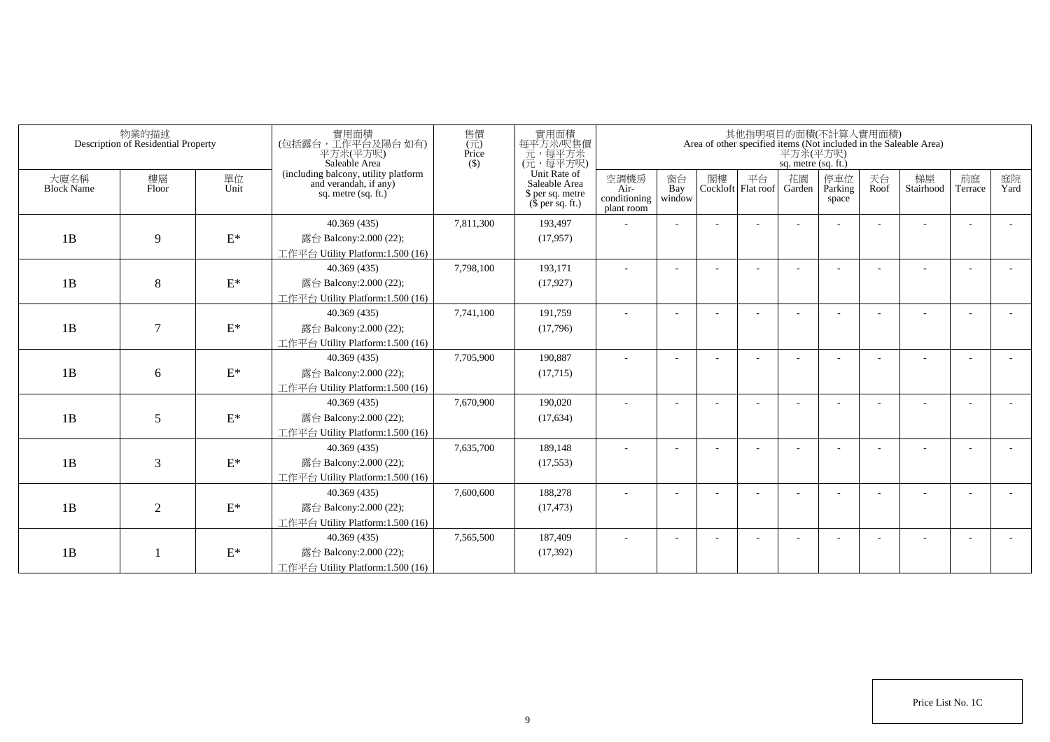| 物業的描述 Description of Residential Property | | | 實用面積 (包括露台，工作平台及陽台 如有) 平方米(平方呎) Saleable Area (including balcony, utility platform and verandah, if any) sq. metre (sq. ft.) | 售價 (元) Price ($) | 實用面積 每平方米/呎售價 元，每平方米 (元，每平方呎) Unit Rate of Saleable Area $ per sq. metre ($ per sq. ft.) | 其他指明項目的面積(不計算入實用面積) Area of other specified items (Not included in the Saleable Area) 平方米(平方呎) sq. metre (sq. ft.) | | | | | | | | | |
|---|---|---|---|---|---|---|---|---|---|---|---|---|---|---|---|
| 大廈名稱 Block Name | 樓層 Floor | 單位 Unit | | | | 空調機房 Air-conditioning plant room | 窗台 Bay window | 閣樓 Cockloft | 平台 Flat roof | 花園 Garden | 停車位 Parking space | 天台 Roof | 梯屋 Stairhood | 前庭 Terrace | 庭院 Yard |
| 1B | 9 | E* | 40.369 (435) 露台 Balcony:2.000 (22); 工作平台 Utility Platform:1.500 (16) | 7,811,300 | 193,497 (17,957) | - | - | - | - | - | - | - | - | - | - |
| 1B | 8 | E* | 40.369 (435) 露台 Balcony:2.000 (22); 工作平台 Utility Platform:1.500 (16) | 7,798,100 | 193,171 (17,927) | - | - | - | - | - | - | - | - | - | - |
| 1B | 7 | E* | 40.369 (435) 露台 Balcony:2.000 (22); 工作平台 Utility Platform:1.500 (16) | 7,741,100 | 191,759 (17,796) | - | - | - | - | - | - | - | - | - | - |
| 1B | 6 | E* | 40.369 (435) 露台 Balcony:2.000 (22); 工作平台 Utility Platform:1.500 (16) | 7,705,900 | 190,887 (17,715) | - | - | - | - | - | - | - | - | - | - |
| 1B | 5 | E* | 40.369 (435) 露台 Balcony:2.000 (22); 工作平台 Utility Platform:1.500 (16) | 7,670,900 | 190,020 (17,634) | - | - | - | - | - | - | - | - | - | - |
| 1B | 3 | E* | 40.369 (435) 露台 Balcony:2.000 (22); 工作平台 Utility Platform:1.500 (16) | 7,635,700 | 189,148 (17,553) | - | - | - | - | - | - | - | - | - | - |
| 1B | 2 | E* | 40.369 (435) 露台 Balcony:2.000 (22); 工作平台 Utility Platform:1.500 (16) | 7,600,600 | 188,278 (17,473) | - | - | - | - | - | - | - | - | - | - |
| 1B | 1 | E* | 40.369 (435) 露台 Balcony:2.000 (22); 工作平台 Utility Platform:1.500 (16) | 7,565,500 | 187,409 (17,392) | - | - | - | - | - | - | - | - | - | - |

Price List No. 1C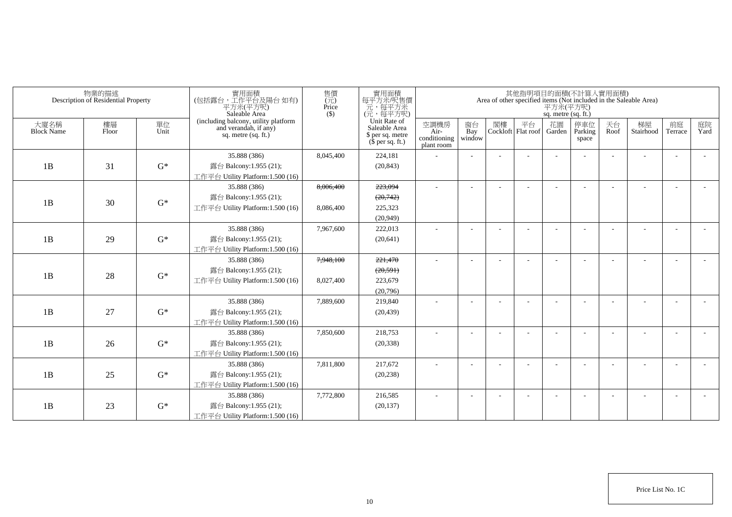| 物業的描述 Description of Residential Property | | | 實用面積 (包括露台，工作平台及陽台 如有) 平方米(平方呎) Saleable Area (including balcony, utility platform and verandah, if any) sq. metre (sq. ft.) | 售價 (元) Price ($) | 實用面積 每平方米/呎售價 元，每平方米 (元，每平方呎) Unit Rate of Saleable Area $ per sq. metre ($ per sq. ft.) | 其他指明項目的面積(不計算入實用面積) Area of other specified items (Not included in the Saleable Area) 平方米(平方呎) sq. metre (sq. ft.) | | | | | | | | | |
|---|---|---|---|---|---|---|---|---|---|---|---|---|---|---|---|
| 大廈名稱 Block Name | 樓層 Floor | 單位 Unit | | | | 空調機房 Air-conditioning plant room | 窗台 Bay window | 閣樓 Cockloft | 平台 Flat roof | 花園 Garden | 停車位 Parking space | 天台 Roof | 梯屋 Stairhood | 前庭 Terrace | 庭院 Yard |
| 1B | 31 | G* | 35.888 (386) 露台 Balcony:1.955 (21); 工作平台 Utility Platform:1.500 (16) | 8,045,400 | 224,181 (20,843) | - | - | - | - | - | - | - | - | - | - |
| 1B | 30 | G* | 35.888 (386) 露台 Balcony:1.955 (21); 工作平台 Utility Platform:1.500 (16) | ~~8,006,400~~ 8,086,400 | ~~223,094~~ ~~(20,742)~~ 225,323 (20,949) | - | - | - | - | - | - | - | - | - | - |
| 1B | 29 | G* | 35.888 (386) 露台 Balcony:1.955 (21); 工作平台 Utility Platform:1.500 (16) | 7,967,600 | 222,013 (20,641) | - | - | - | - | - | - | - | - | - | - |
| 1B | 28 | G* | 35.888 (386) 露台 Balcony:1.955 (21); 工作平台 Utility Platform:1.500 (16) | ~~7,948,100~~ 8,027,400 | ~~221,470~~ ~~(20,591)~~ 223,679 (20,796) | - | - | - | - | - | - | - | - | - | - |
| 1B | 27 | G* | 35.888 (386) 露台 Balcony:1.955 (21); 工作平台 Utility Platform:1.500 (16) | 7,889,600 | 219,840 (20,439) | - | - | - | - | - | - | - | - | - | - |
| 1B | 26 | G* | 35.888 (386) 露台 Balcony:1.955 (21); 工作平台 Utility Platform:1.500 (16) | 7,850,600 | 218,753 (20,338) | - | - | - | - | - | - | - | - | - | - |
| 1B | 25 | G* | 35.888 (386) 露台 Balcony:1.955 (21); 工作平台 Utility Platform:1.500 (16) | 7,811,800 | 217,672 (20,238) | - | - | - | - | - | - | - | - | - | - |
| 1B | 23 | G* | 35.888 (386) 露台 Balcony:1.955 (21); 工作平台 Utility Platform:1.500 (16) | 7,772,800 | 216,585 (20,137) | - | - | - | - | - | - | - | - | - | - |

Price List No. 1C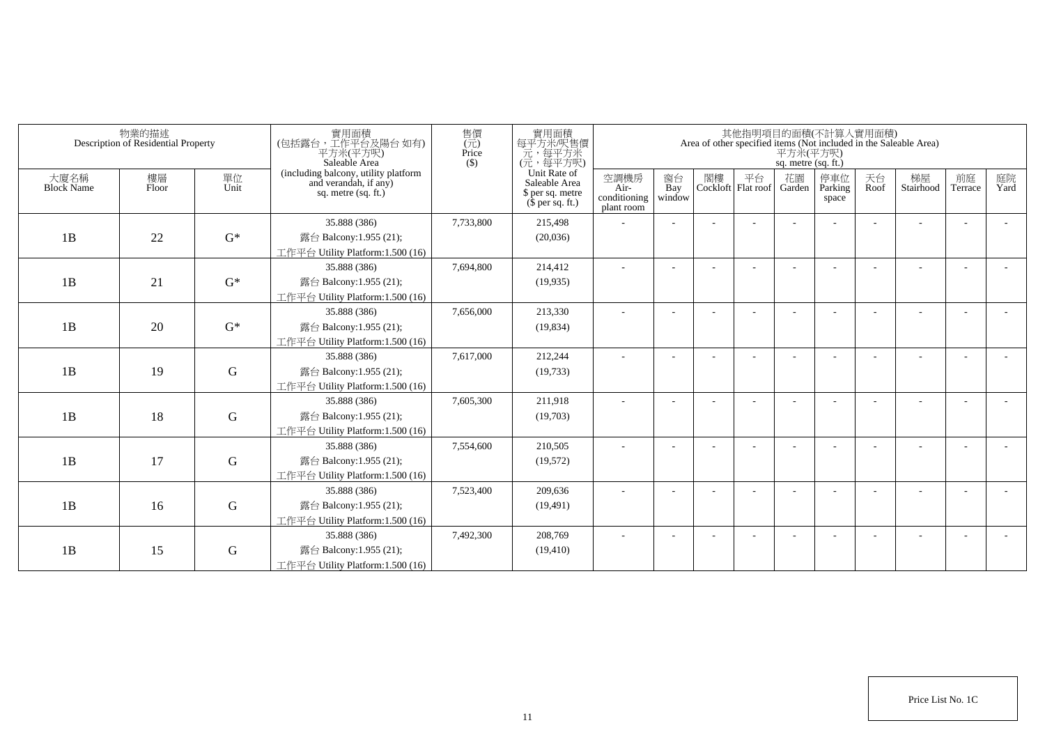| 物業的描述 Description of Residential Property | | | 實用面積 (包括露台，工作平台及陽台 如有) 平方米(平方呎) Saleable Area (including balcony, utility platform and verandah, if any) sq. metre (sq. ft.) | 售價 (元) Price ($) | 實用面積 每平方米/呎售價 元，每平方米 (元，每平方呎) Unit Rate of Saleable Area $ per sq. metre ($ per sq. ft.) | 其他指明項目的面積(不計算入實用面積) Area of other specified items (Not included in the Saleable Area) 平方米(平方呎) sq. metre (sq. ft.) | | | | | | | | | |
|---|---|---|---|---|---|---|---|---|---|---|---|---|---|---|---|
| 大廈名稱 Block Name | 樓層 Floor | 單位 Unit | | | | 空調機房 Air-conditioning plant room | 窗台 Bay window | 閣樓 Cockloft | 平台 Flat roof | 花園 Garden | 停車位 Parking space | 天台 Roof | 梯屋 Stairhood | 前庭 Terrace | 庭院 Yard |
| 1B | 22 | G* | 35.888 (386) 露台 Balcony:1.955 (21); 工作平台 Utility Platform:1.500 (16) | 7,733,800 | 215,498 (20,036) | - | - | - | - | - | - | - | - | - | - |
| 1B | 21 | G* | 35.888 (386) 露台 Balcony:1.955 (21); 工作平台 Utility Platform:1.500 (16) | 7,694,800 | 214,412 (19,935) | - | - | - | - | - | - | - | - | - | - |
| 1B | 20 | G* | 35.888 (386) 露台 Balcony:1.955 (21); 工作平台 Utility Platform:1.500 (16) | 7,656,000 | 213,330 (19,834) | - | - | - | - | - | - | - | - | - | - |
| 1B | 19 | G | 35.888 (386) 露台 Balcony:1.955 (21); 工作平台 Utility Platform:1.500 (16) | 7,617,000 | 212,244 (19,733) | - | - | - | - | - | - | - | - | - | - |
| 1B | 18 | G | 35.888 (386) 露台 Balcony:1.955 (21); 工作平台 Utility Platform:1.500 (16) | 7,605,300 | 211,918 (19,703) | - | - | - | - | - | - | - | - | - | - |
| 1B | 17 | G | 35.888 (386) 露台 Balcony:1.955 (21); 工作平台 Utility Platform:1.500 (16) | 7,554,600 | 210,505 (19,572) | - | - | - | - | - | - | - | - | - | - |
| 1B | 16 | G | 35.888 (386) 露台 Balcony:1.955 (21); 工作平台 Utility Platform:1.500 (16) | 7,523,400 | 209,636 (19,491) | - | - | - | - | - | - | - | - | - | - |
| 1B | 15 | G | 35.888 (386) 露台 Balcony:1.955 (21); 工作平台 Utility Platform:1.500 (16) | 7,492,300 | 208,769 (19,410) | - | - | - | - | - | - | - | - | - | - |

Price List No. 1C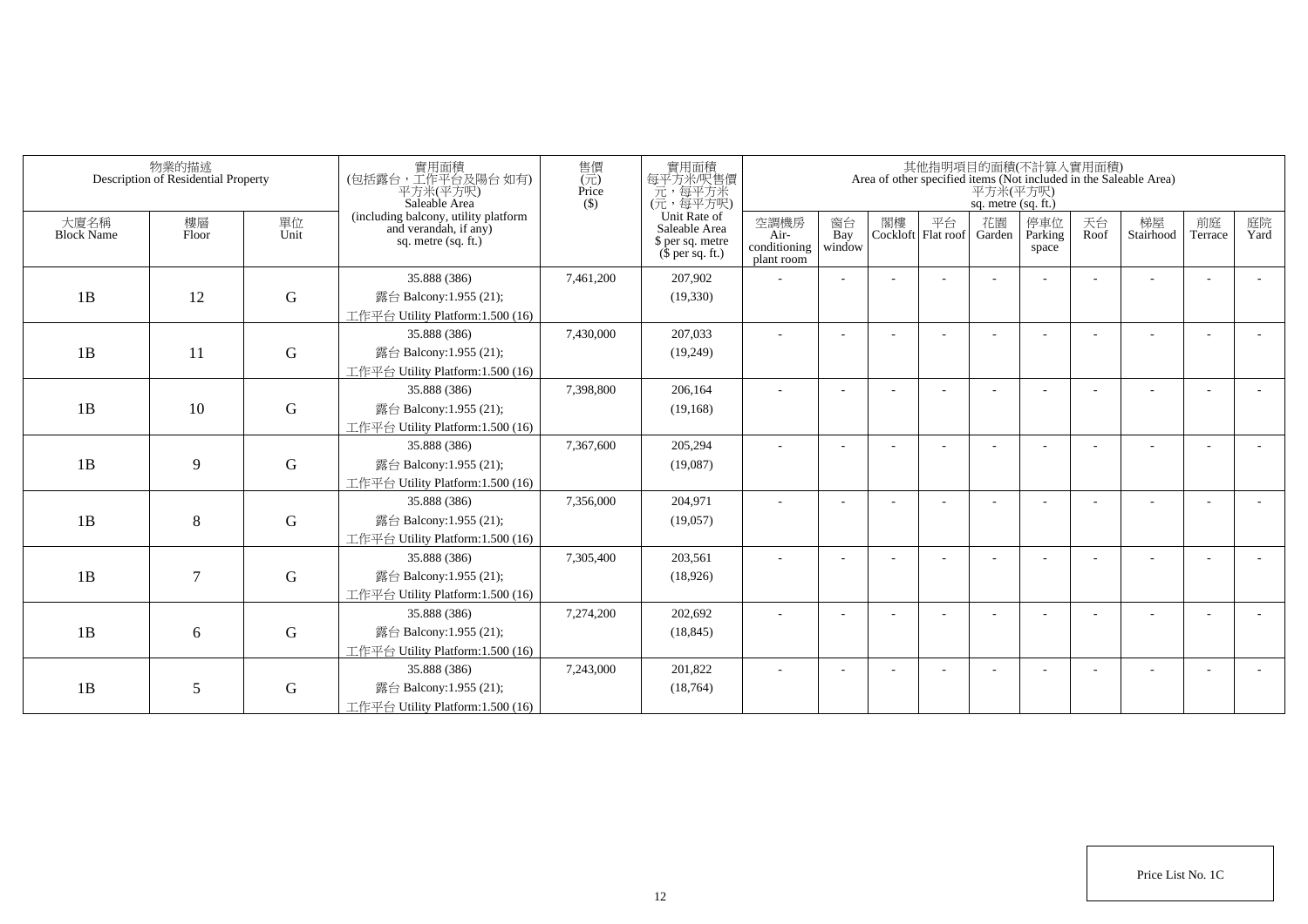| 物業的描述 Description of Residential Property | | | 實用面積 (包括露台，工作平台及陽台 如有) 平方米(平方呎) Saleable Area (including balcony, utility platform and verandah, if any) sq. metre (sq. ft.) | 售價 (元) Price ($) | 實用面積 每平方米/呎售價 元，每平方米 (元，每平方呎) Unit Rate of Saleable Area $ per sq. metre ($ per sq. ft.) | 其他指明項目的面積(不計算入實用面積) Area of other specified items (Not included in the Saleable Area) 平方米(平方呎) sq. metre (sq. ft.) | | | | | | | | | |
|---|---|---|---|---|---|---|---|---|---|---|---|---|---|---|---|
| 大廈名稱 Block Name | 樓層 Floor | 單位 Unit | | | | 空調機房 Air-conditioning plant room | 窗台 Bay window | 閣樓 Cockloft | 平台 Flat roof | 花園 Garden | 停車位 Parking space | 天台 Roof | 梯屋 Stairhood | 前庭 Terrace | 庭院 Yard |
| 1B | 12 | G | 35.888 (386)<br>露台 Balcony:1.955 (21);<br>工作平台 Utility Platform:1.500 (16) | 7,461,200 | 207,902<br>(19,330) | - | - | - | - | - | - | - | - | - | - |
| 1B | 11 | G | 35.888 (386)<br>露台 Balcony:1.955 (21);<br>工作平台 Utility Platform:1.500 (16) | 7,430,000 | 207,033<br>(19,249) | - | - | - | - | - | - | - | - | - | - |
| 1B | 10 | G | 35.888 (386)<br>露台 Balcony:1.955 (21);<br>工作平台 Utility Platform:1.500 (16) | 7,398,800 | 206,164<br>(19,168) | - | - | - | - | - | - | - | - | - | - |
| 1B | 9 | G | 35.888 (386)<br>露台 Balcony:1.955 (21);<br>工作平台 Utility Platform:1.500 (16) | 7,367,600 | 205,294<br>(19,087) | - | - | - | - | - | - | - | - | - | - |
| 1B | 8 | G | 35.888 (386)<br>露台 Balcony:1.955 (21);<br>工作平台 Utility Platform:1.500 (16) | 7,356,000 | 204,971<br>(19,057) | - | - | - | - | - | - | - | - | - | - |
| 1B | 7 | G | 35.888 (386)<br>露台 Balcony:1.955 (21);<br>工作平台 Utility Platform:1.500 (16) | 7,305,400 | 203,561<br>(18,926) | - | - | - | - | - | - | - | - | - | - |
| 1B | 6 | G | 35.888 (386)<br>露台 Balcony:1.955 (21);<br>工作平台 Utility Platform:1.500 (16) | 7,274,200 | 202,692<br>(18,845) | - | - | - | - | - | - | - | - | - | - |
| 1B | 5 | G | 35.888 (386)<br>露台 Balcony:1.955 (21);<br>工作平台 Utility Platform:1.500 (16) | 7,243,000 | 201,822<br>(18,764) | - | - | - | - | - | - | - | - | - | - |

Price List No. 1C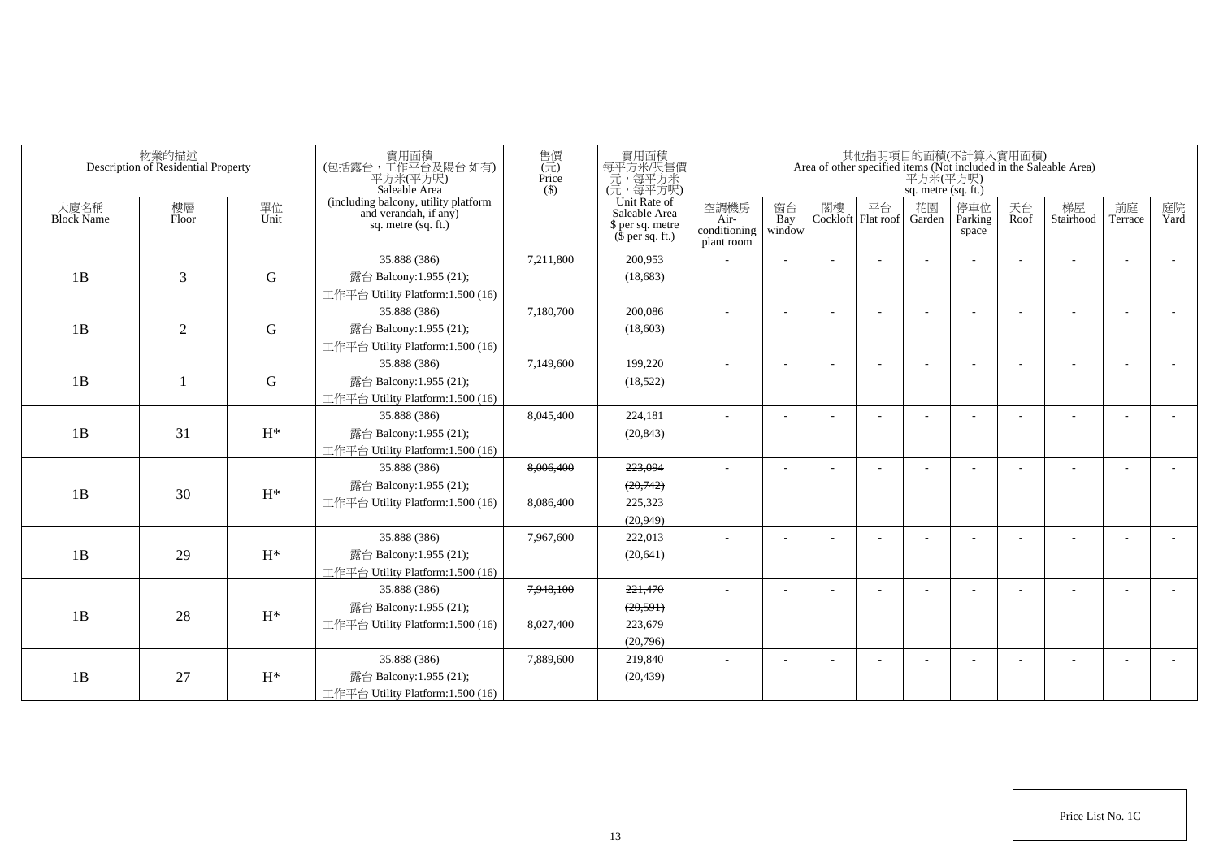| 物業的描述 Description of Residential Property | | | 實用面積 (包括露台，工作平台及陽台 如有) 平方米(平方呎) Saleable Area (including balcony, utility platform and verandah, if any) sq. metre (sq. ft.) | 售價 (元) Price ($) | 實用面積 每平方米/呎售價 元，每平方米 (元，每平方呎) Unit Rate of Saleable Area $ per sq. metre ($ per sq. ft.) | 其他指明項目的面積(不計算入實用面積) Area of other specified items (Not included in the Saleable Area) 平方米(平方呎) sq. metre (sq. ft.) | | | | | | | | | |
|---|---|---|---|---|---|---|---|---|---|---|---|---|---|---|---|
| 大廈名稱 Block Name | 樓層 Floor | 單位 Unit | | | | 空調機房 Air-conditioning plant room | 窗台 Bay window | 閣樓 Cockloft | 平台 Flat roof | 花園 Garden | 停車位 Parking space | 天台 Roof | 梯屋 Stairhood | 前庭 Terrace | 庭院 Yard |
| 1B | 3 | G | 35.888 (386) 露台 Balcony:1.955 (21); 工作平台 Utility Platform:1.500 (16) | 7,211,800 | 200,953 (18,683) | - | - | - | - | - | - | - | - | - | - |
| 1B | 2 | G | 35.888 (386) 露台 Balcony:1.955 (21); 工作平台 Utility Platform:1.500 (16) | 7,180,700 | 200,086 (18,603) | - | - | - | - | - | - | - | - | - | - |
| 1B | 1 | G | 35.888 (386) 露台 Balcony:1.955 (21); 工作平台 Utility Platform:1.500 (16) | 7,149,600 | 199,220 (18,522) | - | - | - | - | - | - | - | - | - | - |
| 1B | 31 | H* | 35.888 (386) 露台 Balcony:1.955 (21); 工作平台 Utility Platform:1.500 (16) | 8,045,400 | 224,181 (20,843) | - | - | - | - | - | - | - | - | - | - |
| 1B | 30 | H* | 35.888 (386) 露台 Balcony:1.955 (21); 工作平台 Utility Platform:1.500 (16) | ~~8,006,400~~ 8,086,400 | ~~223,094~~ ~~(20,742)~~ 225,323 (20,949) | - | - | - | - | - | - | - | - | - | - |
| 1B | 29 | H* | 35.888 (386) 露台 Balcony:1.955 (21); 工作平台 Utility Platform:1.500 (16) | 7,967,600 | 222,013 (20,641) | - | - | - | - | - | - | - | - | - | - |
| 1B | 28 | H* | 35.888 (386) 露台 Balcony:1.955 (21); 工作平台 Utility Platform:1.500 (16) | ~~7,948,100~~ 8,027,400 | ~~221,470~~ ~~(20,591)~~ 223,679 (20,796) | - | - | - | - | - | - | - | - | - | - |
| 1B | 27 | H* | 35.888 (386) 露台 Balcony:1.955 (21); 工作平台 Utility Platform:1.500 (16) | 7,889,600 | 219,840 (20,439) | - | - | - | - | - | - | - | - | - | - |

Price List No. 1C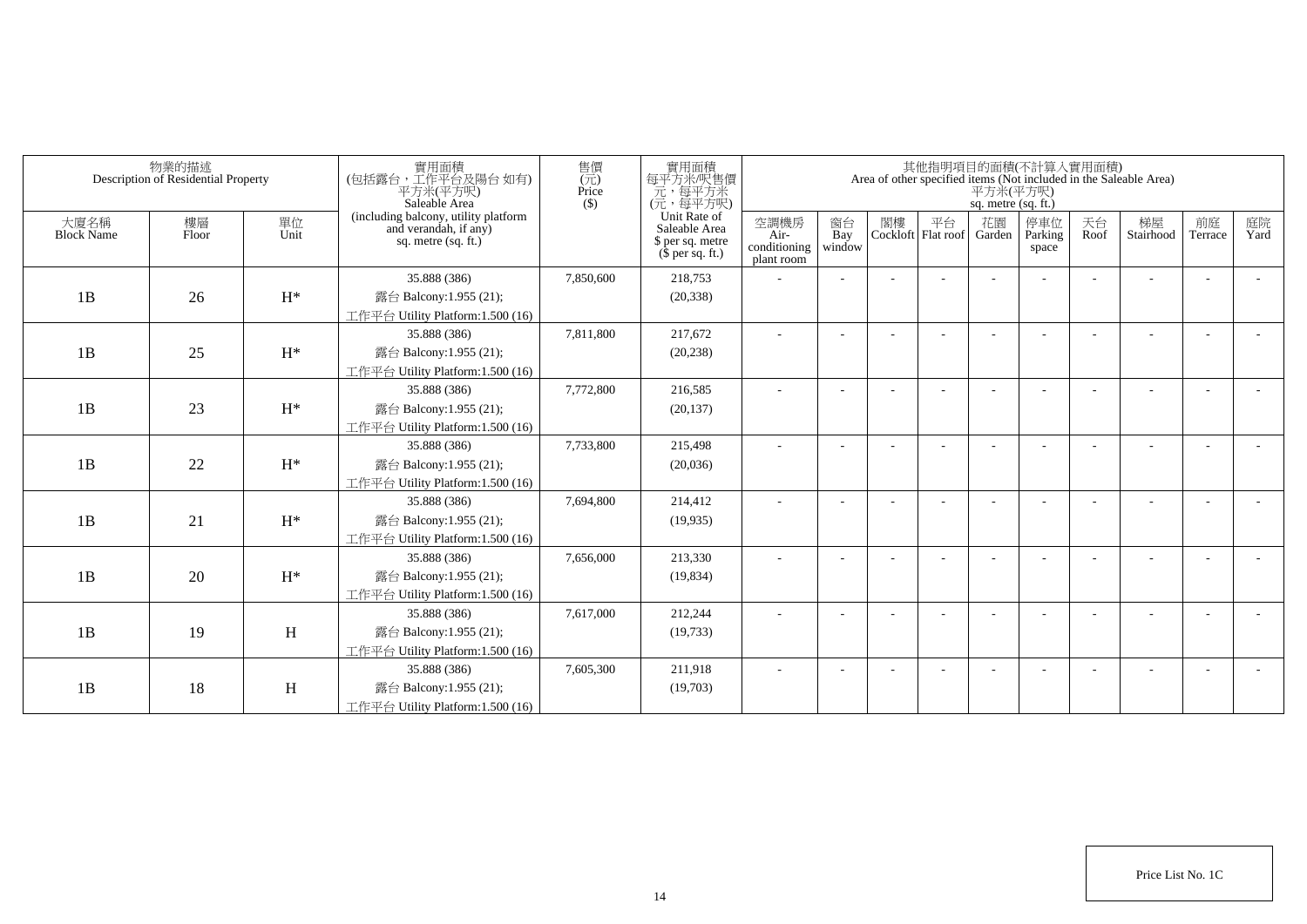| 物業的描述 Description of Residential Property | | | 實用面積 (包括露台，工作平台及陽台 如有) 平方米(平方呎) Saleable Area (including balcony, utility platform and verandah, if any) sq. metre (sq. ft.) | 售價 (元) Price ($) | 實用面積 每平方米/呎售價 元，每平方米 (元，每平方呎) Unit Rate of Saleable Area $ per sq. metre ($ per sq. ft.) | 其他指明項目的面積(不計算入實用面積) Area of other specified items (Not included in the Saleable Area) 平方米(平方呎) sq. metre (sq. ft.) | | | | | | | | | |
|---|---|---|---|---|---|---|---|---|---|---|---|---|---|---|---|
| 大廈名稱 Block Name | 樓層 Floor | 單位 Unit | | | | 空調機房 Air-conditioning plant room | 窗台 Bay window | 閣樓 Cockloft | 平台 Flat roof | 花園 Garden | 停車位 Parking space | 天台 Roof | 梯屋 Stairhood | 前庭 Terrace | 庭院 Yard |
| 1B | 26 | H* | 35.888 (386) 露台 Balcony:1.955 (21); 工作平台 Utility Platform:1.500 (16) | 7,850,600 | 218,753 (20,338) | - | - | - | - | - | - | - | - | - | - |
| 1B | 25 | H* | 35.888 (386) 露台 Balcony:1.955 (21); 工作平台 Utility Platform:1.500 (16) | 7,811,800 | 217,672 (20,238) | - | - | - | - | - | - | - | - | - | - |
| 1B | 23 | H* | 35.888 (386) 露台 Balcony:1.955 (21); 工作平台 Utility Platform:1.500 (16) | 7,772,800 | 216,585 (20,137) | - | - | - | - | - | - | - | - | - | - |
| 1B | 22 | H* | 35.888 (386) 露台 Balcony:1.955 (21); 工作平台 Utility Platform:1.500 (16) | 7,733,800 | 215,498 (20,036) | - | - | - | - | - | - | - | - | - | - |
| 1B | 21 | H* | 35.888 (386) 露台 Balcony:1.955 (21); 工作平台 Utility Platform:1.500 (16) | 7,694,800 | 214,412 (19,935) | - | - | - | - | - | - | - | - | - | - |
| 1B | 20 | H* | 35.888 (386) 露台 Balcony:1.955 (21); 工作平台 Utility Platform:1.500 (16) | 7,656,000 | 213,330 (19,834) | - | - | - | - | - | - | - | - | - | - |
| 1B | 19 | H | 35.888 (386) 露台 Balcony:1.955 (21); 工作平台 Utility Platform:1.500 (16) | 7,617,000 | 212,244 (19,733) | - | - | - | - | - | - | - | - | - | - |
| 1B | 18 | H | 35.888 (386) 露台 Balcony:1.955 (21); 工作平台 Utility Platform:1.500 (16) | 7,605,300 | 211,918 (19,703) | - | - | - | - | - | - | - | - | - | - |

Price List No. 1C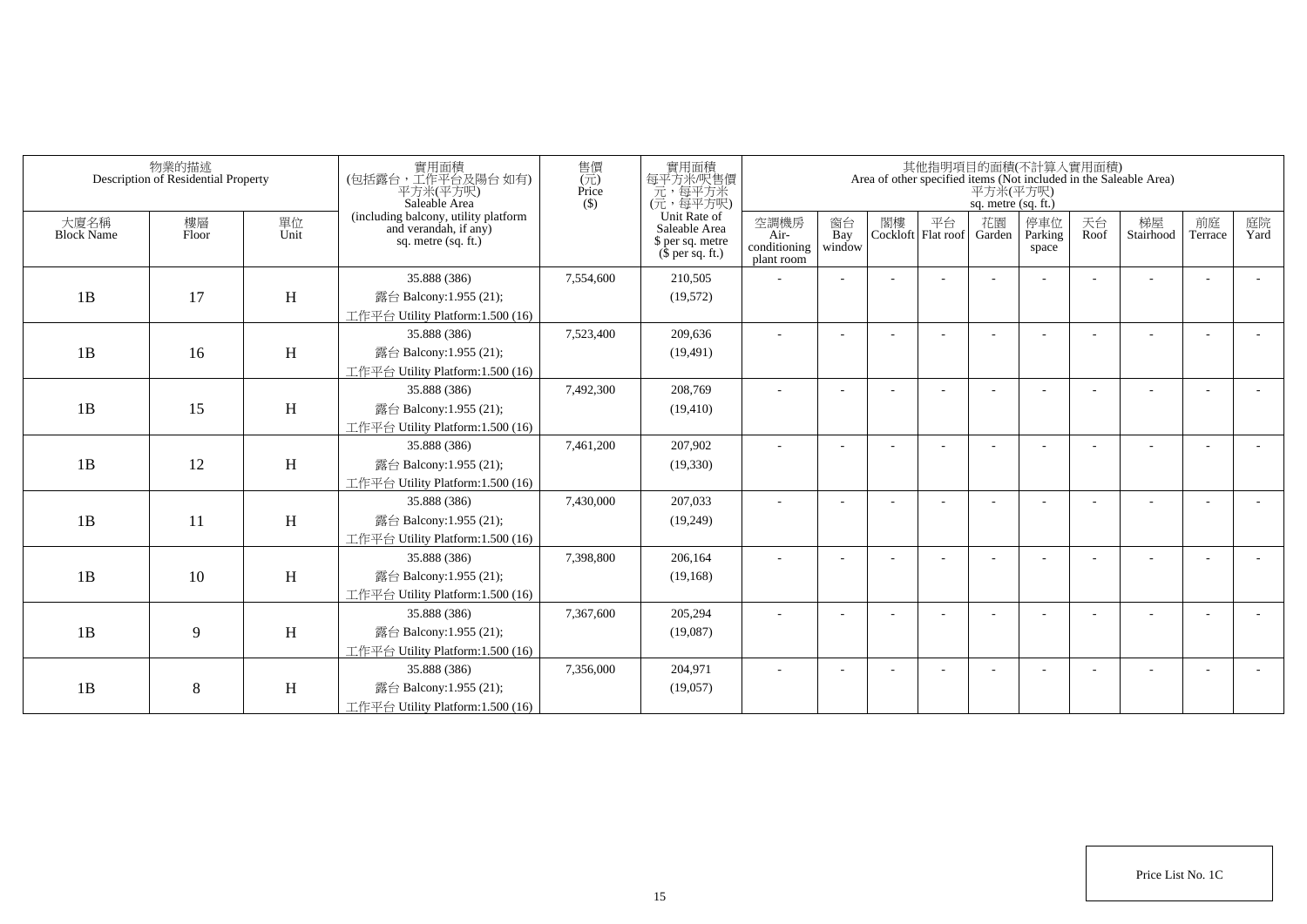| 物業的描述 Description of Residential Property | | | 實用面積 (包括露台，工作平台及陽台 如有) 平方米(平方呎) Saleable Area (including balcony, utility platform and verandah, if any) sq. metre (sq. ft.) | 售價 (元) Price ($) | 實用面積 每平方米/呎售價 元，每平方米 (元，每平方呎) Unit Rate of Saleable Area $ per sq. metre ($ per sq. ft.) | 其他指明項目的面積(不計算入實用面積) Area of other specified items (Not included in the Saleable Area) 平方米(平方呎) sq. metre (sq. ft.) | | | | | | | | | |
|---|---|---|---|---|---|---|---|---|---|---|---|---|---|---|---|
| 大廈名稱 Block Name | 樓層 Floor | 單位 Unit | | | | 空調機房 Air-conditioning plant room | 窗台 Bay window | 閣樓 Cockloft | 平台 Flat roof | 花園 Garden | 停車位 Parking space | 天台 Roof | 梯屋 Stairhood | 前庭 Terrace | 庭院 Yard |
| 1B | 17 | H | 35.888 (386) 露台 Balcony:1.955 (21); 工作平台 Utility Platform:1.500 (16) | 7,554,600 | 210,505 (19,572) | - | - | - | - | - | - | - | - | - | - |
| 1B | 16 | H | 35.888 (386) 露台 Balcony:1.955 (21); 工作平台 Utility Platform:1.500 (16) | 7,523,400 | 209,636 (19,491) | - | - | - | - | - | - | - | - | - | - |
| 1B | 15 | H | 35.888 (386) 露台 Balcony:1.955 (21); 工作平台 Utility Platform:1.500 (16) | 7,492,300 | 208,769 (19,410) | - | - | - | - | - | - | - | - | - | - |
| 1B | 12 | H | 35.888 (386) 露台 Balcony:1.955 (21); 工作平台 Utility Platform:1.500 (16) | 7,461,200 | 207,902 (19,330) | - | - | - | - | - | - | - | - | - | - |
| 1B | 11 | H | 35.888 (386) 露台 Balcony:1.955 (21); 工作平台 Utility Platform:1.500 (16) | 7,430,000 | 207,033 (19,249) | - | - | - | - | - | - | - | - | - | - |
| 1B | 10 | H | 35.888 (386) 露台 Balcony:1.955 (21); 工作平台 Utility Platform:1.500 (16) | 7,398,800 | 206,164 (19,168) | - | - | - | - | - | - | - | - | - | - |
| 1B | 9 | H | 35.888 (386) 露台 Balcony:1.955 (21); 工作平台 Utility Platform:1.500 (16) | 7,367,600 | 205,294 (19,087) | - | - | - | - | - | - | - | - | - | - |
| 1B | 8 | H | 35.888 (386) 露台 Balcony:1.955 (21); 工作平台 Utility Platform:1.500 (16) | 7,356,000 | 204,971 (19,057) | - | - | - | - | - | - | - | - | - | - |

Price List No. 1C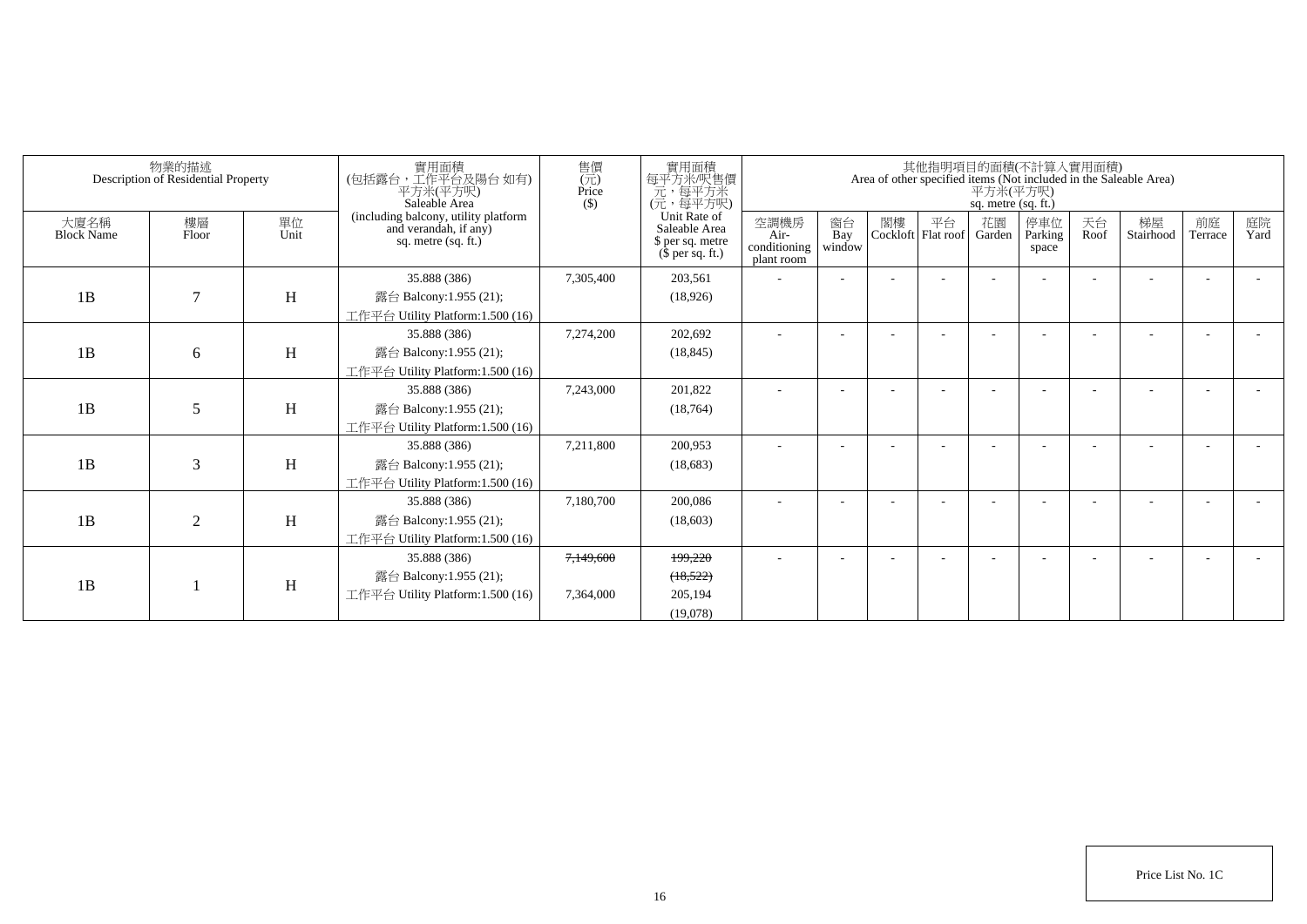| 物業的描述 Description of Residential Property | | | 實用面積 (包括露台，工作平台及陽台 如有) 平方米(平方呎) Saleable Area (including balcony, utility platform and verandah, if any) sq. metre (sq. ft.) | 售價 (元) Price ($) | 實用面積 每平方米/呎售價 元，每平方米 (元，每平方呎) Unit Rate of Saleable Area $ per sq. metre ($ per sq. ft.) | 其他指明項目的面積(不計算入實用面積) Area of other specified items (Not included in the Saleable Area) 平方米(平方呎) sq. metre (sq. ft.) | | | | | | | | | |
|---|---|---|---|---|---|---|---|---|---|---|---|---|---|---|---|
| 大廈名稱 Block Name | 樓層 Floor | 單位 Unit | | | | 空調機房 Air-conditioning plant room | 窗台 Bay window | 閣樓 Cockloft | 平台 Flat roof | 花園 Garden | 停車位 Parking space | 天台 Roof | 梯屋 Stairhood | 前庭 Terrace | 庭院 Yard |
| 1B | 7 | H | 35.888 (386)<br>露台 Balcony:1.955 (21);<br>工作平台 Utility Platform:1.500 (16) | 7,305,400 | 203,561<br>(18,926) | - | - | - | - | - | - | - | - | - | - |
| 1B | 6 | H | 35.888 (386)<br>露台 Balcony:1.955 (21);<br>工作平台 Utility Platform:1.500 (16) | 7,274,200 | 202,692<br>(18,845) | - | - | - | - | - | - | - | - | - | - |
| 1B | 5 | H | 35.888 (386)<br>露台 Balcony:1.955 (21);<br>工作平台 Utility Platform:1.500 (16) | 7,243,000 | 201,822<br>(18,764) | - | - | - | - | - | - | - | - | - | - |
| 1B | 3 | H | 35.888 (386)<br>露台 Balcony:1.955 (21);<br>工作平台 Utility Platform:1.500 (16) | 7,211,800 | 200,953<br>(18,683) | - | - | - | - | - | - | - | - | - | - |
| 1B | 2 | H | 35.888 (386)<br>露台 Balcony:1.955 (21);<br>工作平台 Utility Platform:1.500 (16) | 7,180,700 | 200,086<br>(18,603) | - | - | - | - | - | - | - | - | - | - |
| 1B | 1 | H | 35.888 (386)<br>露台 Balcony:1.955 (21);<br>工作平台 Utility Platform:1.500 (16) | ~~7,149,600~~<br>7,364,000 | ~~199,220~~<br>~~(18,522)~~<br>205,194<br>(19,078) | - | - | - | - | - | - | - | - | - | - |

Price List No. 1C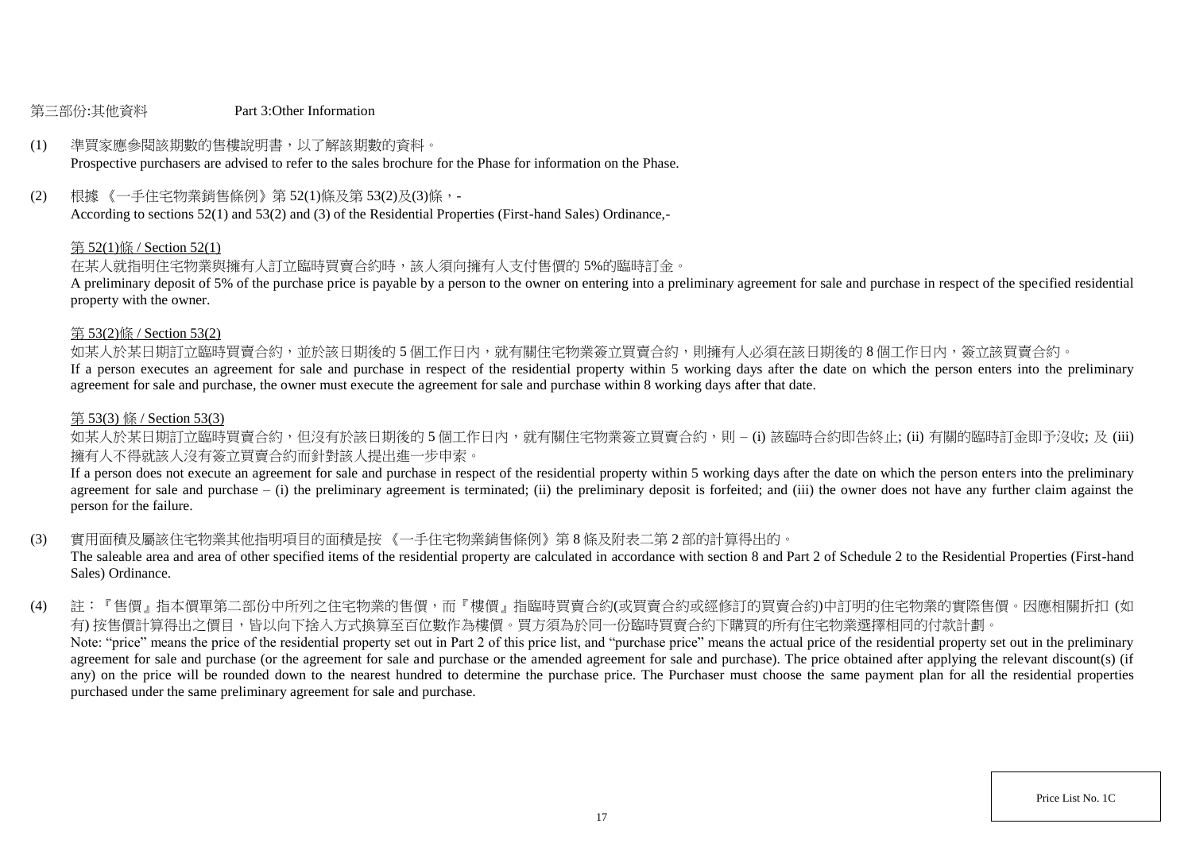## 第三部份:其他資料 Part 3:Other Information

(1) 準買家應參閱該期數的售樓說明書，以了解該期數的資料。
Prospective purchasers are advised to refer to the sales brochure for the Phase for information on the Phase.

(2) 根據 《一手住宅物業銷售條例》第 52(1)條及第 53(2)及(3)條，-
According to sections 52(1) and 53(2) and (3) of the Residential Properties (First-hand Sales) Ordinance,-

第 52(1)條 / Section 52(1)

在某人就指明住宅物業與擁有人訂立臨時買賣合約時，該人須向擁有人支付售價的 5%的臨時訂金。
A preliminary deposit of 5% of the purchase price is payable by a person to the owner on entering into a preliminary agreement for sale and purchase in respect of the specified residential property with the owner.

第 53(2)條 / Section 53(2)

如某人於某日期訂立臨時買賣合約，並於該日期後的 5 個工作日內，就有關住宅物業簽立買賣合約，則擁有人必須在該日期後的 8 個工作日內，簽立該買賣合約。
If a person executes an agreement for sale and purchase in respect of the residential property within 5 working days after the date on which the person enters into the preliminary agreement for sale and purchase, the owner must execute the agreement for sale and purchase within 8 working days after that date.

第 53(3) 條 / Section 53(3)

如某人於某日期訂立臨時買賣合約，但沒有於該日期後的 5 個工作日內，就有關住宅物業簽立買賣合約，則 – (i) 該臨時合約即告終止; (ii) 有關的臨時訂金即予沒收; 及 (iii) 擁有人不得就該人沒有簽立買賣合約而針對該人提出進一步申索。
If a person does not execute an agreement for sale and purchase in respect of the residential property within 5 working days after the date on which the person enters into the preliminary agreement for sale and purchase – (i) the preliminary agreement is terminated; (ii) the preliminary deposit is forfeited; and (iii) the owner does not have any further claim against the person for the failure.

(3) 實用面積及屬該住宅物業其他指明項目的面積是按 《一手住宅物業銷售條例》第 8 條及附表二第 2 部的計算得出的。
The saleable area and area of other specified items of the residential property are calculated in accordance with section 8 and Part 2 of Schedule 2 to the Residential Properties (First-hand Sales) Ordinance.

(4) 註：『售價』指本價單第二部份中所列之住宅物業的售價，而『樓價』指臨時買賣合約(或買賣合約或經修訂的買賣合約)中訂明的住宅物業的實際售價。因應相關折扣 (如有) 按售價計算得出之價目，皆以向下捨入方式換算至百位數作為樓價。買方須為於同一份臨時買賣合約下購買的所有住宅物業選擇相同的付款計劃。
Note: "price" means the price of the residential property set out in Part 2 of this price list, and "purchase price" means the actual price of the residential property set out in the preliminary agreement for sale and purchase (or the agreement for sale and purchase or the amended agreement for sale and purchase). The price obtained after applying the relevant discount(s) (if any) on the price will be rounded down to the nearest hundred to determine the purchase price. The Purchaser must choose the same payment plan for all the residential properties purchased under the same preliminary agreement for sale and purchase.

Price List No. 1C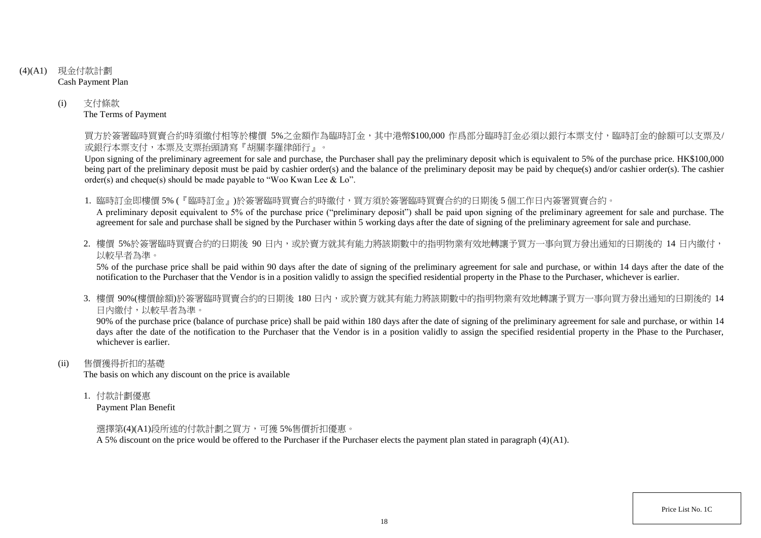(4)(A1) 現金付款計劃
Cash Payment Plan

(i) 支付條款
The Terms of Payment

買方於簽署臨時買賣合約時須繳付相等於樓價 5%之金額作為臨時訂金，其中港幣$100,000 作爲部分臨時訂金必須以銀行本票支付，臨時訂金的餘額可以支票及/或銀行本票支付，本票及支票抬頭請寫『胡關李羅律師行』。

Upon signing of the preliminary agreement for sale and purchase, the Purchaser shall pay the preliminary deposit which is equivalent to 5% of the purchase price. HK$100,000 being part of the preliminary deposit must be paid by cashier order(s) and the balance of the preliminary deposit may be paid by cheque(s) and/or cashier order(s). The cashier order(s) and cheque(s) should be made payable to "Woo Kwan Lee & Lo".

1. 臨時訂金即樓價 5% (『臨時訂金』)於簽署臨時買賣合約時繳付，買方須於簽署臨時買賣合約的日期後 5 個工作日內簽署買賣合約。
A preliminary deposit equivalent to 5% of the purchase price ("preliminary deposit") shall be paid upon signing of the preliminary agreement for sale and purchase. The agreement for sale and purchase shall be signed by the Purchaser within 5 working days after the date of signing of the preliminary agreement for sale and purchase.

2. 樓價 5%於簽署臨時買賣合約的日期後 90 日內，或於賣方就其有能力將該期數中的指明物業有效地轉讓予買方一事向買方發出通知的日期後的 14 日內繳付，以較早者為準。
5% of the purchase price shall be paid within 90 days after the date of signing of the preliminary agreement for sale and purchase, or within 14 days after the date of the notification to the Purchaser that the Vendor is in a position validly to assign the specified residential property in the Phase to the Purchaser, whichever is earlier.

3. 樓價 90%(樓價餘額)於簽署臨時買賣合約的日期後 180 日內，或於賣方就其有能力將該期數中的指明物業有效地轉讓予買方一事向買方發出通知的日期後的 14 日內繳付，以較早者為準。
90% of the purchase price (balance of purchase price) shall be paid within 180 days after the date of signing of the preliminary agreement for sale and purchase, or within 14 days after the date of the notification to the Purchaser that the Vendor is in a position validly to assign the specified residential property in the Phase to the Purchaser, whichever is earlier.

(ii) 售價獲得折扣的基礎
The basis on which any discount on the price is available

1. 付款計劃優惠
Payment Plan Benefit

選擇第(4)(A1)段所述的付款計劃之買方，可獲 5%售價折扣優惠。
A 5% discount on the price would be offered to the Purchaser if the Purchaser elects the payment plan stated in paragraph (4)(A1).

Price List No. 1C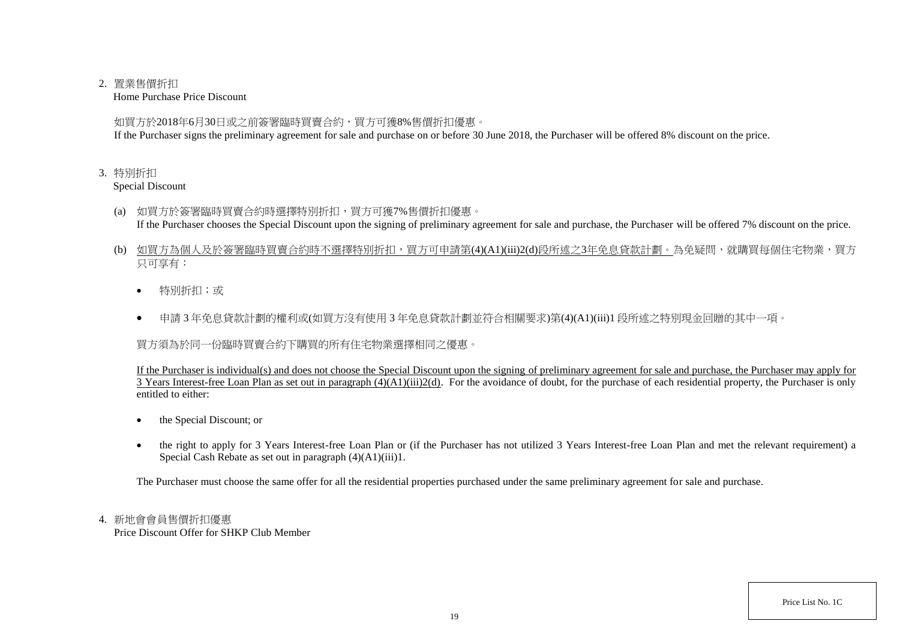2. 置業售價折扣
Home Purchase Price Discount

如買方於2018年6月30日或之前簽署臨時買賣合約，買方可獲8%售價折扣優惠。
If the Purchaser signs the preliminary agreement for sale and purchase on or before 30 June 2018, the Purchaser will be offered 8% discount on the price.

3. 特別折扣
Special Discount

(a) 如買方於簽署臨時買賣合約時選擇特別折扣，買方可獲7%售價折扣優惠。
If the Purchaser chooses the Special Discount upon the signing of preliminary agreement for sale and purchase, the Purchaser will be offered 7% discount on the price.

(b) 如買方為個人及於簽署臨時買賣合約時不選擇特別折扣，買方可申請第(4)(A1)(iii)2(d)段所述之3年免息貸款計劃。為免疑問，就購買每個住宅物業，買方只可享有：

- 特別折扣；或
- 申請 3 年免息貸款計劃的權利或(如買方沒有使用 3 年免息貸款計劃並符合相關要求)第(4)(A1)(iii)1 段所述之特別現金回贈的其中一項。

買方須為於同一份臨時買賣合約下購買的所有住宅物業選擇相同之優惠。

If the Purchaser is individual(s) and does not choose the Special Discount upon the signing of preliminary agreement for sale and purchase, the Purchaser may apply for 3 Years Interest-free Loan Plan as set out in paragraph (4)(A1)(iii)2(d). For the avoidance of doubt, for the purchase of each residential property, the Purchaser is only entitled to either:

- the Special Discount; or
- the right to apply for 3 Years Interest-free Loan Plan or (if the Purchaser has not utilized 3 Years Interest-free Loan Plan and met the relevant requirement) a Special Cash Rebate as set out in paragraph (4)(A1)(iii)1.

The Purchaser must choose the same offer for all the residential properties purchased under the same preliminary agreement for sale and purchase.

4. 新地會會員售價折扣優惠
Price Discount Offer for SHKP Club Member

Price List No. 1C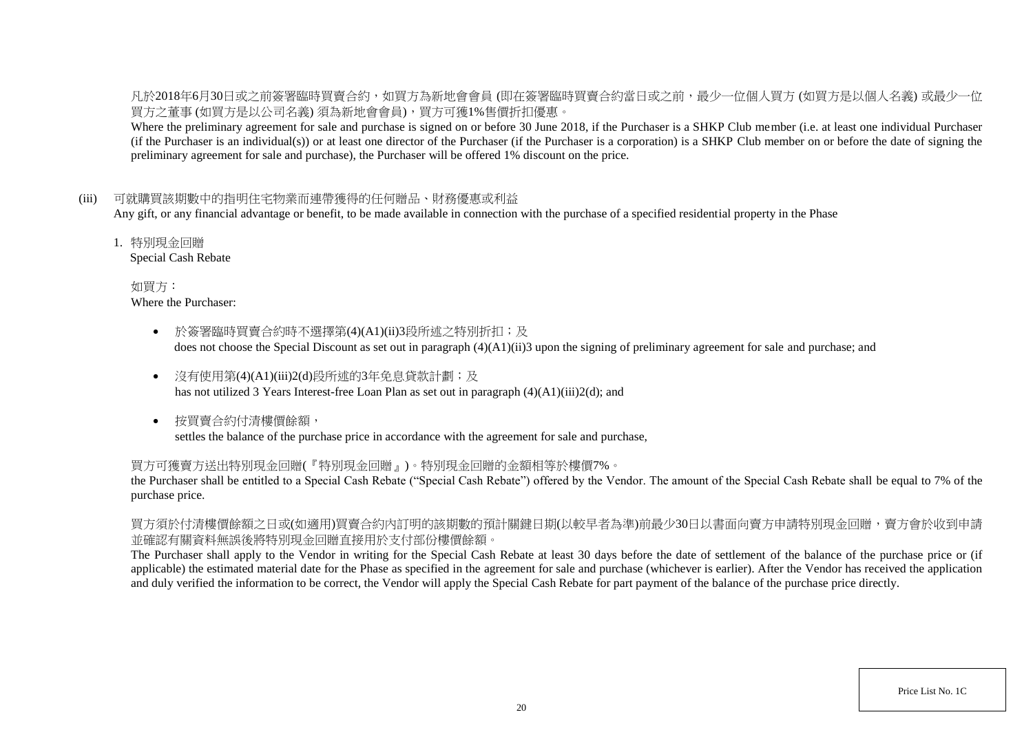凡於2018年6月30日或之前簽署臨時買賣合約，如買方為新地會會員 (即在簽署臨時買賣合約當日或之前，最少一位個人買方 (如買方是以個人名義) 或最少一位買方之董事 (如買方是以公司名義) 須為新地會會員)，買方可獲1%售價折扣優惠。

Where the preliminary agreement for sale and purchase is signed on or before 30 June 2018, if the Purchaser is a SHKP Club member (i.e. at least one individual Purchaser (if the Purchaser is an individual(s)) or at least one director of the Purchaser (if the Purchaser is a corporation) is a SHKP Club member on or before the date of signing the preliminary agreement for sale and purchase), the Purchaser will be offered 1% discount on the price.

(iii) 可就購買該期數中的指明住宅物業而連帶獲得的任何贈品、財務優惠或利益
Any gift, or any financial advantage or benefit, to be made available in connection with the purchase of a specified residential property in the Phase

1. 特別現金回贈
Special Cash Rebate

如買方：
Where the Purchaser:

- 於簽署臨時買賣合約時不選擇第(4)(A1)(ii)3段所述之特別折扣；及
  does not choose the Special Discount as set out in paragraph (4)(A1)(ii)3 upon the signing of preliminary agreement for sale and purchase; and
- 沒有使用第(4)(A1)(iii)2(d)段所述的3年免息貸款計劃；及
  has not utilized 3 Years Interest-free Loan Plan as set out in paragraph (4)(A1)(iii)2(d); and
- 按買賣合約付清樓價餘額，
  settles the balance of the purchase price in accordance with the agreement for sale and purchase,

買方可獲賣方送出特別現金回贈(『特別現金回贈』)。特別現金回贈的金額相等於樓價7%。

the Purchaser shall be entitled to a Special Cash Rebate ("Special Cash Rebate") offered by the Vendor. The amount of the Special Cash Rebate shall be equal to 7% of the purchase price.

買方須於付清樓價餘額之日或(如適用)買賣合約內訂明的該期數的預計關鍵日期(以較早者為準)前最少30日以書面向賣方申請特別現金回贈，賣方會於收到申請並確認有關資料無誤後將特別現金回贈直接用於支付部份樓價餘額。

The Purchaser shall apply to the Vendor in writing for the Special Cash Rebate at least 30 days before the date of settlement of the balance of the purchase price or (if applicable) the estimated material date for the Phase as specified in the agreement for sale and purchase (whichever is earlier). After the Vendor has received the application and duly verified the information to be correct, the Vendor will apply the Special Cash Rebate for part payment of the balance of the purchase price directly.

Price List No. 1C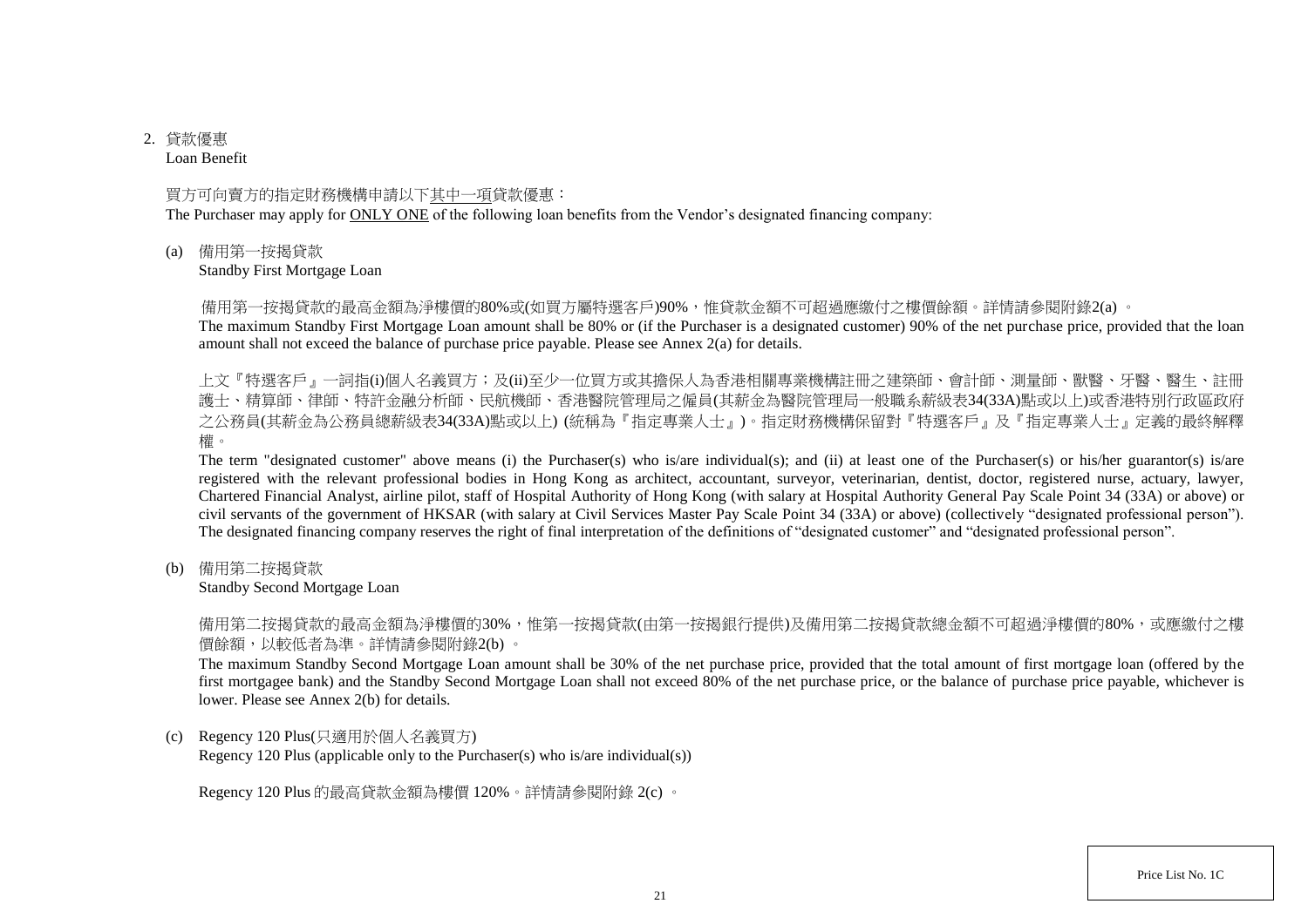2. 貸款優惠
Loan Benefit

買方可向賣方的指定財務機構申請以下其中一項貸款優惠：
The Purchaser may apply for ONLY ONE of the following loan benefits from the Vendor's designated financing company:

(a) 備用第一按揭貸款
Standby First Mortgage Loan

備用第一按揭貸款的最高金額為淨樓價的80%或(如買方屬特選客戶)90%，惟貸款金額不可超過應繳付之樓價餘額。詳情請參閱附錄2(a) 。
The maximum Standby First Mortgage Loan amount shall be 80% or (if the Purchaser is a designated customer) 90% of the net purchase price, provided that the loan amount shall not exceed the balance of purchase price payable. Please see Annex 2(a) for details.

上文『特選客戶』一詞指(i)個人名義買方；及(ii)至少一位買方或其擔保人為香港相關專業機構註冊之建築師、會計師、測量師、獸醫、牙醫、醫生、註冊護士、精算師、律師、特許金融分析師、民航機師、香港醫院管理局之僱員(其薪金為醫院管理局一般職系薪級表34(33A)點或以上)或香港特別行政區政府之公務員(其薪金為公務員總薪級表34(33A)點或以上) (統稱為『指定專業人士』)。指定財務機構保留對『特選客戶』及『指定專業人士』定義的最終解釋權。
The term "designated customer" above means (i) the Purchaser(s) who is/are individual(s); and (ii) at least one of the Purchaser(s) or his/her guarantor(s) is/are registered with the relevant professional bodies in Hong Kong as architect, accountant, surveyor, veterinarian, dentist, doctor, registered nurse, actuary, lawyer, Chartered Financial Analyst, airline pilot, staff of Hospital Authority of Hong Kong (with salary at Hospital Authority General Pay Scale Point 34 (33A) or above) or civil servants of the government of HKSAR (with salary at Civil Services Master Pay Scale Point 34 (33A) or above) (collectively "designated professional person"). The designated financing company reserves the right of final interpretation of the definitions of "designated customer" and "designated professional person".

(b) 備用第二按揭貸款
Standby Second Mortgage Loan

備用第二按揭貸款的最高金額為淨樓價的30%，惟第一按揭貸款(由第一按揭銀行提供)及備用第二按揭貸款總金額不可超過淨樓價的80%，或應繳付之樓價餘額，以較低者為準。詳情請參閱附錄2(b) 。
The maximum Standby Second Mortgage Loan amount shall be 30% of the net purchase price, provided that the total amount of first mortgage loan (offered by the first mortgagee bank) and the Standby Second Mortgage Loan shall not exceed 80% of the net purchase price, or the balance of purchase price payable, whichever is lower. Please see Annex 2(b) for details.

(c) Regency 120 Plus(只適用於個人名義買方)
Regency 120 Plus (applicable only to the Purchaser(s) who is/are individual(s))

Regency 120 Plus 的最高貸款金額為樓價 120%。詳情請參閱附錄 2(c) 。

Price List No. 1C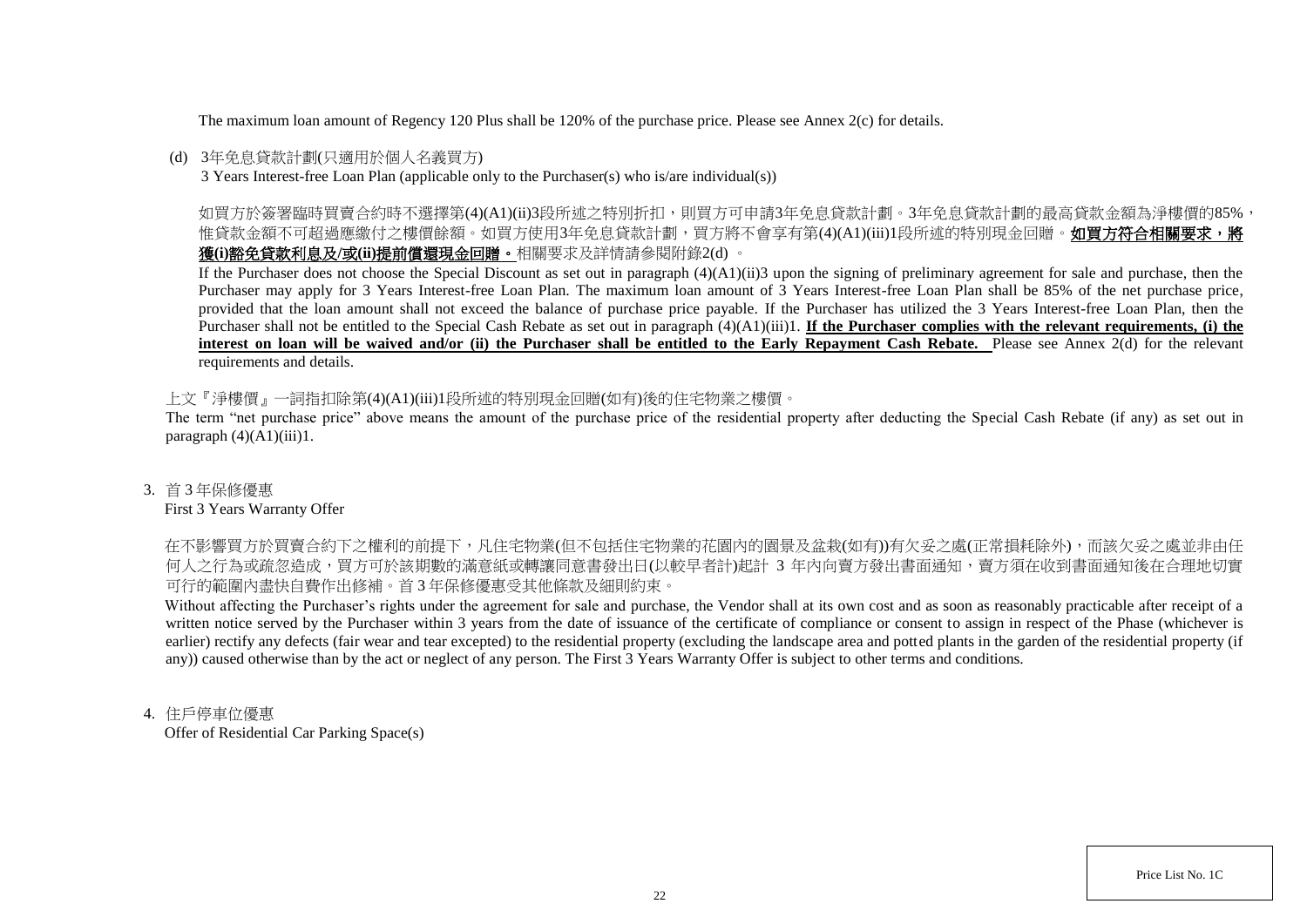The maximum loan amount of Regency 120 Plus shall be 120% of the purchase price. Please see Annex 2(c) for details.

(d) 3年免息貸款計劃(只適用於個人名義買方)
3 Years Interest-free Loan Plan (applicable only to the Purchaser(s) who is/are individual(s))

如買方於簽署臨時買賣合約時不選擇第(4)(A1)(ii)3段所述之特別折扣，則買方可申請3年免息貸款計劃。3年免息貸款計劃的最高貸款金額為淨樓價的85%，惟貸款金額不可超過應繳付之樓價餘額。如買方使用3年免息貸款計劃，買方將不會享有第(4)(A1)(iii)1段所述的特別現金回贈。**如買方符合相關要求，將獲(i)豁免貸款利息及/或(ii)提前償還現金回贈。**相關要求及詳情請參閱附錄2(d) 。

If the Purchaser does not choose the Special Discount as set out in paragraph (4)(A1)(ii)3 upon the signing of preliminary agreement for sale and purchase, then the Purchaser may apply for 3 Years Interest-free Loan Plan. The maximum loan amount of 3 Years Interest-free Loan Plan shall be 85% of the net purchase price, provided that the loan amount shall not exceed the balance of purchase price payable. If the Purchaser has utilized the 3 Years Interest-free Loan Plan, then the Purchaser shall not be entitled to the Special Cash Rebate as set out in paragraph (4)(A1)(iii)1. **If the Purchaser complies with the relevant requirements, (i) the interest on loan will be waived and/or (ii) the Purchaser shall be entitled to the Early Repayment Cash Rebate.** Please see Annex 2(d) for the relevant requirements and details.

上文『淨樓價』一詞指扣除第(4)(A1)(iii)1段所述的特別現金回贈(如有)後的住宅物業之樓價。
The term "net purchase price" above means the amount of the purchase price of the residential property after deducting the Special Cash Rebate (if any) as set out in paragraph (4)(A1)(iii)1.

3. 首 3 年保修優惠
First 3 Years Warranty Offer

在不影響買方於買賣合約下之權利的前提下，凡住宅物業(但不包括住宅物業的花園內的園景及盆栽(如有))有欠妥之處(正常損耗除外)，而該欠妥之處並非由任何人之行為或疏忽造成，買方可於該期數的滿意紙或轉讓同意書發出日(以較早者計)起計 3 年內向賣方發出書面通知，賣方須在收到書面通知後在合理地切實可行的範圍內盡快自費作出修補。首 3 年保修優惠受其他條款及細則約束。

Without affecting the Purchaser's rights under the agreement for sale and purchase, the Vendor shall at its own cost and as soon as reasonably practicable after receipt of a written notice served by the Purchaser within 3 years from the date of issuance of the certificate of compliance or consent to assign in respect of the Phase (whichever is earlier) rectify any defects (fair wear and tear excepted) to the residential property (excluding the landscape area and potted plants in the garden of the residential property (if any)) caused otherwise than by the act or neglect of any person. The First 3 Years Warranty Offer is subject to other terms and conditions.

4. 住戶停車位優惠
Offer of Residential Car Parking Space(s)

Price List No. 1C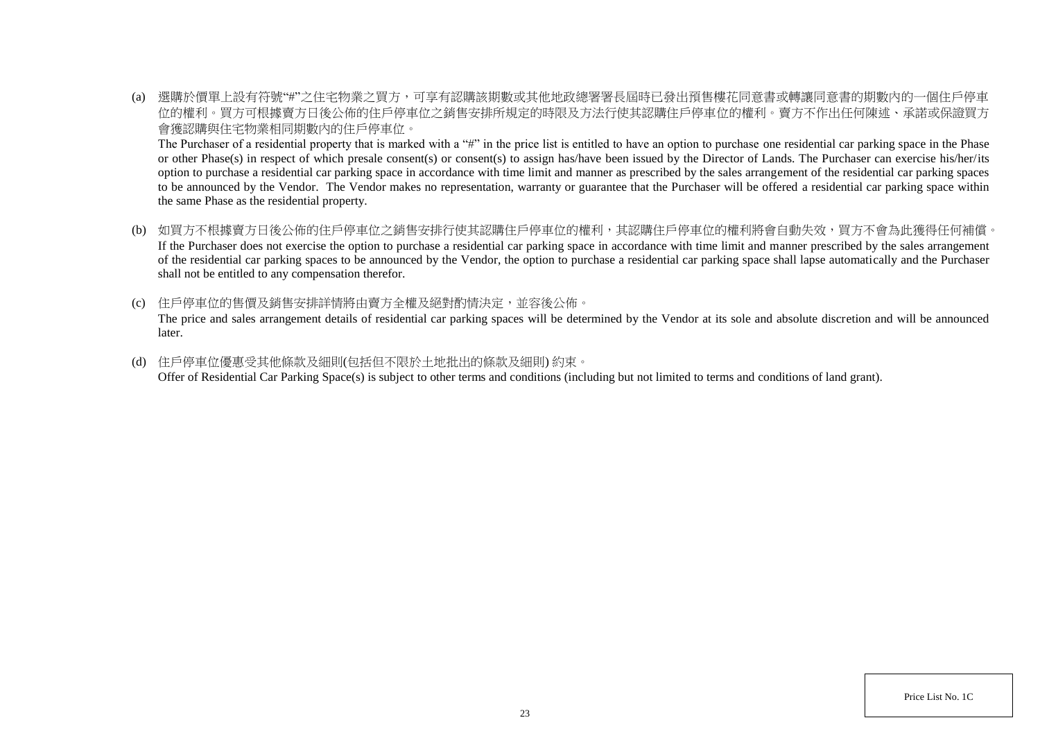(a) 選購於價單上設有符號"#"之住宅物業之買方，可享有認購該期數或其他地政總署署長屆時已發出預售樓花同意書或轉讓同意書的期數內的一個住戶停車位的權利。買方可根據賣方日後公佈的住戶停車位之銷售安排所規定的時限及方法行使其認購住戶停車位的權利。賣方不作出任何陳述、承諾或保證買方會獲認購與住宅物業相同期數內的住戶停車位。

The Purchaser of a residential property that is marked with a "#" in the price list is entitled to have an option to purchase one residential car parking space in the Phase or other Phase(s) in respect of which presale consent(s) or consent(s) to assign has/have been issued by the Director of Lands. The Purchaser can exercise his/her/its option to purchase a residential car parking space in accordance with time limit and manner as prescribed by the sales arrangement of the residential car parking spaces to be announced by the Vendor. The Vendor makes no representation, warranty or guarantee that the Purchaser will be offered a residential car parking space within the same Phase as the residential property.

(b) 如買方不根據賣方日後公佈的住戶停車位之銷售安排行使其認購住戶停車位的權利，其認購住戶停車位的權利將會自動失效，買方不會為此獲得任何補償。

If the Purchaser does not exercise the option to purchase a residential car parking space in accordance with time limit and manner prescribed by the sales arrangement of the residential car parking spaces to be announced by the Vendor, the option to purchase a residential car parking space shall lapse automatically and the Purchaser shall not be entitled to any compensation therefor.

(c) 住戶停車位的售價及銷售安排詳情將由賣方全權及絕對酌情決定，並容後公佈。

The price and sales arrangement details of residential car parking spaces will be determined by the Vendor at its sole and absolute discretion and will be announced later.

(d) 住戶停車位優惠受其他條款及細則(包括但不限於土地批出的條款及細則) 約束。

Offer of Residential Car Parking Space(s) is subject to other terms and conditions (including but not limited to terms and conditions of land grant).

Price List No. 1C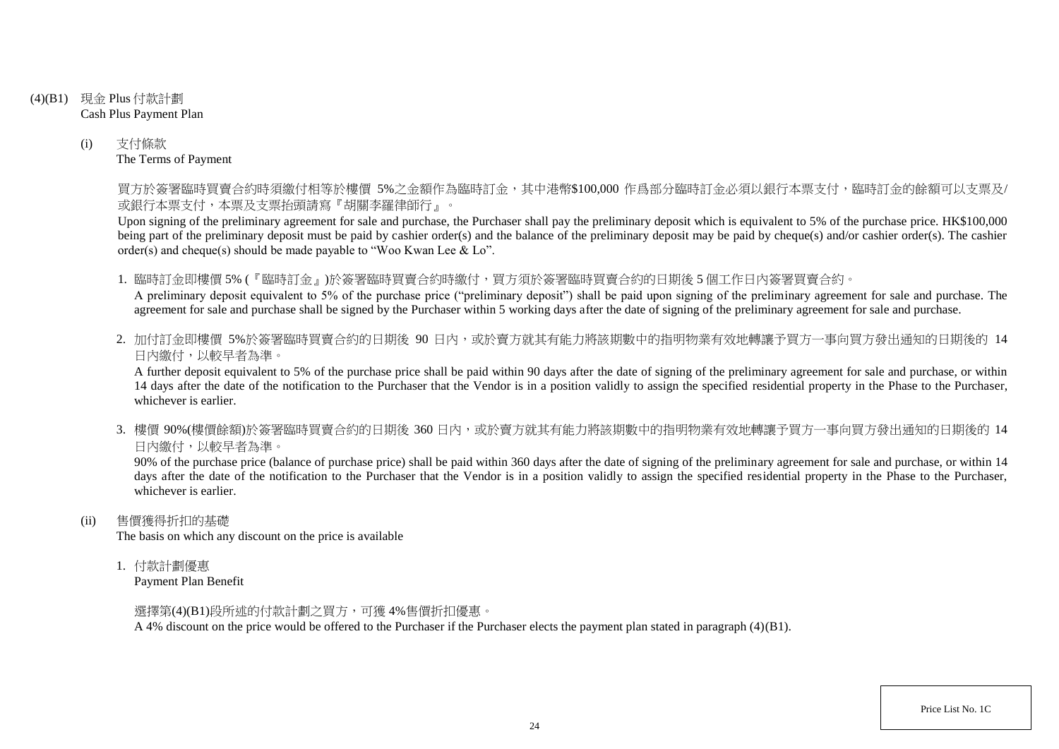(4)(B1) 現金 Plus 付款計劃
Cash Plus Payment Plan

(i) 支付條款
The Terms of Payment

買方於簽署臨時買賣合約時須繳付相等於樓價 5%之金額作為臨時訂金，其中港幣$100,000 作爲部分臨時訂金必須以銀行本票支付，臨時訂金的餘額可以支票及/或銀行本票支付，本票及支票抬頭請寫『胡關李羅律師行』。

Upon signing of the preliminary agreement for sale and purchase, the Purchaser shall pay the preliminary deposit which is equivalent to 5% of the purchase price. HK$100,000 being part of the preliminary deposit must be paid by cashier order(s) and the balance of the preliminary deposit may be paid by cheque(s) and/or cashier order(s). The cashier order(s) and cheque(s) should be made payable to "Woo Kwan Lee & Lo".

1. 臨時訂金即樓價 5% (『臨時訂金』)於簽署臨時買賣合約時繳付，買方須於簽署臨時買賣合約的日期後 5 個工作日內簽署買賣合約。
   A preliminary deposit equivalent to 5% of the purchase price ("preliminary deposit") shall be paid upon signing of the preliminary agreement for sale and purchase. The agreement for sale and purchase shall be signed by the Purchaser within 5 working days after the date of signing of the preliminary agreement for sale and purchase.

2. 加付訂金即樓價 5%於簽署臨時買賣合約的日期後 90 日內，或於賣方就其有能力將該期數中的指明物業有效地轉讓予買方一事向買方發出通知的日期後的 14 日內繳付，以較早者為準。
   A further deposit equivalent to 5% of the purchase price shall be paid within 90 days after the date of signing of the preliminary agreement for sale and purchase, or within 14 days after the date of the notification to the Purchaser that the Vendor is in a position validly to assign the specified residential property in the Phase to the Purchaser, whichever is earlier.

3. 樓價 90%(樓價餘額)於簽署臨時買賣合約的日期後 360 日內，或於賣方就其有能力將該期數中的指明物業有效地轉讓予買方一事向買方發出通知的日期後的 14 日內繳付，以較早者為準。
   90% of the purchase price (balance of purchase price) shall be paid within 360 days after the date of signing of the preliminary agreement for sale and purchase, or within 14 days after the date of the notification to the Purchaser that the Vendor is in a position validly to assign the specified residential property in the Phase to the Purchaser, whichever is earlier.

(ii) 售價獲得折扣的基礎
The basis on which any discount on the price is available

1. 付款計劃優惠
   Payment Plan Benefit

   選擇第(4)(B1)段所述的付款計劃之買方，可獲 4%售價折扣優惠。
   A 4% discount on the price would be offered to the Purchaser if the Purchaser elects the payment plan stated in paragraph (4)(B1).

Price List No. 1C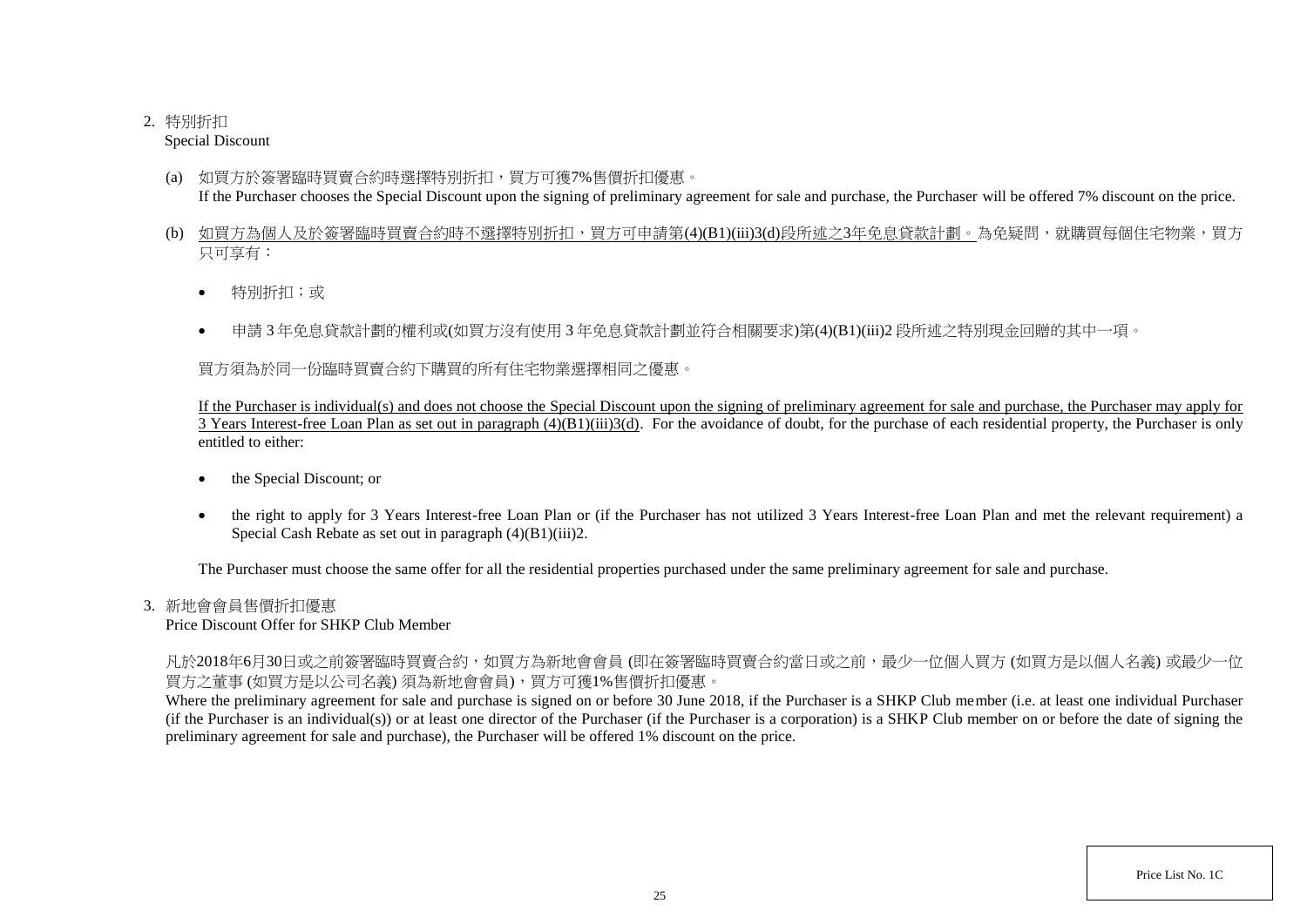2. 特別折扣
Special Discount

(a) 如買方於簽署臨時買賣合約時選擇特別折扣，買方可獲7%售價折扣優惠。
If the Purchaser chooses the Special Discount upon the signing of preliminary agreement for sale and purchase, the Purchaser will be offered 7% discount on the price.

(b) <u>如買方為個人及於簽署臨時買賣合約時不選擇特別折扣，買方可申請第(4)(B1)(iii)3(d)段所述之3年免息貸款計劃。</u>為免疑問，就購買每個住宅物業，買方只可享有：

- 特別折扣；或
- 申請3年免息貸款計劃的權利或(如買方沒有使用3年免息貸款計劃並符合相關要求)第(4)(B1)(iii)2段所述之特別現金回贈的其中一項。

買方須為於同一份臨時買賣合約下購買的所有住宅物業選擇相同之優惠。

<u>If the Purchaser is individual(s) and does not choose the Special Discount upon the signing of preliminary agreement for sale and purchase, the Purchaser may apply for 3 Years Interest-free Loan Plan as set out in paragraph (4)(B1)(iii)3(d).</u> For the avoidance of doubt, for the purchase of each residential property, the Purchaser is only entitled to either:

- the Special Discount; or
- the right to apply for 3 Years Interest-free Loan Plan or (if the Purchaser has not utilized 3 Years Interest-free Loan Plan and met the relevant requirement) a Special Cash Rebate as set out in paragraph (4)(B1)(iii)2.

The Purchaser must choose the same offer for all the residential properties purchased under the same preliminary agreement for sale and purchase.

3. 新地會會員售價折扣優惠
Price Discount Offer for SHKP Club Member

凡於2018年6月30日或之前簽署臨時買賣合約，如買方為新地會會員 (即在簽署臨時買賣合約當日或之前，最少一位個人買方 (如買方是以個人名義) 或最少一位買方之董事 (如買方是以公司名義) 須為新地會會員)，買方可獲1%售價折扣優惠。
Where the preliminary agreement for sale and purchase is signed on or before 30 June 2018, if the Purchaser is a SHKP Club member (i.e. at least one individual Purchaser (if the Purchaser is an individual(s)) or at least one director of the Purchaser (if the Purchaser is a corporation) is a SHKP Club member on or before the date of signing the preliminary agreement for sale and purchase), the Purchaser will be offered 1% discount on the price.

Price List No. 1C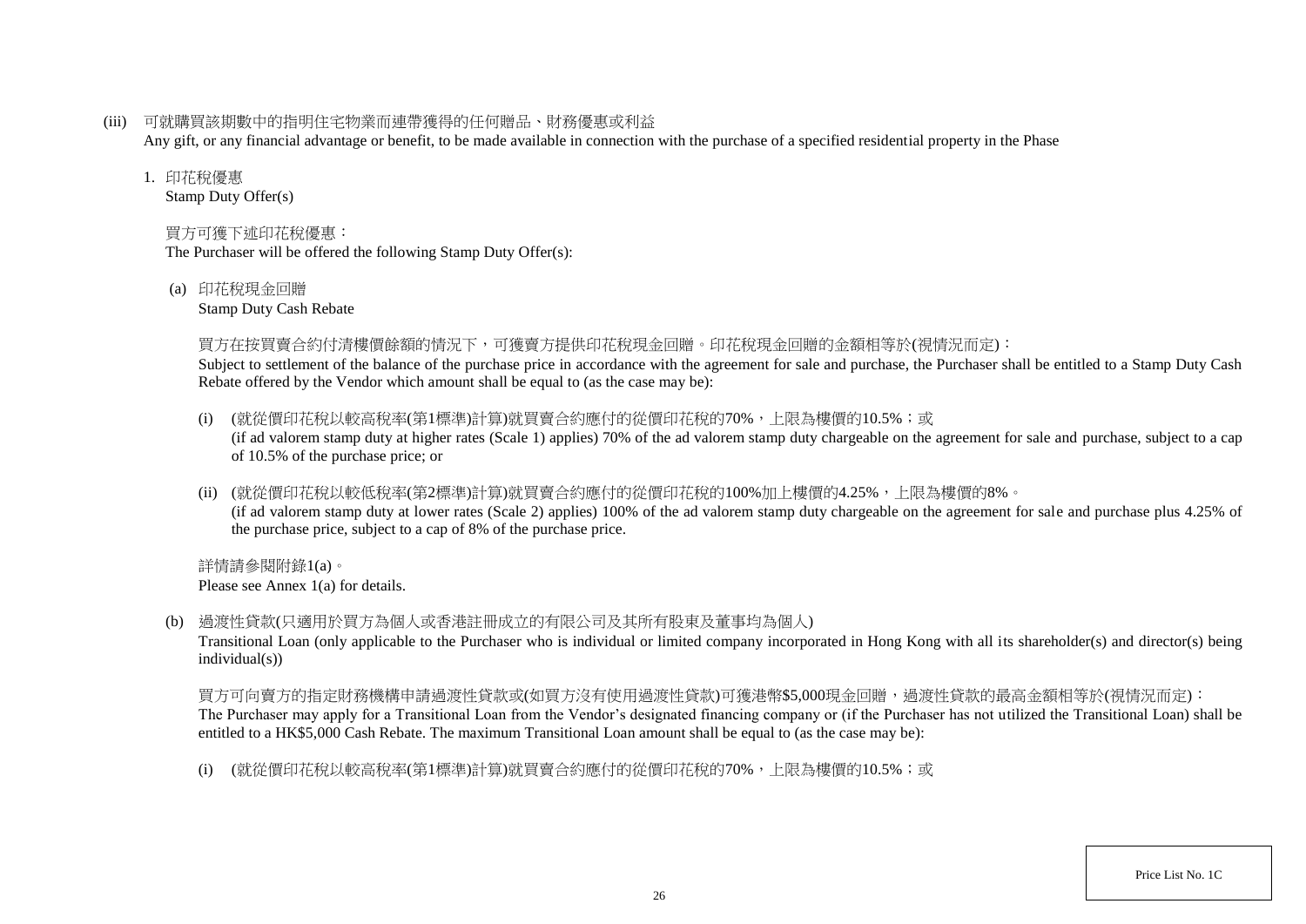(iii) 可就購買該期數中的指明住宅物業而連帶獲得的任何贈品、財務優惠或利益
Any gift, or any financial advantage or benefit, to be made available in connection with the purchase of a specified residential property in the Phase

1. 印花稅優惠
Stamp Duty Offer(s)

買方可獲下述印花稅優惠：
The Purchaser will be offered the following Stamp Duty Offer(s):

(a) 印花稅現金回贈
Stamp Duty Cash Rebate

買方在按買賣合約付清樓價餘額的情況下，可獲賣方提供印花稅現金回贈。印花稅現金回贈的金額相等於(視情況而定)：
Subject to settlement of the balance of the purchase price in accordance with the agreement for sale and purchase, the Purchaser shall be entitled to a Stamp Duty Cash Rebate offered by the Vendor which amount shall be equal to (as the case may be):

(i) (就從價印花稅以較高稅率(第1標準)計算)就買賣合約應付的從價印花稅的70%，上限為樓價的10.5%；或
(if ad valorem stamp duty at higher rates (Scale 1) applies) 70% of the ad valorem stamp duty chargeable on the agreement for sale and purchase, subject to a cap of 10.5% of the purchase price; or

(ii) (就從價印花稅以較低稅率(第2標準)計算)就買賣合約應付的從價印花稅的100%加上樓價的4.25%，上限為樓價的8%。
(if ad valorem stamp duty at lower rates (Scale 2) applies) 100% of the ad valorem stamp duty chargeable on the agreement for sale and purchase plus 4.25% of the purchase price, subject to a cap of 8% of the purchase price.

詳情請參閱附錄1(a)。
Please see Annex 1(a) for details.

(b) 過渡性貸款(只適用於買方為個人或香港註冊成立的有限公司及其所有股東及董事均為個人)
Transitional Loan (only applicable to the Purchaser who is individual or limited company incorporated in Hong Kong with all its shareholder(s) and director(s) being individual(s))

買方可向賣方的指定財務機構申請過渡性貸款或(如買方沒有使用過渡性貸款)可獲港幣$5,000現金回贈，過渡性貸款的最高金額相等於(視情況而定)：
The Purchaser may apply for a Transitional Loan from the Vendor's designated financing company or (if the Purchaser has not utilized the Transitional Loan) shall be entitled to a HK$5,000 Cash Rebate. The maximum Transitional Loan amount shall be equal to (as the case may be):

(i) (就從價印花稅以較高稅率(第1標準)計算)就買賣合約應付的從價印花稅的70%，上限為樓價的10.5%；或

Price List No. 1C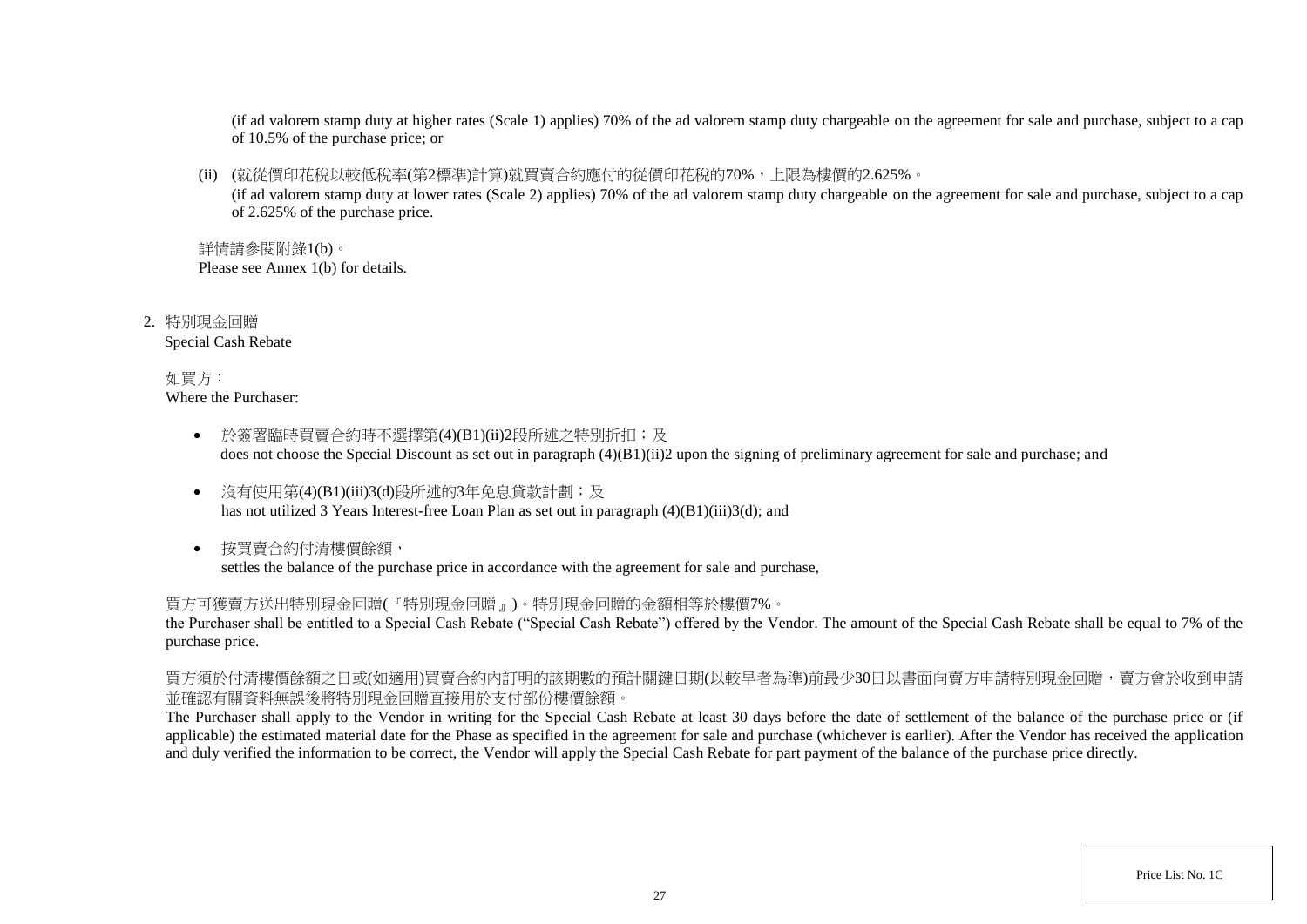(if ad valorem stamp duty at higher rates (Scale 1) applies) 70% of the ad valorem stamp duty chargeable on the agreement for sale and purchase, subject to a cap of 10.5% of the purchase price; or

(ii) (就從價印花稅以較低稅率(第2標準)計算)就買賣合約應付的從價印花稅的70%，上限為樓價的2.625%。
(if ad valorem stamp duty at lower rates (Scale 2) applies) 70% of the ad valorem stamp duty chargeable on the agreement for sale and purchase, subject to a cap of 2.625% of the purchase price.

詳情請參閱附錄1(b)。
Please see Annex 1(b) for details.

2. 特別現金回贈
Special Cash Rebate

如買方：
Where the Purchaser:

- 於簽署臨時買賣合約時不選擇第(4)(B1)(ii)2段所述之特別折扣；及
does not choose the Special Discount as set out in paragraph (4)(B1)(ii)2 upon the signing of preliminary agreement for sale and purchase; and
- 沒有使用第(4)(B1)(iii)3(d)段所述的3年免息貸款計劃；及
has not utilized 3 Years Interest-free Loan Plan as set out in paragraph (4)(B1)(iii)3(d); and
- 按買賣合約付清樓價餘額，
settles the balance of the purchase price in accordance with the agreement for sale and purchase,

買方可獲賣方送出特別現金回贈(『特別現金回贈』)。特別現金回贈的金額相等於樓價7%。
the Purchaser shall be entitled to a Special Cash Rebate ("Special Cash Rebate") offered by the Vendor. The amount of the Special Cash Rebate shall be equal to 7% of the purchase price.

買方須於付清樓價餘額之日或(如適用)買賣合約內訂明的該期數的預計關鍵日期(以較早者為準)前最少30日以書面向賣方申請特別現金回贈，賣方會於收到申請並確認有關資料無誤後將特別現金回贈直接用於支付部份樓價餘額。
The Purchaser shall apply to the Vendor in writing for the Special Cash Rebate at least 30 days before the date of settlement of the balance of the purchase price or (if applicable) the estimated material date for the Phase as specified in the agreement for sale and purchase (whichever is earlier). After the Vendor has received the application and duly verified the information to be correct, the Vendor will apply the Special Cash Rebate for part payment of the balance of the purchase price directly.

Price List No. 1C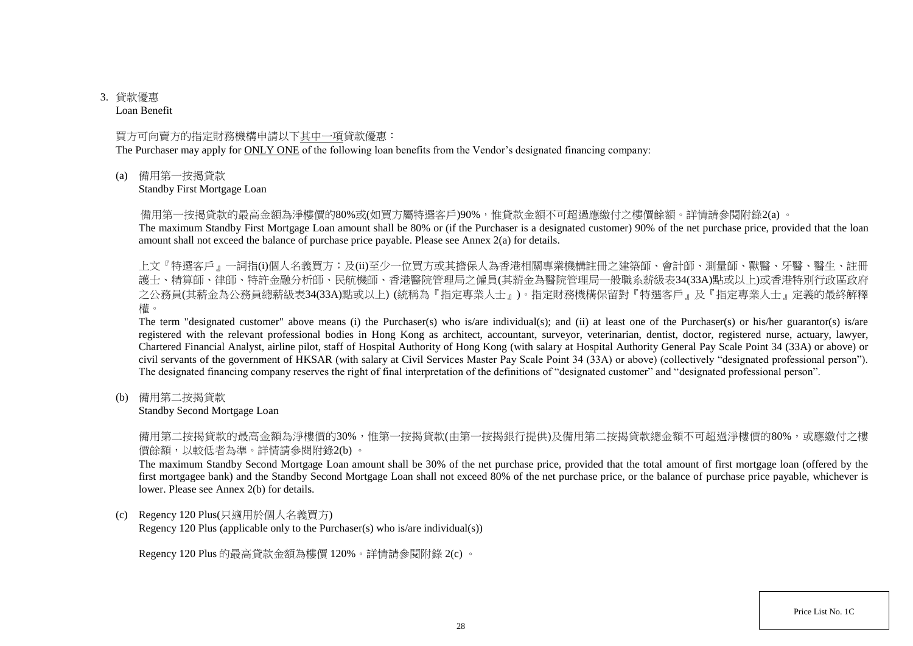3. 貸款優惠

Loan Benefit

買方可向賣方的指定財務機構申請以下<u>其中一項</u>貸款優惠：

The Purchaser may apply for <u>ONLY ONE</u> of the following loan benefits from the Vendor's designated financing company:

(a) 備用第一按揭貸款

Standby First Mortgage Loan

備用第一按揭貸款的最高金額為淨樓價的80%或(如買方屬特選客戶)90%，惟貸款金額不可超過應繳付之樓價餘額。詳情請參閱附錄2(a) 。

The maximum Standby First Mortgage Loan amount shall be 80% or (if the Purchaser is a designated customer) 90% of the net purchase price, provided that the loan amount shall not exceed the balance of purchase price payable. Please see Annex 2(a) for details.

上文『特選客戶』一詞指(i)個人名義買方；及(ii)至少一位買方或其擔保人為香港相關專業機構註冊之建築師、會計師、測量師、獸醫、牙醫、醫生、註冊護士、精算師、律師、特許金融分析師、民航機師、香港醫院管理局之僱員(其薪金為醫院管理局一般職系薪級表34(33A)點或以上)或香港特別行政區政府之公務員(其薪金為公務員總薪級表34(33A)點或以上) (統稱為『指定專業人士』)。指定財務機構保留對『特選客戶』及『指定專業人士』定義的最終解釋權。

The term "designated customer" above means (i) the Purchaser(s) who is/are individual(s); and (ii) at least one of the Purchaser(s) or his/her guarantor(s) is/are registered with the relevant professional bodies in Hong Kong as architect, accountant, surveyor, veterinarian, dentist, doctor, registered nurse, actuary, lawyer, Chartered Financial Analyst, airline pilot, staff of Hospital Authority of Hong Kong (with salary at Hospital Authority General Pay Scale Point 34 (33A) or above) or civil servants of the government of HKSAR (with salary at Civil Services Master Pay Scale Point 34 (33A) or above) (collectively "designated professional person"). The designated financing company reserves the right of final interpretation of the definitions of "designated customer" and "designated professional person".

(b) 備用第二按揭貸款

Standby Second Mortgage Loan

備用第二按揭貸款的最高金額為淨樓價的30%，惟第一按揭貸款(由第一按揭銀行提供)及備用第二按揭貸款總金額不可超過淨樓價的80%，或應繳付之樓價餘額，以較低者為準。詳情請參閱附錄2(b) 。

The maximum Standby Second Mortgage Loan amount shall be 30% of the net purchase price, provided that the total amount of first mortgage loan (offered by the first mortgagee bank) and the Standby Second Mortgage Loan shall not exceed 80% of the net purchase price, or the balance of purchase price payable, whichever is lower. Please see Annex 2(b) for details.

(c) Regency 120 Plus(只適用於個人名義買方)

Regency 120 Plus (applicable only to the Purchaser(s) who is/are individual(s))

Regency 120 Plus 的最高貸款金額為樓價 120%。詳情請參閱附錄 2(c) 。

Price List No. 1C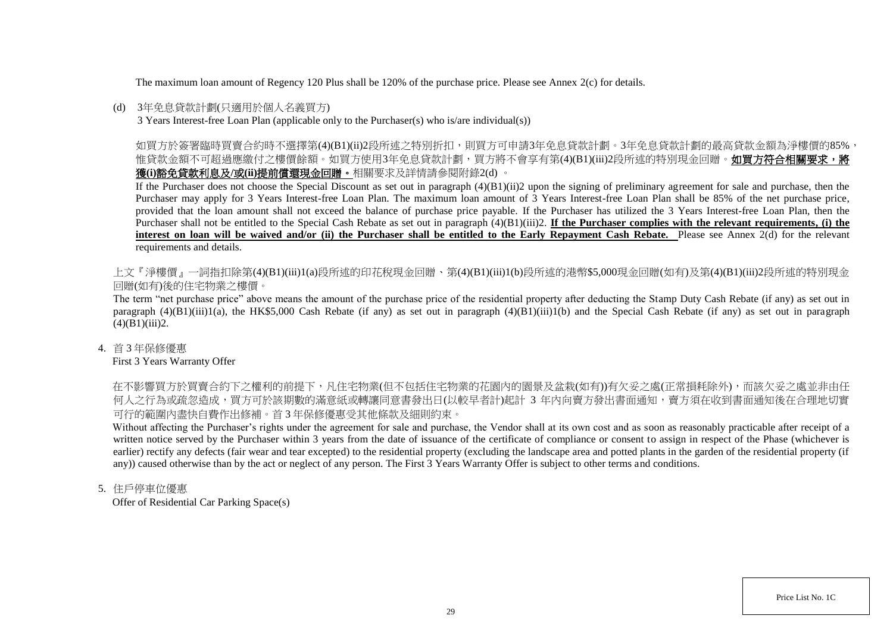The maximum loan amount of Regency 120 Plus shall be 120% of the purchase price. Please see Annex 2(c) for details.

(d) 3年免息貸款計劃(只適用於個人名義買方)
3 Years Interest-free Loan Plan (applicable only to the Purchaser(s) who is/are individual(s))

如買方於簽署臨時買賣合約時不選擇第(4)(B1)(ii)2段所述之特別折扣，則買方可申請3年免息貸款計劃。3年免息貸款計劃的最高貸款金額為淨樓價的85%，惟貸款金額不可超過應繳付之樓價餘額。如買方使用3年免息貸款計劃，買方將不會享有第(4)(B1)(iii)2段所述的特別現金回贈。**如買方符合相關要求，將獲(i)豁免貸款利息及/或(ii)提前償還現金回贈。**相關要求及詳情請參閱附錄2(d) 。

If the Purchaser does not choose the Special Discount as set out in paragraph (4)(B1)(ii)2 upon the signing of preliminary agreement for sale and purchase, then the Purchaser may apply for 3 Years Interest-free Loan Plan. The maximum loan amount of 3 Years Interest-free Loan Plan shall be 85% of the net purchase price, provided that the loan amount shall not exceed the balance of purchase price payable. If the Purchaser has utilized the 3 Years Interest-free Loan Plan, then the Purchaser shall not be entitled to the Special Cash Rebate as set out in paragraph (4)(B1)(iii)2. **If the Purchaser complies with the relevant requirements, (i) the interest on loan will be waived and/or (ii) the Purchaser shall be entitled to the Early Repayment Cash Rebate.** Please see Annex 2(d) for the relevant requirements and details.

上文『淨樓價』一詞指扣除第(4)(B1)(iii)1(a)段所述的印花稅現金回贈、第(4)(B1)(iii)1(b)段所述的港幣$5,000現金回贈(如有)及第(4)(B1)(iii)2段所述的特別現金回贈(如有)後的住宅物業之樓價。

The term "net purchase price" above means the amount of the purchase price of the residential property after deducting the Stamp Duty Cash Rebate (if any) as set out in paragraph (4)(B1)(iii)1(a), the HK$5,000 Cash Rebate (if any) as set out in paragraph (4)(B1)(iii)1(b) and the Special Cash Rebate (if any) as set out in paragraph (4)(B1)(iii)2.

4. 首3年保修優惠
First 3 Years Warranty Offer

在不影響買方於買賣合約下之權利的前提下，凡住宅物業(但不包括住宅物業的花園內的園景及盆栽(如有))有欠妥之處(正常損耗除外)，而該欠妥之處並非由任何人之行為或疏忽造成，買方可於該期數的滿意紙或轉讓同意書發出日(以較早者計)起計 3 年內向賣方發出書面通知，賣方須在收到書面通知後在合理地切實可行的範圍內盡快自費作出修補。首3年保修優惠受其他條款及細則約束。

Without affecting the Purchaser's rights under the agreement for sale and purchase, the Vendor shall at its own cost and as soon as reasonably practicable after receipt of a written notice served by the Purchaser within 3 years from the date of issuance of the certificate of compliance or consent to assign in respect of the Phase (whichever is earlier) rectify any defects (fair wear and tear excepted) to the residential property (excluding the landscape area and potted plants in the garden of the residential property (if any)) caused otherwise than by the act or neglect of any person. The First 3 Years Warranty Offer is subject to other terms and conditions.

5. 住戶停車位優惠
Offer of Residential Car Parking Space(s)

Price List No. 1C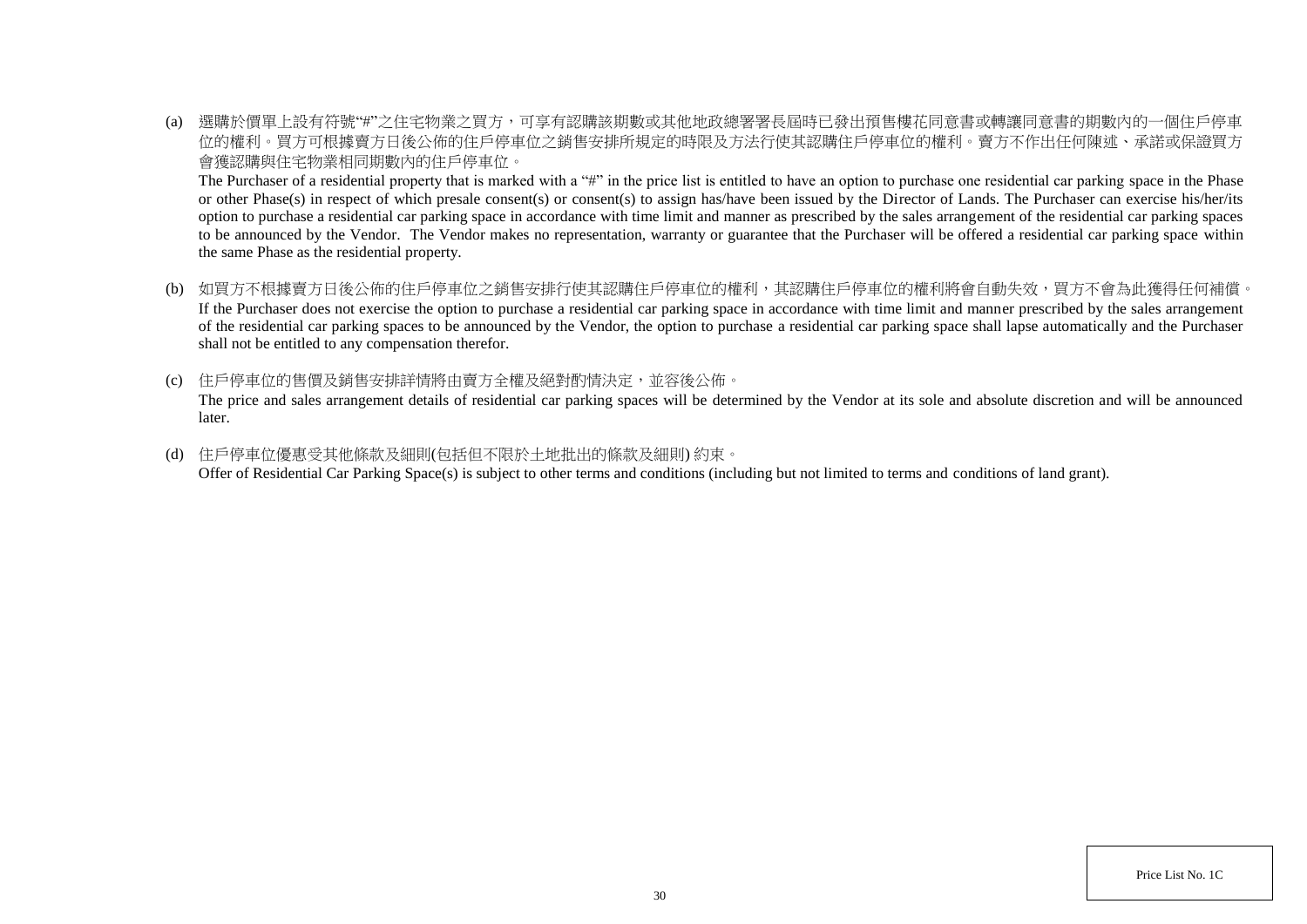(a) 選購於價單上設有符號"#"之住宅物業之買方，可享有認購該期數或其他地政總署署長屆時已發出預售樓花同意書或轉讓同意書的期數內的一個住戶停車位的權利。買方可根據賣方日後公佈的住戶停車位之銷售安排所規定的時限及方法行使其認購住戶停車位的權利。賣方不作出任何陳述、承諾或保證買方會獲認購與住宅物業相同期數內的住戶停車位。

The Purchaser of a residential property that is marked with a "#" in the price list is entitled to have an option to purchase one residential car parking space in the Phase or other Phase(s) in respect of which presale consent(s) or consent(s) to assign has/have been issued by the Director of Lands. The Purchaser can exercise his/her/its option to purchase a residential car parking space in accordance with time limit and manner as prescribed by the sales arrangement of the residential car parking spaces to be announced by the Vendor. The Vendor makes no representation, warranty or guarantee that the Purchaser will be offered a residential car parking space within the same Phase as the residential property.

(b) 如買方不根據賣方日後公佈的住戶停車位之銷售安排行使其認購住戶停車位的權利，其認購住戶停車位的權利將會自動失效，買方不會為此獲得任何補償。

If the Purchaser does not exercise the option to purchase a residential car parking space in accordance with time limit and manner prescribed by the sales arrangement of the residential car parking spaces to be announced by the Vendor, the option to purchase a residential car parking space shall lapse automatically and the Purchaser shall not be entitled to any compensation therefor.

(c) 住戶停車位的售價及銷售安排詳情將由賣方全權及絕對酌情決定，並容後公佈。

The price and sales arrangement details of residential car parking spaces will be determined by the Vendor at its sole and absolute discretion and will be announced later.

(d) 住戶停車位優惠受其他條款及細則(包括但不限於土地批出的條款及細則) 約束。

Offer of Residential Car Parking Space(s) is subject to other terms and conditions (including but not limited to terms and conditions of land grant).

Price List No. 1C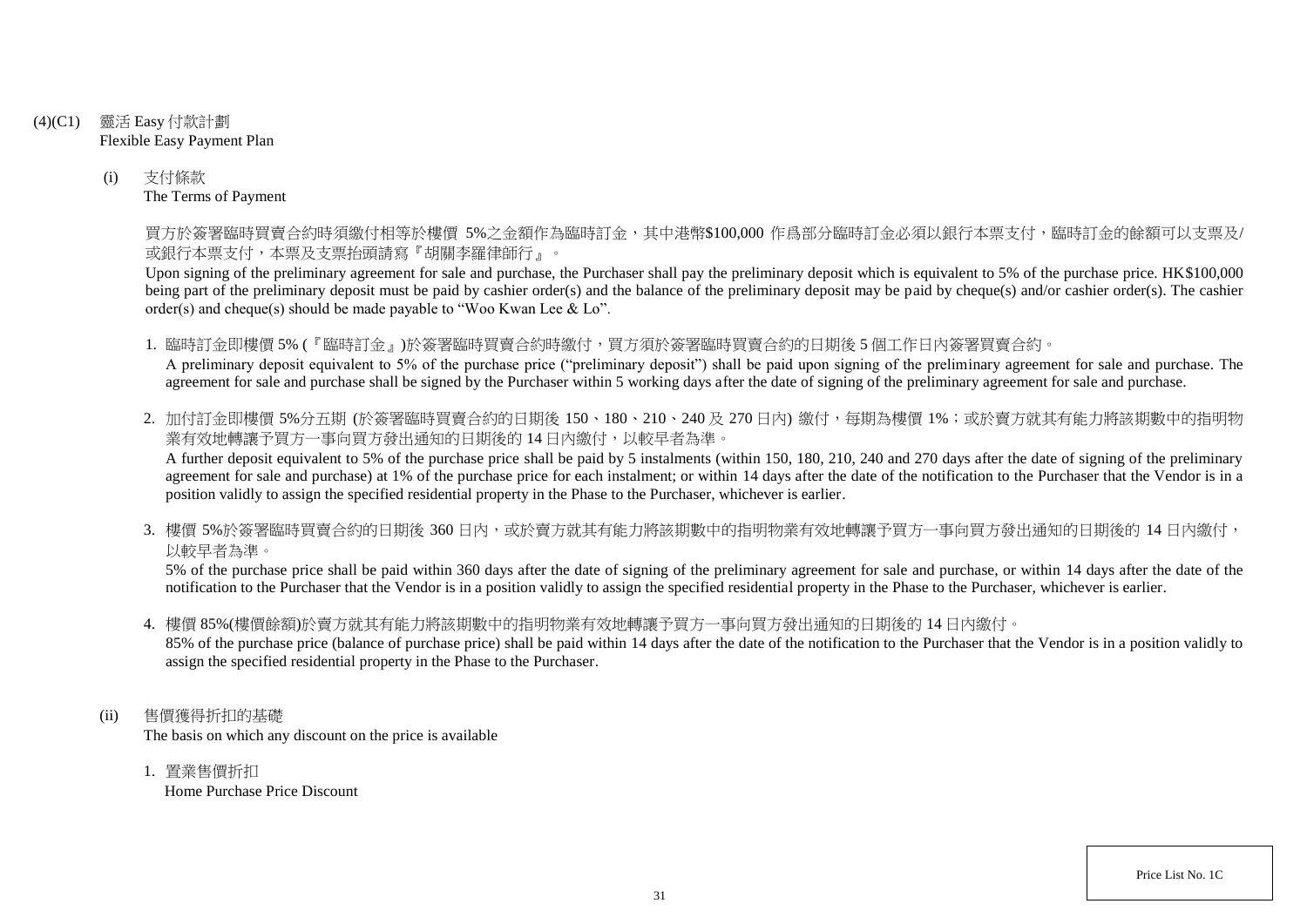(4)(C1) 靈活 Easy 付款計劃
Flexible Easy Payment Plan

(i) 支付條款
The Terms of Payment

買方於簽署臨時買賣合約時須繳付相等於樓價 5%之金額作為臨時訂金，其中港幣$100,000 作爲部分臨時訂金必須以銀行本票支付，臨時訂金的餘額可以支票及/或銀行本票支付，本票及支票抬頭請寫『胡關李羅律師行』。

Upon signing of the preliminary agreement for sale and purchase, the Purchaser shall pay the preliminary deposit which is equivalent to 5% of the purchase price. HK$100,000 being part of the preliminary deposit must be paid by cashier order(s) and the balance of the preliminary deposit may be paid by cheque(s) and/or cashier order(s). The cashier order(s) and cheque(s) should be made payable to "Woo Kwan Lee & Lo".

1. 臨時訂金即樓價 5% (『臨時訂金』)於簽署臨時買賣合約時繳付，買方須於簽署臨時買賣合約的日期後 5 個工作日內簽署買賣合約。
A preliminary deposit equivalent to 5% of the purchase price ("preliminary deposit") shall be paid upon signing of the preliminary agreement for sale and purchase. The agreement for sale and purchase shall be signed by the Purchaser within 5 working days after the date of signing of the preliminary agreement for sale and purchase.

2. 加付訂金即樓價 5%分五期 (於簽署臨時買賣合約的日期後 150、180、210、240 及 270 日內) 繳付，每期為樓價 1%；或於賣方就其有能力將該期數中的指明物業有效地轉讓予買方一事向買方發出通知的日期後的 14 日內繳付，以較早者為準。
A further deposit equivalent to 5% of the purchase price shall be paid by 5 instalments (within 150, 180, 210, 240 and 270 days after the date of signing of the preliminary agreement for sale and purchase) at 1% of the purchase price for each instalment; or within 14 days after the date of the notification to the Purchaser that the Vendor is in a position validly to assign the specified residential property in the Phase to the Purchaser, whichever is earlier.

3. 樓價 5%於簽署臨時買賣合約的日期後 360 日內，或於賣方就其有能力將該期數中的指明物業有效地轉讓予買方一事向買方發出通知的日期後的 14 日內繳付，以較早者為準。
5% of the purchase price shall be paid within 360 days after the date of signing of the preliminary agreement for sale and purchase, or within 14 days after the date of the notification to the Purchaser that the Vendor is in a position validly to assign the specified residential property in the Phase to the Purchaser, whichever is earlier.

4. 樓價 85%(樓價餘額)於賣方就其有能力將該期數中的指明物業有效地轉讓予買方一事向買方發出通知的日期後的 14 日內繳付。
85% of the purchase price (balance of purchase price) shall be paid within 14 days after the date of the notification to the Purchaser that the Vendor is in a position validly to assign the specified residential property in the Phase to the Purchaser.

(ii) 售價獲得折扣的基礎
The basis on which any discount on the price is available

1. 置業售價折扣
Home Purchase Price Discount

Price List No. 1C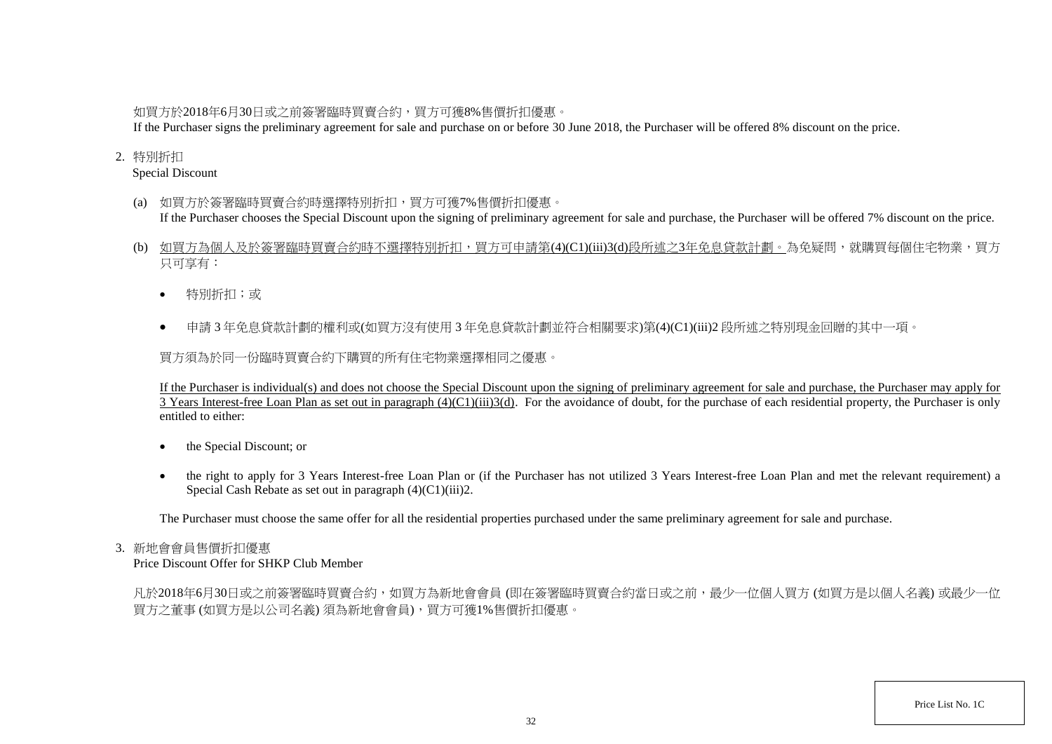如買方於2018年6月30日或之前簽署臨時買賣合約，買方可獲8%售價折扣優惠。
If the Purchaser signs the preliminary agreement for sale and purchase on or before 30 June 2018, the Purchaser will be offered 8% discount on the price.

2. 特別折扣
Special Discount

(a) 如買方於簽署臨時買賣合約時選擇特別折扣，買方可獲7%售價折扣優惠。
If the Purchaser chooses the Special Discount upon the signing of preliminary agreement for sale and purchase, the Purchaser will be offered 7% discount on the price.

(b) <u>如買方為個人及於簽署臨時買賣合約時不選擇特別折扣，買方可申請第(4)(C1)(iii)3(d)段所述之3年免息貸款計劃。</u>為免疑問，就購買每個住宅物業，買方只可享有：

- 特別折扣；或
- 申請 3 年免息貸款計劃的權利或(如買方沒有使用 3 年免息貸款計劃並符合相關要求)第(4)(C1)(iii)2 段所述之特別現金回贈的其中一項。

買方須為於同一份臨時買賣合約下購買的所有住宅物業選擇相同之優惠。

<u>If the Purchaser is individual(s) and does not choose the Special Discount upon the signing of preliminary agreement for sale and purchase, the Purchaser may apply for 3 Years Interest-free Loan Plan as set out in paragraph (4)(C1)(iii)3(d)</u>. For the avoidance of doubt, for the purchase of each residential property, the Purchaser is only entitled to either:

- the Special Discount; or
- the right to apply for 3 Years Interest-free Loan Plan or (if the Purchaser has not utilized 3 Years Interest-free Loan Plan and met the relevant requirement) a Special Cash Rebate as set out in paragraph (4)(C1)(iii)2.

The Purchaser must choose the same offer for all the residential properties purchased under the same preliminary agreement for sale and purchase.

3. 新地會會員售價折扣優惠
Price Discount Offer for SHKP Club Member

凡於2018年6月30日或之前簽署臨時買賣合約，如買方為新地會會員 (即在簽署臨時買賣合約當日或之前，最少一位個人買方 (如買方是以個人名義) 或最少一位買方之董事 (如買方是以公司名義) 須為新地會會員)，買方可獲1%售價折扣優惠。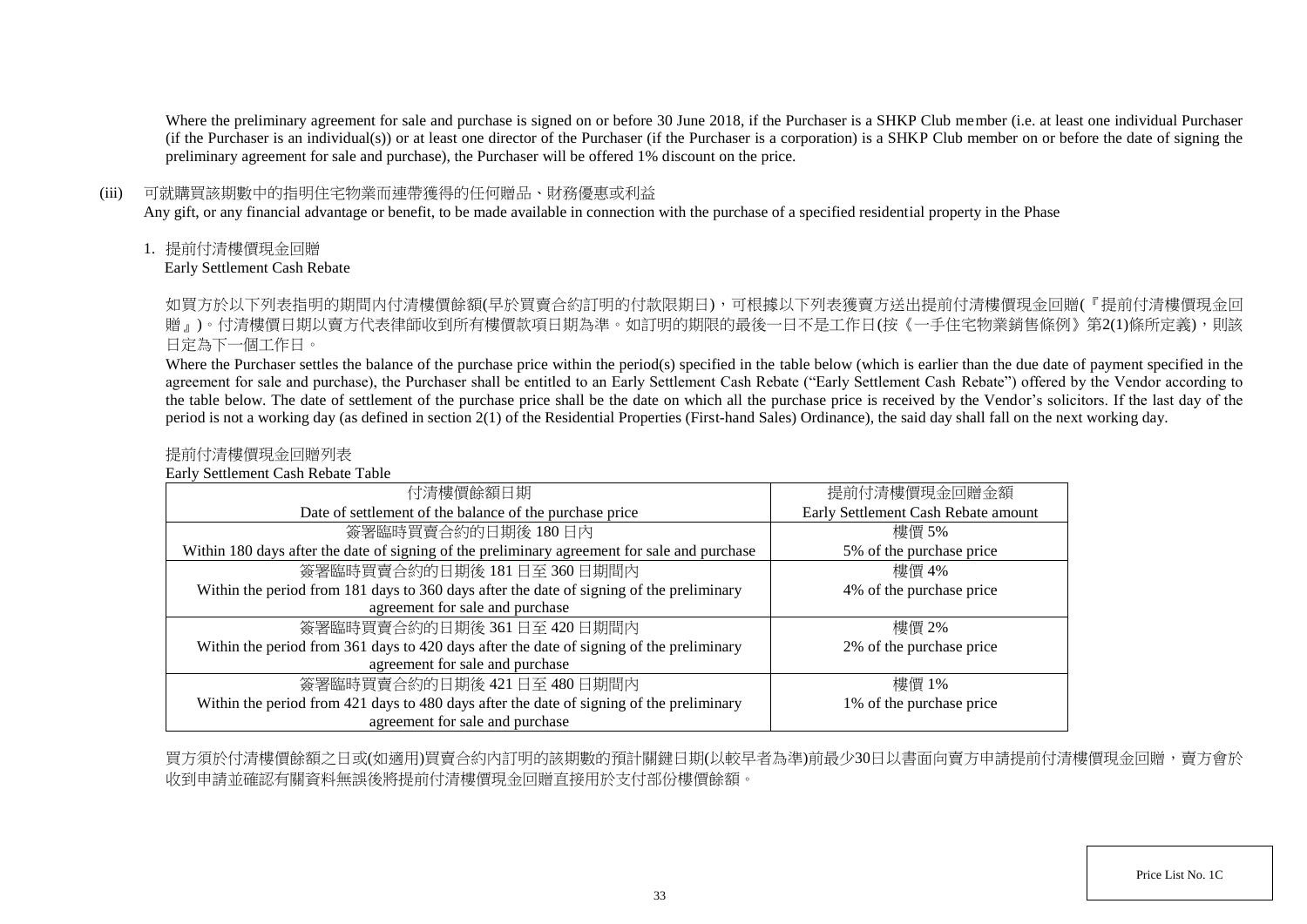Where the preliminary agreement for sale and purchase is signed on or before 30 June 2018, if the Purchaser is a SHKP Club member (i.e. at least one individual Purchaser (if the Purchaser is an individual(s)) or at least one director of the Purchaser (if the Purchaser is a corporation) is a SHKP Club member on or before the date of signing the preliminary agreement for sale and purchase), the Purchaser will be offered 1% discount on the price.

(iii) 可就購買該期數中的指明住宅物業而連帶獲得的任何贈品、財務優惠或利益
Any gift, or any financial advantage or benefit, to be made available in connection with the purchase of a specified residential property in the Phase

1. 提前付清樓價現金回贈
Early Settlement Cash Rebate

如買方於以下列表指明的期間內付清樓價餘額(早於買賣合約訂明的付款限期日)，可根據以下列表獲賣方送出提前付清樓價現金回贈(『提前付清樓價現金回贈』)。付清樓價日期以賣方代表律師收到所有樓價款項日期為準。如訂明的期限的最後一日不是工作日(按《一手住宅物業銷售條例》第2(1)條所定義)，則該日定為下一個工作日。

Where the Purchaser settles the balance of the purchase price within the period(s) specified in the table below (which is earlier than the due date of payment specified in the agreement for sale and purchase), the Purchaser shall be entitled to an Early Settlement Cash Rebate ("Early Settlement Cash Rebate") offered by the Vendor according to the table below. The date of settlement of the purchase price shall be the date on which all the purchase price is received by the Vendor's solicitors. If the last day of the period is not a working day (as defined in section 2(1) of the Residential Properties (First-hand Sales) Ordinance), the said day shall fall on the next working day.

提前付清樓價現金回贈列表
Early Settlement Cash Rebate Table

| 付清樓價餘額日期<br>Date of settlement of the balance of the purchase price | 提前付清樓價現金回贈金額<br>Early Settlement Cash Rebate amount |
|---|---|
| 簽署臨時買賣合約的日期後 180 日內<br>Within 180 days after the date of signing of the preliminary agreement for sale and purchase | 樓價 5%<br>5% of the purchase price |
| 簽署臨時買賣合約的日期後 181 日至 360 日期間內<br>Within the period from 181 days to 360 days after the date of signing of the preliminary agreement for sale and purchase | 樓價 4%<br>4% of the purchase price |
| 簽署臨時買賣合約的日期後 361 日至 420 日期間內<br>Within the period from 361 days to 420 days after the date of signing of the preliminary agreement for sale and purchase | 樓價 2%<br>2% of the purchase price |
| 簽署臨時買賣合約的日期後 421 日至 480 日期間內<br>Within the period from 421 days to 480 days after the date of signing of the preliminary agreement for sale and purchase | 樓價 1%<br>1% of the purchase price |

買方須於付清樓價餘額之日或(如適用)買賣合約內訂明的該期數的預計關鍵日期(以較早者為準)前最少30日以書面向賣方申請提前付清樓價現金回贈，賣方會於收到申請並確認有關資料無誤後將提前付清樓價現金回贈直接用於支付部份樓價餘額。

Price List No. 1C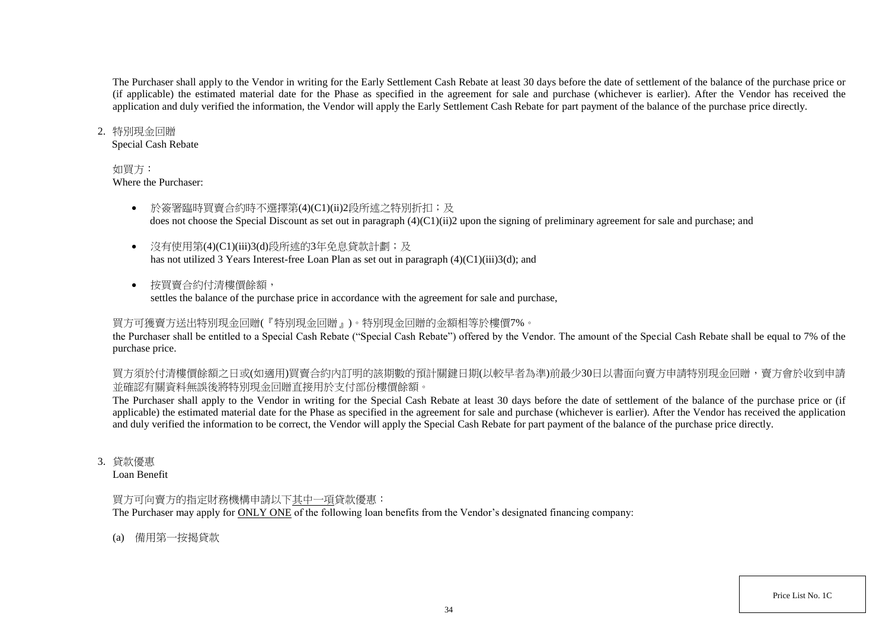The Purchaser shall apply to the Vendor in writing for the Early Settlement Cash Rebate at least 30 days before the date of settlement of the balance of the purchase price or (if applicable) the estimated material date for the Phase as specified in the agreement for sale and purchase (whichever is earlier). After the Vendor has received the application and duly verified the information, the Vendor will apply the Early Settlement Cash Rebate for part payment of the balance of the purchase price directly.

2. 特別現金回贈
   Special Cash Rebate

   如買方：
   Where the Purchaser:

   - 於簽署臨時買賣合約時不選擇第(4)(C1)(ii)2段所述之特別折扣；及
     does not choose the Special Discount as set out in paragraph (4)(C1)(ii)2 upon the signing of preliminary agreement for sale and purchase; and

   - 沒有使用第(4)(C1)(iii)3(d)段所述的3年免息貸款計劃；及
     has not utilized 3 Years Interest-free Loan Plan as set out in paragraph (4)(C1)(iii)3(d); and

   - 按買賣合約付清樓價餘額，
     settles the balance of the purchase price in accordance with the agreement for sale and purchase,

   買方可獲賣方送出特別現金回贈(『特別現金回贈』)。特別現金回贈的金額相等於樓價7%。
   the Purchaser shall be entitled to a Special Cash Rebate ("Special Cash Rebate") offered by the Vendor. The amount of the Special Cash Rebate shall be equal to 7% of the purchase price.

   買方須於付清樓價餘額之日或(如適用)買賣合約內訂明的該期數的預計關鍵日期(以較早者為準)前最少30日以書面向賣方申請特別現金回贈，賣方會於收到申請並確認有關資料無誤後將特別現金回贈直接用於支付部份樓價餘額。
   The Purchaser shall apply to the Vendor in writing for the Special Cash Rebate at least 30 days before the date of settlement of the balance of the purchase price or (if applicable) the estimated material date for the Phase as specified in the agreement for sale and purchase (whichever is earlier). After the Vendor has received the application and duly verified the information to be correct, the Vendor will apply the Special Cash Rebate for part payment of the balance of the purchase price directly.

3. 貸款優惠
   Loan Benefit

   買方可向賣方的指定財務機構申請以下其中一項貸款優惠：
   The Purchaser may apply for ONLY ONE of the following loan benefits from the Vendor's designated financing company:

   (a) 備用第一按揭貸款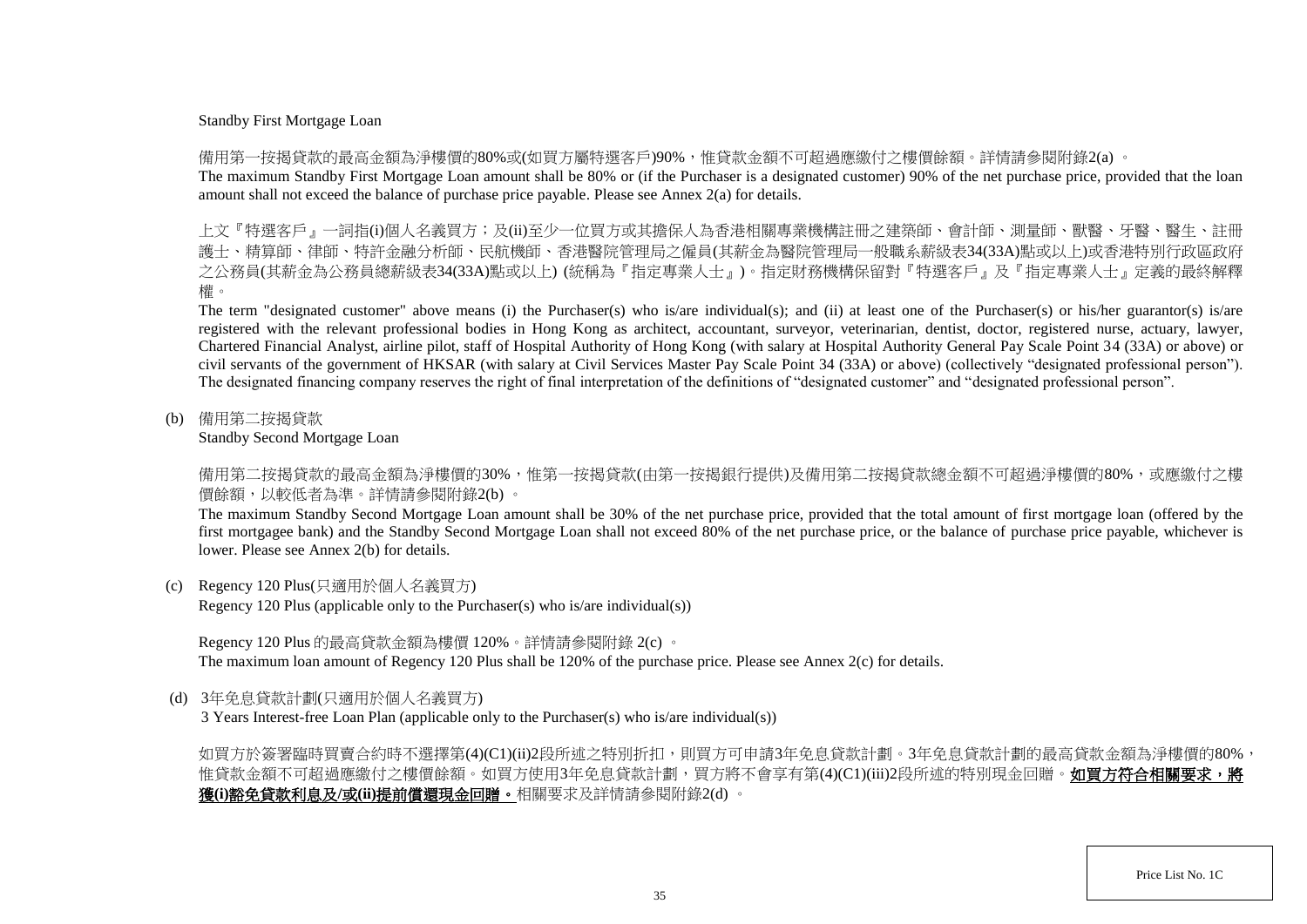Standby First Mortgage Loan

備用第一按揭貸款的最高金額為淨樓價的80%或(如買方屬特選客戶)90%，惟貸款金額不可超過應繳付之樓價餘額。詳情請參閱附錄2(a) 。
The maximum Standby First Mortgage Loan amount shall be 80% or (if the Purchaser is a designated customer) 90% of the net purchase price, provided that the loan amount shall not exceed the balance of purchase price payable. Please see Annex 2(a) for details.

上文『特選客戶』一詞指(i)個人名義買方；及(ii)至少一位買方或其擔保人為香港相關專業機構註冊之建築師、會計師、測量師、獸醫、牙醫、醫生、註冊護士、精算師、律師、特許金融分析師、民航機師、香港醫院管理局之僱員(其薪金為醫院管理局一般職系薪級表34(33A)點或以上)或香港特別行政區政府之公務員(其薪金為公務員總薪級表34(33A)點或以上) (統稱為『指定專業人士』)。指定財務機構保留對『特選客戶』及『指定專業人士』定義的最終解釋權。
The term "designated customer" above means (i) the Purchaser(s) who is/are individual(s); and (ii) at least one of the Purchaser(s) or his/her guarantor(s) is/are registered with the relevant professional bodies in Hong Kong as architect, accountant, surveyor, veterinarian, dentist, doctor, registered nurse, actuary, lawyer, Chartered Financial Analyst, airline pilot, staff of Hospital Authority of Hong Kong (with salary at Hospital Authority General Pay Scale Point 34 (33A) or above) or civil servants of the government of HKSAR (with salary at Civil Services Master Pay Scale Point 34 (33A) or above) (collectively "designated professional person"). The designated financing company reserves the right of final interpretation of the definitions of "designated customer" and "designated professional person".

(b) 備用第二按揭貸款
Standby Second Mortgage Loan

備用第二按揭貸款的最高金額為淨樓價的30%，惟第一按揭貸款(由第一按揭銀行提供)及備用第二按揭貸款總金額不可超過淨樓價的80%，或應繳付之樓價餘額，以較低者為準。詳情請參閱附錄2(b) 。
The maximum Standby Second Mortgage Loan amount shall be 30% of the net purchase price, provided that the total amount of first mortgage loan (offered by the first mortgagee bank) and the Standby Second Mortgage Loan shall not exceed 80% of the net purchase price, or the balance of purchase price payable, whichever is lower. Please see Annex 2(b) for details.

(c) Regency 120 Plus(只適用於個人名義買方)
Regency 120 Plus (applicable only to the Purchaser(s) who is/are individual(s))

Regency 120 Plus 的最高貸款金額為樓價 120%。詳情請參閱附錄 2(c) 。
The maximum loan amount of Regency 120 Plus shall be 120% of the purchase price. Please see Annex 2(c) for details.

(d) 3年免息貸款計劃(只適用於個人名義買方)
3 Years Interest-free Loan Plan (applicable only to the Purchaser(s) who is/are individual(s))

如買方於簽署臨時買賣合約時不選擇第(4)(C1)(ii)2段所述之特別折扣，則買方可申請3年免息貸款計劃。3年免息貸款計劃的最高貸款金額為淨樓價的80%，惟貸款金額不可超過應繳付之樓價餘額。如買方使用3年免息貸款計劃，買方將不會享有第(4)(C1)(iii)2段所述的特別現金回贈。**如買方符合相關要求，將獲(i)豁免貸款利息及/或(ii)提前償還現金回贈。**相關要求及詳情請參閱附錄2(d) 。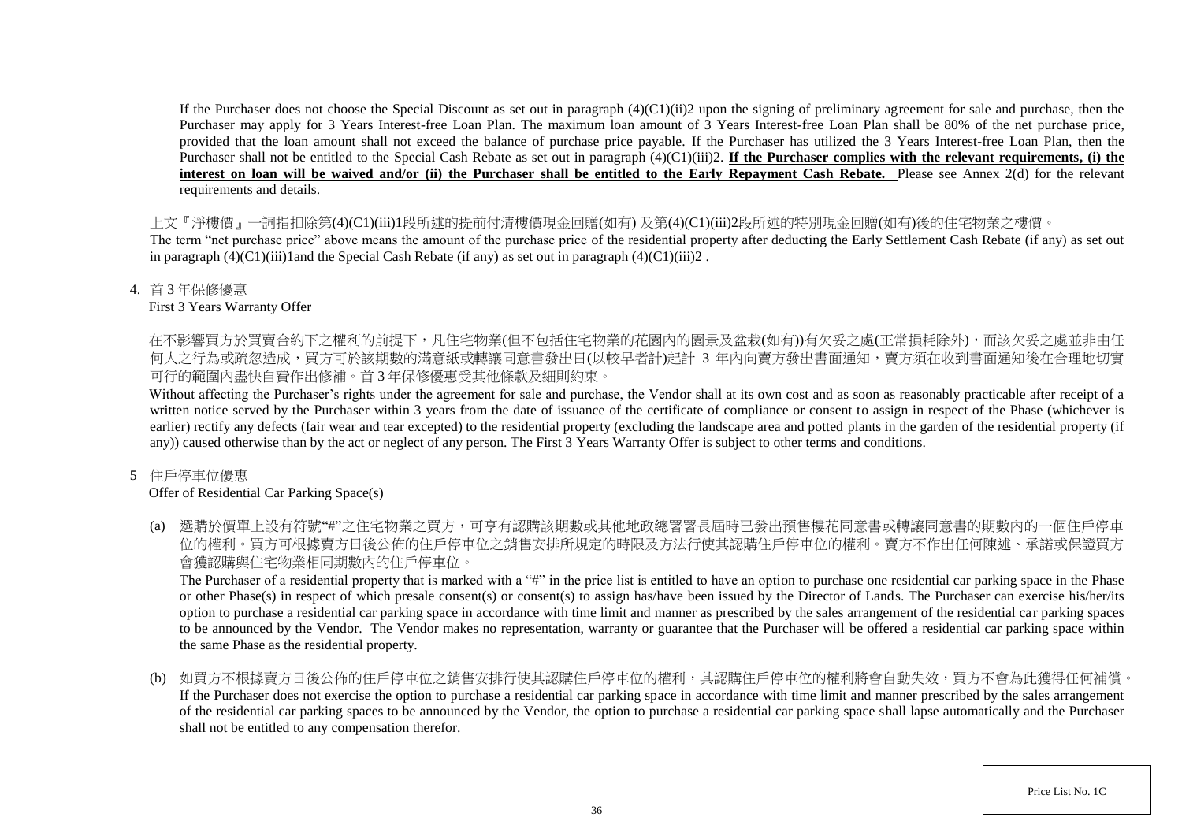If the Purchaser does not choose the Special Discount as set out in paragraph (4)(C1)(ii)2 upon the signing of preliminary agreement for sale and purchase, then the Purchaser may apply for 3 Years Interest-free Loan Plan. The maximum loan amount of 3 Years Interest-free Loan Plan shall be 80% of the net purchase price, provided that the loan amount shall not exceed the balance of purchase price payable. If the Purchaser has utilized the 3 Years Interest-free Loan Plan, then the Purchaser shall not be entitled to the Special Cash Rebate as set out in paragraph (4)(C1)(iii)2. **If the Purchaser complies with the relevant requirements, (i) the interest on loan will be waived and/or (ii) the Purchaser shall be entitled to the Early Repayment Cash Rebate.** Please see Annex 2(d) for the relevant requirements and details.

上文『淨樓價』一詞指扣除第(4)(C1)(iii)1段所述的提前付清樓價現金回贈(如有) 及第(4)(C1)(iii)2段所述的特別現金回贈(如有)後的住宅物業之樓價。
The term "net purchase price" above means the amount of the purchase price of the residential property after deducting the Early Settlement Cash Rebate (if any) as set out in paragraph (4)(C1)(iii)1and the Special Cash Rebate (if any) as set out in paragraph (4)(C1)(iii)2 .

4. 首 3 年保修優惠
First 3 Years Warranty Offer

在不影響買方於買賣合約下之權利的前提下，凡住宅物業(但不包括住宅物業的花園內的園景及盆栽(如有))有欠妥之處(正常損耗除外)，而該欠妥之處並非由任何人之行為或疏忽造成，買方可於該期數的滿意紙或轉讓同意書發出日(以較早者計)起計 3 年內向賣方發出書面通知，賣方須在收到書面通知後在合理地切實可行的範圍內盡快自費作出修補。首 3 年保修優惠受其他條款及細則約束。
Without affecting the Purchaser's rights under the agreement for sale and purchase, the Vendor shall at its own cost and as soon as reasonably practicable after receipt of a written notice served by the Purchaser within 3 years from the date of issuance of the certificate of compliance or consent to assign in respect of the Phase (whichever is earlier) rectify any defects (fair wear and tear excepted) to the residential property (excluding the landscape area and potted plants in the garden of the residential property (if any)) caused otherwise than by the act or neglect of any person. The First 3 Years Warranty Offer is subject to other terms and conditions.

5 住戶停車位優惠
Offer of Residential Car Parking Space(s)

(a) 選購於價單上設有符號"#"之住宅物業之買方，可享有認購該期數或其他地政總署署長屆時已發出預售樓花同意書或轉讓同意書的期數內的一個住戶停車位的權利。買方可根據賣方日後公佈的住戶停車位之銷售安排所規定的時限及方法行使其認購住戶停車位的權利。賣方不作出任何陳述、承諾或保證買方會獲認購與住宅物業相同期數內的住戶停車位。
The Purchaser of a residential property that is marked with a "#" in the price list is entitled to have an option to purchase one residential car parking space in the Phase or other Phase(s) in respect of which presale consent(s) or consent(s) to assign has/have been issued by the Director of Lands. The Purchaser can exercise his/her/its option to purchase a residential car parking space in accordance with time limit and manner as prescribed by the sales arrangement of the residential car parking spaces to be announced by the Vendor. The Vendor makes no representation, warranty or guarantee that the Purchaser will be offered a residential car parking space within the same Phase as the residential property.

(b) 如買方不根據賣方日後公佈的住戶停車位之銷售安排行使其認購住戶停車位的權利，其認購住戶停車位的權利將會自動失效，買方不會為此獲得任何補償。
If the Purchaser does not exercise the option to purchase a residential car parking space in accordance with time limit and manner prescribed by the sales arrangement of the residential car parking spaces to be announced by the Vendor, the option to purchase a residential car parking space shall lapse automatically and the Purchaser shall not be entitled to any compensation therefor.

Price List No. 1C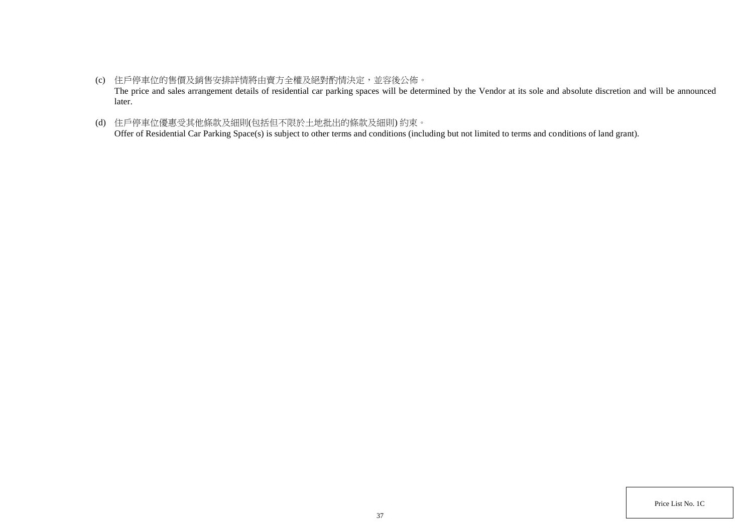(c) 住戶停車位的售價及銷售安排詳情將由賣方全權及絕對酌情決定，並容後公佈。
The price and sales arrangement details of residential car parking spaces will be determined by the Vendor at its sole and absolute discretion and will be announced later.

(d) 住戶停車位優惠受其他條款及細則(包括但不限於土地批出的條款及細則) 約束。
Offer of Residential Car Parking Space(s) is subject to other terms and conditions (including but not limited to terms and conditions of land grant).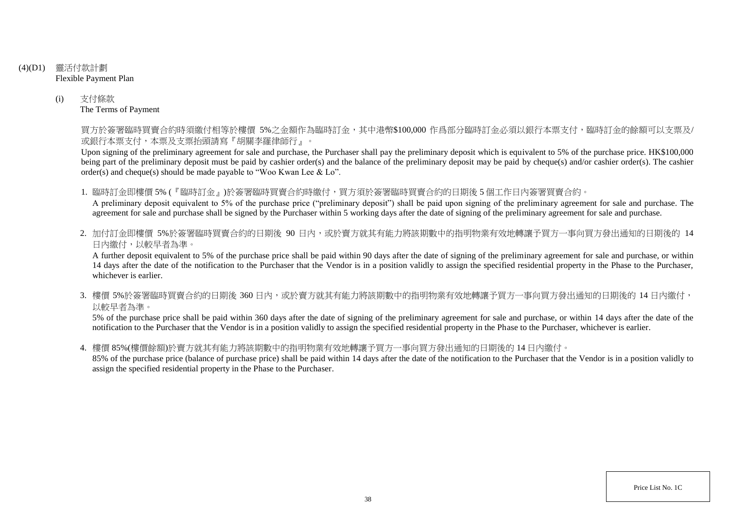## (4)(D1) 靈活付款計劃
Flexible Payment Plan

### (i) 支付條款
The Terms of Payment

買方於簽署臨時買賣合約時須繳付相等於樓價 5%之金額作為臨時訂金，其中港幣$100,000 作爲部分臨時訂金必須以銀行本票支付，臨時訂金的餘額可以支票及/或銀行本票支付，本票及支票抬頭請寫『胡關李羅律師行』。

Upon signing of the preliminary agreement for sale and purchase, the Purchaser shall pay the preliminary deposit which is equivalent to 5% of the purchase price. HK$100,000 being part of the preliminary deposit must be paid by cashier order(s) and the balance of the preliminary deposit may be paid by cheque(s) and/or cashier order(s). The cashier order(s) and cheque(s) should be made payable to "Woo Kwan Lee & Lo".

1. 臨時訂金即樓價 5% (『臨時訂金』)於簽署臨時買賣合約時繳付，買方須於簽署臨時買賣合約的日期後 5 個工作日內簽署買賣合約。
   A preliminary deposit equivalent to 5% of the purchase price ("preliminary deposit") shall be paid upon signing of the preliminary agreement for sale and purchase. The agreement for sale and purchase shall be signed by the Purchaser within 5 working days after the date of signing of the preliminary agreement for sale and purchase.

2. 加付訂金即樓價 5%於簽署臨時買賣合約的日期後 90 日內，或於賣方就其有能力將該期數中的指明物業有效地轉讓予買方一事向買方發出通知的日期後的 14 日內繳付，以較早者為準。
   A further deposit equivalent to 5% of the purchase price shall be paid within 90 days after the date of signing of the preliminary agreement for sale and purchase, or within 14 days after the date of the notification to the Purchaser that the Vendor is in a position validly to assign the specified residential property in the Phase to the Purchaser, whichever is earlier.

3. 樓價 5%於簽署臨時買賣合約的日期後 360 日內，或於賣方就其有能力將該期數中的指明物業有效地轉讓予買方一事向買方發出通知的日期後的 14 日內繳付，以較早者為準。
   5% of the purchase price shall be paid within 360 days after the date of signing of the preliminary agreement for sale and purchase, or within 14 days after the date of the notification to the Purchaser that the Vendor is in a position validly to assign the specified residential property in the Phase to the Purchaser, whichever is earlier.

4. 樓價 85%(樓價餘額)於賣方就其有能力將該期數中的指明物業有效地轉讓予買方一事向買方發出通知的日期後的 14 日內繳付。
   85% of the purchase price (balance of purchase price) shall be paid within 14 days after the date of the notification to the Purchaser that the Vendor is in a position validly to assign the specified residential property in the Phase to the Purchaser.

Price List No. 1C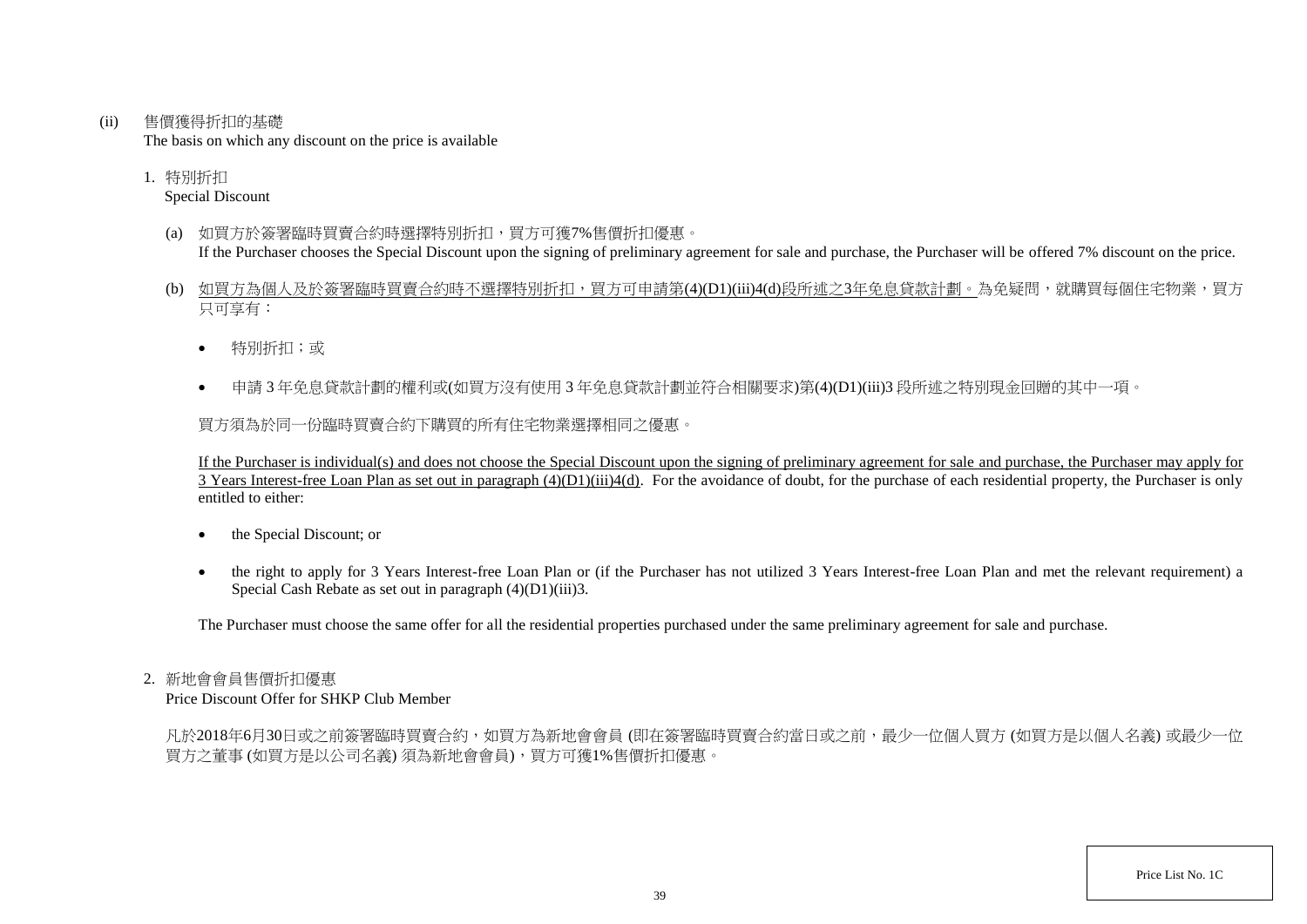(ii) 售價獲得折扣的基礎
The basis on which any discount on the price is available

1. 特別折扣
Special Discount

(a) 如買方於簽署臨時買賣合約時選擇特別折扣，買方可獲7%售價折扣優惠。
If the Purchaser chooses the Special Discount upon the signing of preliminary agreement for sale and purchase, the Purchaser will be offered 7% discount on the price.

(b) 如買方為個人及於簽署臨時買賣合約時不選擇特別折扣，買方可申請第(4)(D1)(iii)4(d)段所述之3年免息貸款計劃。為免疑問，就購買每個住宅物業，買方只可享有：

- 特別折扣；或
- 申請 3 年免息貸款計劃的權利或(如買方沒有使用 3 年免息貸款計劃並符合相關要求)第(4)(D1)(iii)3 段所述之特別現金回贈的其中一項。

買方須為於同一份臨時買賣合約下購買的所有住宅物業選擇相同之優惠。

If the Purchaser is individual(s) and does not choose the Special Discount upon the signing of preliminary agreement for sale and purchase, the Purchaser may apply for 3 Years Interest-free Loan Plan as set out in paragraph (4)(D1)(iii)4(d). For the avoidance of doubt, for the purchase of each residential property, the Purchaser is only entitled to either:

- the Special Discount; or
- the right to apply for 3 Years Interest-free Loan Plan or (if the Purchaser has not utilized 3 Years Interest-free Loan Plan and met the relevant requirement) a Special Cash Rebate as set out in paragraph (4)(D1)(iii)3.

The Purchaser must choose the same offer for all the residential properties purchased under the same preliminary agreement for sale and purchase.

2. 新地會會員售價折扣優惠
Price Discount Offer for SHKP Club Member

凡於2018年6月30日或之前簽署臨時買賣合約，如買方為新地會會員 (即在簽署臨時買賣合約當日或之前，最少一位個人買方 (如買方是以個人名義) 或最少一位買方之董事 (如買方是以公司名義) 須為新地會會員)，買方可獲1%售價折扣優惠。

Price List No. 1C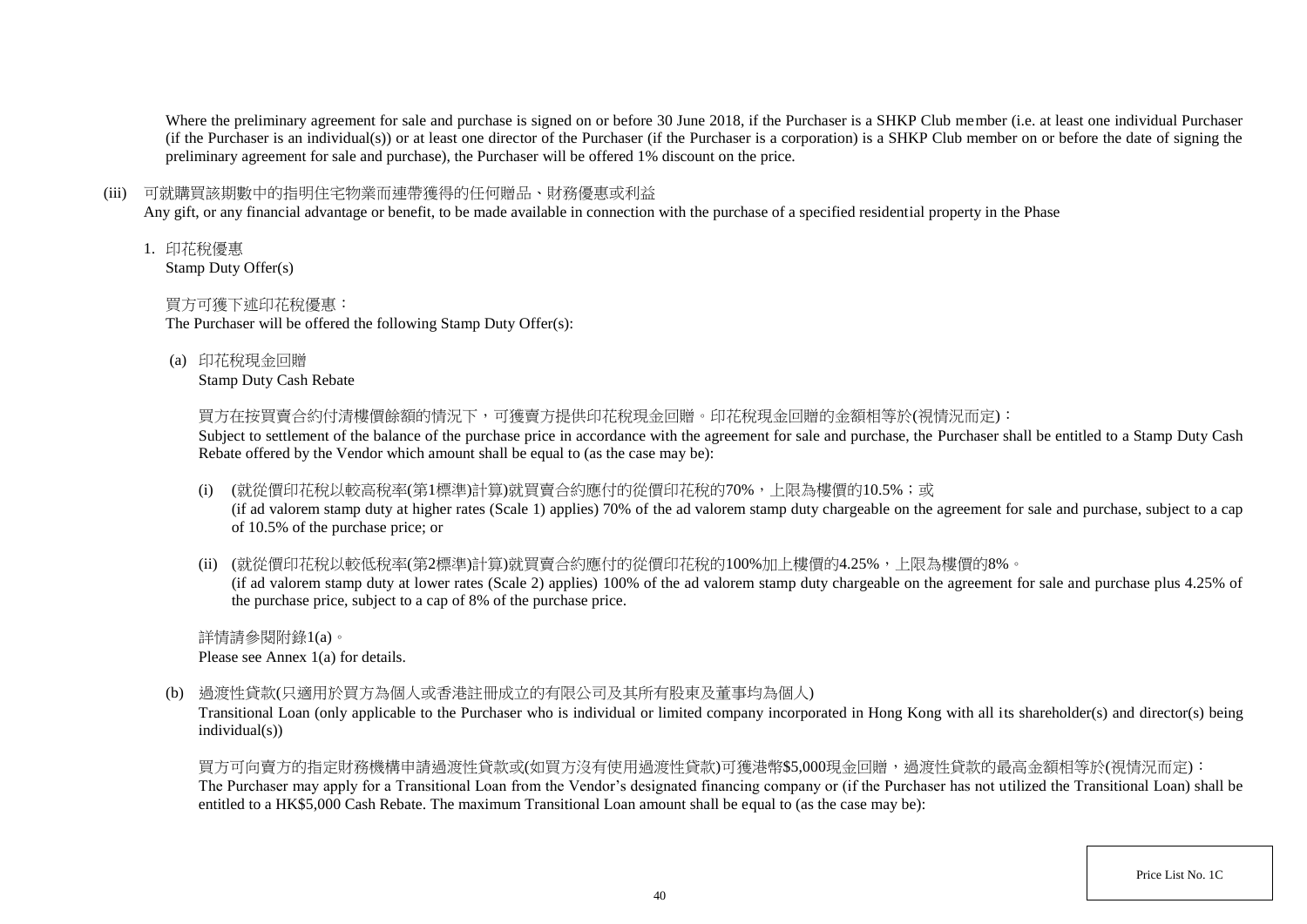Where the preliminary agreement for sale and purchase is signed on or before 30 June 2018, if the Purchaser is a SHKP Club member (i.e. at least one individual Purchaser (if the Purchaser is an individual(s)) or at least one director of the Purchaser (if the Purchaser is a corporation) is a SHKP Club member on or before the date of signing the preliminary agreement for sale and purchase), the Purchaser will be offered 1% discount on the price.

(iii) 可就購買該期數中的指明住宅物業而連帶獲得的任何贈品、財務優惠或利益
Any gift, or any financial advantage or benefit, to be made available in connection with the purchase of a specified residential property in the Phase

1. 印花稅優惠
Stamp Duty Offer(s)

買方可獲下述印花稅優惠：
The Purchaser will be offered the following Stamp Duty Offer(s):

(a) 印花稅現金回贈
Stamp Duty Cash Rebate

買方在按買賣合約付清樓價餘額的情況下，可獲賣方提供印花稅現金回贈。印花稅現金回贈的金額相等於(視情況而定)：
Subject to settlement of the balance of the purchase price in accordance with the agreement for sale and purchase, the Purchaser shall be entitled to a Stamp Duty Cash Rebate offered by the Vendor which amount shall be equal to (as the case may be):

(i) (就從價印花稅以較高稅率(第1標準)計算)就買賣合約應付的從價印花稅的70%，上限為樓價的10.5%；或
(if ad valorem stamp duty at higher rates (Scale 1) applies) 70% of the ad valorem stamp duty chargeable on the agreement for sale and purchase, subject to a cap of 10.5% of the purchase price; or

(ii) (就從價印花稅以較低稅率(第2標準)計算)就買賣合約應付的從價印花稅的100%加上樓價的4.25%，上限為樓價的8%。
(if ad valorem stamp duty at lower rates (Scale 2) applies) 100% of the ad valorem stamp duty chargeable on the agreement for sale and purchase plus 4.25% of the purchase price, subject to a cap of 8% of the purchase price.

詳情請參閱附錄1(a)。
Please see Annex 1(a) for details.

(b) 過渡性貸款(只適用於買方為個人或香港註冊成立的有限公司及其所有股東及董事均為個人)
Transitional Loan (only applicable to the Purchaser who is individual or limited company incorporated in Hong Kong with all its shareholder(s) and director(s) being individual(s))

買方可向賣方的指定財務機構申請過渡性貸款或(如買方沒有使用過渡性貸款)可獲港幣$5,000現金回贈，過渡性貸款的最高金額相等於(視情況而定)：
The Purchaser may apply for a Transitional Loan from the Vendor's designated financing company or (if the Purchaser has not utilized the Transitional Loan) shall be entitled to a HK$5,000 Cash Rebate. The maximum Transitional Loan amount shall be equal to (as the case may be):

Price List No. 1C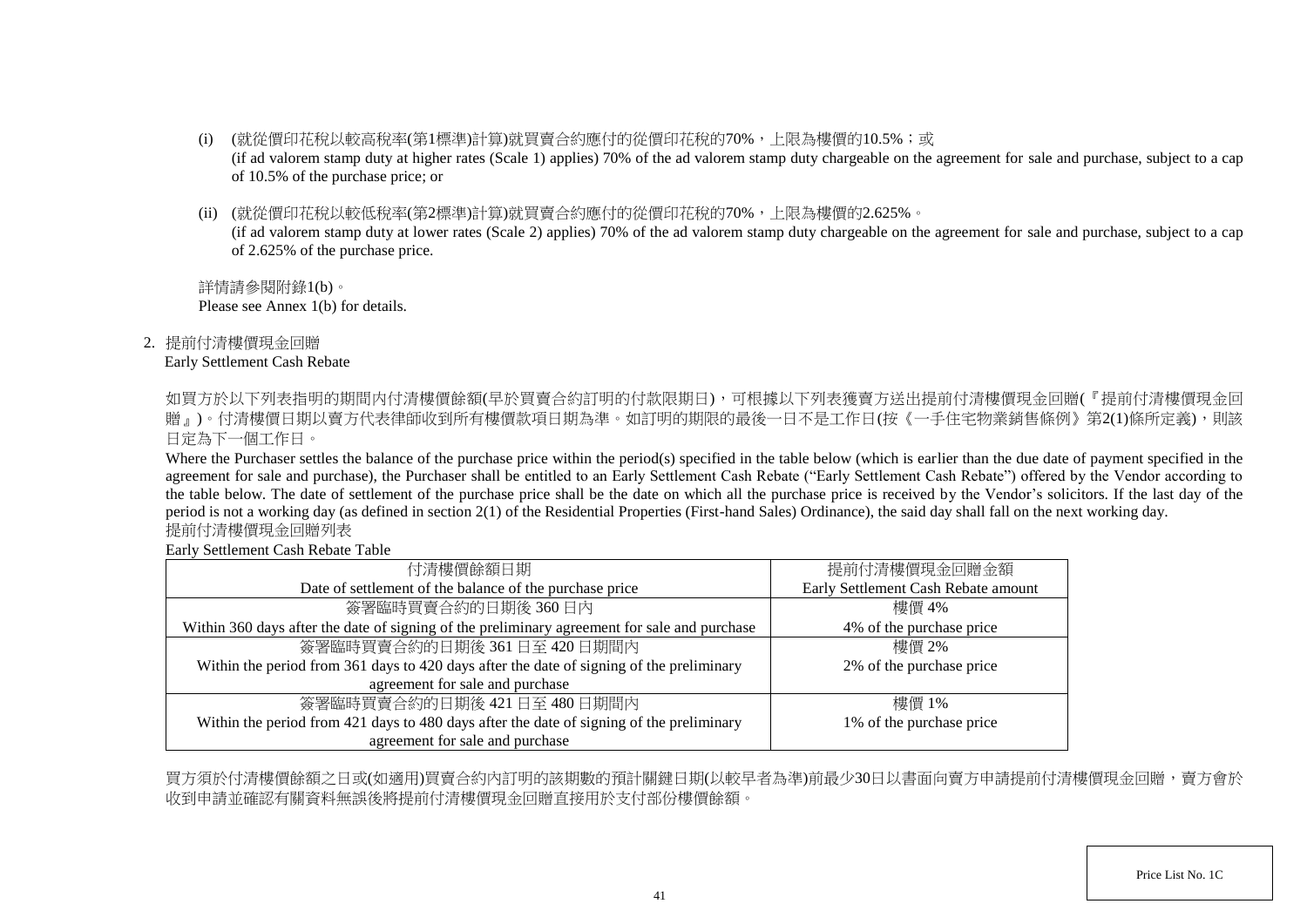(i) (就從價印花稅以較高稅率(第1標準)計算)就買賣合約應付的從價印花稅的70%，上限為樓價的10.5%；或
(if ad valorem stamp duty at higher rates (Scale 1) applies) 70% of the ad valorem stamp duty chargeable on the agreement for sale and purchase, subject to a cap of 10.5% of the purchase price; or

(ii) (就從價印花稅以較低稅率(第2標準)計算)就買賣合約應付的從價印花稅的70%，上限為樓價的2.625%。
(if ad valorem stamp duty at lower rates (Scale 2) applies) 70% of the ad valorem stamp duty chargeable on the agreement for sale and purchase, subject to a cap of 2.625% of the purchase price.

詳情請參閱附錄1(b)。
Please see Annex 1(b) for details.

2. 提前付清樓價現金回贈
Early Settlement Cash Rebate

如買方於以下列表指明的期間內付清樓價餘額(早於買賣合約訂明的付款限期日)，可根據以下列表獲賣方送出提前付清樓價現金回贈(『提前付清樓價現金回贈』)。付清樓價日期以賣方代表律師收到所有樓價款項日期為準。如訂明的期限的最後一日不是工作日(按《一手住宅物業銷售條例》第2(1)條所定義)，則該日定為下一個工作日。
Where the Purchaser settles the balance of the purchase price within the period(s) specified in the table below (which is earlier than the due date of payment specified in the agreement for sale and purchase), the Purchaser shall be entitled to an Early Settlement Cash Rebate ("Early Settlement Cash Rebate") offered by the Vendor according to the table below. The date of settlement of the purchase price shall be the date on which all the purchase price is received by the Vendor's solicitors. If the last day of the period is not a working day (as defined in section 2(1) of the Residential Properties (First-hand Sales) Ordinance), the said day shall fall on the next working day.

提前付清樓價現金回贈列表
Early Settlement Cash Rebate Table

| 付清樓價餘額日期<br>Date of settlement of the balance of the purchase price | 提前付清樓價現金回贈金額<br>Early Settlement Cash Rebate amount |
|---|---|
| 簽署臨時買賣合約的日期後 360 日內<br>Within 360 days after the date of signing of the preliminary agreement for sale and purchase | 樓價 4%<br>4% of the purchase price |
| 簽署臨時買賣合約的日期後 361 日至 420 日期間內<br>Within the period from 361 days to 420 days after the date of signing of the preliminary agreement for sale and purchase | 樓價 2%<br>2% of the purchase price |
| 簽署臨時買賣合約的日期後 421 日至 480 日期間內<br>Within the period from 421 days to 480 days after the date of signing of the preliminary agreement for sale and purchase | 樓價 1%<br>1% of the purchase price |

買方須於付清樓價餘額之日或(如適用)買賣合約內訂明的該期數的預計關鍵日期(以較早者為準)前最少30日以書面向賣方申請提前付清樓價現金回贈，賣方會於收到申請並確認有關資料無誤後將提前付清樓價現金回贈直接用於支付部份樓價餘額。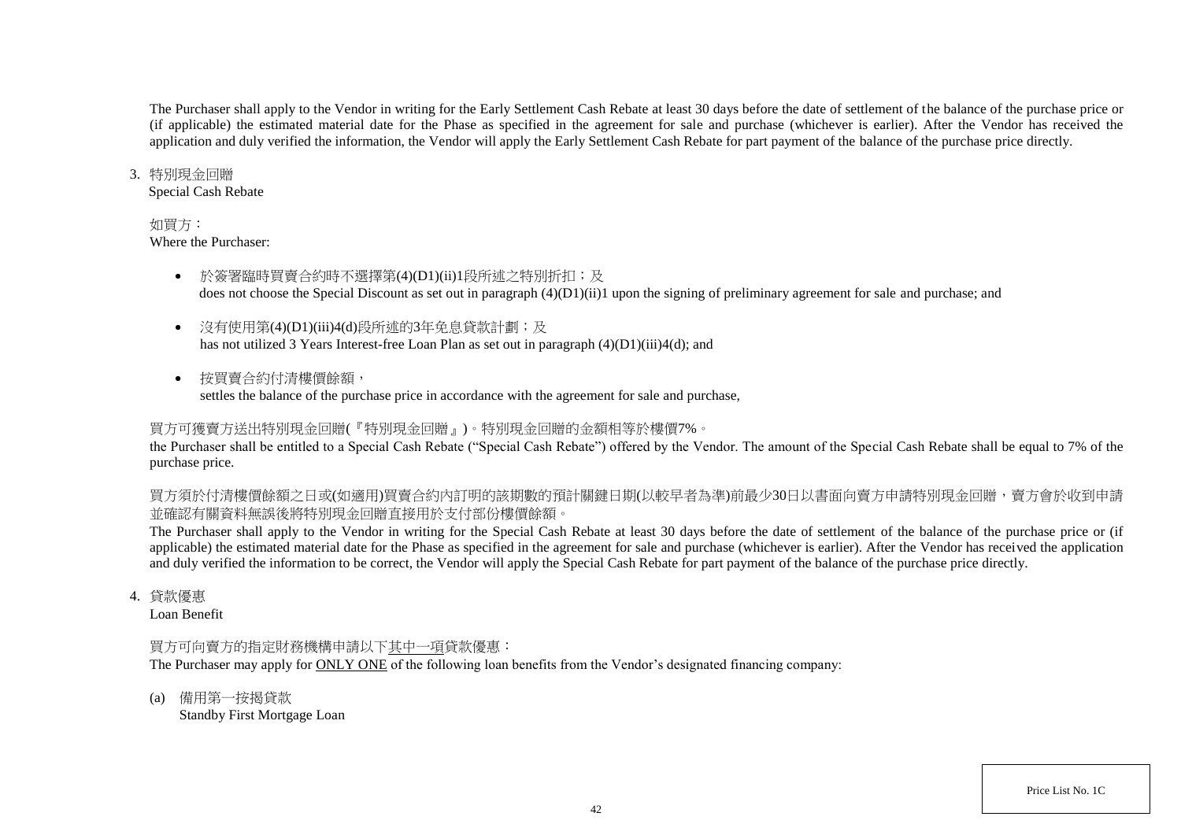The Purchaser shall apply to the Vendor in writing for the Early Settlement Cash Rebate at least 30 days before the date of settlement of the balance of the purchase price or (if applicable) the estimated material date for the Phase as specified in the agreement for sale and purchase (whichever is earlier). After the Vendor has received the application and duly verified the information, the Vendor will apply the Early Settlement Cash Rebate for part payment of the balance of the purchase price directly.

3. 特別現金回贈
Special Cash Rebate

如買方：
Where the Purchaser:

- 於簽署臨時買賣合約時不選擇第(4)(D1)(ii)1段所述之特別折扣；及
does not choose the Special Discount as set out in paragraph (4)(D1)(ii)1 upon the signing of preliminary agreement for sale and purchase; and

- 沒有使用第(4)(D1)(iii)4(d)段所述的3年免息貸款計劃；及
has not utilized 3 Years Interest-free Loan Plan as set out in paragraph (4)(D1)(iii)4(d); and

- 按買賣合約付清樓價餘額，
settles the balance of the purchase price in accordance with the agreement for sale and purchase,

買方可獲賣方送出特別現金回贈(『特別現金回贈』)。特別現金回贈的金額相等於樓價7%。

the Purchaser shall be entitled to a Special Cash Rebate ("Special Cash Rebate") offered by the Vendor. The amount of the Special Cash Rebate shall be equal to 7% of the purchase price.

買方須於付清樓價餘額之日或(如適用)買賣合約內訂明的該期數的預計關鍵日期(以較早者為準)前最少30日以書面向賣方申請特別現金回贈，賣方會於收到申請並確認有關資料無誤後將特別現金回贈直接用於支付部份樓價餘額。

The Purchaser shall apply to the Vendor in writing for the Special Cash Rebate at least 30 days before the date of settlement of the balance of the purchase price or (if applicable) the estimated material date for the Phase as specified in the agreement for sale and purchase (whichever is earlier). After the Vendor has received the application and duly verified the information to be correct, the Vendor will apply the Special Cash Rebate for part payment of the balance of the purchase price directly.

4. 貸款優惠
Loan Benefit

買方可向賣方的指定財務機構申請以下其中一項貸款優惠：
The Purchaser may apply for ONLY ONE of the following loan benefits from the Vendor's designated financing company:

(a) 備用第一按揭貸款
Standby First Mortgage Loan

Price List No. 1C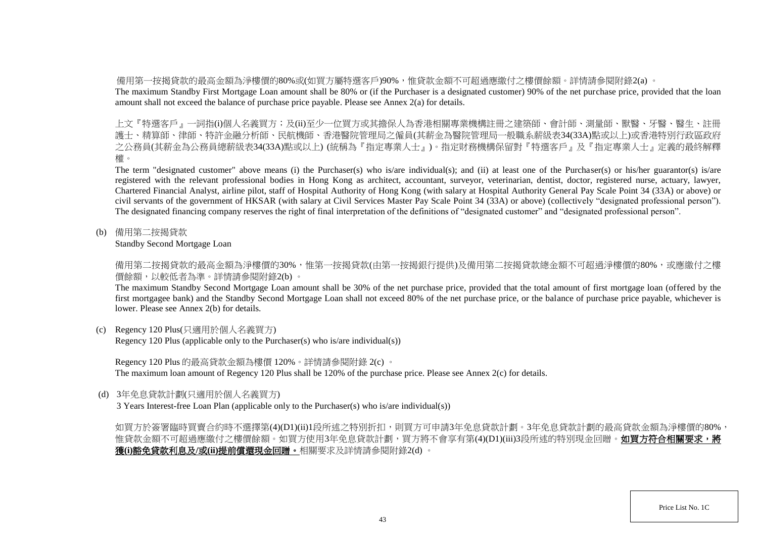備用第一按揭貸款的最高金額為淨樓價的80%或(如買方屬特選客戶)90%，惟貸款金額不可超過應繳付之樓價餘額。詳情請參閱附錄2(a) 。

The maximum Standby First Mortgage Loan amount shall be 80% or (if the Purchaser is a designated customer) 90% of the net purchase price, provided that the loan amount shall not exceed the balance of purchase price payable. Please see Annex 2(a) for details.

上文『特選客戶』一詞指(i)個人名義買方；及(ii)至少一位買方或其擔保人為香港相關專業機構註冊之建築師、會計師、測量師、獸醫、牙醫、醫生、註冊護士、精算師、律師、特許金融分析師、民航機師、香港醫院管理局之僱員(其薪金為醫院管理局一般職系薪級表34(33A)點或以上)或香港特別行政區政府之公務員(其薪金為公務員總薪級表34(33A)點或以上) (統稱為『指定專業人士』)。指定財務機構保留對『特選客戶』及『指定專業人士』定義的最終解釋權。

The term "designated customer" above means (i) the Purchaser(s) who is/are individual(s); and (ii) at least one of the Purchaser(s) or his/her guarantor(s) is/are registered with the relevant professional bodies in Hong Kong as architect, accountant, surveyor, veterinarian, dentist, doctor, registered nurse, actuary, lawyer, Chartered Financial Analyst, airline pilot, staff of Hospital Authority of Hong Kong (with salary at Hospital Authority General Pay Scale Point 34 (33A) or above) or civil servants of the government of HKSAR (with salary at Civil Services Master Pay Scale Point 34 (33A) or above) (collectively "designated professional person"). The designated financing company reserves the right of final interpretation of the definitions of "designated customer" and "designated professional person".

(b) 備用第二按揭貸款
Standby Second Mortgage Loan

備用第二按揭貸款的最高金額為淨樓價的30%，惟第一按揭貸款(由第一按揭銀行提供)及備用第二按揭貸款總金額不可超過淨樓價的80%，或應繳付之樓價餘額，以較低者為準。詳情請參閱附錄2(b) 。

The maximum Standby Second Mortgage Loan amount shall be 30% of the net purchase price, provided that the total amount of first mortgage loan (offered by the first mortgagee bank) and the Standby Second Mortgage Loan shall not exceed 80% of the net purchase price, or the balance of purchase price payable, whichever is lower. Please see Annex 2(b) for details.

(c) Regency 120 Plus(只適用於個人名義買方)
Regency 120 Plus (applicable only to the Purchaser(s) who is/are individual(s))

Regency 120 Plus 的最高貸款金額為樓價 120%。詳情請參閱附錄 2(c) 。

The maximum loan amount of Regency 120 Plus shall be 120% of the purchase price. Please see Annex 2(c) for details.

(d) 3年免息貸款計劃(只適用於個人名義買方)
3 Years Interest-free Loan Plan (applicable only to the Purchaser(s) who is/are individual(s))

如買方於簽署臨時買賣合約時不選擇第(4)(D1)(ii)1段所述之特別折扣，則買方可申請3年免息貸款計劃。3年免息貸款計劃的最高貸款金額為淨樓價的80%，惟貸款金額不可超過應繳付之樓價餘額。如買方使用3年免息貸款計劃，買方將不會享有第(4)(D1)(iii)3段所述的特別現金回贈。**如買方符合相關要求，將獲(i)豁免貸款利息及/或(ii)提前償還現金回贈。**相關要求及詳情請參閱附錄2(d) 。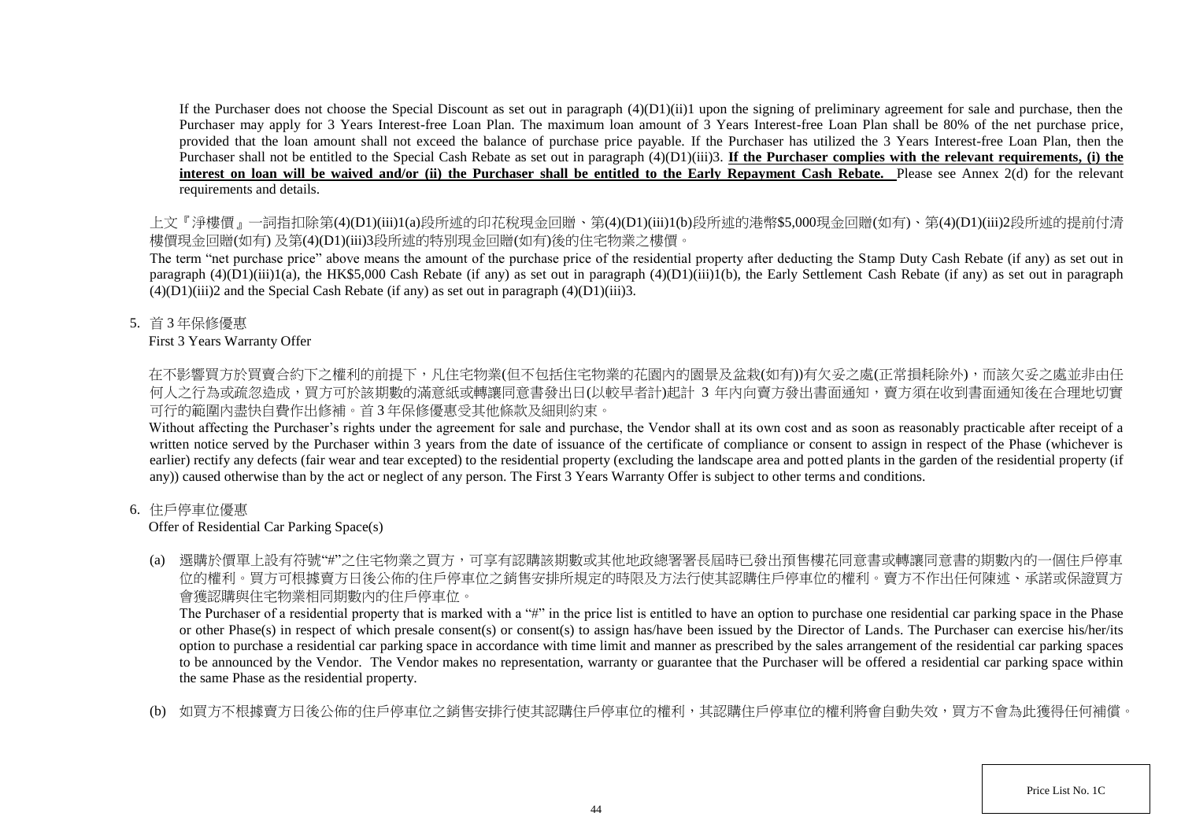If the Purchaser does not choose the Special Discount as set out in paragraph (4)(D1)(ii)1 upon the signing of preliminary agreement for sale and purchase, then the Purchaser may apply for 3 Years Interest-free Loan Plan. The maximum loan amount of 3 Years Interest-free Loan Plan shall be 80% of the net purchase price, provided that the loan amount shall not exceed the balance of purchase price payable. If the Purchaser has utilized the 3 Years Interest-free Loan Plan, then the Purchaser shall not be entitled to the Special Cash Rebate as set out in paragraph (4)(D1)(iii)3. **If the Purchaser complies with the relevant requirements, (i) the interest on loan will be waived and/or (ii) the Purchaser shall be entitled to the Early Repayment Cash Rebate.** Please see Annex 2(d) for the relevant requirements and details.

上文『淨樓價』一詞指扣除第(4)(D1)(iii)1(a)段所述的印花稅現金回贈、第(4)(D1)(iii)1(b)段所述的港幣$5,000現金回贈(如有)、第(4)(D1)(iii)2段所述的提前付清樓價現金回贈(如有) 及第(4)(D1)(iii)3段所述的特別現金回贈(如有)後的住宅物業之樓價。

The term "net purchase price" above means the amount of the purchase price of the residential property after deducting the Stamp Duty Cash Rebate (if any) as set out in paragraph (4)(D1)(iii)1(a), the HK$5,000 Cash Rebate (if any) as set out in paragraph (4)(D1)(iii)1(b), the Early Settlement Cash Rebate (if any) as set out in paragraph (4)(D1)(iii)2 and the Special Cash Rebate (if any) as set out in paragraph (4)(D1)(iii)3.

5. 首 3 年保修優惠
First 3 Years Warranty Offer

在不影響買方於買賣合約下之權利的前提下，凡住宅物業(但不包括住宅物業的花園內的園景及盆栽(如有))有欠妥之處(正常損耗除外)，而該欠妥之處並非由任何人之行為或疏忽造成，買方可於該期數的滿意紙或轉讓同意書發出日(以較早者計)起計 3 年內向賣方發出書面通知，賣方須在收到書面通知後在合理地切實可行的範圍內盡快自費作出修補。首 3 年保修優惠受其他條款及細則約束。

Without affecting the Purchaser's rights under the agreement for sale and purchase, the Vendor shall at its own cost and as soon as reasonably practicable after receipt of a written notice served by the Purchaser within 3 years from the date of issuance of the certificate of compliance or consent to assign in respect of the Phase (whichever is earlier) rectify any defects (fair wear and tear excepted) to the residential property (excluding the landscape area and potted plants in the garden of the residential property (if any)) caused otherwise than by the act or neglect of any person. The First 3 Years Warranty Offer is subject to other terms and conditions.

6. 住戶停車位優惠
Offer of Residential Car Parking Space(s)

(a) 選購於價單上設有符號"#"之住宅物業之買方，可享有認購該期數或其他地政總署署長屆時已發出預售樓花同意書或轉讓同意書的期數內的一個住戶停車位的權利。買方可根據賣方日後公佈的住戶停車位之銷售安排所規定的時限及方法行使其認購住戶停車位的權利。賣方不作出任何陳述、承諾或保證買方會獲認購與住宅物業相同期數內的住戶停車位。

The Purchaser of a residential property that is marked with a "#" in the price list is entitled to have an option to purchase one residential car parking space in the Phase or other Phase(s) in respect of which presale consent(s) or consent(s) to assign has/have been issued by the Director of Lands. The Purchaser can exercise his/her/its option to purchase a residential car parking space in accordance with time limit and manner as prescribed by the sales arrangement of the residential car parking spaces to be announced by the Vendor. The Vendor makes no representation, warranty or guarantee that the Purchaser will be offered a residential car parking space within the same Phase as the residential property.

(b) 如買方不根據賣方日後公佈的住戶停車位之銷售安排行使其認購住戶停車位的權利，其認購住戶停車位的權利將會自動失效，買方不會為此獲得任何補償。

Price List No. 1C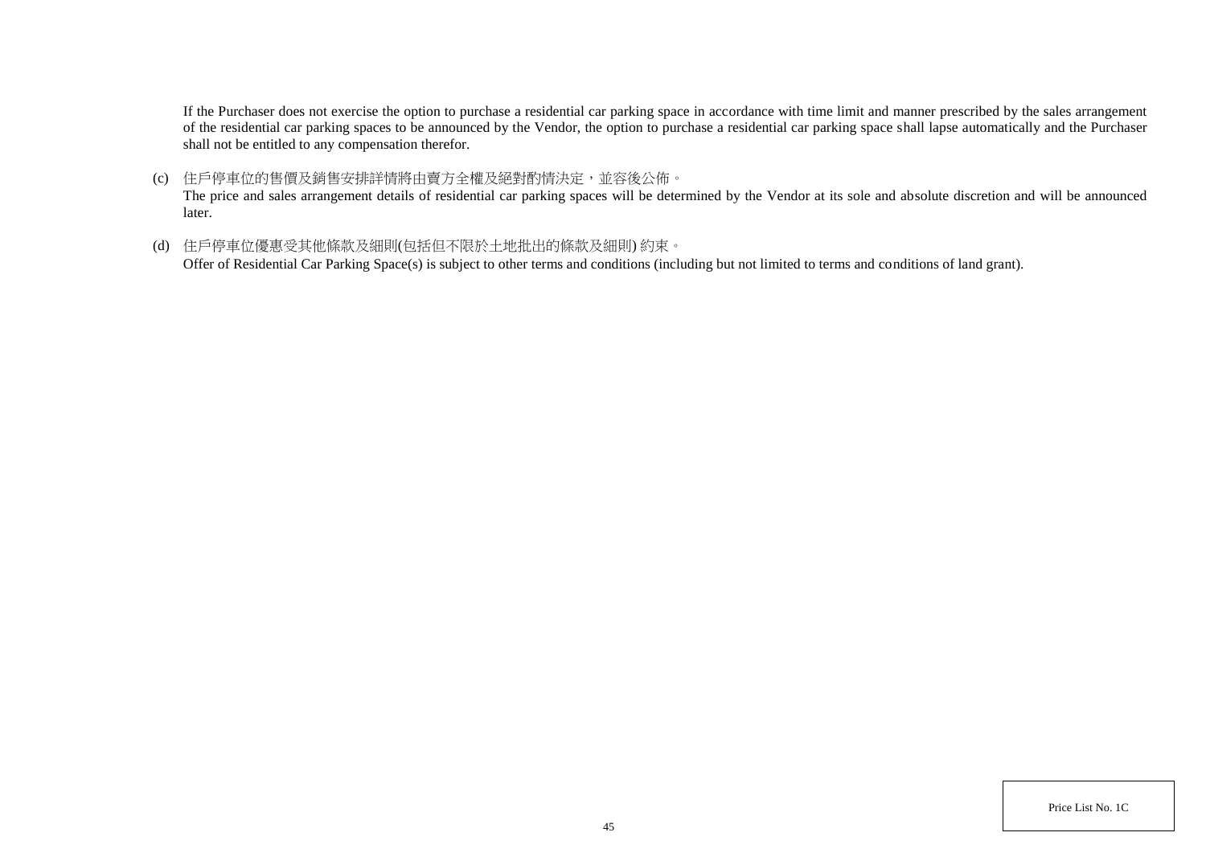If the Purchaser does not exercise the option to purchase a residential car parking space in accordance with time limit and manner prescribed by the sales arrangement of the residential car parking spaces to be announced by the Vendor, the option to purchase a residential car parking space shall lapse automatically and the Purchaser shall not be entitled to any compensation therefor.

(c) 住戶停車位的售價及銷售安排詳情將由賣方全權及絕對酌情決定，並容後公佈。
The price and sales arrangement details of residential car parking spaces will be determined by the Vendor at its sole and absolute discretion and will be announced later.

(d) 住戶停車位優惠受其他條款及細則(包括但不限於土地批出的條款及細則) 約束。
Offer of Residential Car Parking Space(s) is subject to other terms and conditions (including but not limited to terms and conditions of land grant).

Price List No. 1C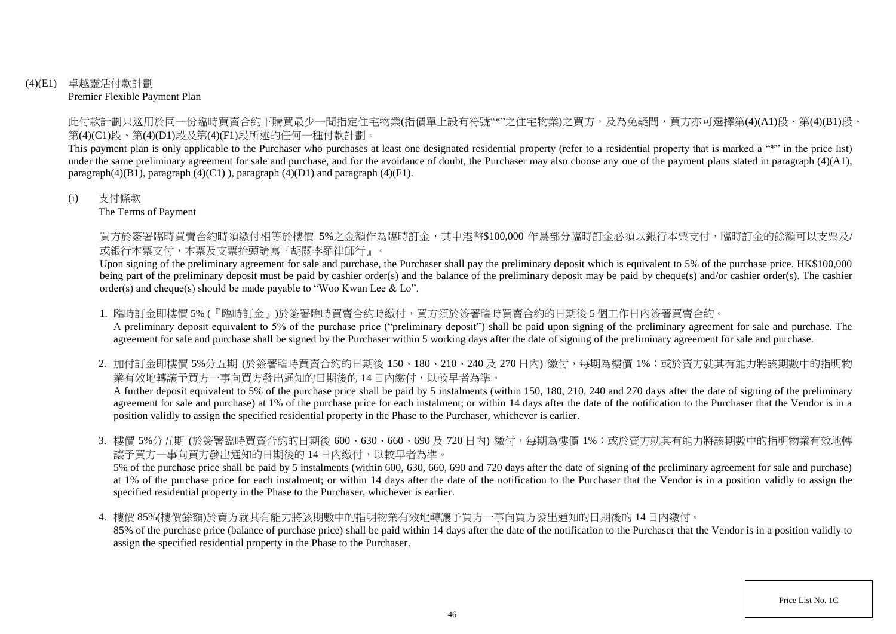## (4)(E1) 卓越靈活付款計劃 Premier Flexible Payment Plan

此付款計劃只適用於同一份臨時買賣合約下購買最少一間指定住宅物業(指價單上設有符號"*"之住宅物業)之買方，及為免疑問，買方亦可選擇第(4)(A1)段、第(4)(B1)段、第(4)(C1)段、第(4)(D1)段及第(4)(F1)段所述的任何一種付款計劃。

This payment plan is only applicable to the Purchaser who purchases at least one designated residential property (refer to a residential property that is marked a "*" in the price list) under the same preliminary agreement for sale and purchase, and for the avoidance of doubt, the Purchaser may also choose any one of the payment plans stated in paragraph (4)(A1), paragraph(4)(B1), paragraph (4)(C1) ), paragraph (4)(D1) and paragraph (4)(F1).

### (i) 支付條款 The Terms of Payment

買方於簽署臨時買賣合約時須繳付相等於樓價 5%之金額作為臨時訂金，其中港幣$100,000 作爲部分臨時訂金必須以銀行本票支付，臨時訂金的餘額可以支票及/或銀行本票支付，本票及支票抬頭請寫『胡關李羅律師行』。

Upon signing of the preliminary agreement for sale and purchase, the Purchaser shall pay the preliminary deposit which is equivalent to 5% of the purchase price. HK$100,000 being part of the preliminary deposit must be paid by cashier order(s) and the balance of the preliminary deposit may be paid by cheque(s) and/or cashier order(s). The cashier order(s) and cheque(s) should be made payable to "Woo Kwan Lee & Lo".

1. 臨時訂金即樓價 5% (『臨時訂金』)於簽署臨時買賣合約時繳付，買方須於簽署臨時買賣合約的日期後 5 個工作日內簽署買賣合約。
   A preliminary deposit equivalent to 5% of the purchase price ("preliminary deposit") shall be paid upon signing of the preliminary agreement for sale and purchase. The agreement for sale and purchase shall be signed by the Purchaser within 5 working days after the date of signing of the preliminary agreement for sale and purchase.

2. 加付訂金即樓價 5%分五期 (於簽署臨時買賣合約的日期後 150、180、210、240 及 270 日內) 繳付，每期為樓價 1%；或於賣方就其有能力將該期數中的指明物業有效地轉讓予買方一事向買方發出通知的日期後的 14 日內繳付，以較早者為準。
   A further deposit equivalent to 5% of the purchase price shall be paid by 5 instalments (within 150, 180, 210, 240 and 270 days after the date of signing of the preliminary agreement for sale and purchase) at 1% of the purchase price for each instalment; or within 14 days after the date of the notification to the Purchaser that the Vendor is in a position validly to assign the specified residential property in the Phase to the Purchaser, whichever is earlier.

3. 樓價 5%分五期 (於簽署臨時買賣合約的日期後 600、630、660、690 及 720 日內) 繳付，每期為樓價 1%；或於賣方就其有能力將該期數中的指明物業有效地轉讓予買方一事向買方發出通知的日期後的 14 日內繳付，以較早者為準。
   5% of the purchase price shall be paid by 5 instalments (within 600, 630, 660, 690 and 720 days after the date of signing of the preliminary agreement for sale and purchase) at 1% of the purchase price for each instalment; or within 14 days after the date of the notification to the Purchaser that the Vendor is in a position validly to assign the specified residential property in the Phase to the Purchaser, whichever is earlier.

4. 樓價 85%(樓價餘額)於賣方就其有能力將該期數中的指明物業有效地轉讓予買方一事向買方發出通知的日期後的 14 日內繳付。
   85% of the purchase price (balance of purchase price) shall be paid within 14 days after the date of the notification to the Purchaser that the Vendor is in a position validly to assign the specified residential property in the Phase to the Purchaser.

Price List No. 1C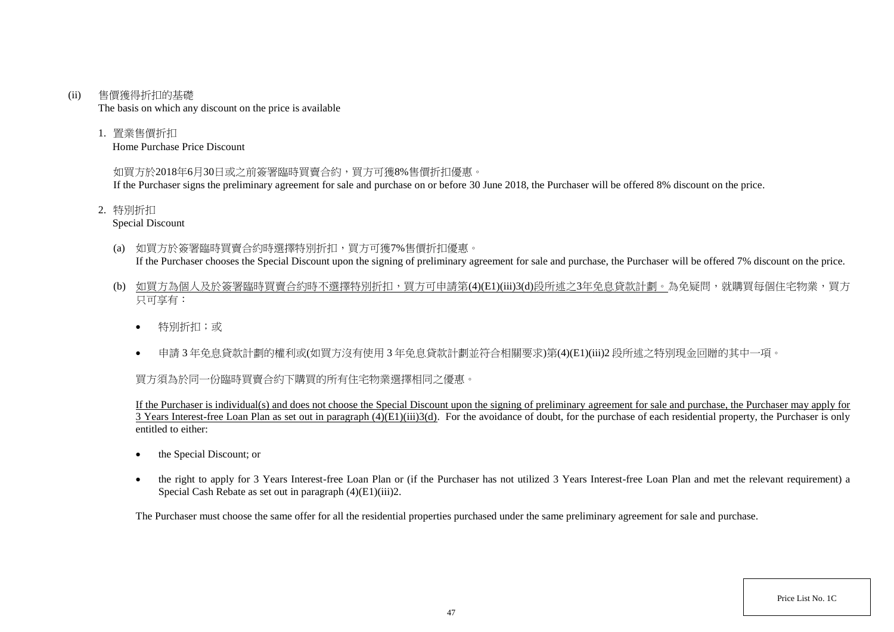(ii) 售價獲得折扣的基礎
The basis on which any discount on the price is available

1. 置業售價折扣
Home Purchase Price Discount

如買方於2018年6月30日或之前簽署臨時買賣合約，買方可獲8%售價折扣優惠。
If the Purchaser signs the preliminary agreement for sale and purchase on or before 30 June 2018, the Purchaser will be offered 8% discount on the price.

2. 特別折扣
Special Discount

(a) 如買方於簽署臨時買賣合約時選擇特別折扣，買方可獲7%售價折扣優惠。
If the Purchaser chooses the Special Discount upon the signing of preliminary agreement for sale and purchase, the Purchaser will be offered 7% discount on the price.

(b) <u>如買方為個人及於簽署臨時買賣合約時不選擇特別折扣，買方可申請第(4)(E1)(iii)3(d)段所述之3年免息貸款計劃。</u>為免疑問，就購買每個住宅物業，買方只可享有：

- 特別折扣；或
- 申請 3 年免息貸款計劃的權利或(如買方沒有使用 3 年免息貸款計劃並符合相關要求)第(4)(E1)(iii)2 段所述之特別現金回贈的其中一項。

買方須為於同一份臨時買賣合約下購買的所有住宅物業選擇相同之優惠。

<u>If the Purchaser is individual(s) and does not choose the Special Discount upon the signing of preliminary agreement for sale and purchase, the Purchaser may apply for 3 Years Interest-free Loan Plan as set out in paragraph (4)(E1)(iii)3(d).</u> For the avoidance of doubt, for the purchase of each residential property, the Purchaser is only entitled to either:

- the Special Discount; or
- the right to apply for 3 Years Interest-free Loan Plan or (if the Purchaser has not utilized 3 Years Interest-free Loan Plan and met the relevant requirement) a Special Cash Rebate as set out in paragraph (4)(E1)(iii)2.

The Purchaser must choose the same offer for all the residential properties purchased under the same preliminary agreement for sale and purchase.

Price List No. 1C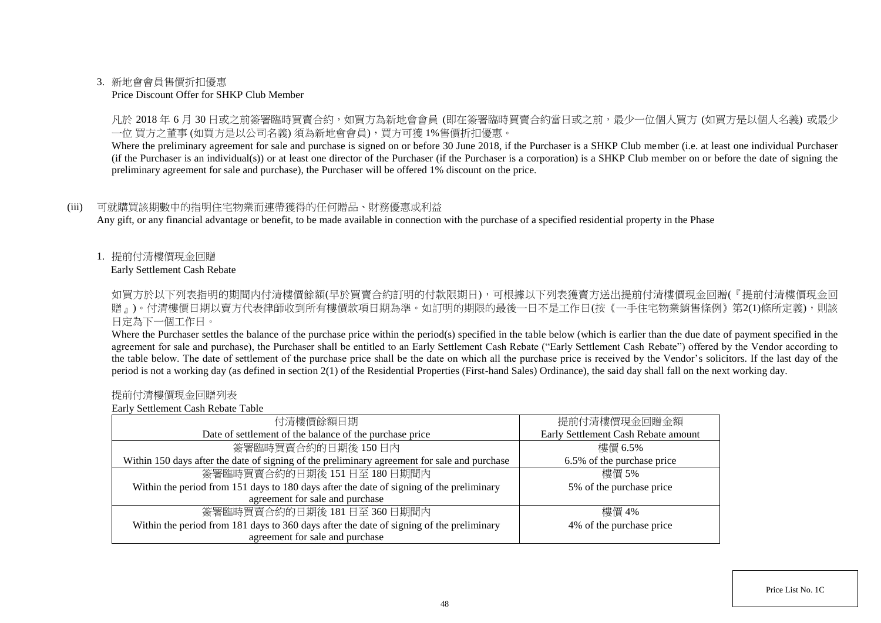3. 新地會會員售價折扣優惠
   Price Discount Offer for SHKP Club Member

   凡於 2018 年 6 月 30 日或之前簽署臨時買賣合約，如買方為新地會會員 (即在簽署臨時買賣合約當日或之前，最少一位個人買方 (如買方是以個人名義) 或最少一位 買方之董事 (如買方是以公司名義) 須為新地會會員)，買方可獲 1%售價折扣優惠。

   Where the preliminary agreement for sale and purchase is signed on or before 30 June 2018, if the Purchaser is a SHKP Club member (i.e. at least one individual Purchaser (if the Purchaser is an individual(s)) or at least one director of the Purchaser (if the Purchaser is a corporation) is a SHKP Club member on or before the date of signing the preliminary agreement for sale and purchase), the Purchaser will be offered 1% discount on the price.

(iii) 可就購買該期數中的指明住宅物業而連帶獲得的任何贈品、財務優惠或利益
Any gift, or any financial advantage or benefit, to be made available in connection with the purchase of a specified residential property in the Phase

1. 提前付清樓價現金回贈
   Early Settlement Cash Rebate

   如買方於以下列表指明的期間內付清樓價餘額(早於買賣合約訂明的付款限期日)，可根據以下列表獲賣方送出提前付清樓價現金回贈(『提前付清樓價現金回贈』)。付清樓價日期以賣方代表律師收到所有樓價款項日期為準。如訂明的期限的最後一日不是工作日(按《一手住宅物業銷售條例》第2(1)條所定義)，則該日定為下一個工作日。

   Where the Purchaser settles the balance of the purchase price within the period(s) specified in the table below (which is earlier than the due date of payment specified in the agreement for sale and purchase), the Purchaser shall be entitled to an Early Settlement Cash Rebate ("Early Settlement Cash Rebate") offered by the Vendor according to the table below. The date of settlement of the purchase price shall be the date on which all the purchase price is received by the Vendor's solicitors. If the last day of the period is not a working day (as defined in section 2(1) of the Residential Properties (First-hand Sales) Ordinance), the said day shall fall on the next working day.

   提前付清樓價現金回贈列表
   Early Settlement Cash Rebate Table

| 付清樓價餘額日期<br>Date of settlement of the balance of the purchase price | 提前付清樓價現金回贈金額<br>Early Settlement Cash Rebate amount |
|---|---|
| 簽署臨時買賣合約的日期後 150 日內<br>Within 150 days after the date of signing of the preliminary agreement for sale and purchase | 樓價 6.5%<br>6.5% of the purchase price |
| 簽署臨時買賣合約的日期後 151 日至 180 日期間內<br>Within the period from 151 days to 180 days after the date of signing of the preliminary agreement for sale and purchase | 樓價 5%<br>5% of the purchase price |
| 簽署臨時買賣合約的日期後 181 日至 360 日期間內<br>Within the period from 181 days to 360 days after the date of signing of the preliminary agreement for sale and purchase | 樓價 4%<br>4% of the purchase price |

Price List No. 1C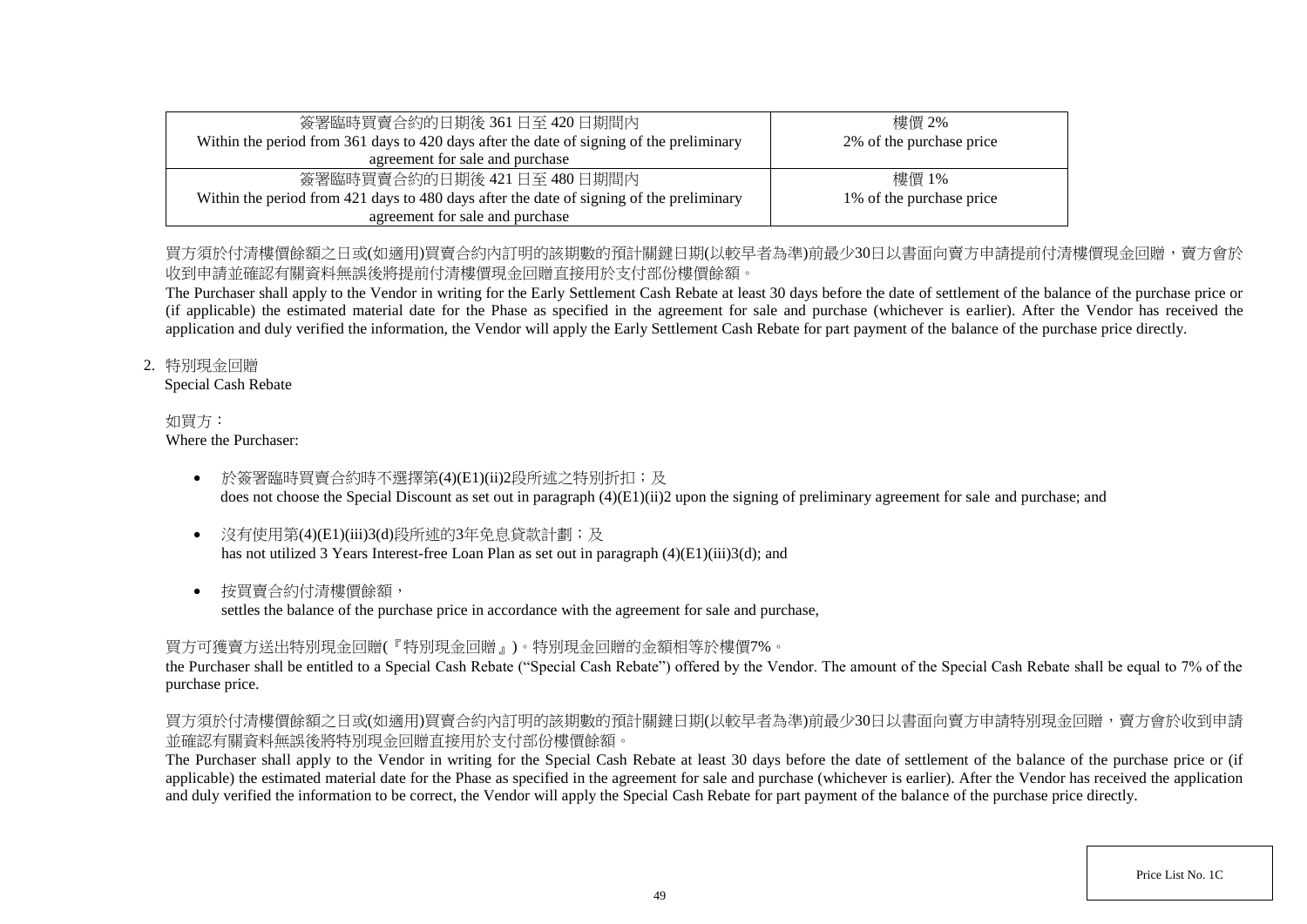| 簽署臨時買賣合約的日期後 361 日至 420 日期間內<br>Within the period from 361 days to 420 days after the date of signing of the preliminary agreement for sale and purchase | 樓價 2%<br>2% of the purchase price |
|---|---|
| 簽署臨時買賣合約的日期後 421 日至 480 日期間內<br>Within the period from 421 days to 480 days after the date of signing of the preliminary agreement for sale and purchase | 樓價 1%<br>1% of the purchase price |

買方須於付清樓價餘額之日或(如適用)買賣合約內訂明的該期數的預計關鍵日期(以較早者為準)前最少30日以書面向賣方申請提前付清樓價現金回贈，賣方會於收到申請並確認有關資料無誤後將提前付清樓價現金回贈直接用於支付部份樓價餘額。

The Purchaser shall apply to the Vendor in writing for the Early Settlement Cash Rebate at least 30 days before the date of settlement of the balance of the purchase price or (if applicable) the estimated material date for the Phase as specified in the agreement for sale and purchase (whichever is earlier). After the Vendor has received the application and duly verified the information, the Vendor will apply the Early Settlement Cash Rebate for part payment of the balance of the purchase price directly.

2. 特別現金回贈
   Special Cash Rebate

如買方：
Where the Purchaser:

- 於簽署臨時買賣合約時不選擇第(4)(E1)(ii)2段所述之特別折扣；及
  does not choose the Special Discount as set out in paragraph (4)(E1)(ii)2 upon the signing of preliminary agreement for sale and purchase; and
- 沒有使用第(4)(E1)(iii)3(d)段所述的3年免息貸款計劃；及
  has not utilized 3 Years Interest-free Loan Plan as set out in paragraph (4)(E1)(iii)3(d); and
- 按買賣合約付清樓價餘額，
  settles the balance of the purchase price in accordance with the agreement for sale and purchase,

買方可獲賣方送出特別現金回贈(『特別現金回贈』)。特別現金回贈的金額相等於樓價7%。

the Purchaser shall be entitled to a Special Cash Rebate ("Special Cash Rebate") offered by the Vendor. The amount of the Special Cash Rebate shall be equal to 7% of the purchase price.

買方須於付清樓價餘額之日或(如適用)買賣合約內訂明的該期數的預計關鍵日期(以較早者為準)前最少30日以書面向賣方申請特別現金回贈，賣方會於收到申請並確認有關資料無誤後將特別現金回贈直接用於支付部份樓價餘額。

The Purchaser shall apply to the Vendor in writing for the Special Cash Rebate at least 30 days before the date of settlement of the balance of the purchase price or (if applicable) the estimated material date for the Phase as specified in the agreement for sale and purchase (whichever is earlier). After the Vendor has received the application and duly verified the information to be correct, the Vendor will apply the Special Cash Rebate for part payment of the balance of the purchase price directly.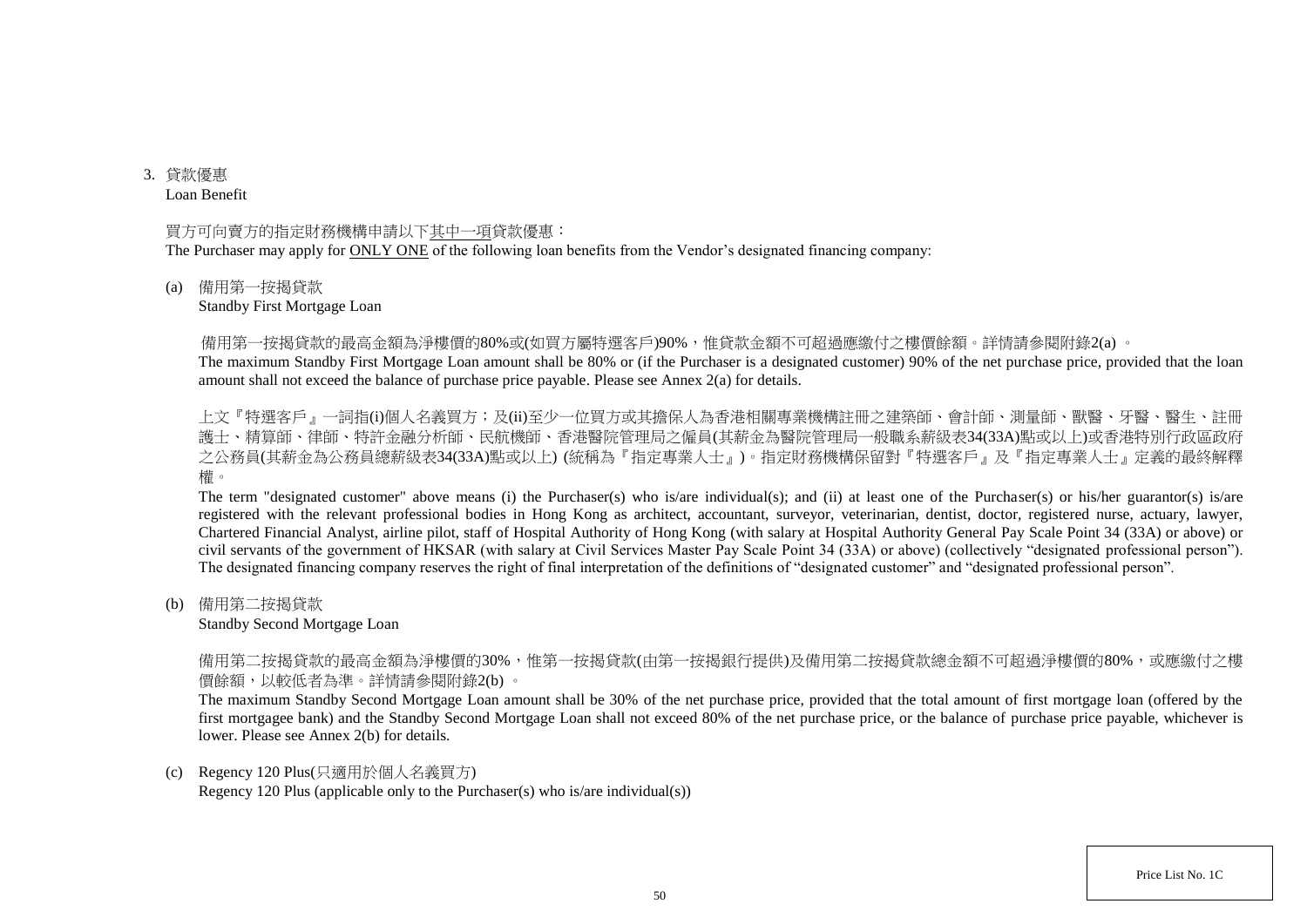3. 貸款優惠
   Loan Benefit

買方可向賣方的指定財務機構申請以下其中一項貸款優惠：
The Purchaser may apply for ONLY ONE of the following loan benefits from the Vendor's designated financing company:

(a) 備用第一按揭貸款
    Standby First Mortgage Loan

備用第一按揭貸款的最高金額為淨樓價的80%或(如買方屬特選客戶)90%，惟貸款金額不可超過應繳付之樓價餘額。詳情請參閱附錄2(a) 。
The maximum Standby First Mortgage Loan amount shall be 80% or (if the Purchaser is a designated customer) 90% of the net purchase price, provided that the loan amount shall not exceed the balance of purchase price payable. Please see Annex 2(a) for details.

上文『特選客戶』一詞指(i)個人名義買方；及(ii)至少一位買方或其擔保人為香港相關專業機構註冊之建築師、會計師、測量師、獸醫、牙醫、醫生、註冊護士、精算師、律師、特許金融分析師、民航機師、香港醫院管理局之僱員(其薪金為醫院管理局一般職系薪級表34(33A)點或以上)或香港特別行政區政府之公務員(其薪金為公務員總薪級表34(33A)點或以上) (統稱為『指定專業人士』)。指定財務機構保留對『特選客戶』及『指定專業人士』定義的最終解釋權。
The term "designated customer" above means (i) the Purchaser(s) who is/are individual(s); and (ii) at least one of the Purchaser(s) or his/her guarantor(s) is/are registered with the relevant professional bodies in Hong Kong as architect, accountant, surveyor, veterinarian, dentist, doctor, registered nurse, actuary, lawyer, Chartered Financial Analyst, airline pilot, staff of Hospital Authority of Hong Kong (with salary at Hospital Authority General Pay Scale Point 34 (33A) or above) or civil servants of the government of HKSAR (with salary at Civil Services Master Pay Scale Point 34 (33A) or above) (collectively "designated professional person"). The designated financing company reserves the right of final interpretation of the definitions of "designated customer" and "designated professional person".

(b) 備用第二按揭貸款
    Standby Second Mortgage Loan

備用第二按揭貸款的最高金額為淨樓價的30%，惟第一按揭貸款(由第一按揭銀行提供)及備用第二按揭貸款總金額不可超過淨樓價的80%，或應繳付之樓價餘額，以較低者為準。詳情請參閱附錄2(b) 。
The maximum Standby Second Mortgage Loan amount shall be 30% of the net purchase price, provided that the total amount of first mortgage loan (offered by the first mortgagee bank) and the Standby Second Mortgage Loan shall not exceed 80% of the net purchase price, or the balance of purchase price payable, whichever is lower. Please see Annex 2(b) for details.

(c) Regency 120 Plus(只適用於個人名義買方)
    Regency 120 Plus (applicable only to the Purchaser(s) who is/are individual(s))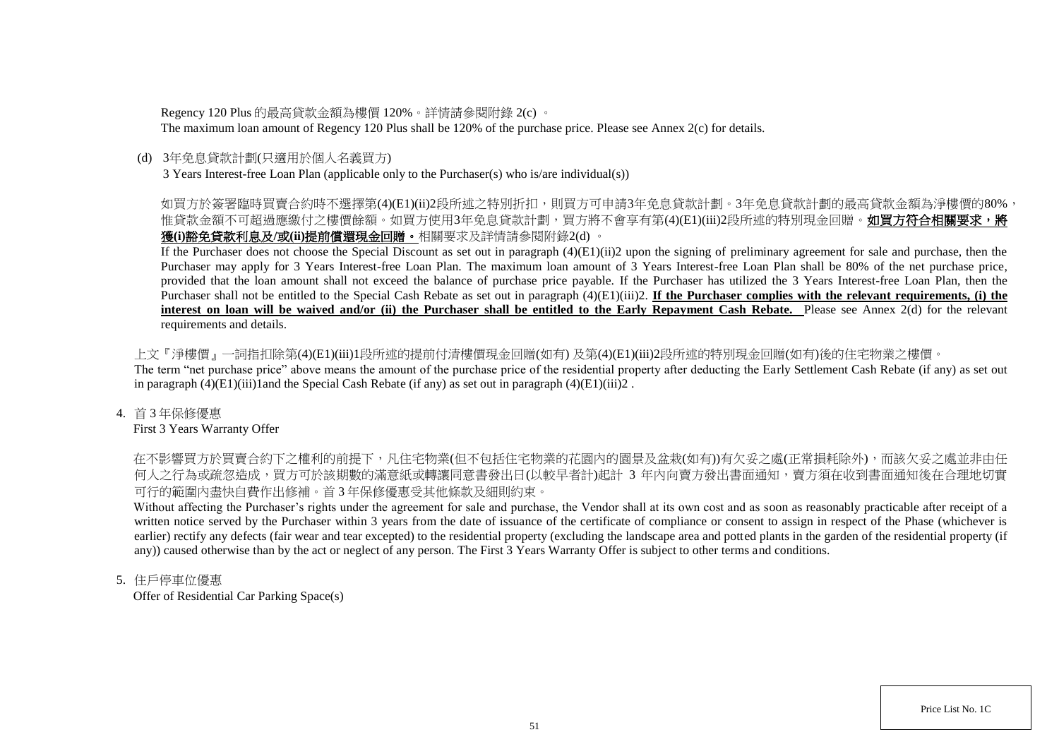Regency 120 Plus 的最高貸款金額為樓價 120%。詳情請參閱附錄 2(c) 。

The maximum loan amount of Regency 120 Plus shall be 120% of the purchase price. Please see Annex 2(c) for details.

(d) 3年免息貸款計劃(只適用於個人名義買方)

3 Years Interest-free Loan Plan (applicable only to the Purchaser(s) who is/are individual(s))

如買方於簽署臨時買賣合約時不選擇第(4)(E1)(ii)2段所述之特別折扣，則買方可申請3年免息貸款計劃。3年免息貸款計劃的最高貸款金額為淨樓價的80%，惟貸款金額不可超過應繳付之樓價餘額。如買方使用3年免息貸款計劃，買方將不會享有第(4)(E1)(iii)2段所述的特別現金回贈。**如買方符合相關要求，將獲(i)豁免貸款利息及/或(ii)提前償還現金回贈。**相關要求及詳情請參閱附錄2(d) 。

If the Purchaser does not choose the Special Discount as set out in paragraph (4)(E1)(ii)2 upon the signing of preliminary agreement for sale and purchase, then the Purchaser may apply for 3 Years Interest-free Loan Plan. The maximum loan amount of 3 Years Interest-free Loan Plan shall be 80% of the net purchase price, provided that the loan amount shall not exceed the balance of purchase price payable. If the Purchaser has utilized the 3 Years Interest-free Loan Plan, then the Purchaser shall not be entitled to the Special Cash Rebate as set out in paragraph (4)(E1)(iii)2. **If the Purchaser complies with the relevant requirements, (i) the interest on loan will be waived and/or (ii) the Purchaser shall be entitled to the Early Repayment Cash Rebate.** Please see Annex 2(d) for the relevant requirements and details.

上文『淨樓價』一詞指扣除第(4)(E1)(iii)1段所述的提前付清樓價現金回贈(如有) 及第(4)(E1)(iii)2段所述的特別現金回贈(如有)後的住宅物業之樓價。

The term "net purchase price" above means the amount of the purchase price of the residential property after deducting the Early Settlement Cash Rebate (if any) as set out in paragraph (4)(E1)(iii)1and the Special Cash Rebate (if any) as set out in paragraph (4)(E1)(iii)2 .

4. 首 3 年保修優惠

First 3 Years Warranty Offer

在不影響買方於買賣合約下之權利的前提下，凡住宅物業(但不包括住宅物業的花園內的園景及盆栽(如有))有欠妥之處(正常損耗除外)，而該欠妥之處並非由任何人之行為或疏忽造成，買方可於該期數的滿意紙或轉讓同意書發出日(以較早者計)起計 3 年內向賣方發出書面通知，賣方須在收到書面通知後在合理地切實可行的範圍內盡快自費作出修補。首 3 年保修優惠受其他條款及細則約束。

Without affecting the Purchaser's rights under the agreement for sale and purchase, the Vendor shall at its own cost and as soon as reasonably practicable after receipt of a written notice served by the Purchaser within 3 years from the date of issuance of the certificate of compliance or consent to assign in respect of the Phase (whichever is earlier) rectify any defects (fair wear and tear excepted) to the residential property (excluding the landscape area and potted plants in the garden of the residential property (if any)) caused otherwise than by the act or neglect of any person. The First 3 Years Warranty Offer is subject to other terms and conditions.

5. 住戶停車位優惠

Offer of Residential Car Parking Space(s)

Price List No. 1C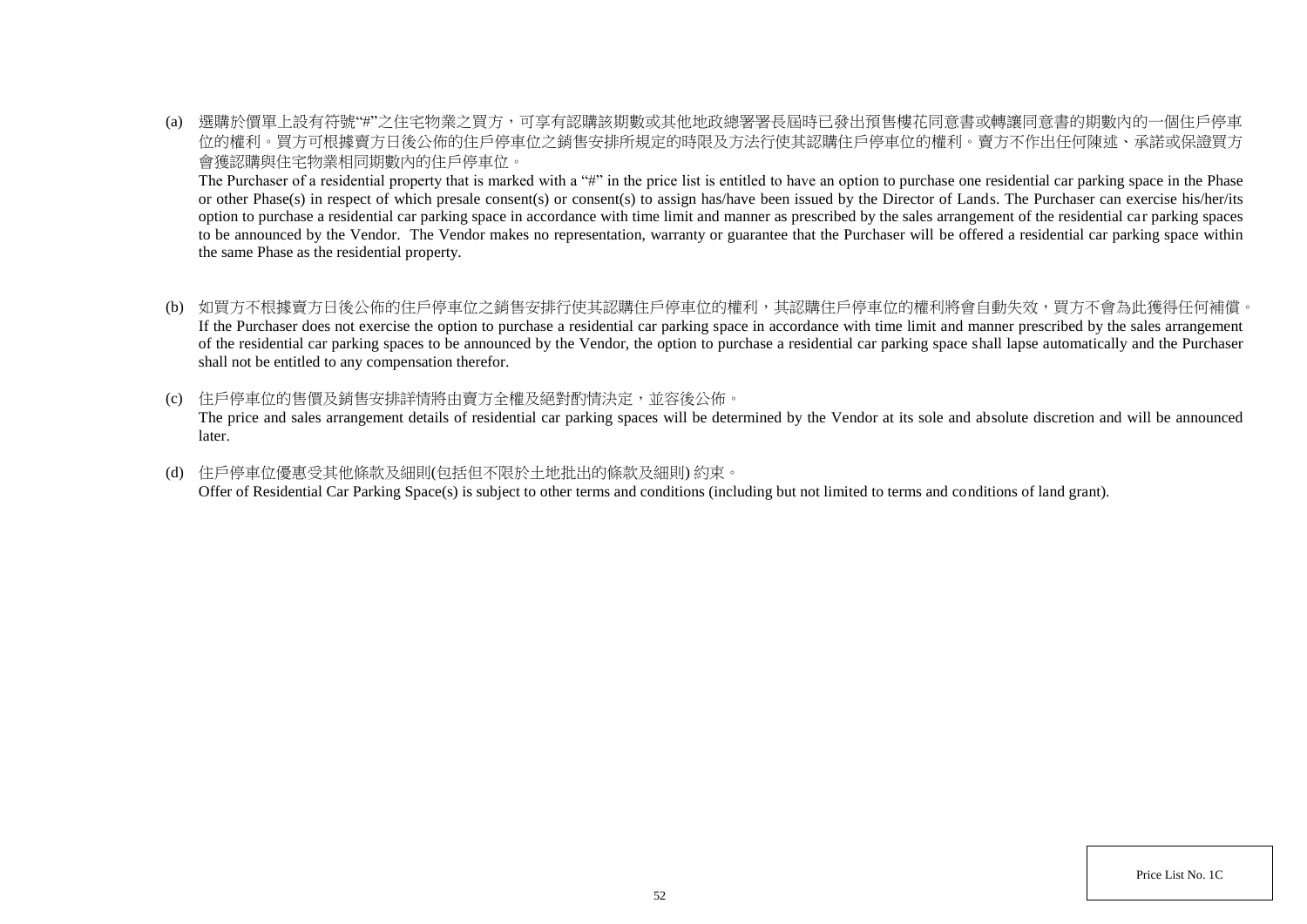(a) 選購於價單上設有符號"#"之住宅物業之買方，可享有認購該期數或其他地政總署署長屆時已發出預售樓花同意書或轉讓同意書的期數內的一個住戶停車位的權利。買方可根據賣方日後公佈的住戶停車位之銷售安排所規定的時限及方法行使其認購住戶停車位的權利。賣方不作出任何陳述、承諾或保證買方會獲認購與住宅物業相同期數內的住戶停車位。

The Purchaser of a residential property that is marked with a "#" in the price list is entitled to have an option to purchase one residential car parking space in the Phase or other Phase(s) in respect of which presale consent(s) or consent(s) to assign has/have been issued by the Director of Lands. The Purchaser can exercise his/her/its option to purchase a residential car parking space in accordance with time limit and manner as prescribed by the sales arrangement of the residential car parking spaces to be announced by the Vendor. The Vendor makes no representation, warranty or guarantee that the Purchaser will be offered a residential car parking space within the same Phase as the residential property.

(b) 如買方不根據賣方日後公佈的住戶停車位之銷售安排行使其認購住戶停車位的權利，其認購住戶停車位的權利將會自動失效，買方不會為此獲得任何補償。
If the Purchaser does not exercise the option to purchase a residential car parking space in accordance with time limit and manner prescribed by the sales arrangement of the residential car parking spaces to be announced by the Vendor, the option to purchase a residential car parking space shall lapse automatically and the Purchaser shall not be entitled to any compensation therefor.

(c) 住戶停車位的售價及銷售安排詳情將由賣方全權及絕對酌情決定，並容後公佈。
The price and sales arrangement details of residential car parking spaces will be determined by the Vendor at its sole and absolute discretion and will be announced later.

(d) 住戶停車位優惠受其他條款及細則(包括但不限於土地批出的條款及細則) 約束。
Offer of Residential Car Parking Space(s) is subject to other terms and conditions (including but not limited to terms and conditions of land grant).

Price List No. 1C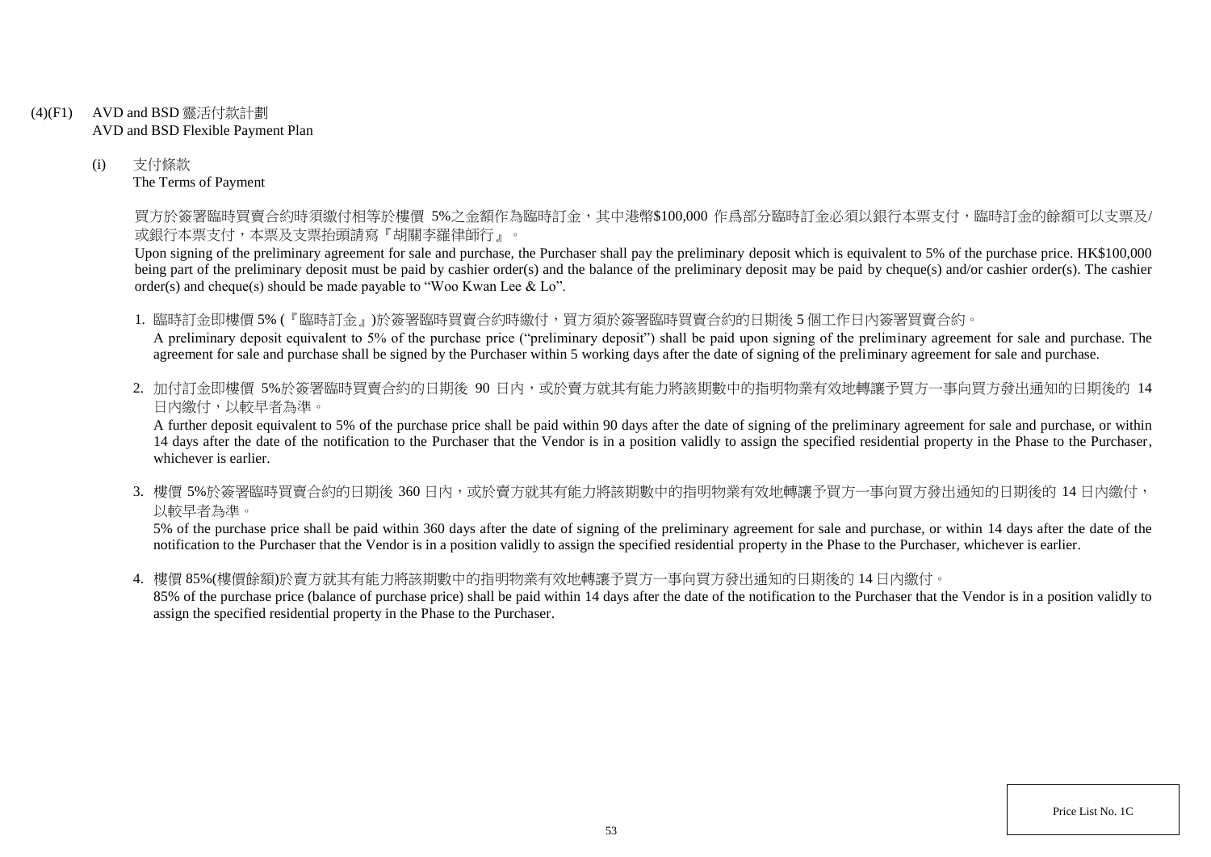(4)(F1) AVD and BSD 靈活付款計劃
AVD and BSD Flexible Payment Plan

(i) 支付條款
The Terms of Payment

買方於簽署臨時買賣合約時須繳付相等於樓價 5%之金額作為臨時訂金，其中港幣$100,000 作爲部分臨時訂金必須以銀行本票支付，臨時訂金的餘額可以支票及/或銀行本票支付，本票及支票抬頭請寫『胡關李羅律師行』。

Upon signing of the preliminary agreement for sale and purchase, the Purchaser shall pay the preliminary deposit which is equivalent to 5% of the purchase price. HK$100,000 being part of the preliminary deposit must be paid by cashier order(s) and the balance of the preliminary deposit may be paid by cheque(s) and/or cashier order(s). The cashier order(s) and cheque(s) should be made payable to "Woo Kwan Lee & Lo".

1. 臨時訂金即樓價 5% (『臨時訂金』)於簽署臨時買賣合約時繳付，買方須於簽署臨時買賣合約的日期後 5 個工作日內簽署買賣合約。
A preliminary deposit equivalent to 5% of the purchase price ("preliminary deposit") shall be paid upon signing of the preliminary agreement for sale and purchase. The agreement for sale and purchase shall be signed by the Purchaser within 5 working days after the date of signing of the preliminary agreement for sale and purchase.

2. 加付訂金即樓價 5%於簽署臨時買賣合約的日期後 90 日內，或於賣方就其有能力將該期數中的指明物業有效地轉讓予買方一事向買方發出通知的日期後的 14 日內繳付，以較早者為準。
A further deposit equivalent to 5% of the purchase price shall be paid within 90 days after the date of signing of the preliminary agreement for sale and purchase, or within 14 days after the date of the notification to the Purchaser that the Vendor is in a position validly to assign the specified residential property in the Phase to the Purchaser, whichever is earlier.

3. 樓價 5%於簽署臨時買賣合約的日期後 360 日內，或於賣方就其有能力將該期數中的指明物業有效地轉讓予買方一事向買方發出通知的日期後的 14 日內繳付，以較早者為準。
5% of the purchase price shall be paid within 360 days after the date of signing of the preliminary agreement for sale and purchase, or within 14 days after the date of the notification to the Purchaser that the Vendor is in a position validly to assign the specified residential property in the Phase to the Purchaser, whichever is earlier.

4. 樓價 85%(樓價餘額)於賣方就其有能力將該期數中的指明物業有效地轉讓予買方一事向買方發出通知的日期後的 14 日內繳付。
85% of the purchase price (balance of purchase price) shall be paid within 14 days after the date of the notification to the Purchaser that the Vendor is in a position validly to assign the specified residential property in the Phase to the Purchaser.

Price List No. 1C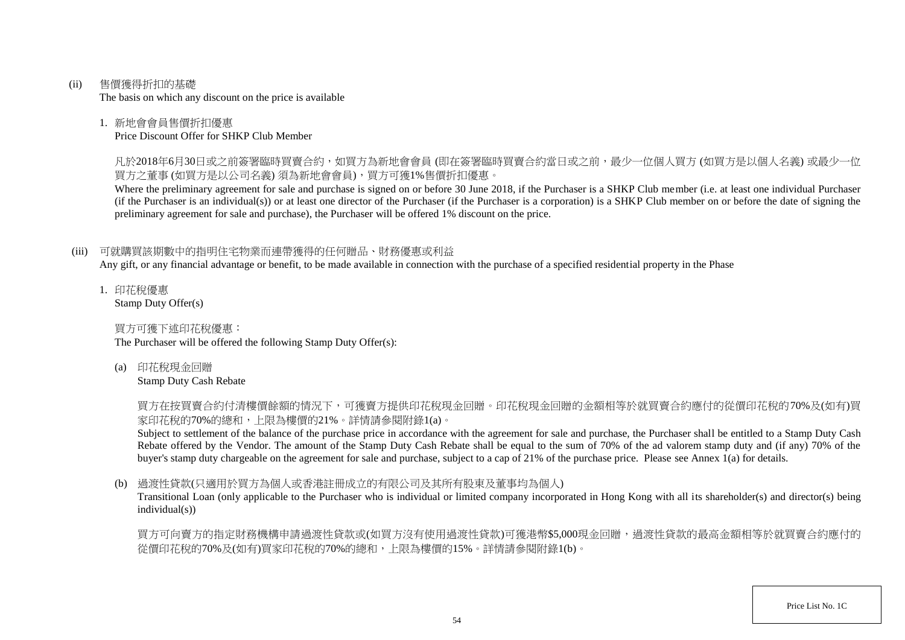(ii) 售價獲得折扣的基礎
The basis on which any discount on the price is available

1. 新地會會員售價折扣優惠
Price Discount Offer for SHKP Club Member

凡於2018年6月30日或之前簽署臨時買賣合約，如買方為新地會會員 (即在簽署臨時買賣合約當日或之前，最少一位個人買方 (如買方是以個人名義) 或最少一位買方之董事 (如買方是以公司名義) 須為新地會會員)，買方可獲1%售價折扣優惠。
Where the preliminary agreement for sale and purchase is signed on or before 30 June 2018, if the Purchaser is a SHKP Club member (i.e. at least one individual Purchaser (if the Purchaser is an individual(s)) or at least one director of the Purchaser (if the Purchaser is a corporation) is a SHKP Club member on or before the date of signing the preliminary agreement for sale and purchase), the Purchaser will be offered 1% discount on the price.

(iii) 可就購買該期數中的指明住宅物業而連帶獲得的任何贈品、財務優惠或利益
Any gift, or any financial advantage or benefit, to be made available in connection with the purchase of a specified residential property in the Phase

1. 印花稅優惠
Stamp Duty Offer(s)

買方可獲下述印花稅優惠：
The Purchaser will be offered the following Stamp Duty Offer(s):

(a) 印花稅現金回贈
Stamp Duty Cash Rebate

買方在按買賣合約付清樓價餘額的情況下，可獲賣方提供印花稅現金回贈。印花稅現金回贈的金額相等於就買賣合約應付的從價印花稅的70%及(如有)買家印花稅的70%的總和，上限為樓價的21%。詳情請參閱附錄1(a)。
Subject to settlement of the balance of the purchase price in accordance with the agreement for sale and purchase, the Purchaser shall be entitled to a Stamp Duty Cash Rebate offered by the Vendor. The amount of the Stamp Duty Cash Rebate shall be equal to the sum of 70% of the ad valorem stamp duty and (if any) 70% of the buyer's stamp duty chargeable on the agreement for sale and purchase, subject to a cap of 21% of the purchase price. Please see Annex 1(a) for details.

(b) 過渡性貸款(只適用於買方為個人或香港註冊成立的有限公司及其所有股東及董事均為個人)
Transitional Loan (only applicable to the Purchaser who is individual or limited company incorporated in Hong Kong with all its shareholder(s) and director(s) being individual(s))

買方可向賣方的指定財務機構申請過渡性貸款或(如買方沒有使用過渡性貸款)可獲港幣$5,000現金回贈，過渡性貸款的最高金額相等於就買賣合約應付的從價印花稅的70%及(如有)買家印花稅的70%的總和，上限為樓價的15%。詳情請參閱附錄1(b)。

Price List No. 1C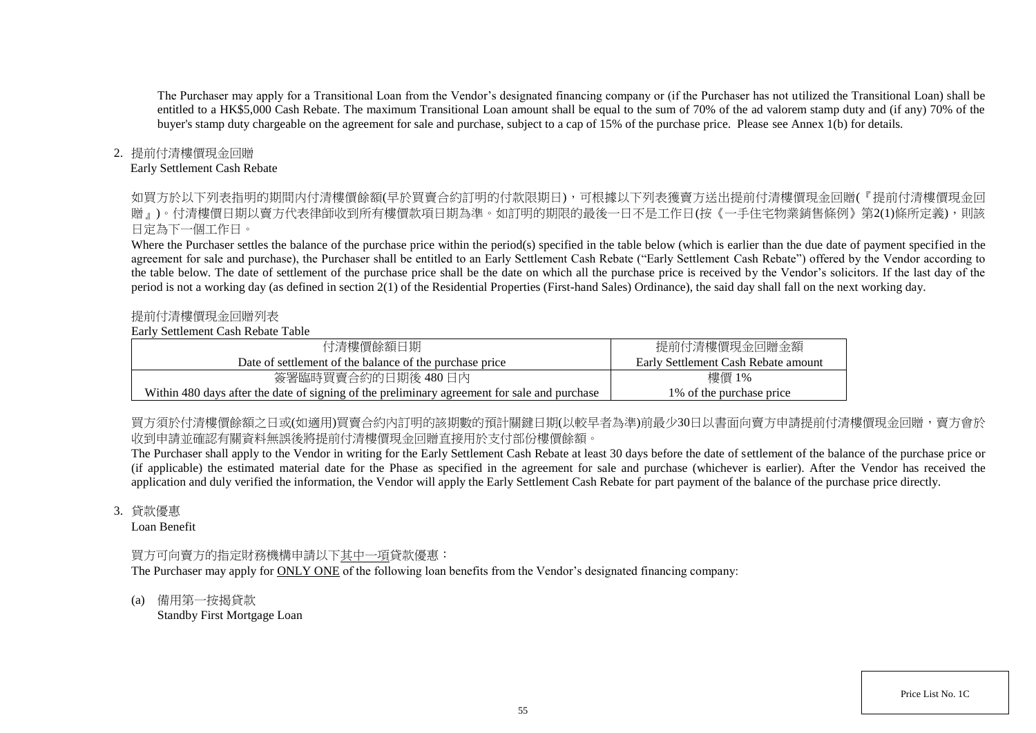The Purchaser may apply for a Transitional Loan from the Vendor's designated financing company or (if the Purchaser has not utilized the Transitional Loan) shall be entitled to a HK$5,000 Cash Rebate. The maximum Transitional Loan amount shall be equal to the sum of 70% of the ad valorem stamp duty and (if any) 70% of the buyer's stamp duty chargeable on the agreement for sale and purchase, subject to a cap of 15% of the purchase price. Please see Annex 1(b) for details.

2. 提前付清樓價現金回贈
Early Settlement Cash Rebate

如買方於以下列表指明的期間內付清樓價餘額(早於買賣合約訂明的付款限期日)，可根據以下列表獲賣方送出提前付清樓價現金回贈(『提前付清樓價現金回贈』)。付清樓價日期以賣方代表律師收到所有樓價款項日期為準。如訂明的期限的最後一日不是工作日(按《一手住宅物業銷售條例》第2(1)條所定義)，則該日定為下一個工作日。

Where the Purchaser settles the balance of the purchase price within the period(s) specified in the table below (which is earlier than the due date of payment specified in the agreement for sale and purchase), the Purchaser shall be entitled to an Early Settlement Cash Rebate ("Early Settlement Cash Rebate") offered by the Vendor according to the table below. The date of settlement of the purchase price shall be the date on which all the purchase price is received by the Vendor's solicitors. If the last day of the period is not a working day (as defined in section 2(1) of the Residential Properties (First-hand Sales) Ordinance), the said day shall fall on the next working day.

提前付清樓價現金回贈列表
Early Settlement Cash Rebate Table

| 付清樓價餘額日期<br>Date of settlement of the balance of the purchase price | 提前付清樓價現金回贈金額<br>Early Settlement Cash Rebate amount |
|---|---|
| 簽署臨時買賣合約的日期後 480 日內<br>Within 480 days after the date of signing of the preliminary agreement for sale and purchase | 樓價 1%<br>1% of the purchase price |

買方須於付清樓價餘額之日或(如適用)買賣合約內訂明的該期數的預計關鍵日期(以較早者為準)前最少30日以書面向賣方申請提前付清樓價現金回贈，賣方會於收到申請並確認有關資料無誤後將提前付清樓價現金回贈直接用於支付部份樓價餘額。

The Purchaser shall apply to the Vendor in writing for the Early Settlement Cash Rebate at least 30 days before the date of settlement of the balance of the purchase price or (if applicable) the estimated material date for the Phase as specified in the agreement for sale and purchase (whichever is earlier). After the Vendor has received the application and duly verified the information, the Vendor will apply the Early Settlement Cash Rebate for part payment of the balance of the purchase price directly.

3. 貸款優惠
Loan Benefit

買方可向賣方的指定財務機構申請以下其中一項貸款優惠：
The Purchaser may apply for ONLY ONE of the following loan benefits from the Vendor's designated financing company:

(a) 備用第一按揭貸款
Standby First Mortgage Loan

Price List No. 1C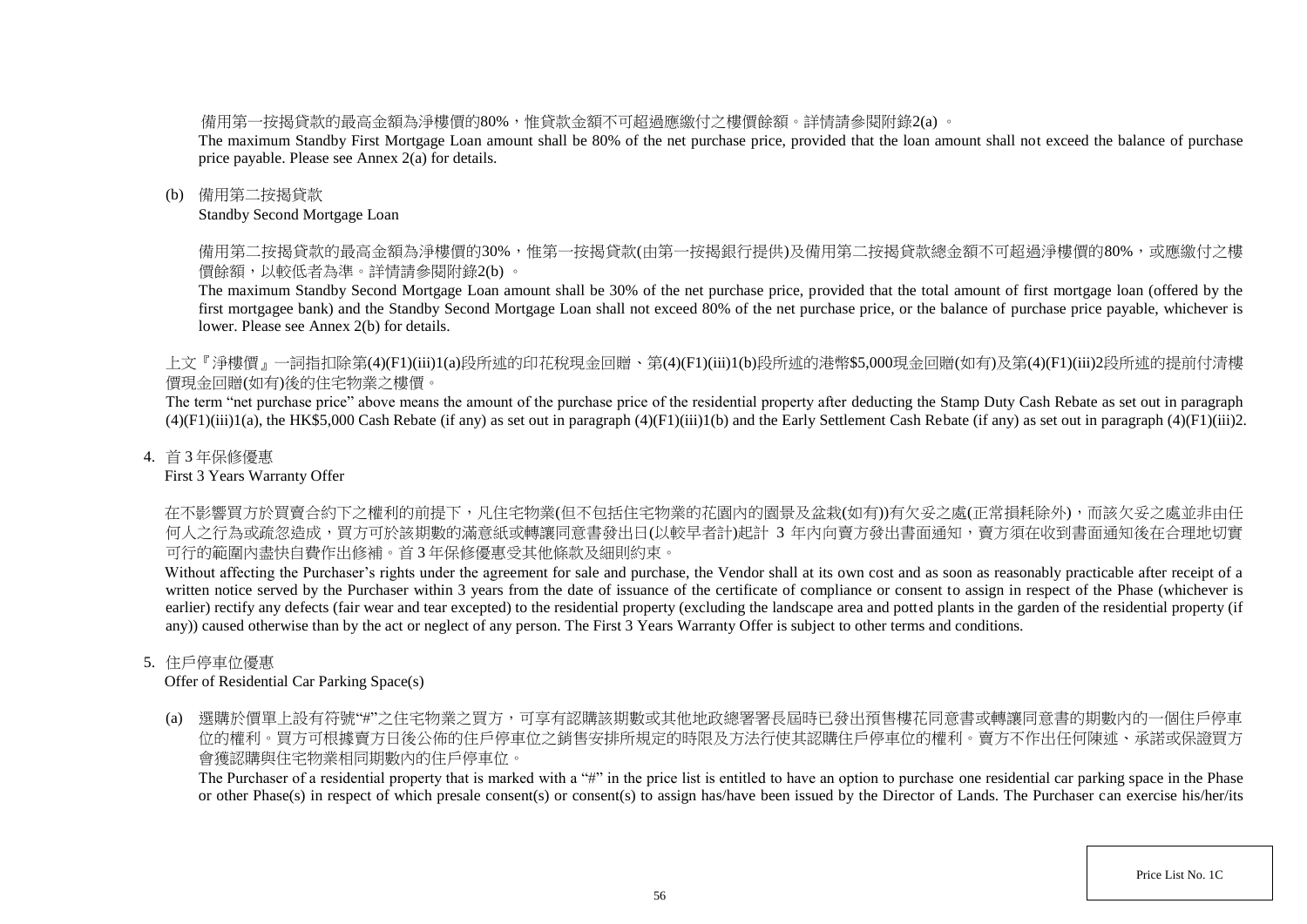備用第一按揭貸款的最高金額為淨樓價的80%，惟貸款金額不可超過應繳付之樓價餘額。詳情請參閱附錄2(a) 。

The maximum Standby First Mortgage Loan amount shall be 80% of the net purchase price, provided that the loan amount shall not exceed the balance of purchase price payable. Please see Annex 2(a) for details.

(b) 備用第二按揭貸款

Standby Second Mortgage Loan

備用第二按揭貸款的最高金額為淨樓價的30%，惟第一按揭貸款(由第一按揭銀行提供)及備用第二按揭貸款總金額不可超過淨樓價的80%，或應繳付之樓價餘額，以較低者為準。詳情請參閱附錄2(b) 。

The maximum Standby Second Mortgage Loan amount shall be 30% of the net purchase price, provided that the total amount of first mortgage loan (offered by the first mortgagee bank) and the Standby Second Mortgage Loan shall not exceed 80% of the net purchase price, or the balance of purchase price payable, whichever is lower. Please see Annex 2(b) for details.

上文『淨樓價』一詞指扣除第(4)(F1)(iii)1(a)段所述的印花稅現金回贈、第(4)(F1)(iii)1(b)段所述的港幣$5,000現金回贈(如有)及第(4)(F1)(iii)2段所述的提前付清樓價現金回贈(如有)後的住宅物業之樓價。

The term "net purchase price" above means the amount of the purchase price of the residential property after deducting the Stamp Duty Cash Rebate as set out in paragraph (4)(F1)(iii)1(a), the HK$5,000 Cash Rebate (if any) as set out in paragraph (4)(F1)(iii)1(b) and the Early Settlement Cash Rebate (if any) as set out in paragraph (4)(F1)(iii)2.

4. 首 3 年保修優惠

First 3 Years Warranty Offer

在不影響買方於買賣合約下之權利的前提下，凡住宅物業(但不包括住宅物業的花園內的園景及盆栽(如有))有欠妥之處(正常損耗除外)，而該欠妥之處並非由任何人之行為或疏忽造成，買方可於該期數的滿意紙或轉讓同意書發出日(以較早者計)起計 3 年內向賣方發出書面通知，賣方須在收到書面通知後在合理地切實可行的範圍內盡快自費作出修補。首 3 年保修優惠受其他條款及細則約束。

Without affecting the Purchaser's rights under the agreement for sale and purchase, the Vendor shall at its own cost and as soon as reasonably practicable after receipt of a written notice served by the Purchaser within 3 years from the date of issuance of the certificate of compliance or consent to assign in respect of the Phase (whichever is earlier) rectify any defects (fair wear and tear excepted) to the residential property (excluding the landscape area and potted plants in the garden of the residential property (if any)) caused otherwise than by the act or neglect of any person. The First 3 Years Warranty Offer is subject to other terms and conditions.

5. 住戶停車位優惠

Offer of Residential Car Parking Space(s)

(a) 選購於價單上設有符號"#"之住宅物業之買方，可享有認購該期數或其他地政總署署長屆時已發出預售樓花同意書或轉讓同意書的期數內的一個住戶停車位的權利。買方可根據賣方日後公佈的住戶停車位之銷售安排所規定的時限及方法行使其認購住戶停車位的權利。賣方不作出任何陳述、承諾或保證買方會獲認購與住宅物業相同期數內的住戶停車位。

The Purchaser of a residential property that is marked with a "#" in the price list is entitled to have an option to purchase one residential car parking space in the Phase or other Phase(s) in respect of which presale consent(s) or consent(s) to assign has/have been issued by the Director of Lands. The Purchaser can exercise his/her/its

Price List No. 1C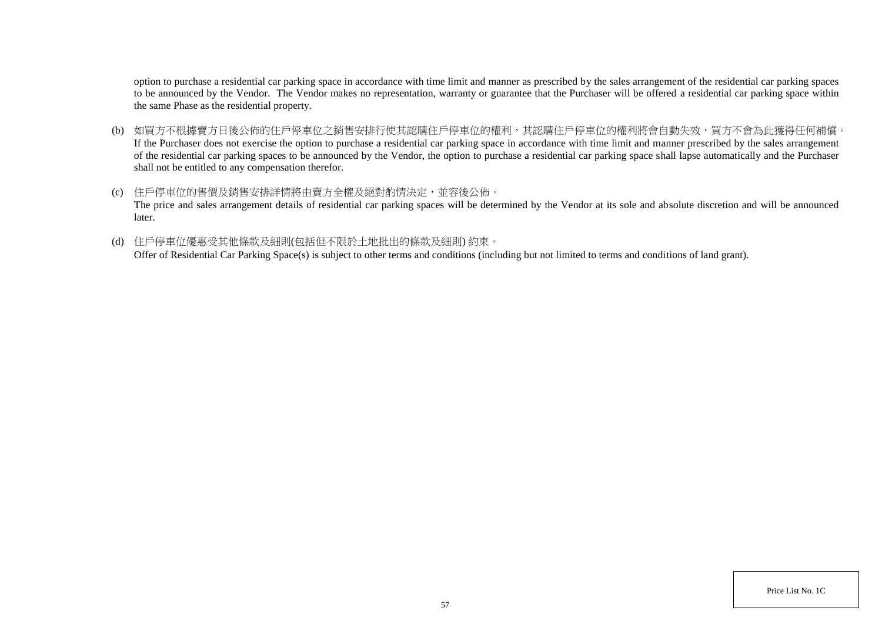option to purchase a residential car parking space in accordance with time limit and manner as prescribed by the sales arrangement of the residential car parking spaces to be announced by the Vendor. The Vendor makes no representation, warranty or guarantee that the Purchaser will be offered a residential car parking space within the same Phase as the residential property.

(b) 如買方不根據賣方日後公佈的住戶停車位之銷售安排行使其認購住戶停車位的權利，其認購住戶停車位的權利將會自動失效，買方不會為此獲得任何補償。
If the Purchaser does not exercise the option to purchase a residential car parking space in accordance with time limit and manner prescribed by the sales arrangement of the residential car parking spaces to be announced by the Vendor, the option to purchase a residential car parking space shall lapse automatically and the Purchaser shall not be entitled to any compensation therefor.

(c) 住戶停車位的售價及銷售安排詳情將由賣方全權及絕對酌情決定，並容後公佈。
The price and sales arrangement details of residential car parking spaces will be determined by the Vendor at its sole and absolute discretion and will be announced later.

(d) 住戶停車位優惠受其他條款及細則(包括但不限於土地批出的條款及細則) 約束。
Offer of Residential Car Parking Space(s) is subject to other terms and conditions (including but not limited to terms and conditions of land grant).

Price List No. 1C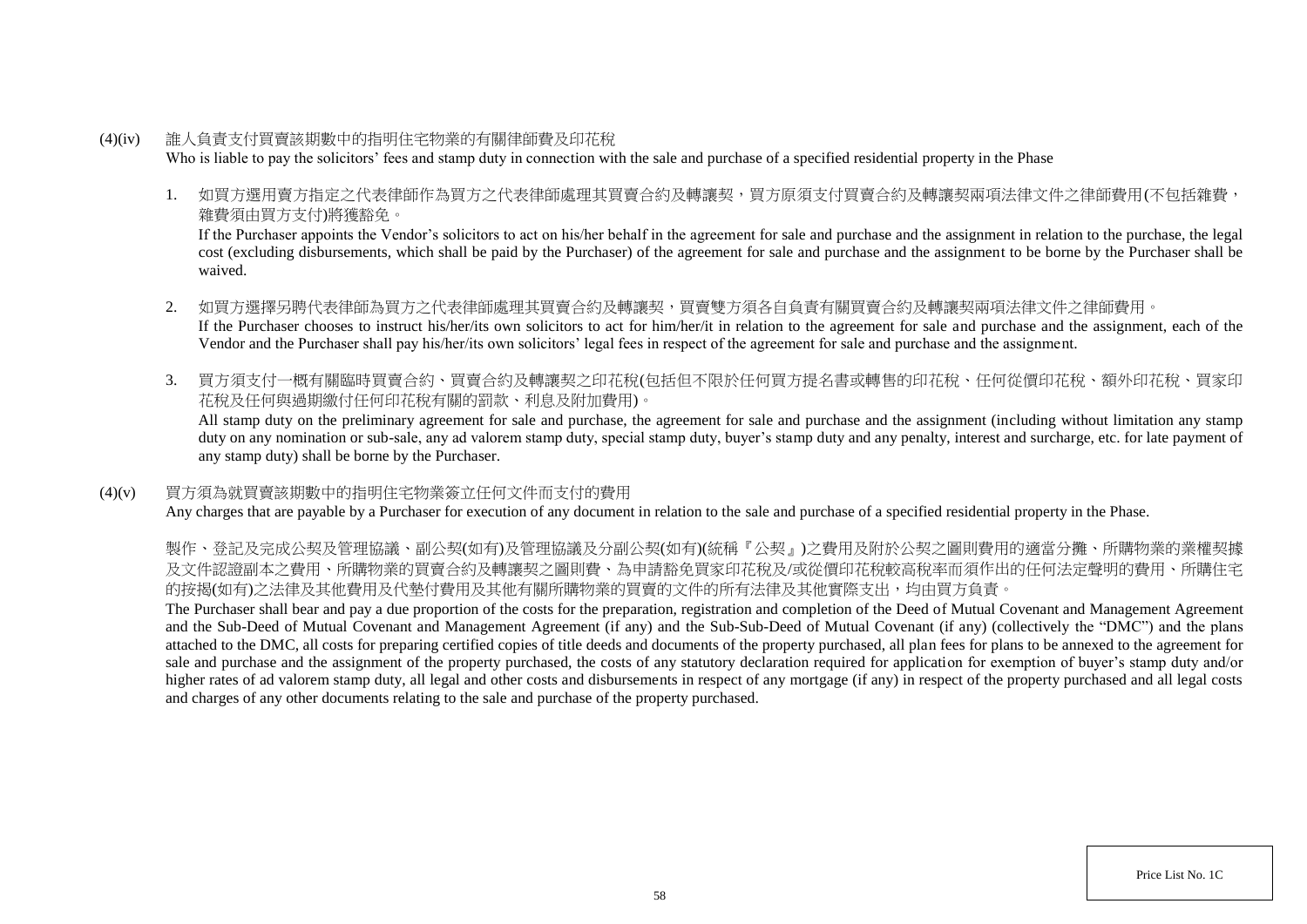(4)(iv) 誰人負責支付買賣該期數中的指明住宅物業的有關律師費及印花稅
Who is liable to pay the solicitors' fees and stamp duty in connection with the sale and purchase of a specified residential property in the Phase

1. 如買方選用賣方指定之代表律師作為買方之代表律師處理其買賣合約及轉讓契，買方原須支付買賣合約及轉讓契兩項法律文件之律師費用(不包括雜費，雜費須由買方支付)將獲豁免。
If the Purchaser appoints the Vendor's solicitors to act on his/her behalf in the agreement for sale and purchase and the assignment in relation to the purchase, the legal cost (excluding disbursements, which shall be paid by the Purchaser) of the agreement for sale and purchase and the assignment to be borne by the Purchaser shall be waived.

2. 如買方選擇另聘代表律師為買方之代表律師處理其買賣合約及轉讓契，買賣雙方須各自負責有關買賣合約及轉讓契兩項法律文件之律師費用。
If the Purchaser chooses to instruct his/her/its own solicitors to act for him/her/it in relation to the agreement for sale and purchase and the assignment, each of the Vendor and the Purchaser shall pay his/her/its own solicitors' legal fees in respect of the agreement for sale and purchase and the assignment.

3. 買方須支付一概有關臨時買賣合約、買賣合約及轉讓契之印花稅(包括但不限於任何買方提名書或轉售的印花稅、任何從價印花稅、額外印花稅、買家印花稅及任何與過期繳付任何印花稅有關的罰款、利息及附加費用)。
All stamp duty on the preliminary agreement for sale and purchase, the agreement for sale and purchase and the assignment (including without limitation any stamp duty on any nomination or sub-sale, any ad valorem stamp duty, special stamp duty, buyer's stamp duty and any penalty, interest and surcharge, etc. for late payment of any stamp duty) shall be borne by the Purchaser.

(4)(v) 買方須為就買賣該期數中的指明住宅物業簽立任何文件而支付的費用
Any charges that are payable by a Purchaser for execution of any document in relation to the sale and purchase of a specified residential property in the Phase.

製作、登記及完成公契及管理協議、副公契(如有)及管理協議及分副公契(如有)(統稱『公契』)之費用及附於公契之圖則費用的適當分攤、所購物業的業權契據及文件認證副本之費用、所購物業的買賣合約及轉讓契之圖則費、為申請豁免買家印花稅及/或從價印花稅較高稅率而須作出的任何法定聲明的費用、所購住宅的按揭(如有)之法律及其他費用及代墊付費用及其他有關所購物業的買賣的文件的所有法律及其他實際支出，均由買方負責。
The Purchaser shall bear and pay a due proportion of the costs for the preparation, registration and completion of the Deed of Mutual Covenant and Management Agreement and the Sub-Deed of Mutual Covenant and Management Agreement (if any) and the Sub-Sub-Deed of Mutual Covenant (if any) (collectively the "DMC") and the plans attached to the DMC, all costs for preparing certified copies of title deeds and documents of the property purchased, all plan fees for plans to be annexed to the agreement for sale and purchase and the assignment of the property purchased, the costs of any statutory declaration required for application for exemption of buyer's stamp duty and/or higher rates of ad valorem stamp duty, all legal and other costs and disbursements in respect of any mortgage (if any) in respect of the property purchased and all legal costs and charges of any other documents relating to the sale and purchase of the property purchased.

Price List No. 1C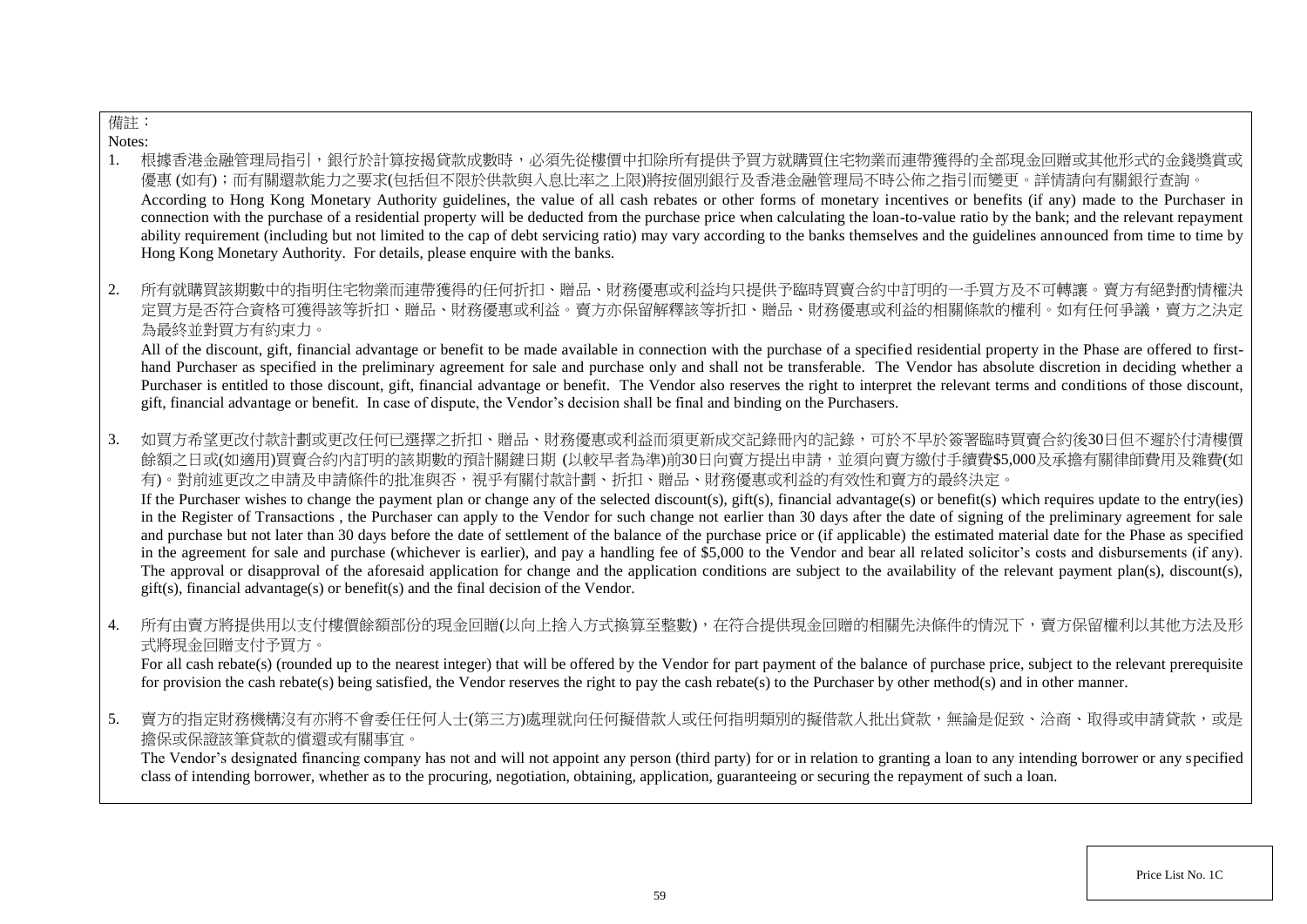備註：

Notes:

1. 根據香港金融管理局指引，銀行於計算按揭貸款成數時，必須先從樓價中扣除所有提供予買方就購買住宅物業而連帶獲得的全部現金回贈或其他形式的金錢獎賞或優惠 (如有)；而有關還款能力之要求(包括但不限於供款與入息比率之上限)將按個別銀行及香港金融管理局不時公佈之指引而變更。詳情請向有關銀行查詢。
   According to Hong Kong Monetary Authority guidelines, the value of all cash rebates or other forms of monetary incentives or benefits (if any) made to the Purchaser in connection with the purchase of a residential property will be deducted from the purchase price when calculating the loan-to-value ratio by the bank; and the relevant repayment ability requirement (including but not limited to the cap of debt servicing ratio) may vary according to the banks themselves and the guidelines announced from time to time by Hong Kong Monetary Authority. For details, please enquire with the banks.

2. 所有就購買該期數中的指明住宅物業而連帶獲得的任何折扣、贈品、財務優惠或利益均只提供予臨時買賣合約中訂明的一手買方及不可轉讓。賣方有絕對酌情權決定買方是否符合資格可獲得該等折扣、贈品、財務優惠或利益。賣方亦保留解釋該等折扣、贈品、財務優惠或利益的相關條款的權利。如有任何爭議，賣方之決定為最終並對買方有約束力。
   All of the discount, gift, financial advantage or benefit to be made available in connection with the purchase of a specified residential property in the Phase are offered to first-hand Purchaser as specified in the preliminary agreement for sale and purchase only and shall not be transferable. The Vendor has absolute discretion in deciding whether a Purchaser is entitled to those discount, gift, financial advantage or benefit. The Vendor also reserves the right to interpret the relevant terms and conditions of those discount, gift, financial advantage or benefit. In case of dispute, the Vendor's decision shall be final and binding on the Purchasers.

3. 如買方希望更改付款計劃或更改任何已選擇之折扣、贈品、財務優惠或利益而須更新成交記錄冊內的記錄，可於不早於簽署臨時買賣合約後30日但不遲於付清樓價餘額之日或(如適用)買賣合約內訂明的該期數的預計關鍵日期 (以較早者為準)前30日向賣方提出申請，並須向賣方繳付手續費$5,000及承擔有關律師費用及雜費(如有)。對前述更改之申請及申請條件的批准與否，視乎有關付款計劃、折扣、贈品、財務優惠或利益的有效性和賣方的最終決定。
   If the Purchaser wishes to change the payment plan or change any of the selected discount(s), gift(s), financial advantage(s) or benefit(s) which requires update to the entry(ies) in the Register of Transactions , the Purchaser can apply to the Vendor for such change not earlier than 30 days after the date of signing of the preliminary agreement for sale and purchase but not later than 30 days before the date of settlement of the balance of the purchase price or (if applicable) the estimated material date for the Phase as specified in the agreement for sale and purchase (whichever is earlier), and pay a handling fee of $5,000 to the Vendor and bear all related solicitor's costs and disbursements (if any). The approval or disapproval of the aforesaid application for change and the application conditions are subject to the availability of the relevant payment plan(s), discount(s), gift(s), financial advantage(s) or benefit(s) and the final decision of the Vendor.

4. 所有由賣方將提供用以支付樓價餘額部份的現金回贈(以向上捨入方式換算至整數)，在符合提供現金回贈的相關先決條件的情況下，賣方保留權利以其他方法及形式將現金回贈支付予買方。
   For all cash rebate(s) (rounded up to the nearest integer) that will be offered by the Vendor for part payment of the balance of purchase price, subject to the relevant prerequisite for provision the cash rebate(s) being satisfied, the Vendor reserves the right to pay the cash rebate(s) to the Purchaser by other method(s) and in other manner.

5. 賣方的指定財務機構沒有亦將不會委任任何人士(第三方)處理就向任何擬借款人或任何指明類別的擬借款人批出貸款，無論是促致、洽商、取得或申請貸款，或是擔保或保證該筆貸款的償還或有關事宜。
   The Vendor's designated financing company has not and will not appoint any person (third party) for or in relation to granting a loan to any intending borrower or any specified class of intending borrower, whether as to the procuring, negotiation, obtaining, application, guaranteeing or securing the repayment of such a loan.

Price List No. 1C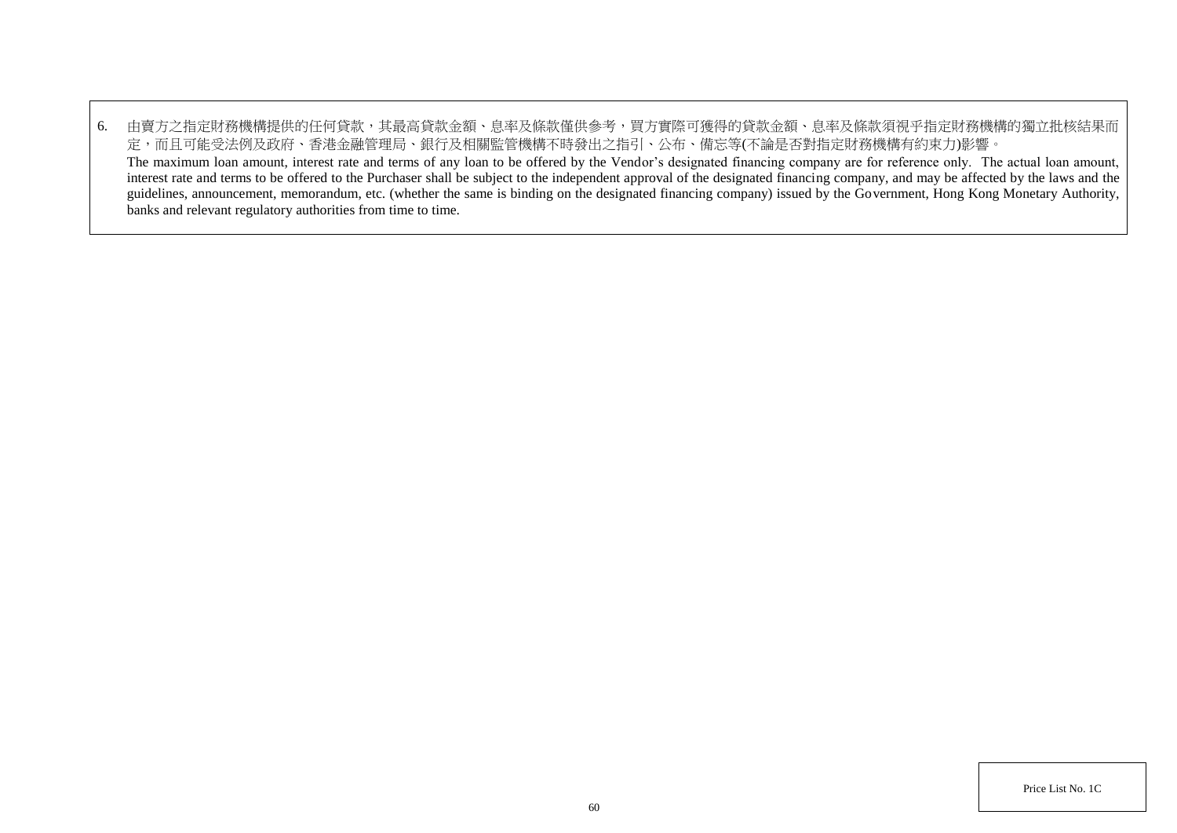6. 由賣方之指定財務機構提供的任何貸款，其最高貸款金額、息率及條款僅供參考，買方實際可獲得的貸款金額、息率及條款須視乎指定財務機構的獨立批核結果而定，而且可能受法例及政府、香港金融管理局、銀行及相關監管機構不時發出之指引、公布、備忘等(不論是否對指定財務機構有約束力)影響。
   The maximum loan amount, interest rate and terms of any loan to be offered by the Vendor's designated financing company are for reference only. The actual loan amount, interest rate and terms to be offered to the Purchaser shall be subject to the independent approval of the designated financing company, and may be affected by the laws and the guidelines, announcement, memorandum, etc. (whether the same is binding on the designated financing company) issued by the Government, Hong Kong Monetary Authority, banks and relevant regulatory authorities from time to time.

Price List No. 1C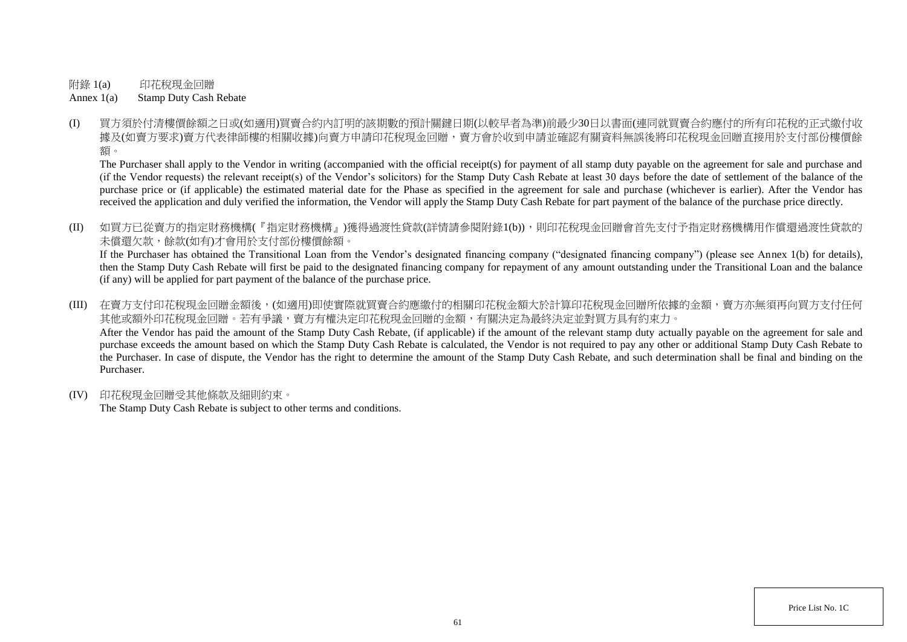附錄 1(a) 印花稅現金回贈

Annex 1(a) Stamp Duty Cash Rebate

(I) 買方須於付清樓價餘額之日或(如適用)買賣合約內訂明的該期數的預計關鍵日期(以較早者為準)前最少30日以書面(連同就買賣合約應付的所有印花稅的正式繳付收據及(如賣方要求)賣方代表律師樓的相關收據)向賣方申請印花稅現金回贈，賣方會於收到申請並確認有關資料無誤後將印花稅現金回贈直接用於支付部份樓價餘額。

The Purchaser shall apply to the Vendor in writing (accompanied with the official receipt(s) for payment of all stamp duty payable on the agreement for sale and purchase and (if the Vendor requests) the relevant receipt(s) of the Vendor's solicitors) for the Stamp Duty Cash Rebate at least 30 days before the date of settlement of the balance of the purchase price or (if applicable) the estimated material date for the Phase as specified in the agreement for sale and purchase (whichever is earlier). After the Vendor has received the application and duly verified the information, the Vendor will apply the Stamp Duty Cash Rebate for part payment of the balance of the purchase price directly.

(II) 如買方已從賣方的指定財務機構(『指定財務機構』)獲得過渡性貸款(詳情請參閱附錄1(b))，則印花稅現金回贈會首先支付予指定財務機構用作償還過渡性貸款的未償還欠款，餘款(如有)才會用於支付部份樓價餘額。

If the Purchaser has obtained the Transitional Loan from the Vendor's designated financing company ("designated financing company") (please see Annex 1(b) for details), then the Stamp Duty Cash Rebate will first be paid to the designated financing company for repayment of any amount outstanding under the Transitional Loan and the balance (if any) will be applied for part payment of the balance of the purchase price.

(III) 在賣方支付印花稅現金回贈金額後，(如適用)即使實際就買賣合約應繳付的相關印花稅金額大於計算印花稅現金回贈所依據的金額，賣方亦無須再向買方支付任何其他或額外印花稅現金回贈。若有爭議，賣方有權決定印花稅現金回贈的金額，有關決定為最終決定並對買方具有約束力。

After the Vendor has paid the amount of the Stamp Duty Cash Rebate, (if applicable) if the amount of the relevant stamp duty actually payable on the agreement for sale and purchase exceeds the amount based on which the Stamp Duty Cash Rebate is calculated, the Vendor is not required to pay any other or additional Stamp Duty Cash Rebate to the Purchaser. In case of dispute, the Vendor has the right to determine the amount of the Stamp Duty Cash Rebate, and such determination shall be final and binding on the Purchaser.

(IV) 印花稅現金回贈受其他條款及細則約束。

The Stamp Duty Cash Rebate is subject to other terms and conditions.

Price List No. 1C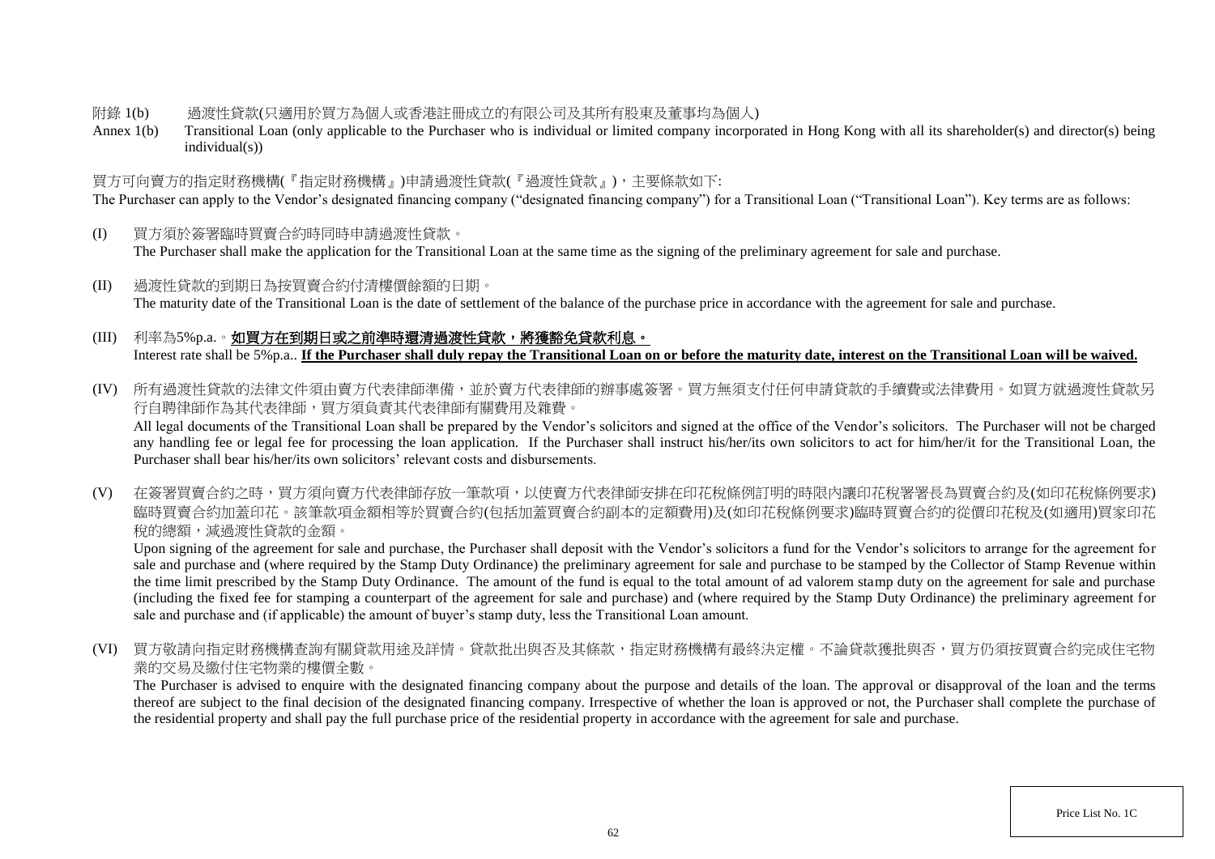附錄 1(b)　過渡性貸款(只適用於買方為個人或香港註冊成立的有限公司及其所有股東及董事均為個人)

Annex 1(b)　Transitional Loan (only applicable to the Purchaser who is individual or limited company incorporated in Hong Kong with all its shareholder(s) and director(s) being individual(s))

買方可向賣方的指定財務機構(『指定財務機構』)申請過渡性貸款(『過渡性貸款』)，主要條款如下:

The Purchaser can apply to the Vendor's designated financing company ("designated financing company") for a Transitional Loan ("Transitional Loan"). Key terms are as follows:

(I) 買方須於簽署臨時買賣合約時同時申請過渡性貸款。
The Purchaser shall make the application for the Transitional Loan at the same time as the signing of the preliminary agreement for sale and purchase.

(II) 過渡性貸款的到期日為按買賣合約付清樓價餘額的日期。
The maturity date of the Transitional Loan is the date of settlement of the balance of the purchase price in accordance with the agreement for sale and purchase.

(III) 利率為5%p.a.。**<u>如買方在到期日或之前準時還清過渡性貸款，將獲豁免貸款利息。</u>**
Interest rate shall be 5%p.a.. **<u>If the Purchaser shall duly repay the Transitional Loan on or before the maturity date, interest on the Transitional Loan will be waived.</u>**

(IV) 所有過渡性貸款的法律文件須由賣方代表律師準備，並於賣方代表律師的辦事處簽署。買方無須支付任何申請貸款的手續費或法律費用。如買方就過渡性貸款另行自聘律師作為其代表律師，買方須負責其代表律師有關費用及雜費。
All legal documents of the Transitional Loan shall be prepared by the Vendor's solicitors and signed at the office of the Vendor's solicitors. The Purchaser will not be charged any handling fee or legal fee for processing the loan application. If the Purchaser shall instruct his/her/its own solicitors to act for him/her/it for the Transitional Loan, the Purchaser shall bear his/her/its own solicitors' relevant costs and disbursements.

(V) 在簽署買賣合約之時，買方須向賣方代表律師存放一筆款項，以使賣方代表律師安排在印花稅條例訂明的時限內讓印花稅署署長為買賣合約及(如印花稅條例要求)臨時買賣合約加蓋印花。該筆款項金額相等於買賣合約(包括加蓋買賣合約副本的定額費用)及(如印花稅條例要求)臨時買賣合約的從價印花稅及(如適用)買家印花稅的總額，減過渡性貸款的金額。
Upon signing of the agreement for sale and purchase, the Purchaser shall deposit with the Vendor's solicitors a fund for the Vendor's solicitors to arrange for the agreement for sale and purchase and (where required by the Stamp Duty Ordinance) the preliminary agreement for sale and purchase to be stamped by the Collector of Stamp Revenue within the time limit prescribed by the Stamp Duty Ordinance. The amount of the fund is equal to the total amount of ad valorem stamp duty on the agreement for sale and purchase (including the fixed fee for stamping a counterpart of the agreement for sale and purchase) and (where required by the Stamp Duty Ordinance) the preliminary agreement for sale and purchase and (if applicable) the amount of buyer's stamp duty, less the Transitional Loan amount.

(VI) 買方敬請向指定財務機構查詢有關貸款用途及詳情。貸款批出與否及其條款，指定財務機構有最終決定權。不論貸款獲批與否，買方仍須按買賣合約完成住宅物業的交易及繳付住宅物業的樓價全數。
The Purchaser is advised to enquire with the designated financing company about the purpose and details of the loan. The approval or disapproval of the loan and the terms thereof are subject to the final decision of the designated financing company. Irrespective of whether the loan is approved or not, the Purchaser shall complete the purchase of the residential property and shall pay the full purchase price of the residential property in accordance with the agreement for sale and purchase.

Price List No. 1C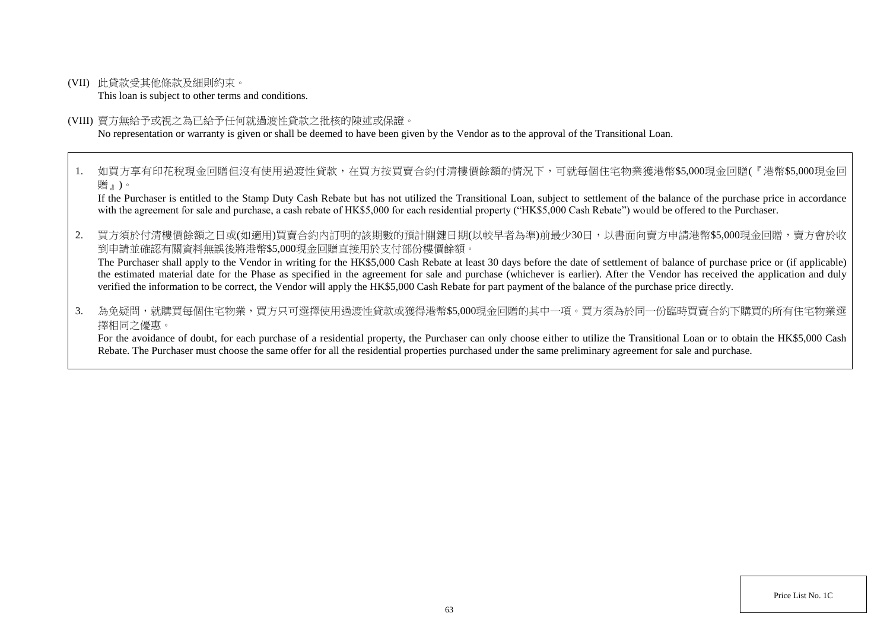(VII) 此貸款受其他條款及細則約束。
This loan is subject to other terms and conditions.

(VIII) 賣方無給予或視之為已給予任何就過渡性貸款之批核的陳述或保證。
No representation or warranty is given or shall be deemed to have been given by the Vendor as to the approval of the Transitional Loan.

1. 如買方享有印花稅現金回贈但沒有使用過渡性貸款，在買方按買賣合約付清樓價餘額的情況下，可就每個住宅物業獲港幣$5,000現金回贈(『港幣$5,000現金回贈』)。
If the Purchaser is entitled to the Stamp Duty Cash Rebate but has not utilized the Transitional Loan, subject to settlement of the balance of the purchase price in accordance with the agreement for sale and purchase, a cash rebate of HK$5,000 for each residential property ("HK$5,000 Cash Rebate") would be offered to the Purchaser.

2. 買方須於付清樓價餘額之日或(如適用)買賣合約內訂明的該期數的預計關鍵日期(以較早者為準)前最少30日，以書面向賣方申請港幣$5,000現金回贈，賣方會於收到申請並確認有關資料無誤後將港幣$5,000現金回贈直接用於支付部份樓價餘額。
The Purchaser shall apply to the Vendor in writing for the HK$5,000 Cash Rebate at least 30 days before the date of settlement of balance of purchase price or (if applicable) the estimated material date for the Phase as specified in the agreement for sale and purchase (whichever is earlier). After the Vendor has received the application and duly verified the information to be correct, the Vendor will apply the HK$5,000 Cash Rebate for part payment of the balance of the purchase price directly.

3. 為免疑問，就購買每個住宅物業，買方只可選擇使用過渡性貸款或獲得港幣$5,000現金回贈的其中一項。買方須為於同一份臨時買賣合約下購買的所有住宅物業選擇相同之優惠。
For the avoidance of doubt, for each purchase of a residential property, the Purchaser can only choose either to utilize the Transitional Loan or to obtain the HK$5,000 Cash Rebate. The Purchaser must choose the same offer for all the residential properties purchased under the same preliminary agreement for sale and purchase.

Price List No. 1C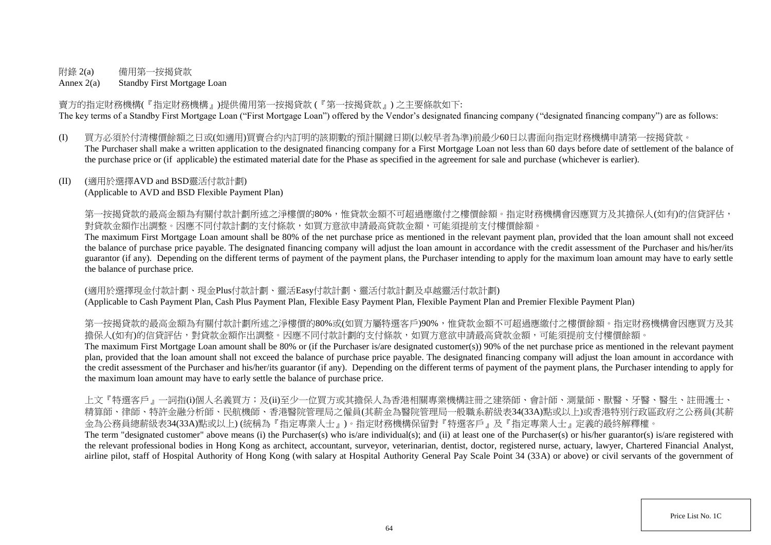附錄 2(a) 備用第一按揭貸款

Annex 2(a) Standby First Mortgage Loan

賣方的指定財務機構(『指定財務機構』)提供備用第一按揭貸款 (『第一按揭貸款』) 之主要條款如下:

The key terms of a Standby First Mortgage Loan ("First Mortgage Loan") offered by the Vendor's designated financing company ("designated financing company") are as follows:

(I) 買方必須於付清樓價餘額之日或(如適用)買賣合約內訂明的該期數的預計關鍵日期(以較早者為準)前最少60日以書面向指定財務機構申請第一按揭貸款。
The Purchaser shall make a written application to the designated financing company for a First Mortgage Loan not less than 60 days before date of settlement of the balance of the purchase price or (if applicable) the estimated material date for the Phase as specified in the agreement for sale and purchase (whichever is earlier).

(II) (適用於選擇AVD and BSD靈活付款計劃)
(Applicable to AVD and BSD Flexible Payment Plan)

第一按揭貸款的最高金額為有關付款計劃所述之淨樓價的80%，惟貸款金額不可超過應繳付之樓價餘額。指定財務機構會因應買方及其擔保人(如有)的信貸評估，對貸款金額作出調整。因應不同付款計劃的支付條款，如買方意欲申請最高貸款金額，可能須提前支付樓價餘額。

The maximum First Mortgage Loan amount shall be 80% of the net purchase price as mentioned in the relevant payment plan, provided that the loan amount shall not exceed the balance of purchase price payable. The designated financing company will adjust the loan amount in accordance with the credit assessment of the Purchaser and his/her/its guarantor (if any). Depending on the different terms of payment of the payment plans, the Purchaser intending to apply for the maximum loan amount may have to early settle the balance of purchase price.

(適用於選擇現金付款計劃、現金Plus付款計劃、靈活Easy付款計劃、靈活付款計劃及卓越靈活付款計劃)
(Applicable to Cash Payment Plan, Cash Plus Payment Plan, Flexible Easy Payment Plan, Flexible Payment Plan and Premier Flexible Payment Plan)

第一按揭貸款的最高金額為有關付款計劃所述之淨樓價的80%或(如買方屬特選客戶)90%，惟貸款金額不可超過應繳付之樓價餘額。指定財務機構會因應買方及其擔保人(如有)的信貸評估，對貸款金額作出調整。因應不同付款計劃的支付條款，如買方意欲申請最高貸款金額，可能須提前支付樓價餘額。

The maximum First Mortgage Loan amount shall be 80% or (if the Purchaser is/are designated customer(s)) 90% of the net purchase price as mentioned in the relevant payment plan, provided that the loan amount shall not exceed the balance of purchase price payable. The designated financing company will adjust the loan amount in accordance with the credit assessment of the Purchaser and his/her/its guarantor (if any). Depending on the different terms of payment of the payment plans, the Purchaser intending to apply for the maximum loan amount may have to early settle the balance of purchase price.

上文『特選客戶』一詞指(i)個人名義買方；及(ii)至少一位買方或其擔保人為香港相關專業機構註冊之建築師、會計師、測量師、獸醫、牙醫、醫生、註冊護士、精算師、律師、特許金融分析師、民航機師、香港醫院管理局之僱員(其薪金為醫院管理局一般職系薪級表34(33A)點或以上)或香港特別行政區政府之公務員(其薪金為公務員總薪級表34(33A)點或以上) (統稱為『指定專業人士』)。指定財務機構保留對『特選客戶』及『指定專業人士』定義的最終解釋權。

The term "designated customer" above means (i) the Purchaser(s) who is/are individual(s); and (ii) at least one of the Purchaser(s) or his/her guarantor(s) is/are registered with the relevant professional bodies in Hong Kong as architect, accountant, surveyor, veterinarian, dentist, doctor, registered nurse, actuary, lawyer, Chartered Financial Analyst, airline pilot, staff of Hospital Authority of Hong Kong (with salary at Hospital Authority General Pay Scale Point 34 (33A) or above) or civil servants of the government of

Price List No. 1C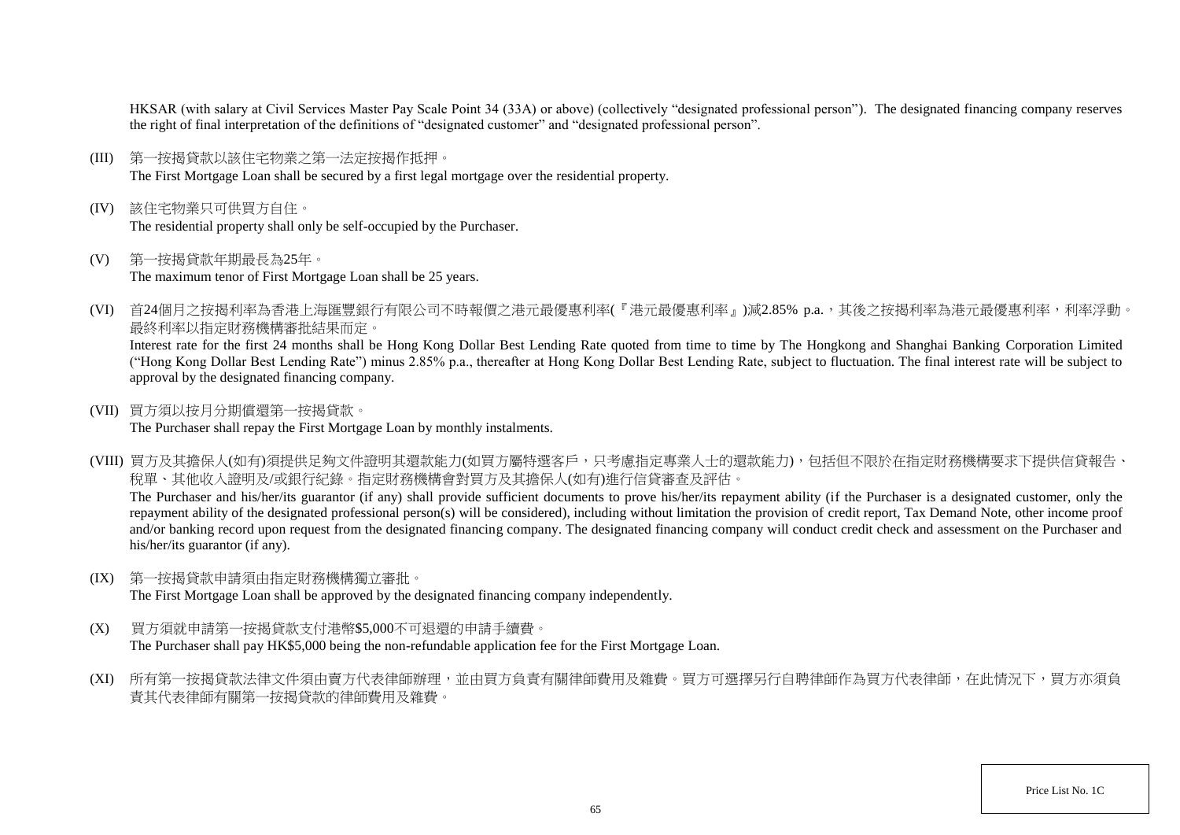HKSAR (with salary at Civil Services Master Pay Scale Point 34 (33A) or above) (collectively "designated professional person"). The designated financing company reserves the right of final interpretation of the definitions of "designated customer" and "designated professional person".

(III) 第一按揭貸款以該住宅物業之第一法定按揭作抵押。
The First Mortgage Loan shall be secured by a first legal mortgage over the residential property.

(IV) 該住宅物業只可供買方自住。
The residential property shall only be self-occupied by the Purchaser.

(V) 第一按揭貸款年期最長為25年。
The maximum tenor of First Mortgage Loan shall be 25 years.

(VI) 首24個月之按揭利率為香港上海匯豐銀行有限公司不時報價之港元最優惠利率(『港元最優惠利率』)減2.85% p.a.，其後之按揭利率為港元最優惠利率，利率浮動。最終利率以指定財務機構審批結果而定。
Interest rate for the first 24 months shall be Hong Kong Dollar Best Lending Rate quoted from time to time by The Hongkong and Shanghai Banking Corporation Limited ("Hong Kong Dollar Best Lending Rate") minus 2.85% p.a., thereafter at Hong Kong Dollar Best Lending Rate, subject to fluctuation. The final interest rate will be subject to approval by the designated financing company.

(VII) 買方須以按月分期償還第一按揭貸款。
The Purchaser shall repay the First Mortgage Loan by monthly instalments.

(VIII) 買方及其擔保人(如有)須提供足夠文件證明其還款能力(如買方屬特選客戶，只考慮指定專業人士的還款能力)，包括但不限於在指定財務機構要求下提供信貸報告、稅單、其他收入證明及/或銀行紀錄。指定財務機構會對買方及其擔保人(如有)進行信貸審查及評估。
The Purchaser and his/her/its guarantor (if any) shall provide sufficient documents to prove his/her/its repayment ability (if the Purchaser is a designated customer, only the repayment ability of the designated professional person(s) will be considered), including without limitation the provision of credit report, Tax Demand Note, other income proof and/or banking record upon request from the designated financing company. The designated financing company will conduct credit check and assessment on the Purchaser and his/her/its guarantor (if any).

(IX) 第一按揭貸款申請須由指定財務機構獨立審批。
The First Mortgage Loan shall be approved by the designated financing company independently.

(X) 買方須就申請第一按揭貸款支付港幣$5,000不可退還的申請手續費。
The Purchaser shall pay HK$5,000 being the non-refundable application fee for the First Mortgage Loan.

(XI) 所有第一按揭貸款法律文件須由賣方代表律師辦理，並由買方負責有關律師費用及雜費。買方可選擇另行自聘律師作為買方代表律師，在此情況下，買方亦須負責其代表律師有關第一按揭貸款的律師費用及雜費。

Price List No. 1C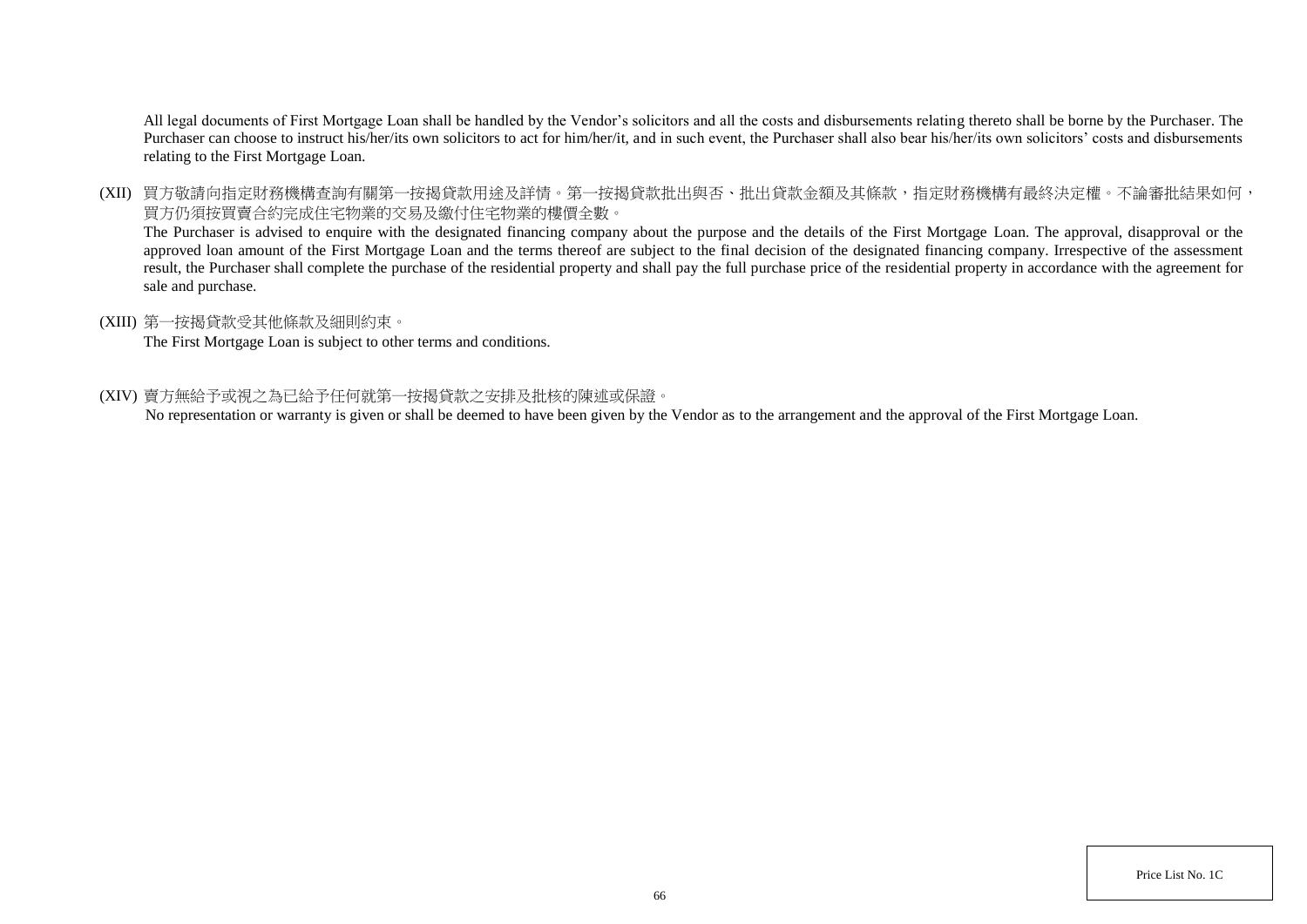All legal documents of First Mortgage Loan shall be handled by the Vendor's solicitors and all the costs and disbursements relating thereto shall be borne by the Purchaser. The Purchaser can choose to instruct his/her/its own solicitors to act for him/her/it, and in such event, the Purchaser shall also bear his/her/its own solicitors' costs and disbursements relating to the First Mortgage Loan.

(XII) 買方敬請向指定財務機構查詢有關第一按揭貸款用途及詳情。第一按揭貸款批出與否、批出貸款金額及其條款，指定財務機構有最終決定權。不論審批結果如何，買方仍須按買賣合約完成住宅物業的交易及繳付住宅物業的樓價全數。

The Purchaser is advised to enquire with the designated financing company about the purpose and the details of the First Mortgage Loan. The approval, disapproval or the approved loan amount of the First Mortgage Loan and the terms thereof are subject to the final decision of the designated financing company. Irrespective of the assessment result, the Purchaser shall complete the purchase of the residential property and shall pay the full purchase price of the residential property in accordance with the agreement for sale and purchase.

(XIII) 第一按揭貸款受其他條款及細則約束。

The First Mortgage Loan is subject to other terms and conditions.

(XIV) 賣方無給予或視之為已給予任何就第一按揭貸款之安排及批核的陳述或保證。

No representation or warranty is given or shall be deemed to have been given by the Vendor as to the arrangement and the approval of the First Mortgage Loan.

Price List No. 1C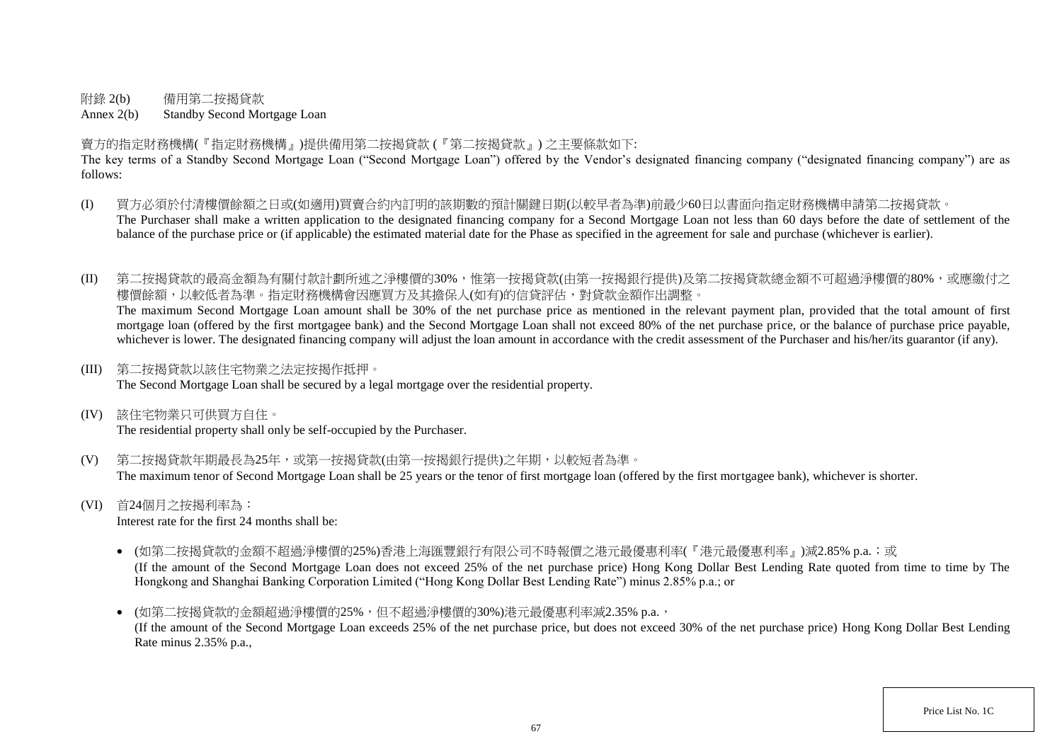附錄 2(b)　　備用第二按揭貸款

Annex 2(b)　　Standby Second Mortgage Loan

賣方的指定財務機構(『指定財務機構』)提供備用第二按揭貸款 (『第二按揭貸款』) 之主要條款如下:

The key terms of a Standby Second Mortgage Loan ("Second Mortgage Loan") offered by the Vendor's designated financing company ("designated financing company") are as follows:

(I) 買方必須於付清樓價餘額之日或(如適用)買賣合約內訂明的該期數的預計關鍵日期(以較早者為準)前最少60日以書面向指定財務機構申請第二按揭貸款。
The Purchaser shall make a written application to the designated financing company for a Second Mortgage Loan not less than 60 days before the date of settlement of the balance of the purchase price or (if applicable) the estimated material date for the Phase as specified in the agreement for sale and purchase (whichever is earlier).

(II) 第二按揭貸款的最高金額為有關付款計劃所述之淨樓價的30%，惟第一按揭貸款(由第一按揭銀行提供)及第二按揭貸款總金額不可超過淨樓價的80%，或應繳付之樓價餘額，以較低者為準。指定財務機構會因應買方及其擔保人(如有)的信貸評估，對貸款金額作出調整。
The maximum Second Mortgage Loan amount shall be 30% of the net purchase price as mentioned in the relevant payment plan, provided that the total amount of first mortgage loan (offered by the first mortgagee bank) and the Second Mortgage Loan shall not exceed 80% of the net purchase price, or the balance of purchase price payable, whichever is lower. The designated financing company will adjust the loan amount in accordance with the credit assessment of the Purchaser and his/her/its guarantor (if any).

(III) 第二按揭貸款以該住宅物業之法定按揭作抵押。
The Second Mortgage Loan shall be secured by a legal mortgage over the residential property.

(IV) 該住宅物業只可供買方自住。
The residential property shall only be self-occupied by the Purchaser.

(V) 第二按揭貸款年期最長為25年，或第一按揭貸款(由第一按揭銀行提供)之年期，以較短者為準。
The maximum tenor of Second Mortgage Loan shall be 25 years or the tenor of first mortgage loan (offered by the first mortgagee bank), whichever is shorter.

(VI) 首24個月之按揭利率為：
Interest rate for the first 24 months shall be:

- (如第二按揭貸款的金額不超過淨樓價的25%)香港上海匯豐銀行有限公司不時報價之港元最優惠利率(『港元最優惠利率』)減2.85% p.a.；或
(If the amount of the Second Mortgage Loan does not exceed 25% of the net purchase price) Hong Kong Dollar Best Lending Rate quoted from time to time by The Hongkong and Shanghai Banking Corporation Limited ("Hong Kong Dollar Best Lending Rate") minus 2.85% p.a.; or

- (如第二按揭貸款的金額超過淨樓價的25%，但不超過淨樓價的30%)港元最優惠利率減2.35% p.a.，
(If the amount of the Second Mortgage Loan exceeds 25% of the net purchase price, but does not exceed 30% of the net purchase price) Hong Kong Dollar Best Lending Rate minus 2.35% p.a.,

Price List No. 1C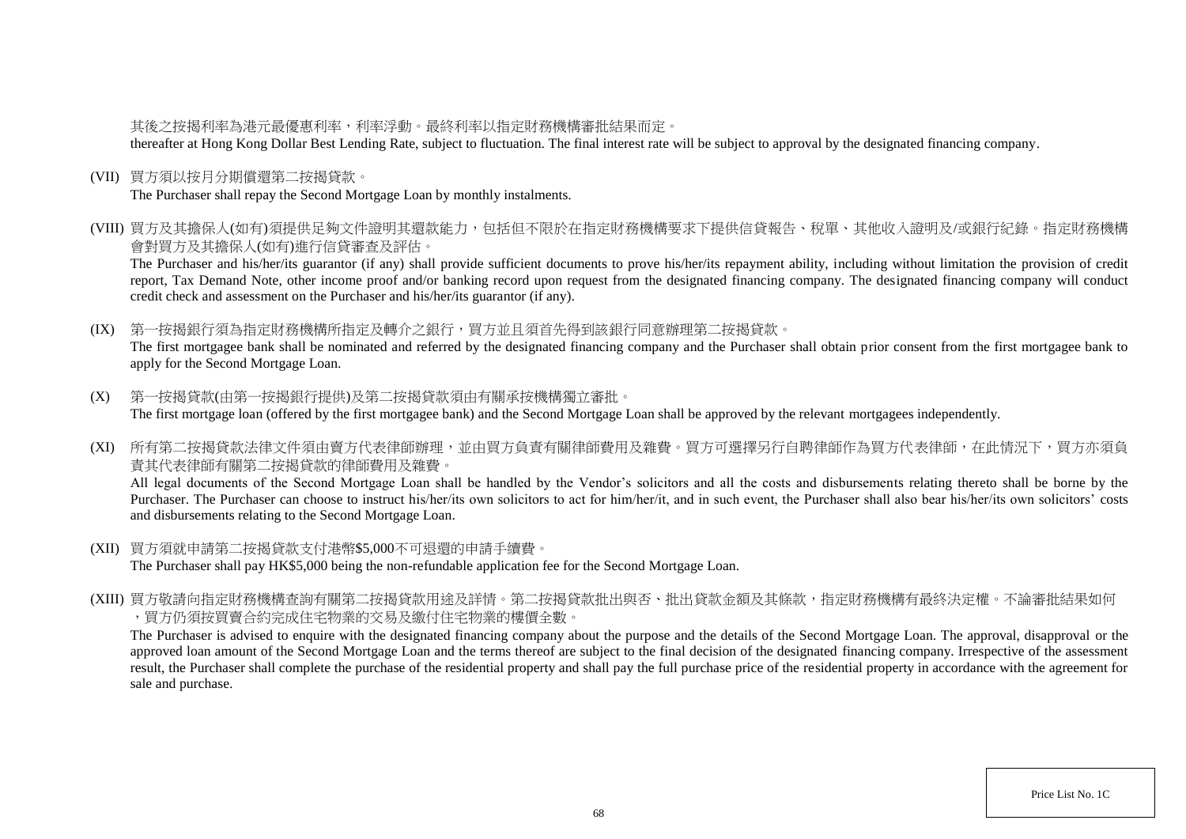其後之按揭利率為港元最優惠利率，利率浮動。最終利率以指定財務機構審批結果而定。
thereafter at Hong Kong Dollar Best Lending Rate, subject to fluctuation. The final interest rate will be subject to approval by the designated financing company.

(VII) 買方須以按月分期償還第二按揭貸款。
The Purchaser shall repay the Second Mortgage Loan by monthly instalments.

(VIII) 買方及其擔保人(如有)須提供足夠文件證明其還款能力，包括但不限於在指定財務機構要求下提供信貸報告、稅單、其他收入證明及/或銀行紀錄。指定財務機構會對買方及其擔保人(如有)進行信貸審查及評估。
The Purchaser and his/her/its guarantor (if any) shall provide sufficient documents to prove his/her/its repayment ability, including without limitation the provision of credit report, Tax Demand Note, other income proof and/or banking record upon request from the designated financing company. The designated financing company will conduct credit check and assessment on the Purchaser and his/her/its guarantor (if any).

(IX) 第一按揭銀行須為指定財務機構所指定及轉介之銀行，買方並且須首先得到該銀行同意辦理第二按揭貸款。
The first mortgagee bank shall be nominated and referred by the designated financing company and the Purchaser shall obtain prior consent from the first mortgagee bank to apply for the Second Mortgage Loan.

(X) 第一按揭貸款(由第一按揭銀行提供)及第二按揭貸款須由有關承按機構獨立審批。
The first mortgage loan (offered by the first mortgagee bank) and the Second Mortgage Loan shall be approved by the relevant mortgagees independently.

(XI) 所有第二按揭貸款法律文件須由賣方代表律師辦理，並由買方負責有關律師費用及雜費。買方可選擇另行自聘律師作為買方代表律師，在此情況下，買方亦須負責其代表律師有關第二按揭貸款的律師費用及雜費。
All legal documents of the Second Mortgage Loan shall be handled by the Vendor's solicitors and all the costs and disbursements relating thereto shall be borne by the Purchaser. The Purchaser can choose to instruct his/her/its own solicitors to act for him/her/it, and in such event, the Purchaser shall also bear his/her/its own solicitors' costs and disbursements relating to the Second Mortgage Loan.

(XII) 買方須就申請第二按揭貸款支付港幣$5,000不可退還的申請手續費。
The Purchaser shall pay HK$5,000 being the non-refundable application fee for the Second Mortgage Loan.

(XIII) 買方敬請向指定財務機構查詢有關第二按揭貸款用途及詳情。第二按揭貸款批出與否、批出貸款金額及其條款，指定財務機構有最終決定權。不論審批結果如何，買方仍須按買賣合約完成住宅物業的交易及繳付住宅物業的樓價全數。
The Purchaser is advised to enquire with the designated financing company about the purpose and the details of the Second Mortgage Loan. The approval, disapproval or the approved loan amount of the Second Mortgage Loan and the terms thereof are subject to the final decision of the designated financing company. Irrespective of the assessment result, the Purchaser shall complete the purchase of the residential property and shall pay the full purchase price of the residential property in accordance with the agreement for sale and purchase.

Price List No. 1C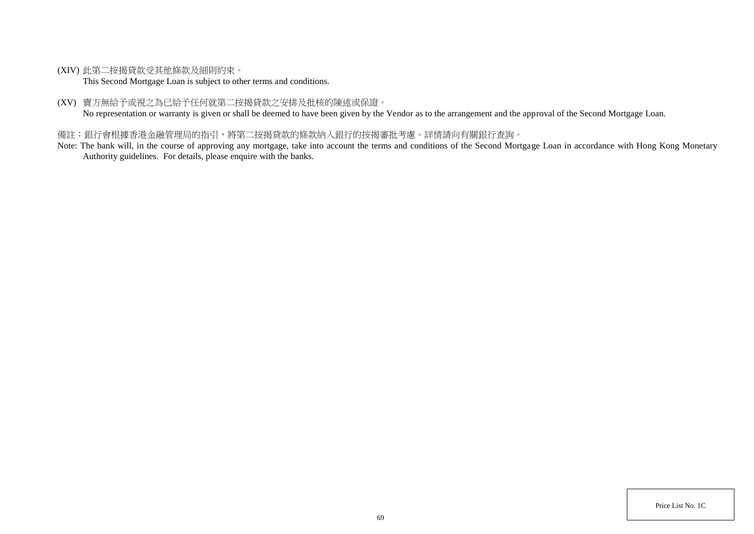(XIV) 此第二按揭貸款受其他條款及細則約束。
This Second Mortgage Loan is subject to other terms and conditions.

(XV) 賣方無給予或視之為已給予任何就第二按揭貸款之安排及批核的陳述或保證。
No representation or warranty is given or shall be deemed to have been given by the Vendor as to the arrangement and the approval of the Second Mortgage Loan.

備註：銀行會根據香港金融管理局的指引，將第二按揭貸款的條款納入銀行的按揭審批考慮。詳情請向有關銀行查詢。

Note: The bank will, in the course of approving any mortgage, take into account the terms and conditions of the Second Mortgage Loan in accordance with Hong Kong Monetary Authority guidelines. For details, please enquire with the banks.

Price List No. 1C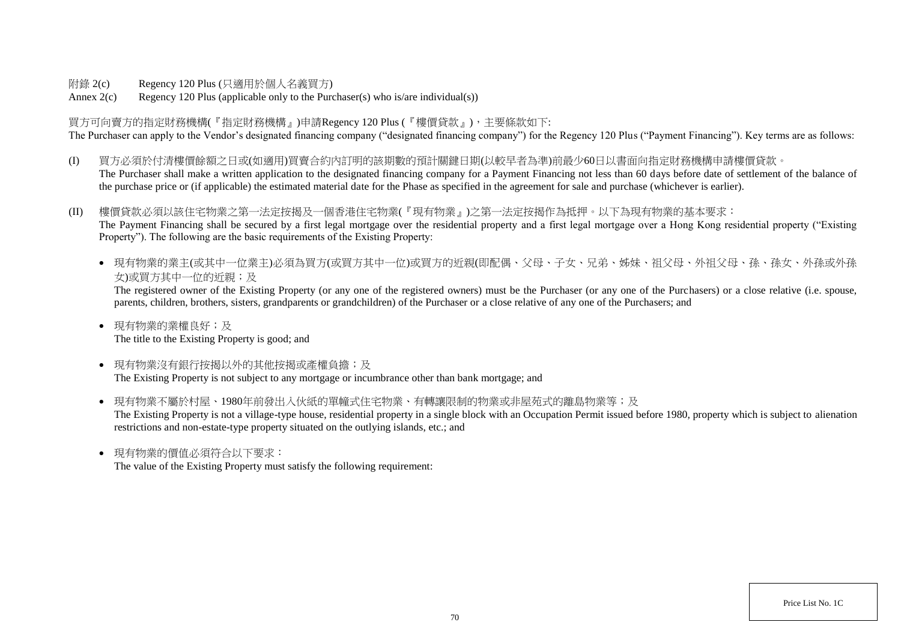附錄 2(c) Regency 120 Plus (只適用於個人名義買方)

Annex 2(c) Regency 120 Plus (applicable only to the Purchaser(s) who is/are individual(s))

買方可向賣方的指定財務機構(『指定財務機構』)申請Regency 120 Plus (『樓價貸款』)，主要條款如下:

The Purchaser can apply to the Vendor's designated financing company ("designated financing company") for the Regency 120 Plus ("Payment Financing"). Key terms are as follows:

(I) 買方必須於付清樓價餘額之日或(如適用)買賣合約內訂明的該期數的預計關鍵日期(以較早者為準)前最少60日以書面向指定財務機構申請樓價貸款。
The Purchaser shall make a written application to the designated financing company for a Payment Financing not less than 60 days before date of settlement of the balance of the purchase price or (if applicable) the estimated material date for the Phase as specified in the agreement for sale and purchase (whichever is earlier).

(II) 樓價貸款必須以該住宅物業之第一法定按揭及一個香港住宅物業(『現有物業』)之第一法定按揭作為抵押。以下為現有物業的基本要求：
The Payment Financing shall be secured by a first legal mortgage over the residential property and a first legal mortgage over a Hong Kong residential property ("Existing Property"). The following are the basic requirements of the Existing Property:

- 現有物業的業主(或其中一位業主)必須為買方(或買方其中一位)或買方的近親(即配偶、父母、子女、兄弟、姊妹、祖父母、外祖父母、孫、孫女、外孫或外孫女)或買方其中一位的近親；及
The registered owner of the Existing Property (or any one of the registered owners) must be the Purchaser (or any one of the Purchasers) or a close relative (i.e. spouse, parents, children, brothers, sisters, grandparents or grandchildren) of the Purchaser or a close relative of any one of the Purchasers; and

- 現有物業的業權良好；及
The title to the Existing Property is good; and

- 現有物業沒有銀行按揭以外的其他按揭或產權負擔；及
The Existing Property is not subject to any mortgage or incumbrance other than bank mortgage; and

- 現有物業不屬於村屋、1980年前發出入伙紙的單幢式住宅物業、有轉讓限制的物業或非屋苑式的離島物業等；及
The Existing Property is not a village-type house, residential property in a single block with an Occupation Permit issued before 1980, property which is subject to alienation restrictions and non-estate-type property situated on the outlying islands, etc.; and

- 現有物業的價值必須符合以下要求：
The value of the Existing Property must satisfy the following requirement: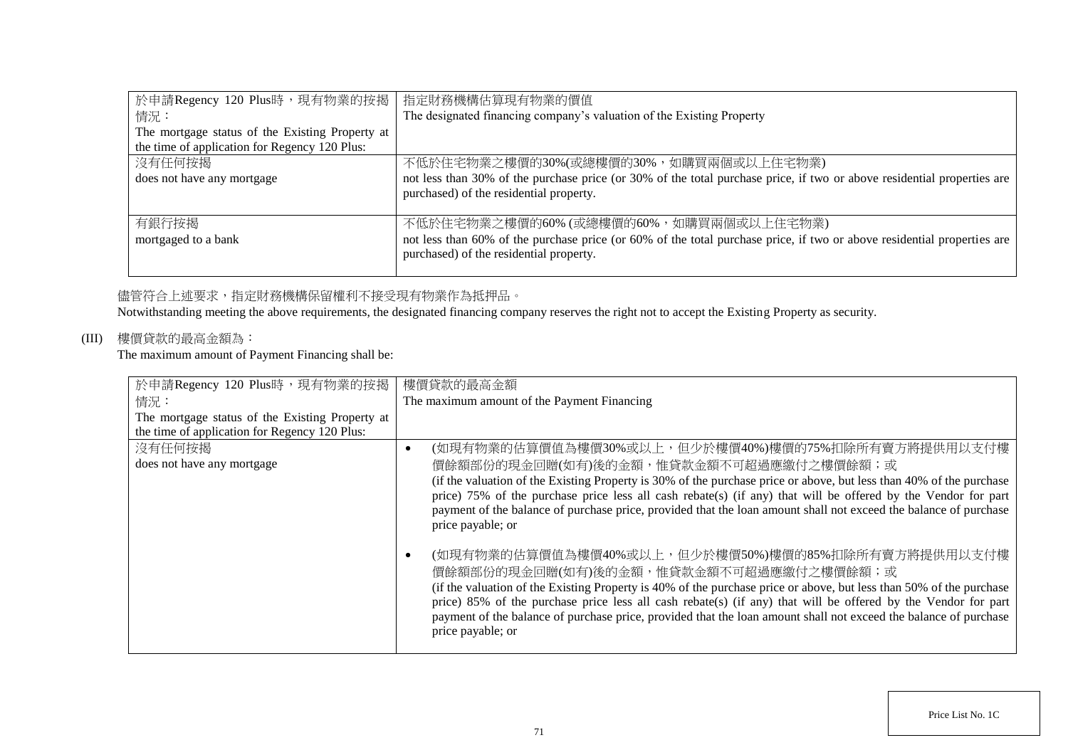| 於申請Regency 120 Plus時，現有物業的按揭情況：<br>The mortgage status of the Existing Property at the time of application for Regency 120 Plus: | 指定財務機構估算現有物業的價值<br>The designated financing company's valuation of the Existing Property |
|---|---|
| 沒有任何按揭<br>does not have any mortgage | 不低於住宅物業之樓價的30%(或總樓價的30%，如購買兩個或以上住宅物業)<br>not less than 30% of the purchase price (or 30% of the total purchase price, if two or above residential properties are purchased) of the residential property. |
| 有銀行按揭<br>mortgaged to a bank | 不低於住宅物業之樓價的60% (或總樓價的60%，如購買兩個或以上住宅物業)<br>not less than 60% of the purchase price (or 60% of the total purchase price, if two or above residential properties are purchased) of the residential property. |

儘管符合上述要求，指定財務機構保留權利不接受現有物業作為抵押品。
Notwithstanding meeting the above requirements, the designated financing company reserves the right not to accept the Existing Property as security.

(III) 樓價貸款的最高金額為：
The maximum amount of Payment Financing shall be:

| 於申請Regency 120 Plus時，現有物業的按揭情況：<br>The mortgage status of the Existing Property at the time of application for Regency 120 Plus: | 樓價貸款的最高金額<br>The maximum amount of the Payment Financing |
|---|---|
| 沒有任何按揭<br>does not have any mortgage | • (如現有物業的估算價值為樓價30%或以上，但少於樓價40%)樓價的75%扣除所有賣方將提供用以支付樓價餘額部份的現金回贈(如有)後的金額，惟貸款金額不可超過應繳付之樓價餘額；或<br>(if the valuation of the Existing Property is 30% of the purchase price or above, but less than 40% of the purchase price) 75% of the purchase price less all cash rebate(s) (if any) that will be offered by the Vendor for part payment of the balance of purchase price, provided that the loan amount shall not exceed the balance of purchase price payable; or<br><br>• (如現有物業的估算價值為樓價40%或以上，但少於樓價50%)樓價的85%扣除所有賣方將提供用以支付樓價餘額部份的現金回贈(如有)後的金額，惟貸款金額不可超過應繳付之樓價餘額；或<br>(if the valuation of the Existing Property is 40% of the purchase price or above, but less than 50% of the purchase price) 85% of the purchase price less all cash rebate(s) (if any) that will be offered by the Vendor for part payment of the balance of purchase price, provided that the loan amount shall not exceed the balance of purchase price payable; or |

Price List No. 1C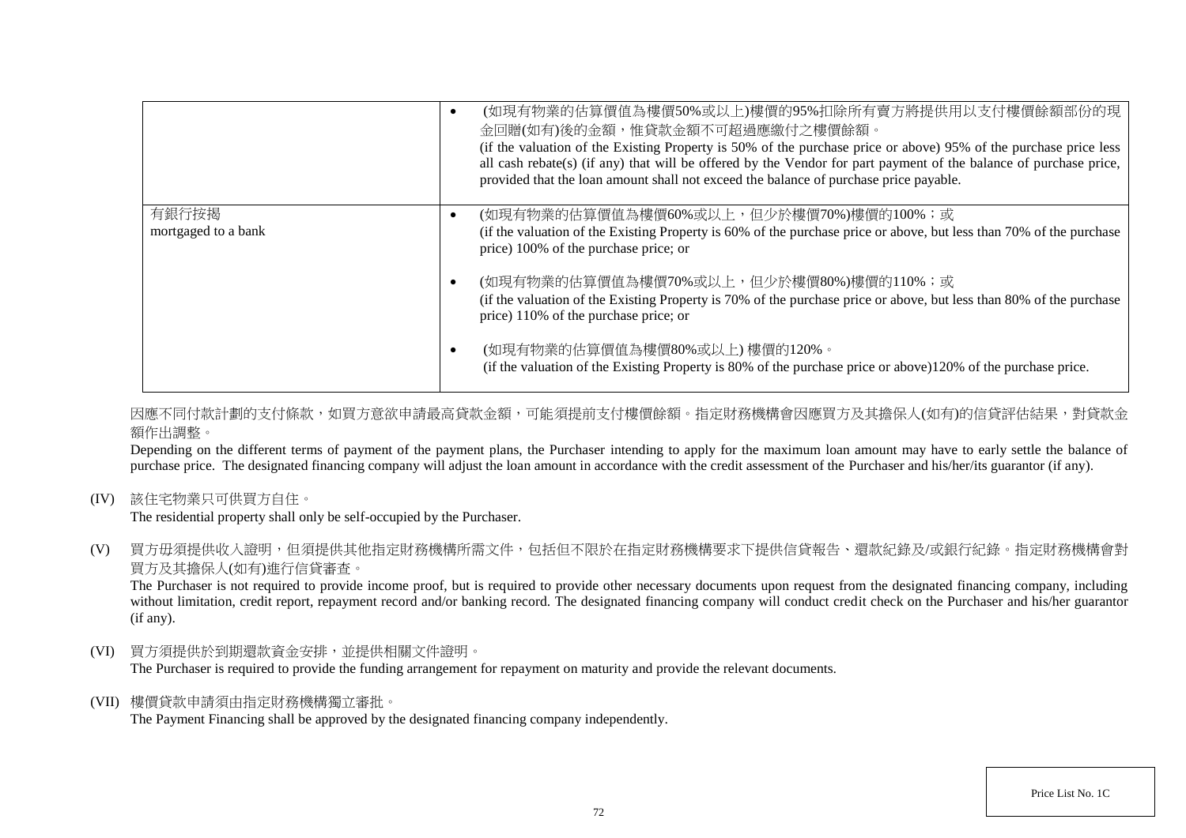| | |
|---|---|
| | • (如現有物業的估算價值為樓價50%或以上)樓價的95%扣除所有賣方將提供用以支付樓價餘額部份的現金回贈(如有)後的金額，惟貸款金額不可超過應繳付之樓價餘額。<br>(if the valuation of the Existing Property is 50% of the purchase price or above) 95% of the purchase price less all cash rebate(s) (if any) that will be offered by the Vendor for part payment of the balance of purchase price, provided that the loan amount shall not exceed the balance of purchase price payable. |
| 有銀行按揭<br>mortgaged to a bank | • (如現有物業的估算價值為樓價60%或以上，但少於樓價70%)樓價的100%；或<br>(if the valuation of the Existing Property is 60% of the purchase price or above, but less than 70% of the purchase price) 100% of the purchase price; or<br><br>• (如現有物業的估算價值為樓價70%或以上，但少於樓價80%)樓價的110%；或<br>(if the valuation of the Existing Property is 70% of the purchase price or above, but less than 80% of the purchase price) 110% of the purchase price; or<br><br>• (如現有物業的估算價值為樓價80%或以上) 樓價的120%。<br>(if the valuation of the Existing Property is 80% of the purchase price or above)120% of the purchase price. |

因應不同付款計劃的支付條款，如買方意欲申請最高貸款金額，可能須提前支付樓價餘額。指定財務機構會因應買方及其擔保人(如有)的信貸評估結果，對貸款金額作出調整。

Depending on the different terms of payment of the payment plans, the Purchaser intending to apply for the maximum loan amount may have to early settle the balance of purchase price. The designated financing company will adjust the loan amount in accordance with the credit assessment of the Purchaser and his/her/its guarantor (if any).

(IV) 該住宅物業只可供買方自住。
The residential property shall only be self-occupied by the Purchaser.

(V) 買方毋須提供收入證明，但須提供其他指定財務機構所需文件，包括但不限於在指定財務機構要求下提供信貸報告、還款紀錄及/或銀行紀錄。指定財務機構會對買方及其擔保人(如有)進行信貸審查。
The Purchaser is not required to provide income proof, but is required to provide other necessary documents upon request from the designated financing company, including without limitation, credit report, repayment record and/or banking record. The designated financing company will conduct credit check on the Purchaser and his/her guarantor (if any).

(VI) 買方須提供於到期還款資金安排，並提供相關文件證明。
The Purchaser is required to provide the funding arrangement for repayment on maturity and provide the relevant documents.

(VII) 樓價貸款申請須由指定財務機構獨立審批。
The Payment Financing shall be approved by the designated financing company independently.

Price List No. 1C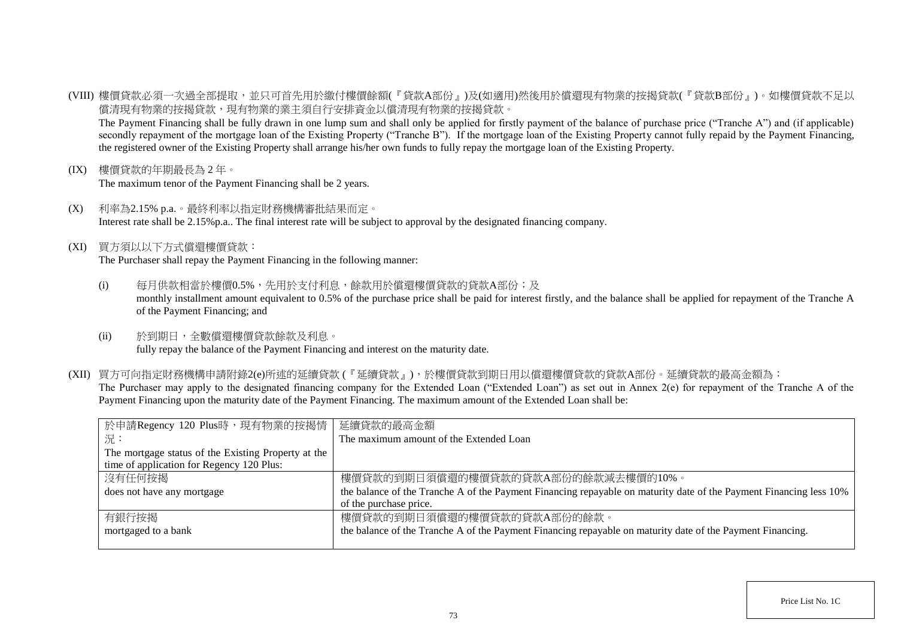(VIII) 樓價貸款必須一次過全部提取，並只可首先用於繳付樓價餘額(『貸款A部份』)及(如適用)然後用於償還現有物業的按揭貸款(『貸款B部份』)。如樓價貸款不足以償清現有物業的按揭貸款，現有物業的業主須自行安排資金以償清現有物業的按揭貸款。

The Payment Financing shall be fully drawn in one lump sum and shall only be applied for firstly payment of the balance of purchase price ("Tranche A") and (if applicable) secondly repayment of the mortgage loan of the Existing Property ("Tranche B"). If the mortgage loan of the Existing Property cannot fully repaid by the Payment Financing, the registered owner of the Existing Property shall arrange his/her own funds to fully repay the mortgage loan of the Existing Property.

(IX) 樓價貸款的年期最長為 2 年。

The maximum tenor of the Payment Financing shall be 2 years.

(X) 利率為2.15% p.a.。最終利率以指定財務機構審批結果而定。

Interest rate shall be 2.15%p.a.. The final interest rate will be subject to approval by the designated financing company.

(XI) 買方須以以下方式償還樓價貸款：

The Purchaser shall repay the Payment Financing in the following manner:

(i) 每月供款相當於樓價0.5%，先用於支付利息，餘款用於償還樓價貸款的貸款A部份；及

monthly installment amount equivalent to 0.5% of the purchase price shall be paid for interest firstly, and the balance shall be applied for repayment of the Tranche A of the Payment Financing; and

(ii) 於到期日，全數償還樓價貸款餘款及利息。

fully repay the balance of the Payment Financing and interest on the maturity date.

(XII) 買方可向指定財務機構申請附錄2(e)所述的延續貸款 (『延續貸款』)，於樓價貸款到期日用以償還樓價貸款的貸款A部份。延續貸款的最高金額為：

The Purchaser may apply to the designated financing company for the Extended Loan ("Extended Loan") as set out in Annex 2(e) for repayment of the Tranche A of the Payment Financing upon the maturity date of the Payment Financing. The maximum amount of the Extended Loan shall be:

| 於申請Regency 120 Plus時，現有物業的按揭情況：<br>The mortgage status of the Existing Property at the time of application for Regency 120 Plus: | 延續貸款的最高金額<br>The maximum amount of the Extended Loan |
|---|---|
| 沒有任何按揭<br>does not have any mortgage | 樓價貸款的到期日須償還的樓價貸款的貸款A部份的餘款減去樓價的10%。<br>the balance of the Tranche A of the Payment Financing repayable on maturity date of the Payment Financing less 10% of the purchase price. |
| 有銀行按揭<br>mortgaged to a bank | 樓價貸款的到期日須償還的樓價貸款的貸款A部份的餘款。<br>the balance of the Tranche A of the Payment Financing repayable on maturity date of the Payment Financing. |

Price List No. 1C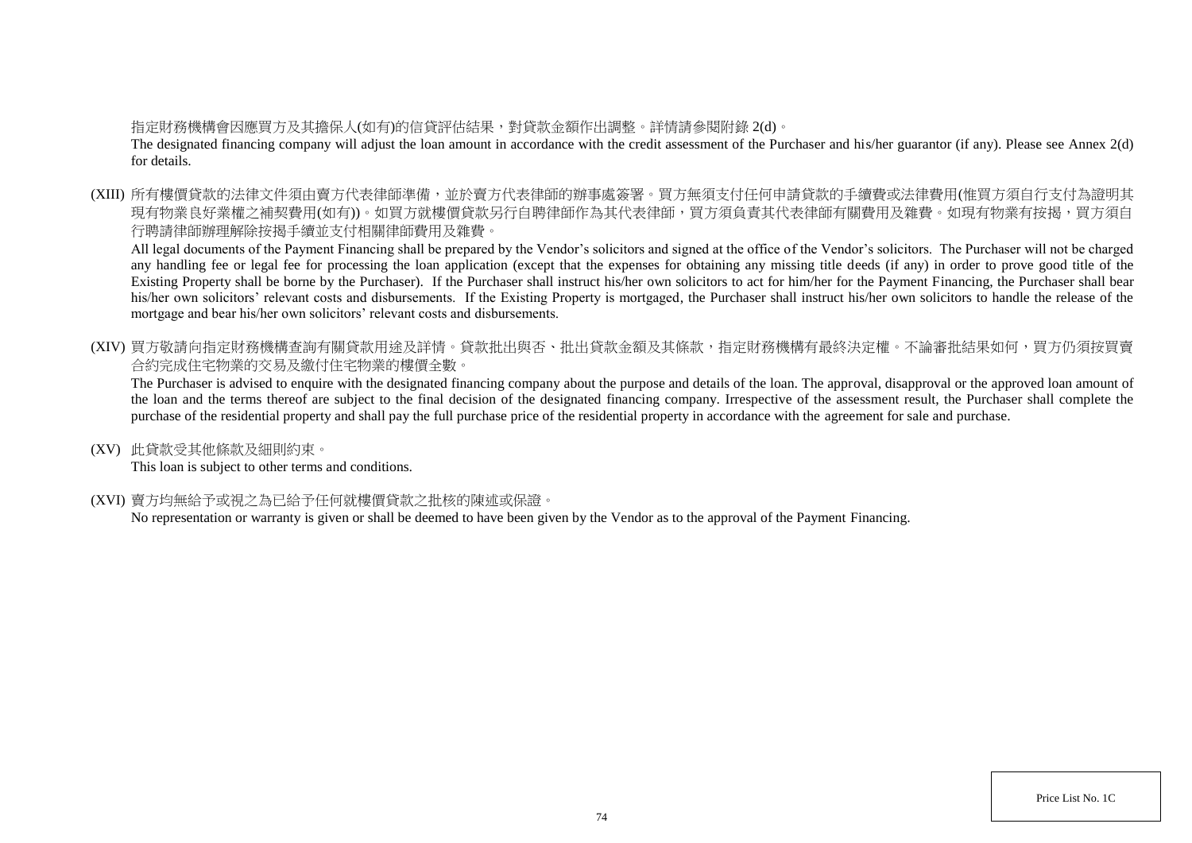指定財務機構會因應買方及其擔保人(如有)的信貸評估結果，對貸款金額作出調整。詳情請參閱附錄 2(d)。

The designated financing company will adjust the loan amount in accordance with the credit assessment of the Purchaser and his/her guarantor (if any). Please see Annex 2(d) for details.

(XIII) 所有樓價貸款的法律文件須由賣方代表律師準備，並於賣方代表律師的辦事處簽署。買方無須支付任何申請貸款的手續費或法律費用(惟買方須自行支付為證明其現有物業良好業權之補契費用(如有))。如買方就樓價貸款另行自聘律師作為其代表律師，買方須負責其代表律師有關費用及雜費。如現有物業有按揭，買方須自行聘請律師辦理解除按揭手續並支付相關律師費用及雜費。

All legal documents of the Payment Financing shall be prepared by the Vendor's solicitors and signed at the office of the Vendor's solicitors. The Purchaser will not be charged any handling fee or legal fee for processing the loan application (except that the expenses for obtaining any missing title deeds (if any) in order to prove good title of the Existing Property shall be borne by the Purchaser). If the Purchaser shall instruct his/her own solicitors to act for him/her for the Payment Financing, the Purchaser shall bear his/her own solicitors' relevant costs and disbursements. If the Existing Property is mortgaged, the Purchaser shall instruct his/her own solicitors to handle the release of the mortgage and bear his/her own solicitors' relevant costs and disbursements.

(XIV) 買方敬請向指定財務機構查詢有關貸款用途及詳情。貸款批出與否、批出貸款金額及其條款，指定財務機構有最終決定權。不論審批結果如何，買方仍須按買賣合約完成住宅物業的交易及繳付住宅物業的樓價全數。

The Purchaser is advised to enquire with the designated financing company about the purpose and details of the loan. The approval, disapproval or the approved loan amount of the loan and the terms thereof are subject to the final decision of the designated financing company. Irrespective of the assessment result, the Purchaser shall complete the purchase of the residential property and shall pay the full purchase price of the residential property in accordance with the agreement for sale and purchase.

(XV) 此貸款受其他條款及細則約束。

This loan is subject to other terms and conditions.

(XVI) 賣方均無給予或視之為已給予任何就樓價貸款之批核的陳述或保證。

No representation or warranty is given or shall be deemed to have been given by the Vendor as to the approval of the Payment Financing.

Price List No. 1C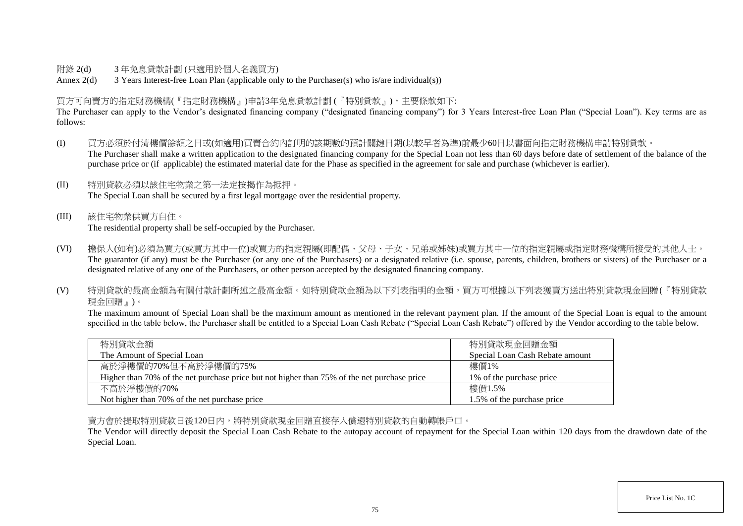附錄 2(d)　　3 年免息貸款計劃 (只適用於個人名義買方)

Annex 2(d)　　3 Years Interest-free Loan Plan (applicable only to the Purchaser(s) who is/are individual(s))

買方可向賣方的指定財務機構(『指定財務機構』)申請3年免息貸款計劃 (『特別貸款』)，主要條款如下:

The Purchaser can apply to the Vendor's designated financing company ("designated financing company") for 3 Years Interest-free Loan Plan ("Special Loan"). Key terms are as follows:

(I) 買方必須於付清樓價餘額之日或(如適用)買賣合約內訂明的該期數的預計關鍵日期(以較早者為準)前最少60日以書面向指定財務機構申請特別貸款。
The Purchaser shall make a written application to the designated financing company for the Special Loan not less than 60 days before date of settlement of the balance of the purchase price or (if applicable) the estimated material date for the Phase as specified in the agreement for sale and purchase (whichever is earlier).

(II) 特別貸款必須以該住宅物業之第一法定按揭作為抵押。
The Special Loan shall be secured by a first legal mortgage over the residential property.

(III) 該住宅物業供買方自住。
The residential property shall be self-occupied by the Purchaser.

(VI) 擔保人(如有)必須為買方(或買方其中一位)或買方的指定親屬(即配偶、父母、子女、兄弟或姊妹)或買方其中一位的指定親屬或指定財務機構所接受的其他人士。
The guarantor (if any) must be the Purchaser (or any one of the Purchasers) or a designated relative (i.e. spouse, parents, children, brothers or sisters) of the Purchaser or a designated relative of any one of the Purchasers, or other person accepted by the designated financing company.

(V) 特別貸款的最高金額為有關付款計劃所述之最高金額。如特別貸款金額為以下列表指明的金額，買方可根據以下列表獲賣方送出特別貸款現金回贈(『特別貸款現金回贈』)。
The maximum amount of Special Loan shall be the maximum amount as mentioned in the relevant payment plan. If the amount of the Special Loan is equal to the amount specified in the table below, the Purchaser shall be entitled to a Special Loan Cash Rebate ("Special Loan Cash Rebate") offered by the Vendor according to the table below.

| 特別貸款金額<br>The Amount of Special Loan | 特別貸款現金回贈金額<br>Special Loan Cash Rebate amount |
|---|---|
| 高於淨樓價的70%但不高於淨樓價的75%<br>Higher than 70% of the net purchase price but not higher than 75% of the net purchase price | 樓價1%<br>1% of the purchase price |
| 不高於淨樓價的70%<br>Not higher than 70% of the net purchase price | 樓價1.5%<br>1.5% of the purchase price |

賣方會於提取特別貸款日後120日內，將特別貸款現金回贈直接存入償還特別貸款的自動轉帳戶口。

The Vendor will directly deposit the Special Loan Cash Rebate to the autopay account of repayment for the Special Loan within 120 days from the drawdown date of the Special Loan.

Price List No. 1C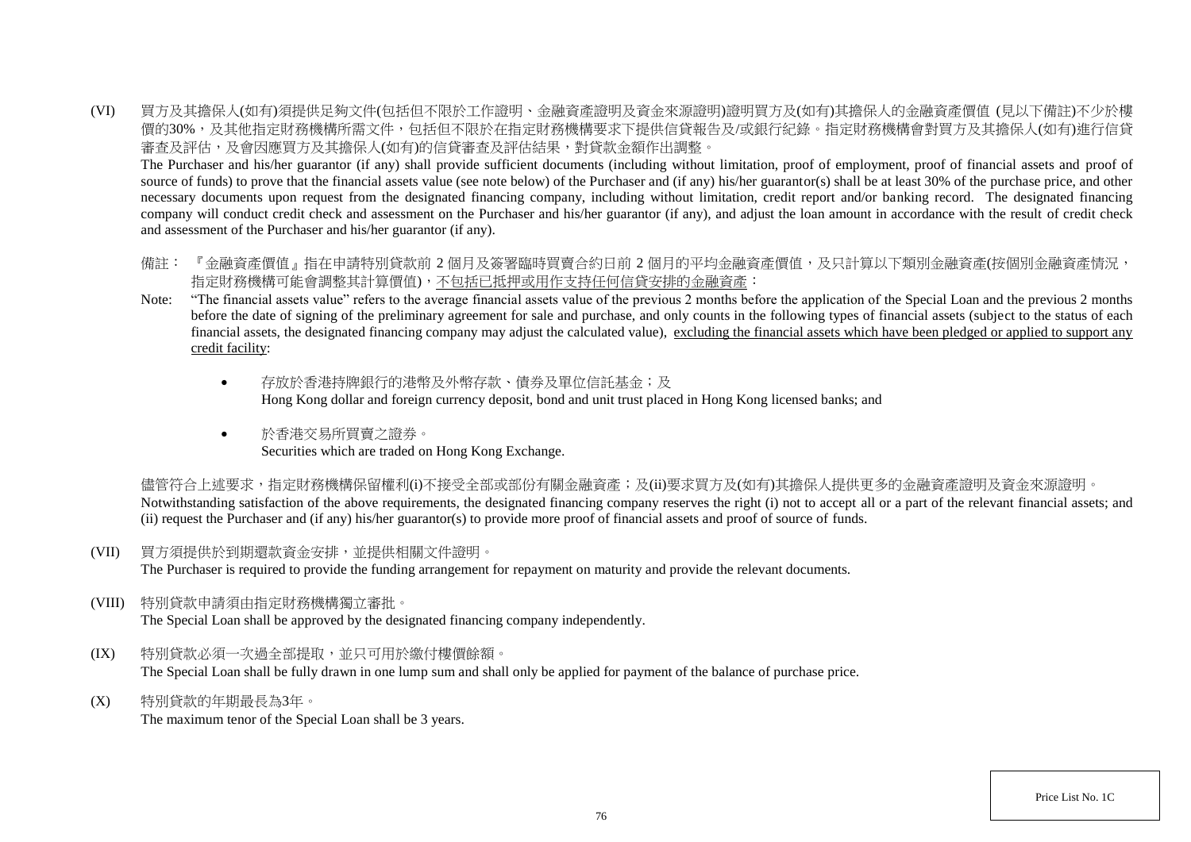(VI) 買方及其擔保人(如有)須提供足夠文件(包括但不限於工作證明、金融資產證明及資金來源證明)證明買方及(如有)其擔保人的金融資產價值 (見以下備註)不少於樓價的30%，及其他指定財務機構所需文件，包括但不限於在指定財務機構要求下提供信貸報告及/或銀行紀錄。指定財務機構會對買方及其擔保人(如有)進行信貸審查及評估，及會因應買方及其擔保人(如有)的信貸審查及評估結果，對貸款金額作出調整。

The Purchaser and his/her guarantor (if any) shall provide sufficient documents (including without limitation, proof of employment, proof of financial assets and proof of source of funds) to prove that the financial assets value (see note below) of the Purchaser and (if any) his/her guarantor(s) shall be at least 30% of the purchase price, and other necessary documents upon request from the designated financing company, including without limitation, credit report and/or banking record. The designated financing company will conduct credit check and assessment on the Purchaser and his/her guarantor (if any), and adjust the loan amount in accordance with the result of credit check and assessment of the Purchaser and his/her guarantor (if any).

備註： 『金融資產價值』指在申請特別貸款前 2 個月及簽署臨時買賣合約日前 2 個月的平均金融資產價值，及只計算以下類別金融資產(按個別金融資產情況，指定財務機構可能會調整其計算價值)，<u>不包括已抵押或用作支持任何信貸安排的金融資產</u>：

Note: "The financial assets value" refers to the average financial assets value of the previous 2 months before the application of the Special Loan and the previous 2 months before the date of signing of the preliminary agreement for sale and purchase, and only counts in the following types of financial assets (subject to the status of each financial assets, the designated financing company may adjust the calculated value), <u>excluding the financial assets which have been pledged or applied to support any credit facility</u>:

- 存放於香港持牌銀行的港幣及外幣存款、債券及單位信託基金；及
  Hong Kong dollar and foreign currency deposit, bond and unit trust placed in Hong Kong licensed banks; and

- 於香港交易所買賣之證券。
  Securities which are traded on Hong Kong Exchange.

儘管符合上述要求，指定財務機構保留權利(i)不接受全部或部份有關金融資產；及(ii)要求買方及(如有)其擔保人提供更多的金融資產證明及資金來源證明。

Notwithstanding satisfaction of the above requirements, the designated financing company reserves the right (i) not to accept all or a part of the relevant financial assets; and (ii) request the Purchaser and (if any) his/her guarantor(s) to provide more proof of financial assets and proof of source of funds.

(VII) 買方須提供於到期還款資金安排，並提供相關文件證明。

The Purchaser is required to provide the funding arrangement for repayment on maturity and provide the relevant documents.

(VIII) 特別貸款申請須由指定財務機構獨立審批。

The Special Loan shall be approved by the designated financing company independently.

(IX) 特別貸款必須一次過全部提取，並只可用於繳付樓價餘額。

The Special Loan shall be fully drawn in one lump sum and shall only be applied for payment of the balance of purchase price.

(X) 特別貸款的年期最長為3年。

The maximum tenor of the Special Loan shall be 3 years.

Price List No. 1C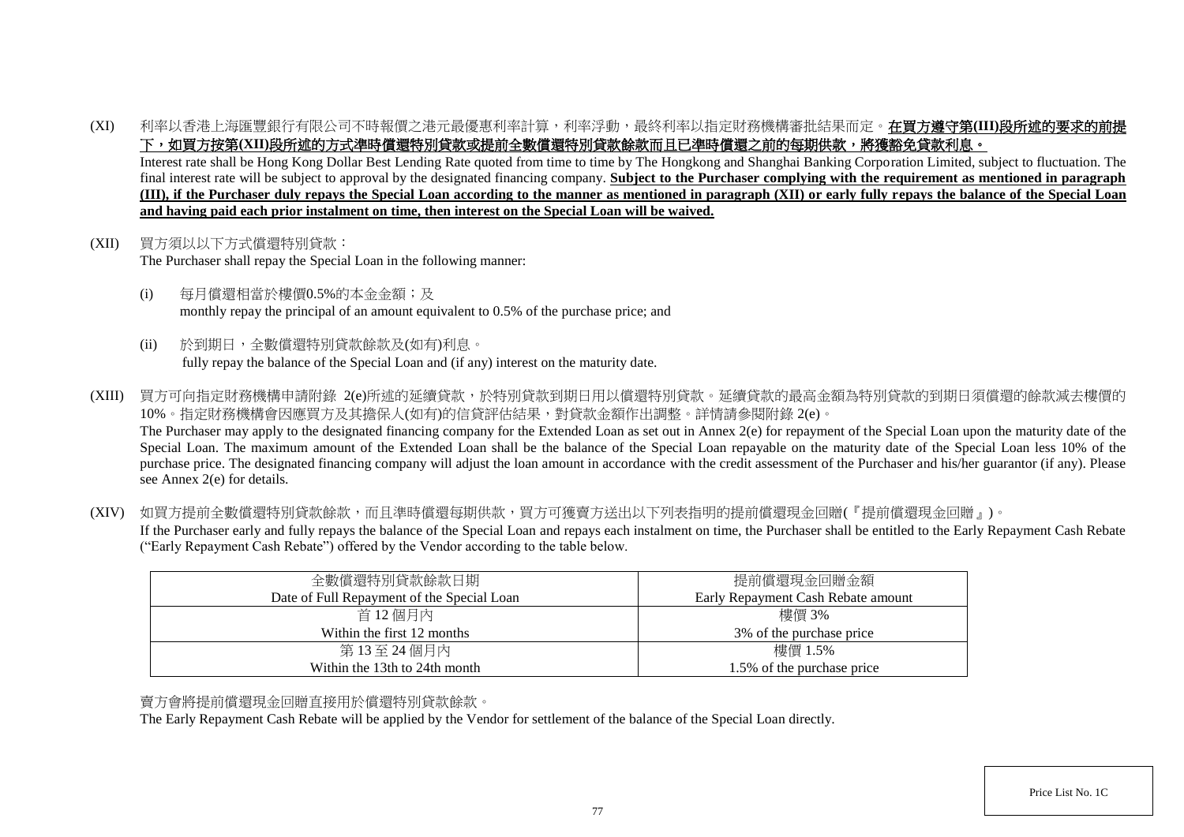(XI) 利率以香港上海匯豐銀行有限公司不時報價之港元最優惠利率計算，利率浮動，最終利率以指定財務機構審批結果而定。**在買方遵守第(III)段所述的要求的前提下，如買方按第(XII)段所述的方式準時償還特別貸款或提前全數償還特別貸款餘款而且已準時償還之前的每期供款，將獲豁免貸款利息。**
Interest rate shall be Hong Kong Dollar Best Lending Rate quoted from time to time by The Hongkong and Shanghai Banking Corporation Limited, subject to fluctuation. The final interest rate will be subject to approval by the designated financing company. **Subject to the Purchaser complying with the requirement as mentioned in paragraph (III), if the Purchaser duly repays the Special Loan according to the manner as mentioned in paragraph (XII) or early fully repays the balance of the Special Loan and having paid each prior instalment on time, then interest on the Special Loan will be waived.**

(XII) 買方須以以下方式償還特別貸款：
The Purchaser shall repay the Special Loan in the following manner:

(i) 每月償還相當於樓價0.5%的本金金額；及
monthly repay the principal of an amount equivalent to 0.5% of the purchase price; and

(ii) 於到期日，全數償還特別貸款餘款及(如有)利息。
fully repay the balance of the Special Loan and (if any) interest on the maturity date.

(XIII) 買方可向指定財務機構申請附錄 2(e)所述的延續貸款，於特別貸款到期日用以償還特別貸款。延續貸款的最高金額為特別貸款的到期日須償還的餘款減去樓價的10%。指定財務機構會因應買方及其擔保人(如有)的信貸評估結果，對貸款金額作出調整。詳情請參閱附錄 2(e)。
The Purchaser may apply to the designated financing company for the Extended Loan as set out in Annex 2(e) for repayment of the Special Loan upon the maturity date of the Special Loan. The maximum amount of the Extended Loan shall be the balance of the Special Loan repayable on the maturity date of the Special Loan less 10% of the purchase price. The designated financing company will adjust the loan amount in accordance with the credit assessment of the Purchaser and his/her guarantor (if any). Please see Annex 2(e) for details.

(XIV) 如買方提前全數償還特別貸款餘款，而且準時償還每期供款，買方可獲賣方送出以下列表指明的提前償還現金回贈(『提前償還現金回贈』)。
If the Purchaser early and fully repays the balance of the Special Loan and repays each instalment on time, the Purchaser shall be entitled to the Early Repayment Cash Rebate ("Early Repayment Cash Rebate") offered by the Vendor according to the table below.

| 全數償還特別貸款餘款日期<br>Date of Full Repayment of the Special Loan | 提前償還現金回贈金額<br>Early Repayment Cash Rebate amount |
|---|---|
| 首 12 個月內<br>Within the first 12 months | 樓價 3%<br>3% of the purchase price |
| 第 13 至 24 個月內<br>Within the 13th to 24th month | 樓價 1.5%<br>1.5% of the purchase price |

賣方會將提前償還現金回贈直接用於償還特別貸款餘款。
The Early Repayment Cash Rebate will be applied by the Vendor for settlement of the balance of the Special Loan directly.

Price List No. 1C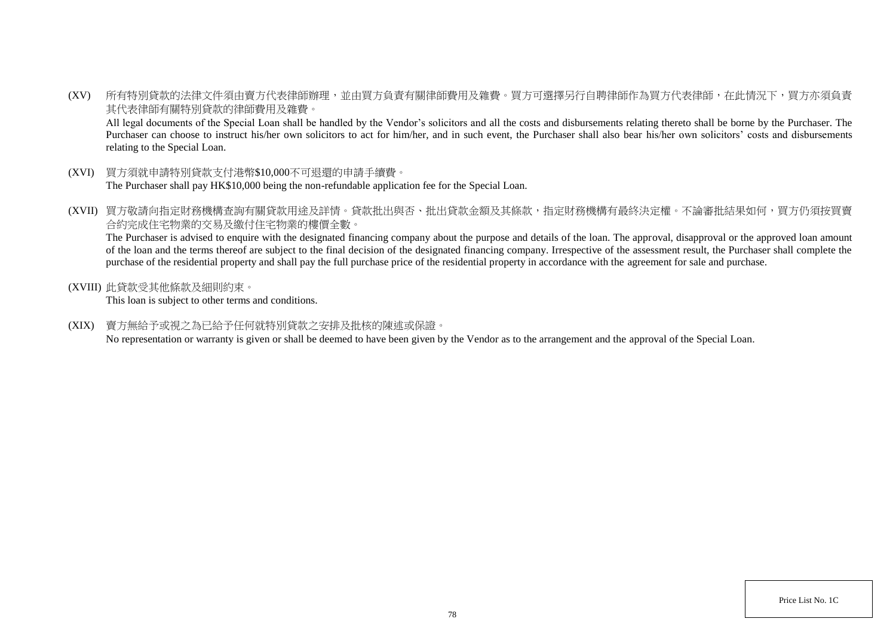(XV) 所有特別貸款的法律文件須由賣方代表律師辦理，並由買方負責有關律師費用及雜費。買方可選擇另行自聘律師作為買方代表律師，在此情況下，買方亦須負責其代表律師有關特別貸款的律師費用及雜費。

All legal documents of the Special Loan shall be handled by the Vendor's solicitors and all the costs and disbursements relating thereto shall be borne by the Purchaser. The Purchaser can choose to instruct his/her own solicitors to act for him/her, and in such event, the Purchaser shall also bear his/her own solicitors' costs and disbursements relating to the Special Loan.

(XVI) 買方須就申請特別貸款支付港幣$10,000不可退還的申請手續費。

The Purchaser shall pay HK$10,000 being the non-refundable application fee for the Special Loan.

(XVII) 買方敬請向指定財務機構查詢有關貸款用途及詳情。貸款批出與否、批出貸款金額及其條款，指定財務機構有最終決定權。不論審批結果如何，買方仍須按買賣合約完成住宅物業的交易及繳付住宅物業的樓價全數。

The Purchaser is advised to enquire with the designated financing company about the purpose and details of the loan. The approval, disapproval or the approved loan amount of the loan and the terms thereof are subject to the final decision of the designated financing company. Irrespective of the assessment result, the Purchaser shall complete the purchase of the residential property and shall pay the full purchase price of the residential property in accordance with the agreement for sale and purchase.

(XVIII) 此貸款受其他條款及細則約束。

This loan is subject to other terms and conditions.

(XIX) 賣方無給予或視之為已給予任何就特別貸款之安排及批核的陳述或保證。

No representation or warranty is given or shall be deemed to have been given by the Vendor as to the arrangement and the approval of the Special Loan.

Price List No. 1C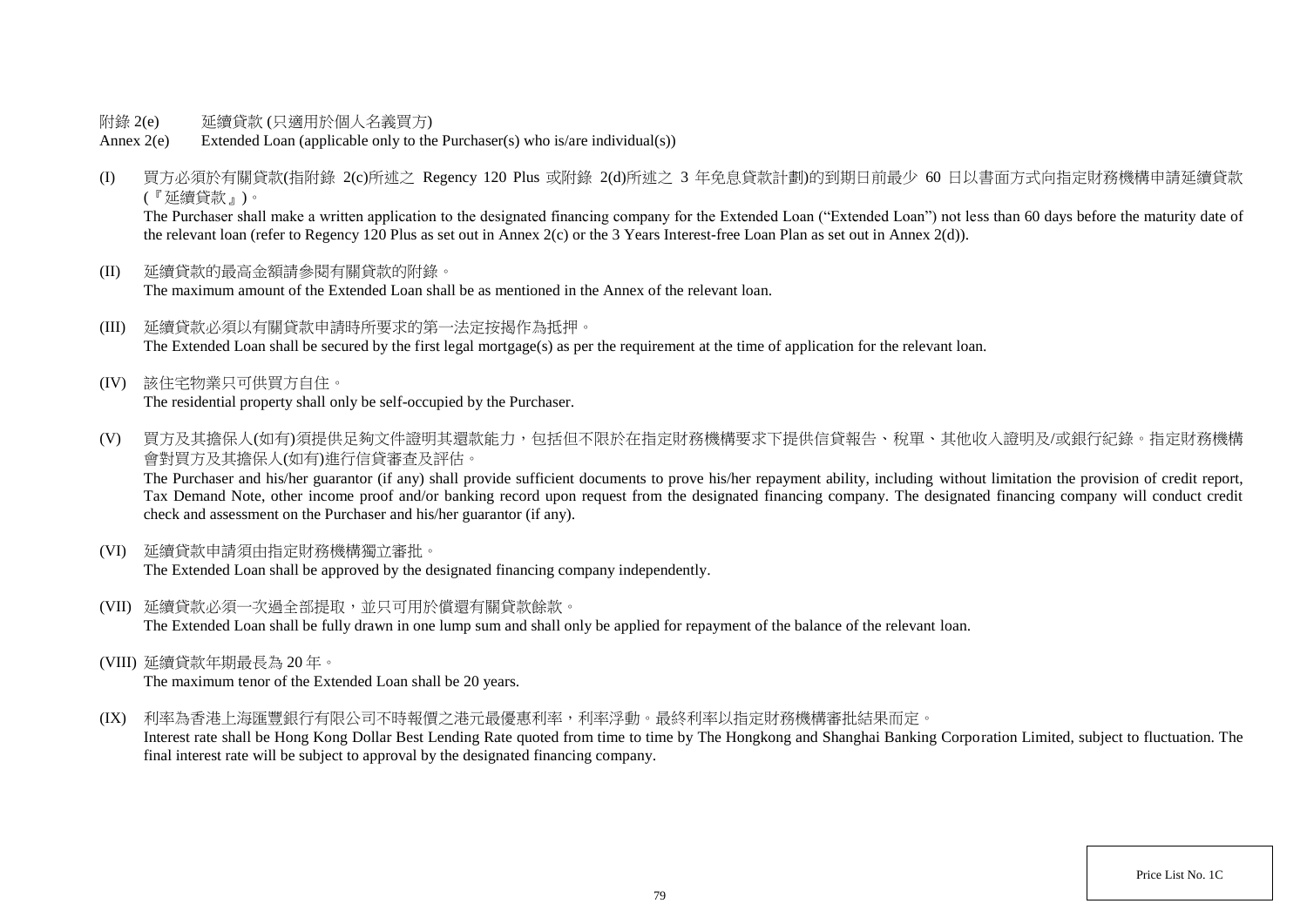附錄 2(e) 延續貸款 (只適用於個人名義買方)

Annex 2(e) Extended Loan (applicable only to the Purchaser(s) who is/are individual(s))

(I) 買方必須於有關貸款(指附錄 2(c)所述之 Regency 120 Plus 或附錄 2(d)所述之 3 年免息貸款計劃)的到期日前最少 60 日以書面方式向指定財務機構申請延續貸款(『延續貸款』)。

The Purchaser shall make a written application to the designated financing company for the Extended Loan ("Extended Loan") not less than 60 days before the maturity date of the relevant loan (refer to Regency 120 Plus as set out in Annex 2(c) or the 3 Years Interest-free Loan Plan as set out in Annex 2(d)).

(II) 延續貸款的最高金額請參閱有關貸款的附錄。

The maximum amount of the Extended Loan shall be as mentioned in the Annex of the relevant loan.

(III) 延續貸款必須以有關貸款申請時所要求的第一法定按揭作為抵押。

The Extended Loan shall be secured by the first legal mortgage(s) as per the requirement at the time of application for the relevant loan.

(IV) 該住宅物業只可供買方自住。

The residential property shall only be self-occupied by the Purchaser.

(V) 買方及其擔保人(如有)須提供足夠文件證明其還款能力，包括但不限於在指定財務機構要求下提供信貸報告、稅單、其他收入證明及/或銀行紀錄。指定財務機構會對買方及其擔保人(如有)進行信貸審查及評估。

The Purchaser and his/her guarantor (if any) shall provide sufficient documents to prove his/her repayment ability, including without limitation the provision of credit report, Tax Demand Note, other income proof and/or banking record upon request from the designated financing company. The designated financing company will conduct credit check and assessment on the Purchaser and his/her guarantor (if any).

(VI) 延續貸款申請須由指定財務機構獨立審批。

The Extended Loan shall be approved by the designated financing company independently.

(VII) 延續貸款必須一次過全部提取，並只可用於償還有關貸款餘款。

The Extended Loan shall be fully drawn in one lump sum and shall only be applied for repayment of the balance of the relevant loan.

(VIII) 延續貸款年期最長為 20 年。

The maximum tenor of the Extended Loan shall be 20 years.

(IX) 利率為香港上海匯豐銀行有限公司不時報價之港元最優惠利率，利率浮動。最終利率以指定財務機構審批結果而定。

Interest rate shall be Hong Kong Dollar Best Lending Rate quoted from time to time by The Hongkong and Shanghai Banking Corporation Limited, subject to fluctuation. The final interest rate will be subject to approval by the designated financing company.

Price List No. 1C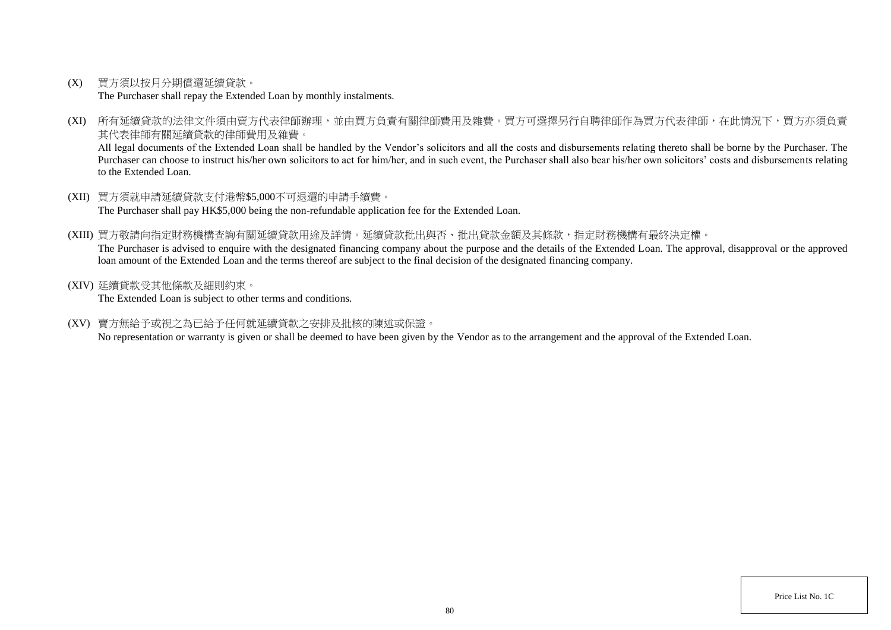(X) 買方須以按月分期償還延續貸款。
The Purchaser shall repay the Extended Loan by monthly instalments.

(XI) 所有延續貸款的法律文件須由賣方代表律師辦理，並由買方負責有關律師費用及雜費。買方可選擇另行自聘律師作為買方代表律師，在此情況下，買方亦須負責其代表律師有關延續貸款的律師費用及雜費。
All legal documents of the Extended Loan shall be handled by the Vendor's solicitors and all the costs and disbursements relating thereto shall be borne by the Purchaser. The Purchaser can choose to instruct his/her own solicitors to act for him/her, and in such event, the Purchaser shall also bear his/her own solicitors' costs and disbursements relating to the Extended Loan.

(XII) 買方須就申請延續貸款支付港幣$5,000不可退還的申請手續費。
The Purchaser shall pay HK$5,000 being the non-refundable application fee for the Extended Loan.

(XIII) 買方敬請向指定財務機構查詢有關延續貸款用途及詳情。延續貸款批出與否、批出貸款金額及其條款，指定財務機構有最終決定權。
The Purchaser is advised to enquire with the designated financing company about the purpose and the details of the Extended Loan. The approval, disapproval or the approved loan amount of the Extended Loan and the terms thereof are subject to the final decision of the designated financing company.

(XIV) 延續貸款受其他條款及細則約束。
The Extended Loan is subject to other terms and conditions.

(XV) 賣方無給予或視之為已給予任何就延續貸款之安排及批核的陳述或保證。
No representation or warranty is given or shall be deemed to have been given by the Vendor as to the arrangement and the approval of the Extended Loan.

Price List No. 1C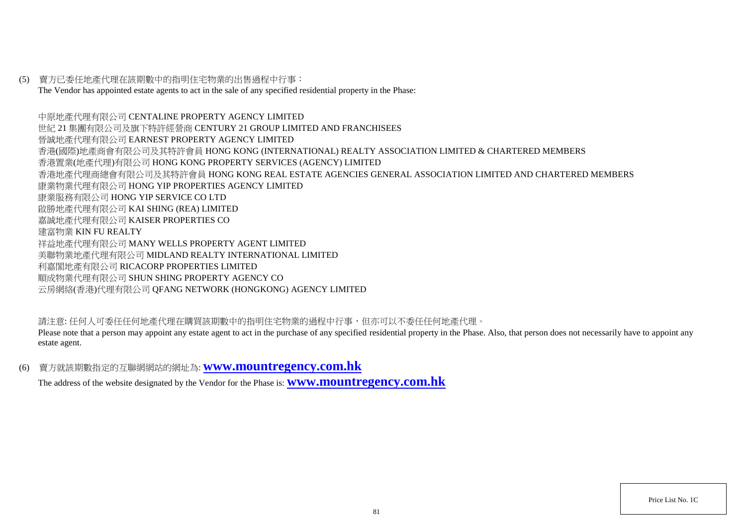(5) 賣方已委任地產代理在該期數中的指明住宅物業的出售過程中行事：
The Vendor has appointed estate agents to act in the sale of any specified residential property in the Phase:

中原地產代理有限公司 CENTALINE PROPERTY AGENCY LIMITED
世紀 21 集團有限公司及旗下特許經營商 CENTURY 21 GROUP LIMITED AND FRANCHISEES
晉誠地產代理有限公司 EARNEST PROPERTY AGENCY LIMITED
香港(國際)地產商會有限公司及其特許會員 HONG KONG (INTERNATIONAL) REALTY ASSOCIATION LIMITED & CHARTERED MEMBERS
香港置業(地產代理)有限公司 HONG KONG PROPERTY SERVICES (AGENCY) LIMITED
香港地產代理商總會有限公司及其特許會員 HONG KONG REAL ESTATE AGENCIES GENERAL ASSOCIATION LIMITED AND CHARTERED MEMBERS
康業物業代理有限公司 HONG YIP PROPERTIES AGENCY LIMITED
康業服務有限公司 HONG YIP SERVICE CO LTD
啟勝地產代理有限公司 KAI SHING (REA) LIMITED
嘉誠地產代理有限公司 KAISER PROPERTIES CO
建富物業 KIN FU REALTY
祥益地產代理有限公司 MANY WELLS PROPERTY AGENT LIMITED
美聯物業地產代理有限公司 MIDLAND REALTY INTERNATIONAL LIMITED
利嘉閣地產有限公司 RICACORP PROPERTIES LIMITED
順成物業代理有限公司 SHUN SHING PROPERTY AGENCY CO
云房網絡(香港)代理有限公司 QFANG NETWORK (HONGKONG) AGENCY LIMITED

請注意: 任何人可委任任何地產代理在購買該期數中的指明住宅物業的過程中行事，但亦可以不委任任何地產代理。
Please note that a person may appoint any estate agent to act in the purchase of any specified residential property in the Phase. Also, that person does not necessarily have to appoint any estate agent.

(6) 賣方就該期數指定的互聯網網站的網址為: **www.mountregency.com.hk**
The address of the website designated by the Vendor for the Phase is: **www.mountregency.com.hk**

Price List No. 1C